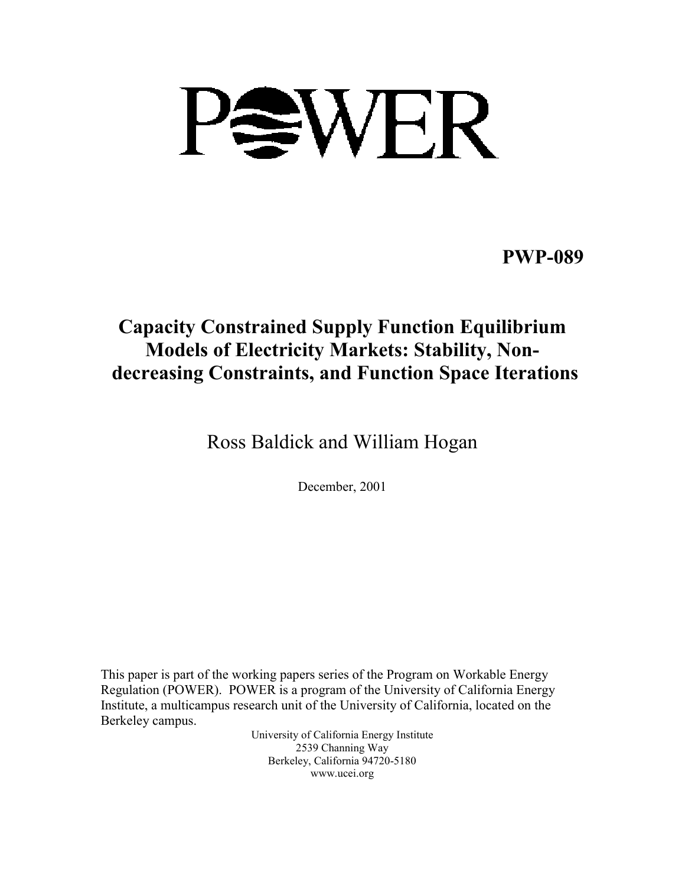# POWER

**PWP-089**

## Capacity Constrained Supply Function Equilibrium Models of Electricity Markets: Stability, Non-decreasing Constraints, and Function Space Iterations

Ross Baldick and William Hogan

December, 2001

This paper is part of the working papers series of the Program on Workable Energy Regulation (POWER). POWER is a program of the University of California Energy Institute, a multicampus research unit of the University of California, located on the Berkeley campus.

University of California Energy Institute
2539 Channing Way
Berkeley, California 94720-5180
www.ucei.org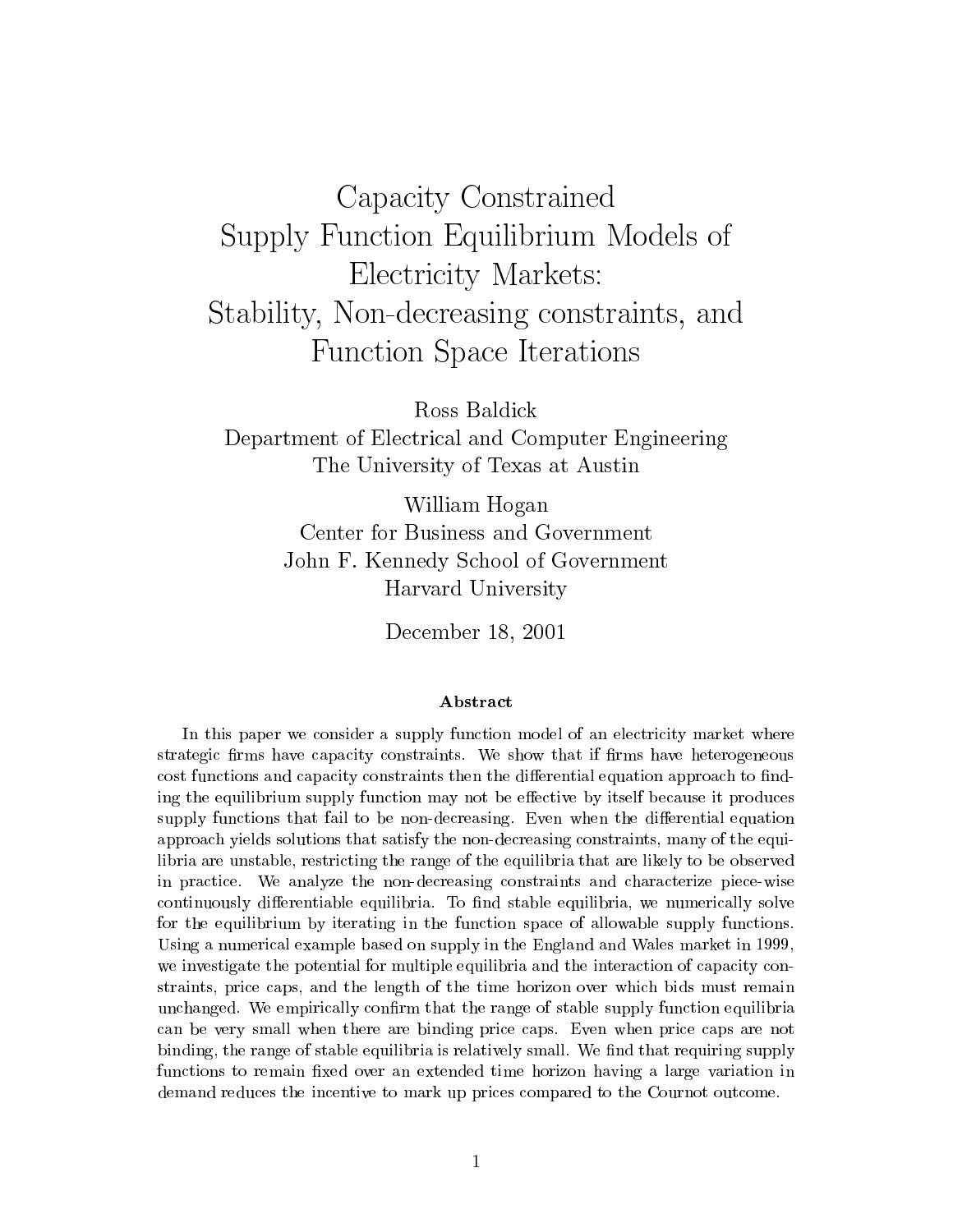# Capacity Constrained Supply Function Equilibrium Models of Electricity Markets: Stability, Non-decreasing constraints, and Function Space Iterations

Ross Baldick
Department of Electrical and Computer Engineering
The University of Texas at Austin

William Hogan
Center for Business and Government
John F. Kennedy School of Government
Harvard University

December 18, 2001

### Abstract

In this paper we consider a supply function model of an electricity market where strategic firms have capacity constraints. We show that if firms have heterogeneous cost functions and capacity constraints then the differential equation approach to finding the equilibrium supply function may not be effective by itself because it produces supply functions that fail to be non-decreasing. Even when the differential equation approach yields solutions that satisfy the non-decreasing constraints, many of the equilibria are unstable, restricting the range of the equilibria that are likely to be observed in practice. We analyze the non-decreasing constraints and characterize piece-wise continuously differentiable equilibria. To find stable equilibria, we numerically solve for the equilibrium by iterating in the function space of allowable supply functions. Using a numerical example based on supply in the England and Wales market in 1999, we investigate the potential for multiple equilibria and the interaction of capacity constraints, price caps, and the length of the time horizon over which bids must remain unchanged. We empirically confirm that the range of stable supply function equilibria can be very small when there are binding price caps. Even when price caps are not binding, the range of stable equilibria is relatively small. We find that requiring supply functions to remain fixed over an extended time horizon having a large variation in demand reduces the incentive to mark up prices compared to the Cournot outcome.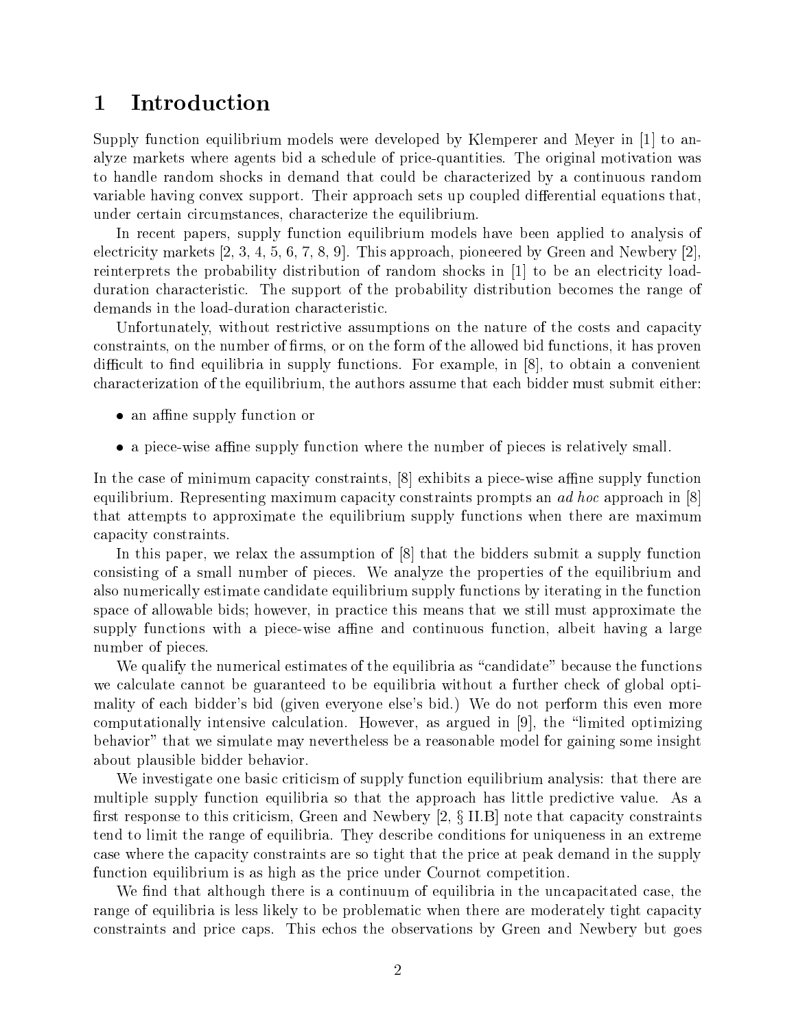# 1 Introduction

Supply function equilibrium models were developed by Klemperer and Meyer in [1] to analyze markets where agents bid a schedule of price-quantities. The original motivation was to handle random shocks in demand that could be characterized by a continuous random variable having convex support. Their approach sets up coupled differential equations that, under certain circumstances, characterize the equilibrium.

In recent papers, supply function equilibrium models have been applied to analysis of electricity markets [2, 3, 4, 5, 6, 7, 8, 9]. This approach, pioneered by Green and Newbery [2], reinterprets the probability distribution of random shocks in [1] to be an electricity load-duration characteristic. The support of the probability distribution becomes the range of demands in the load-duration characteristic.

Unfortunately, without restrictive assumptions on the nature of the costs and capacity constraints, on the number of firms, or on the form of the allowed bid functions, it has proven difficult to find equilibria in supply functions. For example, in [8], to obtain a convenient characterization of the equilibrium, the authors assume that each bidder must submit either:

- an affine supply function or
- a piece-wise affine supply function where the number of pieces is relatively small.

In the case of minimum capacity constraints, [8] exhibits a piece-wise affine supply function equilibrium. Representing maximum capacity constraints prompts an *ad hoc* approach in [8] that attempts to approximate the equilibrium supply functions when there are maximum capacity constraints.

In this paper, we relax the assumption of [8] that the bidders submit a supply function consisting of a small number of pieces. We analyze the properties of the equilibrium and also numerically estimate candidate equilibrium supply functions by iterating in the function space of allowable bids; however, in practice this means that we still must approximate the supply functions with a piece-wise affine and continuous function, albeit having a large number of pieces.

We qualify the numerical estimates of the equilibria as "candidate" because the functions we calculate cannot be guaranteed to be equilibria without a further check of global optimality of each bidder's bid (given everyone else's bid.) We do not perform this even more computationally intensive calculation. However, as argued in [9], the "limited optimizing behavior" that we simulate may nevertheless be a reasonable model for gaining some insight about plausible bidder behavior.

We investigate one basic criticism of supply function equilibrium analysis: that there are multiple supply function equilibria so that the approach has little predictive value. As a first response to this criticism, Green and Newbery [2, § II.B] note that capacity constraints tend to limit the range of equilibria. They describe conditions for uniqueness in an extreme case where the capacity constraints are so tight that the price at peak demand in the supply function equilibrium is as high as the price under Cournot competition.

We find that although there is a continuum of equilibria in the uncapacitated case, the range of equilibria is less likely to be problematic when there are moderately tight capacity constraints and price caps. This echos the observations by Green and Newbery but goes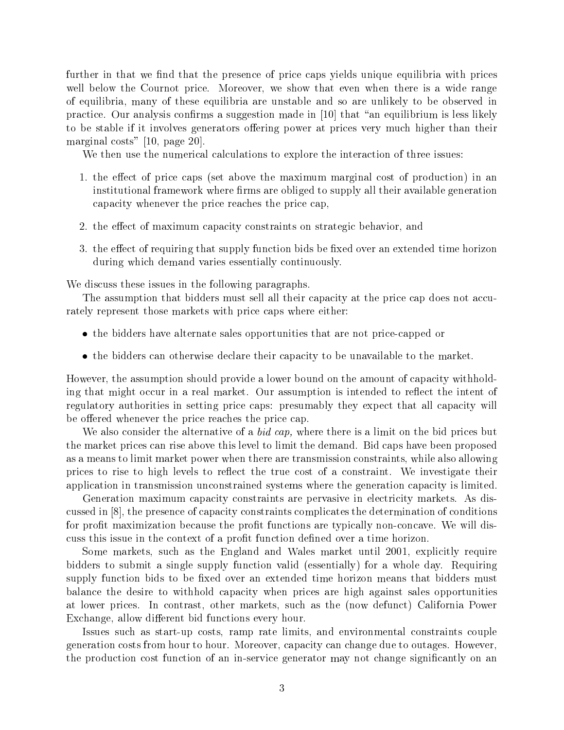further in that we find that the presence of price caps yields unique equilibria with prices well below the Cournot price. Moreover, we show that even when there is a wide range of equilibria, many of these equilibria are unstable and so are unlikely to be observed in practice. Our analysis confirms a suggestion made in [10] that "an equilibrium is less likely to be stable if it involves generators offering power at prices very much higher than their marginal costs" [10, page 20].

We then use the numerical calculations to explore the interaction of three issues:

1. the effect of price caps (set above the maximum marginal cost of production) in an institutional framework where firms are obliged to supply all their available generation capacity whenever the price reaches the price cap,
2. the effect of maximum capacity constraints on strategic behavior, and
3. the effect of requiring that supply function bids be fixed over an extended time horizon during which demand varies essentially continuously.

We discuss these issues in the following paragraphs.

The assumption that bidders must sell all their capacity at the price cap does not accurately represent those markets with price caps where either:

- the bidders have alternate sales opportunities that are not price-capped or
- the bidders can otherwise declare their capacity to be unavailable to the market.

However, the assumption should provide a lower bound on the amount of capacity withholding that might occur in a real market. Our assumption is intended to reflect the intent of regulatory authorities in setting price caps: presumably they expect that all capacity will be offered whenever the price reaches the price cap.

We also consider the alternative of a *bid cap,* where there is a limit on the bid prices but the market prices can rise above this level to limit the demand. Bid caps have been proposed as a means to limit market power when there are transmission constraints, while also allowing prices to rise to high levels to reflect the true cost of a constraint. We investigate their application in transmission unconstrained systems where the generation capacity is limited.

Generation maximum capacity constraints are pervasive in electricity markets. As discussed in [8], the presence of capacity constraints complicates the determination of conditions for profit maximization because the profit functions are typically non-concave. We will discuss this issue in the context of a profit function defined over a time horizon.

Some markets, such as the England and Wales market until 2001, explicitly require bidders to submit a single supply function valid (essentially) for a whole day. Requiring supply function bids to be fixed over an extended time horizon means that bidders must balance the desire to withhold capacity when prices are high against sales opportunities at lower prices. In contrast, other markets, such as the (now defunct) California Power Exchange, allow different bid functions every hour.

Issues such as start-up costs, ramp rate limits, and environmental constraints couple generation costs from hour to hour. Moreover, capacity can change due to outages. However, the production cost function of an in-service generator may not change significantly on an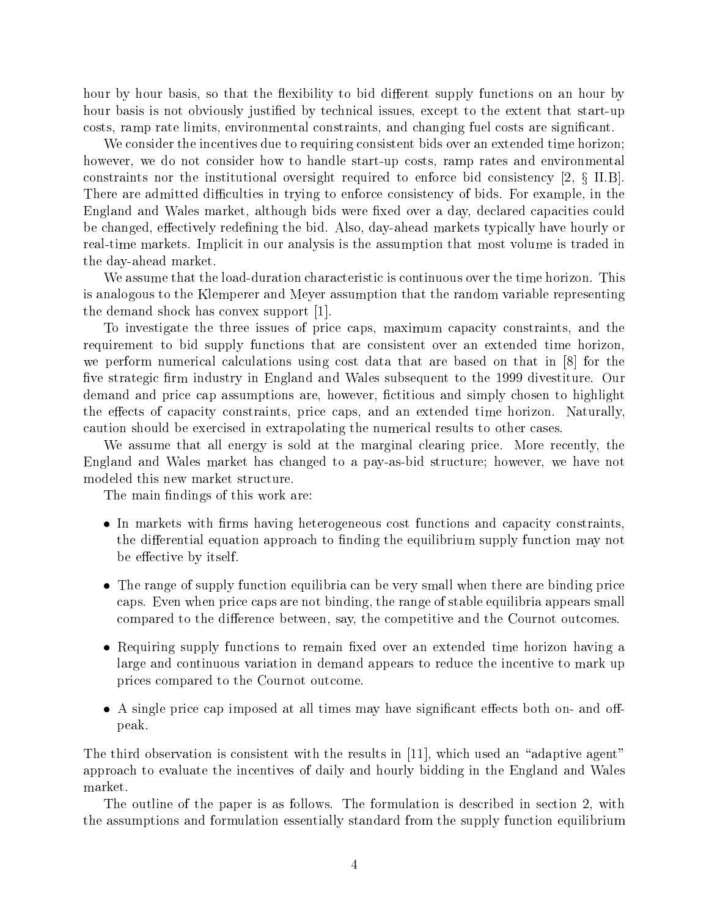hour by hour basis, so that the flexibility to bid different supply functions on an hour by hour basis is not obviously justified by technical issues, except to the extent that start-up costs, ramp rate limits, environmental constraints, and changing fuel costs are significant.

We consider the incentives due to requiring consistent bids over an extended time horizon; however, we do not consider how to handle start-up costs, ramp rates and environmental constraints nor the institutional oversight required to enforce bid consistency [2, § II.B]. There are admitted difficulties in trying to enforce consistency of bids. For example, in the England and Wales market, although bids were fixed over a day, declared capacities could be changed, effectively redefining the bid. Also, day-ahead markets typically have hourly or real-time markets. Implicit in our analysis is the assumption that most volume is traded in the day-ahead market.

We assume that the load-duration characteristic is continuous over the time horizon. This is analogous to the Klemperer and Meyer assumption that the random variable representing the demand shock has convex support [1].

To investigate the three issues of price caps, maximum capacity constraints, and the requirement to bid supply functions that are consistent over an extended time horizon, we perform numerical calculations using cost data that are based on that in [8] for the five strategic firm industry in England and Wales subsequent to the 1999 divestiture. Our demand and price cap assumptions are, however, fictitious and simply chosen to highlight the effects of capacity constraints, price caps, and an extended time horizon. Naturally, caution should be exercised in extrapolating the numerical results to other cases.

We assume that all energy is sold at the marginal clearing price. More recently, the England and Wales market has changed to a pay-as-bid structure; however, we have not modeled this new market structure.

The main findings of this work are:

- In markets with firms having heterogeneous cost functions and capacity constraints, the differential equation approach to finding the equilibrium supply function may not be effective by itself.
- The range of supply function equilibria can be very small when there are binding price caps. Even when price caps are not binding, the range of stable equilibria appears small compared to the difference between, say, the competitive and the Cournot outcomes.
- Requiring supply functions to remain fixed over an extended time horizon having a large and continuous variation in demand appears to reduce the incentive to mark up prices compared to the Cournot outcome.
- A single price cap imposed at all times may have significant effects both on- and off-peak.

The third observation is consistent with the results in [11], which used an "adaptive agent" approach to evaluate the incentives of daily and hourly bidding in the England and Wales market.

The outline of the paper is as follows. The formulation is described in section 2, with the assumptions and formulation essentially standard from the supply function equilibrium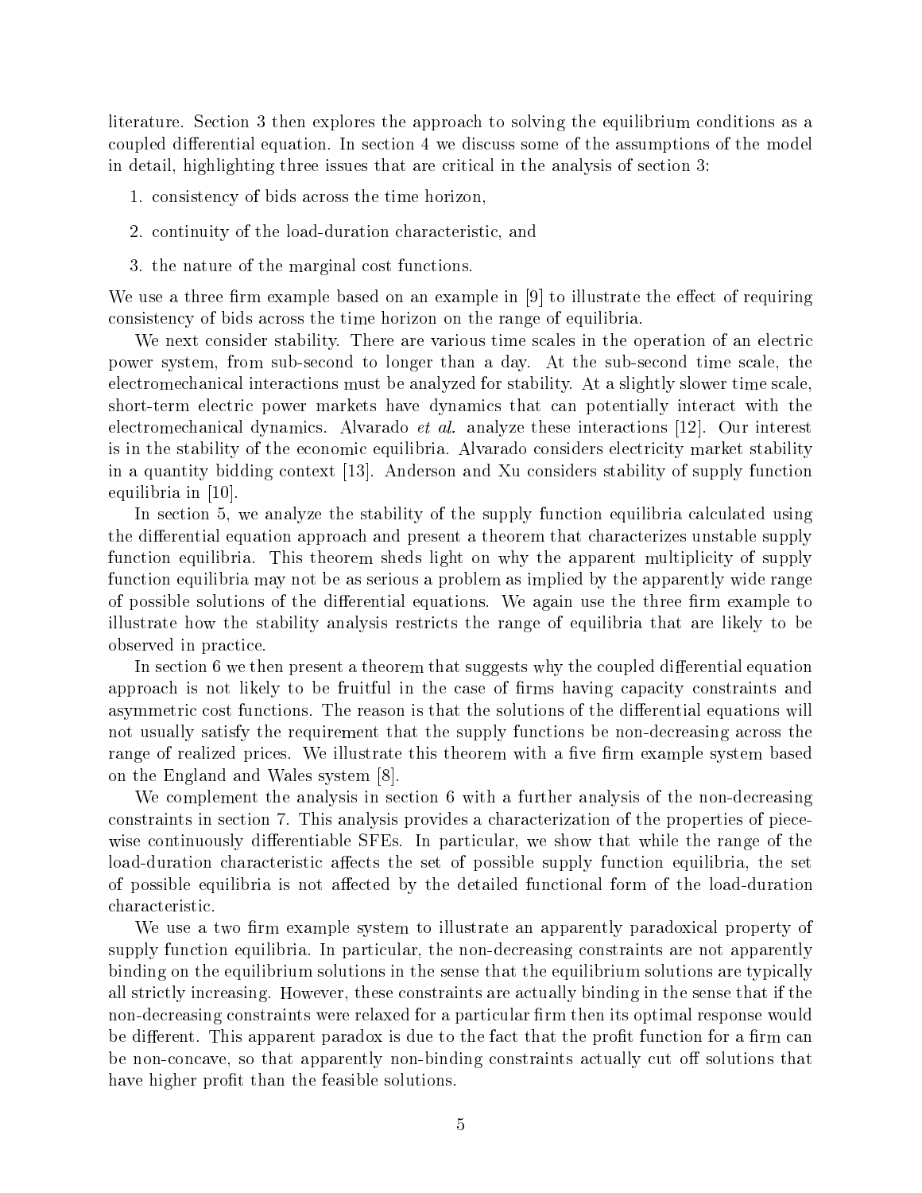literature. Section 3 then explores the approach to solving the equilibrium conditions as a coupled differential equation. In section 4 we discuss some of the assumptions of the model in detail, highlighting three issues that are critical in the analysis of section 3:

1. consistency of bids across the time horizon,
2. continuity of the load-duration characteristic, and
3. the nature of the marginal cost functions.

We use a three firm example based on an example in [9] to illustrate the effect of requiring consistency of bids across the time horizon on the range of equilibria.

We next consider stability. There are various time scales in the operation of an electric power system, from sub-second to longer than a day. At the sub-second time scale, the electromechanical interactions must be analyzed for stability. At a slightly slower time scale, short-term electric power markets have dynamics that can potentially interact with the electromechanical dynamics. Alvarado *et al.* analyze these interactions [12]. Our interest is in the stability of the economic equilibria. Alvarado considers electricity market stability in a quantity bidding context [13]. Anderson and Xu considers stability of supply function equilibria in [10].

In section 5, we analyze the stability of the supply function equilibria calculated using the differential equation approach and present a theorem that characterizes unstable supply function equilibria. This theorem sheds light on why the apparent multiplicity of supply function equilibria may not be as serious a problem as implied by the apparently wide range of possible solutions of the differential equations. We again use the three firm example to illustrate how the stability analysis restricts the range of equilibria that are likely to be observed in practice.

In section 6 we then present a theorem that suggests why the coupled differential equation approach is not likely to be fruitful in the case of firms having capacity constraints and asymmetric cost functions. The reason is that the solutions of the differential equations will not usually satisfy the requirement that the supply functions be non-decreasing across the range of realized prices. We illustrate this theorem with a five firm example system based on the England and Wales system [8].

We complement the analysis in section 6 with a further analysis of the non-decreasing constraints in section 7. This analysis provides a characterization of the properties of piecewise continuously differentiable SFEs. In particular, we show that while the range of the load-duration characteristic affects the set of possible supply function equilibria, the set of possible equilibria is not affected by the detailed functional form of the load-duration characteristic.

We use a two firm example system to illustrate an apparently paradoxical property of supply function equilibria. In particular, the non-decreasing constraints are not apparently binding on the equilibrium solutions in the sense that the equilibrium solutions are typically all strictly increasing. However, these constraints are actually binding in the sense that if the non-decreasing constraints were relaxed for a particular firm then its optimal response would be different. This apparent paradox is due to the fact that the profit function for a firm can be non-concave, so that apparently non-binding constraints actually cut off solutions that have higher profit than the feasible solutions.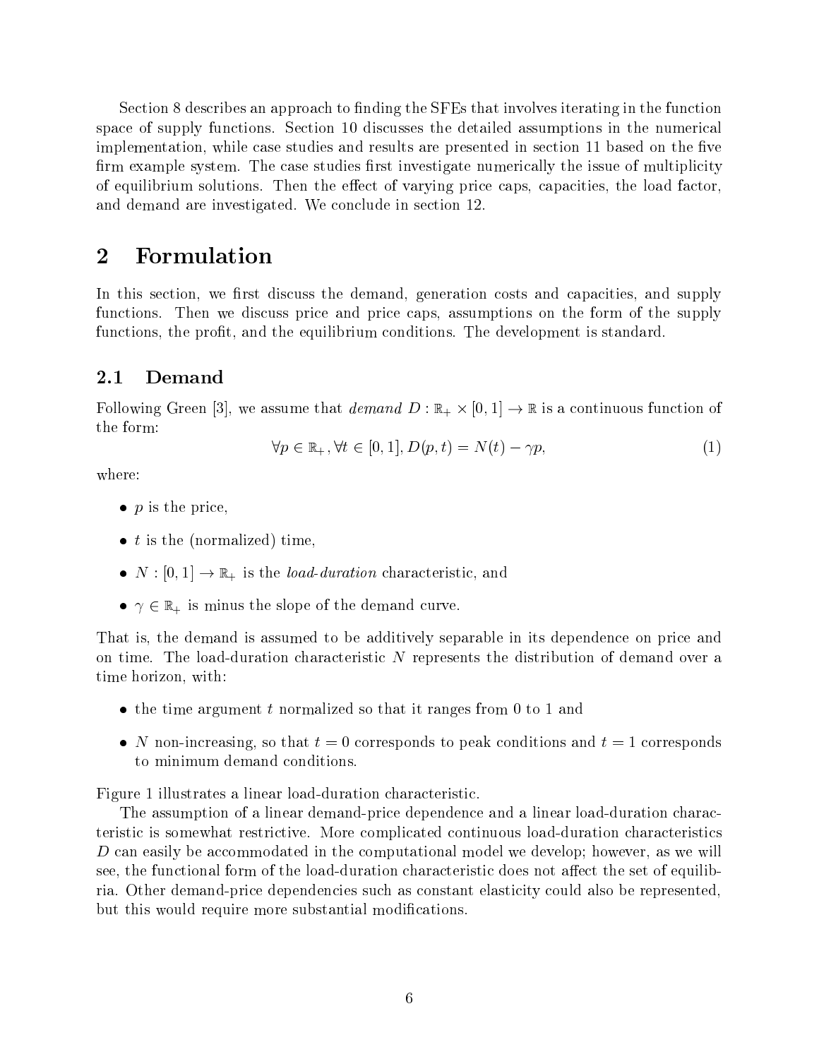Section 8 describes an approach to finding the SFEs that involves iterating in the function space of supply functions. Section 10 discusses the detailed assumptions in the numerical implementation, while case studies and results are presented in section 11 based on the five firm example system. The case studies first investigate numerically the issue of multiplicity of equilibrium solutions. Then the effect of varying price caps, capacities, the load factor, and demand are investigated. We conclude in section 12.

# 2 Formulation

In this section, we first discuss the demand, generation costs and capacities, and supply functions. Then we discuss price and price caps, assumptions on the form of the supply functions, the profit, and the equilibrium conditions. The development is standard.

## 2.1 Demand

Following Green [3], we assume that *demand* $D : \mathbb{R}_+ \times [0, 1] \to \mathbb{R}$ is a continuous function of the form:

$$\forall p \in \mathbb{R}_+, \forall t \in [0, 1], D(p, t) = N(t) - \gamma p, \tag{1}$$

where:

- $p$ is the price,
- $t$ is the (normalized) time,
- $N : [0, 1] \to \mathbb{R}_+$ is the *load-duration* characteristic, and
- $\gamma \in \mathbb{R}_+$ is minus the slope of the demand curve.

That is, the demand is assumed to be additively separable in its dependence on price and on time. The load-duration characteristic $N$ represents the distribution of demand over a time horizon, with:

- the time argument $t$ normalized so that it ranges from 0 to 1 and
- $N$ non-increasing, so that $t = 0$ corresponds to peak conditions and $t = 1$ corresponds to minimum demand conditions.

Figure 1 illustrates a linear load-duration characteristic.

The assumption of a linear demand-price dependence and a linear load-duration characteristic is somewhat restrictive. More complicated continuous load-duration characteristics $D$ can easily be accommodated in the computational model we develop; however, as we will see, the functional form of the load-duration characteristic does not affect the set of equilibria. Other demand-price dependencies such as constant elasticity could also be represented, but this would require more substantial modifications.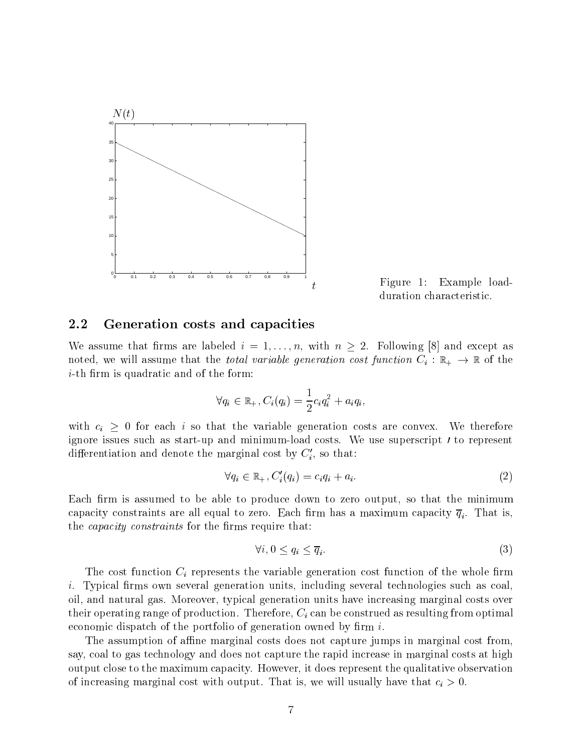Figure 1: Example load-duration characteristic.

## 2.2 Generation costs and capacities

We assume that firms are labeled $i = 1, \ldots, n$, with $n \geq 2$. Following [8] and except as noted, we will assume that the *total variable generation cost function* $C_i : \mathbb{R}_+ \to \mathbb{R}$ of the $i$-th firm is quadratic and of the form:

$$\forall q_i \in \mathbb{R}_+, C_i(q_i) = \frac{1}{2} c_i q_i^2 + a_i q_i,$$

with $c_i \geq 0$ for each $i$ so that the variable generation costs are convex. We therefore ignore issues such as start-up and minimum-load costs. We use superscript $'$ to represent differentiation and denote the marginal cost by $C_i'$, so that:

$$\forall q_i \in \mathbb{R}_+, C_i'(q_i) = c_i q_i + a_i. \tag{2}$$

Each firm is assumed to be able to produce down to zero output, so that the minimum capacity constraints are all equal to zero. Each firm has a maximum capacity $\overline{q}_i$. That is, the *capacity constraints* for the firms require that:

$$\forall i, 0 \leq q_i \leq \overline{q}_i. \tag{3}$$

The cost function $C_i$ represents the variable generation cost function of the whole firm $i$. Typical firms own several generation units, including several technologies such as coal, oil, and natural gas. Moreover, typical generation units have increasing marginal costs over their operating range of production. Therefore, $C_i$ can be construed as resulting from optimal economic dispatch of the portfolio of generation owned by firm $i$.

The assumption of affine marginal costs does not capture jumps in marginal cost from, say, coal to gas technology and does not capture the rapid increase in marginal costs at high output close to the maximum capacity. However, it does represent the qualitative observation of increasing marginal cost with output. That is, we will usually have that $c_i > 0$.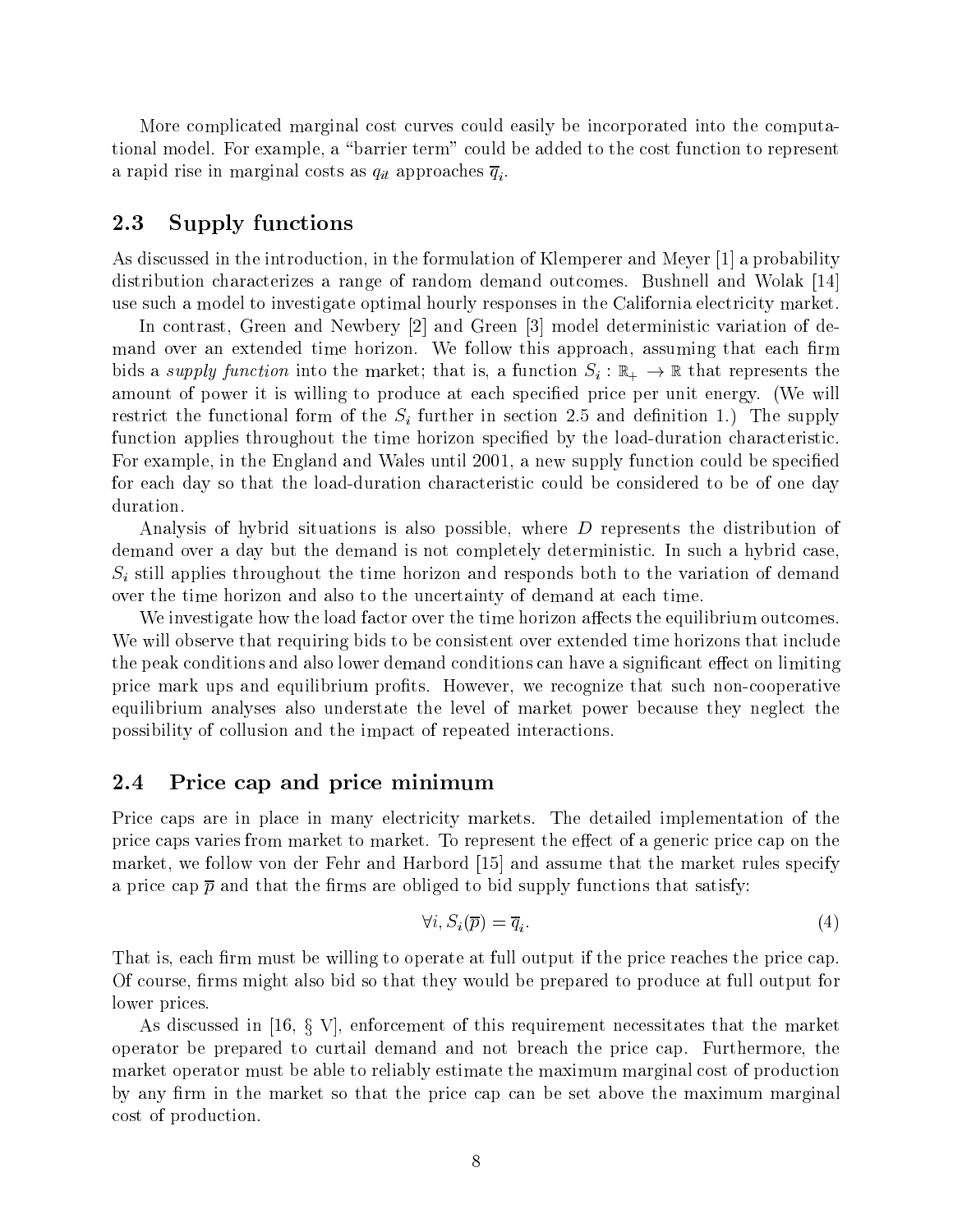More complicated marginal cost curves could easily be incorporated into the computational model. For example, a "barrier term" could be added to the cost function to represent a rapid rise in marginal costs as $q_{it}$ approaches $\overline{q}_i$.

## 2.3 Supply functions

As discussed in the introduction, in the formulation of Klemperer and Meyer [1] a probability distribution characterizes a range of random demand outcomes. Bushnell and Wolak [14] use such a model to investigate optimal hourly responses in the California electricity market.

In contrast, Green and Newbery [2] and Green [3] model deterministic variation of demand over an extended time horizon. We follow this approach, assuming that each firm bids a *supply function* into the market; that is, a function $S_i : \mathbb{R}_+ \to \mathbb{R}$ that represents the amount of power it is willing to produce at each specified price per unit energy. (We will restrict the functional form of the $S_i$ further in section 2.5 and definition 1.) The supply function applies throughout the time horizon specified by the load-duration characteristic. For example, in the England and Wales until 2001, a new supply function could be specified for each day so that the load-duration characteristic could be considered to be of one day duration.

Analysis of hybrid situations is also possible, where $D$ represents the distribution of demand over a day but the demand is not completely deterministic. In such a hybrid case, $S_i$ still applies throughout the time horizon and responds both to the variation of demand over the time horizon and also to the uncertainty of demand at each time.

We investigate how the load factor over the time horizon affects the equilibrium outcomes. We will observe that requiring bids to be consistent over extended time horizons that include the peak conditions and also lower demand conditions can have a significant effect on limiting price mark ups and equilibrium profits. However, we recognize that such non-cooperative equilibrium analyses also understate the level of market power because they neglect the possibility of collusion and the impact of repeated interactions.

## 2.4 Price cap and price minimum

Price caps are in place in many electricity markets. The detailed implementation of the price caps varies from market to market. To represent the effect of a generic price cap on the market, we follow von der Fehr and Harbord [15] and assume that the market rules specify a price cap $\overline{p}$ and that the firms are obliged to bid supply functions that satisfy:

$$\forall i, S_i(\overline{p}) = \overline{q}_i. \tag{4}$$

That is, each firm must be willing to operate at full output if the price reaches the price cap. Of course, firms might also bid so that they would be prepared to produce at full output for lower prices.

As discussed in [16, § V], enforcement of this requirement necessitates that the market operator be prepared to curtail demand and not breach the price cap. Furthermore, the market operator must be able to reliably estimate the maximum marginal cost of production by any firm in the market so that the price cap can be set above the maximum marginal cost of production.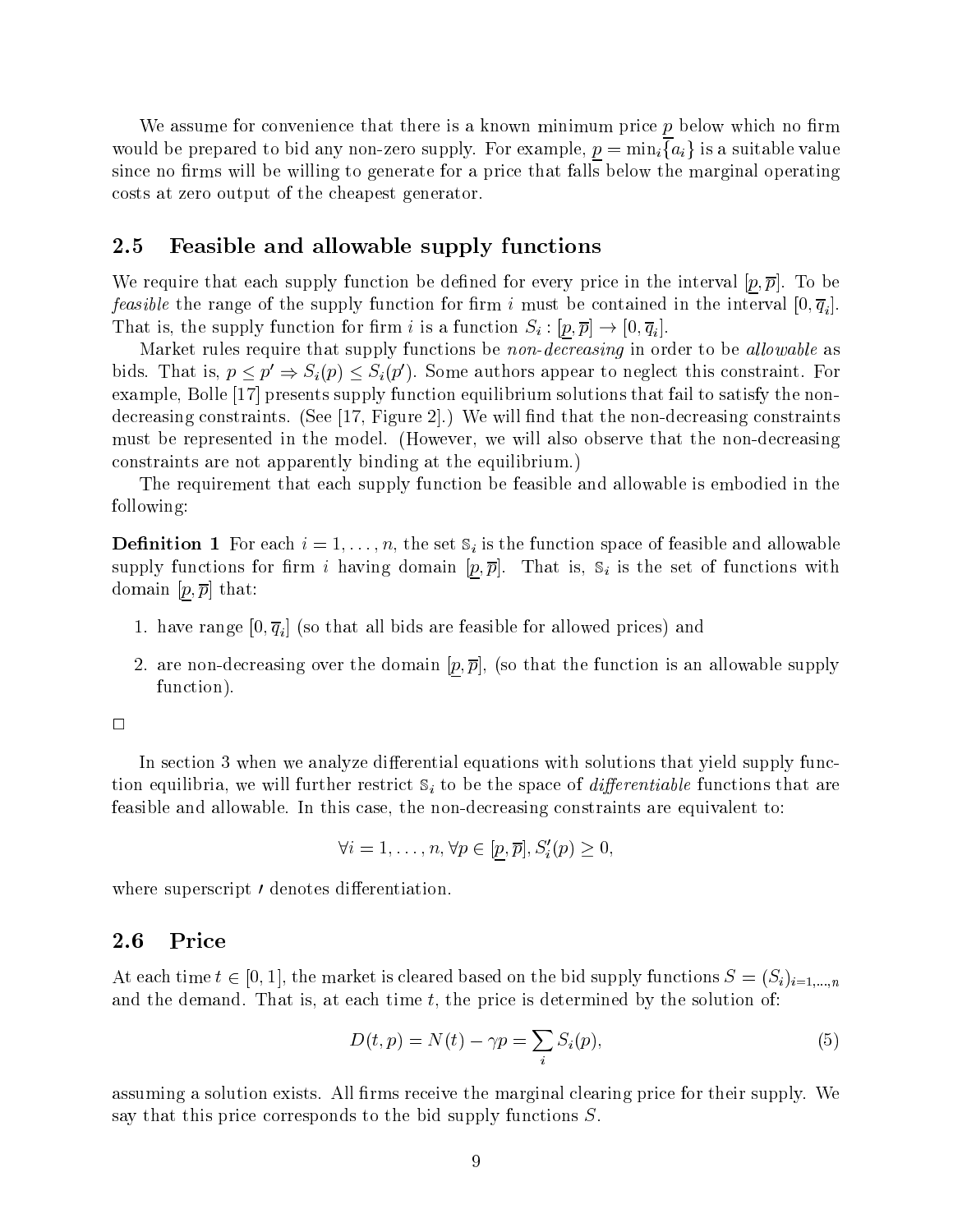We assume for convenience that there is a known minimum price $\underline{p}$ below which no firm would be prepared to bid any non-zero supply. For example, $\underline{p} = \min_i\{a_i\}$ is a suitable value since no firms will be willing to generate for a price that falls below the marginal operating costs at zero output of the cheapest generator.

## 2.5 Feasible and allowable supply functions

We require that each supply function be defined for every price in the interval $[\underline{p}, \overline{p}]$. To be *feasible* the range of the supply function for firm $i$ must be contained in the interval $[0, \overline{q}_i]$. That is, the supply function for firm $i$ is a function $S_i : [\underline{p}, \overline{p}] \to [0, \overline{q}_i]$.

Market rules require that supply functions be *non-decreasing* in order to be *allowable* as bids. That is, $p \leq p' \Rightarrow S_i(p) \leq S_i(p')$. Some authors appear to neglect this constraint. For example, Bolle [17] presents supply function equilibrium solutions that fail to satisfy the non-decreasing constraints. (See [17, Figure 2].) We will find that the non-decreasing constraints must be represented in the model. (However, we will also observe that the non-decreasing constraints are not apparently binding at the equilibrium.)

The requirement that each supply function be feasible and allowable is embodied in the following:

**Definition 1** For each $i = 1, \ldots, n$, the set $\mathbb{S}_i$ is the function space of feasible and allowable supply functions for firm $i$ having domain $[\underline{p}, \overline{p}]$. That is, $\mathbb{S}_i$ is the set of functions with domain $[\underline{p}, \overline{p}]$ that:

1. have range $[0, \overline{q}_i]$ (so that all bids are feasible for allowed prices) and
2. are non-decreasing over the domain $[\underline{p}, \overline{p}]$, (so that the function is an allowable supply function).

□

In section 3 when we analyze differential equations with solutions that yield supply function equilibria, we will further restrict $\mathbb{S}_i$ to be the space of *differentiable* functions that are feasible and allowable. In this case, the non-decreasing constraints are equivalent to:

$$\forall i = 1, \ldots, n, \forall p \in [\underline{p}, \overline{p}], S_i'(p) \geq 0,$$

where superscript $'$ denotes differentiation.

## 2.6 Price

At each time $t \in [0, 1]$, the market is cleared based on the bid supply functions $S = (S_i)_{i=1,\ldots,n}$ and the demand. That is, at each time $t$, the price is determined by the solution of:

$$D(t, p) = N(t) - \gamma p = \sum_i S_i(p), \tag{5}$$

assuming a solution exists. All firms receive the marginal clearing price for their supply. We say that this price corresponds to the bid supply functions $S$.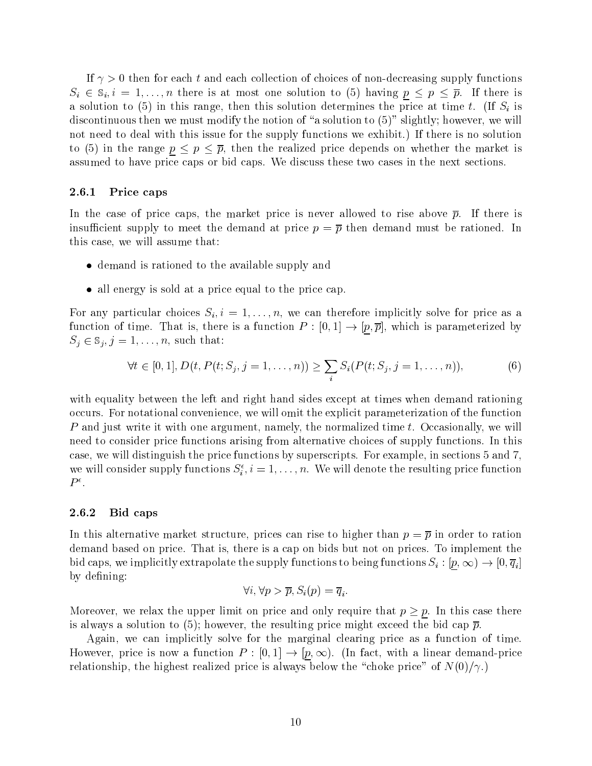If $\gamma > 0$ then for each $t$ and each collection of choices of non-decreasing supply functions $S_i \in \mathbb{S}_i, i = 1, \ldots, n$ there is at most one solution to (5) having $\underline{p} \leq p \leq \overline{p}$. If there is a solution to (5) in this range, then this solution determines the price at time $t$. (If $S_i$ is discontinuous then we must modify the notion of "a solution to (5)" slightly; however, we will not need to deal with this issue for the supply functions we exhibit.) If there is no solution to (5) in the range $\underline{p} \leq p \leq \overline{p}$, then the realized price depends on whether the market is assumed to have price caps or bid caps. We discuss these two cases in the next sections.

### 2.6.1 Price caps

In the case of price caps, the market price is never allowed to rise above $\overline{p}$. If there is insufficient supply to meet the demand at price $p = \overline{p}$ then demand must be rationed. In this case, we will assume that:

- demand is rationed to the available supply and
- all energy is sold at a price equal to the price cap.

For any particular choices $S_i, i = 1, \ldots, n$, we can therefore implicitly solve for price as a function of time. That is, there is a function $P : [0,1] \to [\underline{p}, \overline{p}]$, which is parameterized by $S_j \in \mathbb{S}_j, j = 1, \ldots, n$, such that:

$$\forall t \in [0,1], D(t, P(t; S_j, j = 1, \ldots, n)) \geq \sum_i S_i(P(t; S_j, j = 1, \ldots, n)), \tag{6}$$

with equality between the left and right hand sides except at times when demand rationing occurs. For notational convenience, we will omit the explicit parameterization of the function $P$ and just write it with one argument, namely, the normalized time $t$. Occasionally, we will need to consider price functions arising from alternative choices of supply functions. In this case, we will distinguish the price functions by superscripts. For example, in sections 5 and 7, we will consider supply functions $S_i^\epsilon, i = 1, \ldots, n$. We will denote the resulting price function $P^\epsilon$.

### 2.6.2 Bid caps

In this alternative market structure, prices can rise to higher than $p = \overline{p}$ in order to ration demand based on price. That is, there is a cap on bids but not on prices. To implement the bid caps, we implicitly extrapolate the supply functions to being functions $S_i : [\underline{p}, \infty) \to [0, \overline{q}_i]$ by defining:

$$\forall i, \forall p > \overline{p}, S_i(p) = \overline{q}_i.$$

Moreover, we relax the upper limit on price and only require that $p \geq \underline{p}$. In this case there is always a solution to (5); however, the resulting price might exceed the bid cap $\overline{p}$.

Again, we can implicitly solve for the marginal clearing price as a function of time. However, price is now a function $P : [0,1] \to [\underline{p}, \infty)$. (In fact, with a linear demand-price relationship, the highest realized price is always below the "choke price" of $N(0)/\gamma$.)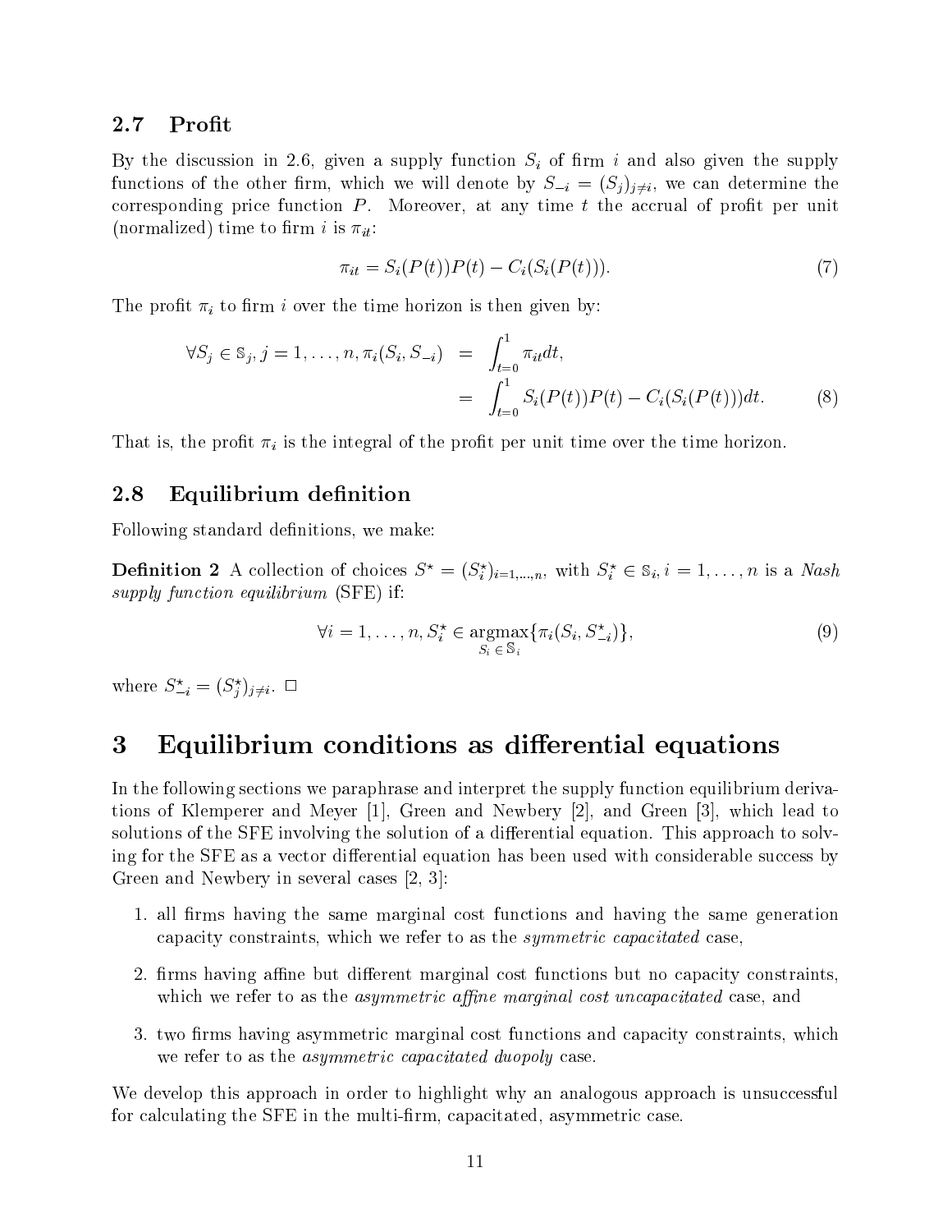### 2.7 Profit

By the discussion in 2.6, given a supply function $S_i$ of firm $i$ and also given the supply functions of the other firm, which we will denote by $S_{-i} = (S_j)_{j \neq i}$, we can determine the corresponding price function $P$. Moreover, at any time $t$ the accrual of profit per unit (normalized) time to firm $i$ is $\pi_{it}$:

$$\pi_{it} = S_i(P(t))P(t) - C_i(S_i(P(t))). \tag{7}$$

The profit $\pi_i$ to firm $i$ over the time horizon is then given by:

$$\begin{aligned} \forall S_j \in \mathbb{S}_j, j = 1, \ldots, n, \pi_i(S_i, S_{-i}) &= \int_{t=0}^{1} \pi_{it} dt, \\ &= \int_{t=0}^{1} S_i(P(t))P(t) - C_i(S_i(P(t)))dt. \end{aligned} \tag{8}$$

That is, the profit $\pi_i$ is the integral of the profit per unit time over the time horizon.

### 2.8 Equilibrium definition

Following standard definitions, we make:

**Definition 2** A collection of choices $S^\star = (S_i^\star)_{i=1,\ldots,n}$, with $S_i^\star \in \mathbb{S}_i, i = 1, \ldots, n$ is a *Nash supply function equilibrium* (SFE) if:

$$\forall i = 1, \ldots, n, S_i^\star \in \underset{S_i \in \mathbb{S}_i}{\operatorname{argmax}} \{\pi_i(S_i, S_{-i}^\star)\}, \tag{9}$$

where $S_{-i}^\star = (S_j^\star)_{j \neq i}$. □

## 3 Equilibrium conditions as differential equations

In the following sections we paraphrase and interpret the supply function equilibrium derivations of Klemperer and Meyer [1], Green and Newbery [2], and Green [3], which lead to solutions of the SFE involving the solution of a differential equation. This approach to solving for the SFE as a vector differential equation has been used with considerable success by Green and Newbery in several cases [2, 3]:

1. all firms having the same marginal cost functions and having the same generation capacity constraints, which we refer to as the *symmetric capacitated* case,
2. firms having affine but different marginal cost functions but no capacity constraints, which we refer to as the *asymmetric affine marginal cost uncapacitated* case, and
3. two firms having asymmetric marginal cost functions and capacity constraints, which we refer to as the *asymmetric capacitated duopoly* case.

We develop this approach in order to highlight why an analogous approach is unsuccessful for calculating the SFE in the multi-firm, capacitated, asymmetric case.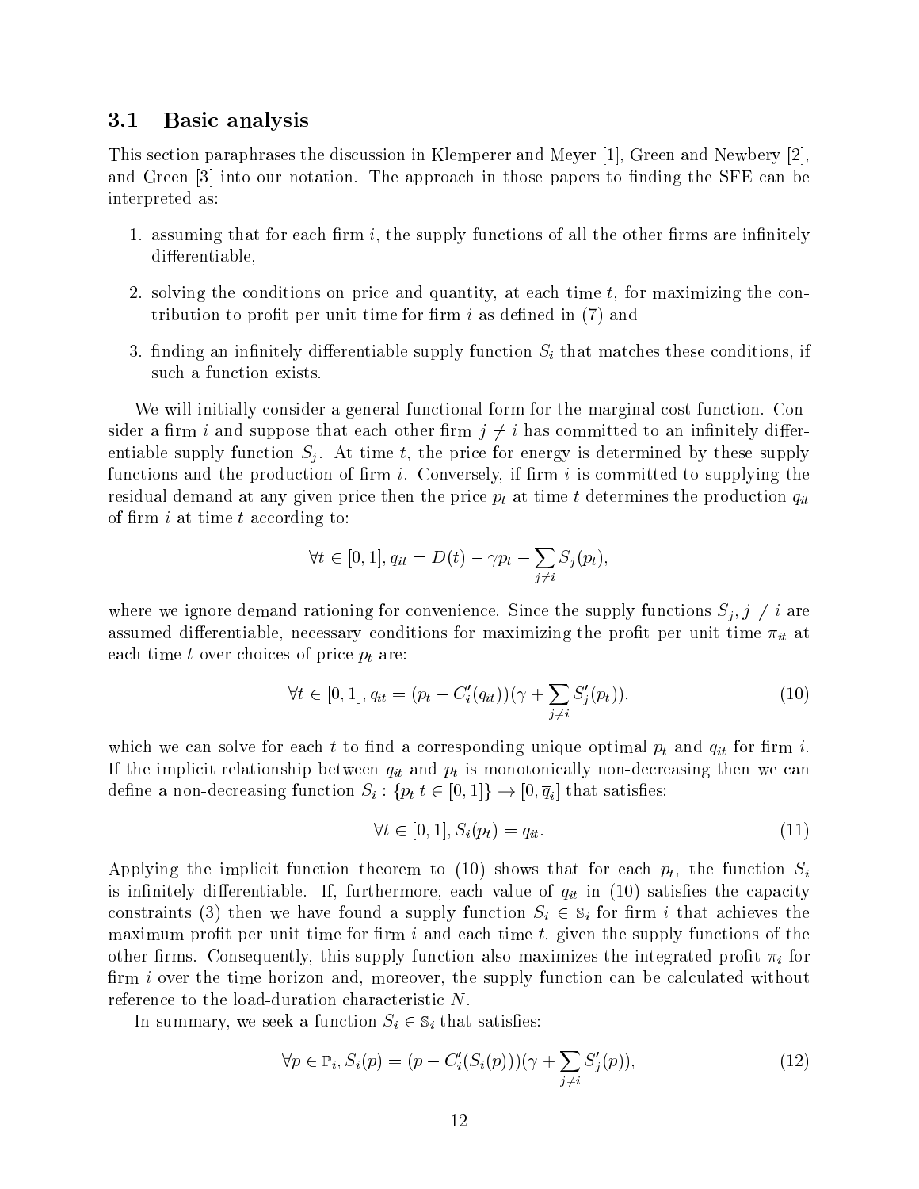### 3.1 Basic analysis

This section paraphrases the discussion in Klemperer and Meyer [1], Green and Newbery [2], and Green [3] into our notation. The approach in those papers to finding the SFE can be interpreted as:

1. assuming that for each firm $i$, the supply functions of all the other firms are infinitely differentiable,
2. solving the conditions on price and quantity, at each time $t$, for maximizing the contribution to profit per unit time for firm $i$ as defined in (7) and
3. finding an infinitely differentiable supply function $S_i$ that matches these conditions, if such a function exists.

We will initially consider a general functional form for the marginal cost function. Consider a firm $i$ and suppose that each other firm $j \neq i$ has committed to an infinitely differentiable supply function $S_j$. At time $t$, the price for energy is determined by these supply functions and the production of firm $i$. Conversely, if firm $i$ is committed to supplying the residual demand at any given price then the price $p_t$ at time $t$ determines the production $q_{it}$ of firm $i$ at time $t$ according to:

$$\forall t \in [0, 1], q_{it} = D(t) - \gamma p_t - \sum_{j \neq i} S_j(p_t),$$

where we ignore demand rationing for convenience. Since the supply functions $S_j, j \neq i$ are assumed differentiable, necessary conditions for maximizing the profit per unit time $\pi_{it}$ at each time $t$ over choices of price $p_t$ are:

$$\forall t \in [0, 1], q_{it} = (p_t - C_i'(q_{it}))(\gamma + \sum_{j \neq i} S_j'(p_t)), \tag{10}$$

which we can solve for each $t$ to find a corresponding unique optimal $p_t$ and $q_{it}$ for firm $i$. If the implicit relationship between $q_{it}$ and $p_t$ is monotonically non-decreasing then we can define a non-decreasing function $S_i : \{p_t | t \in [0, 1]\} \to [0, \overline{q}_i]$ that satisfies:

$$\forall t \in [0, 1], S_i(p_t) = q_{it}. \tag{11}$$

Applying the implicit function theorem to (10) shows that for each $p_t$, the function $S_i$ is infinitely differentiable. If, furthermore, each value of $q_{it}$ in (10) satisfies the capacity constraints (3) then we have found a supply function $S_i \in \mathbb{S}_i$ for firm $i$ that achieves the maximum profit per unit time for firm $i$ and each time $t$, given the supply functions of the other firms. Consequently, this supply function also maximizes the integrated profit $\pi_i$ for firm $i$ over the time horizon and, moreover, the supply function can be calculated without reference to the load-duration characteristic $N$.

In summary, we seek a function $S_i \in \mathbb{S}_i$ that satisfies:

$$\forall p \in \mathbb{P}_i, S_i(p) = (p - C_i'(S_i(p)))(\gamma + \sum_{j \neq i} S_j'(p)), \tag{12}$$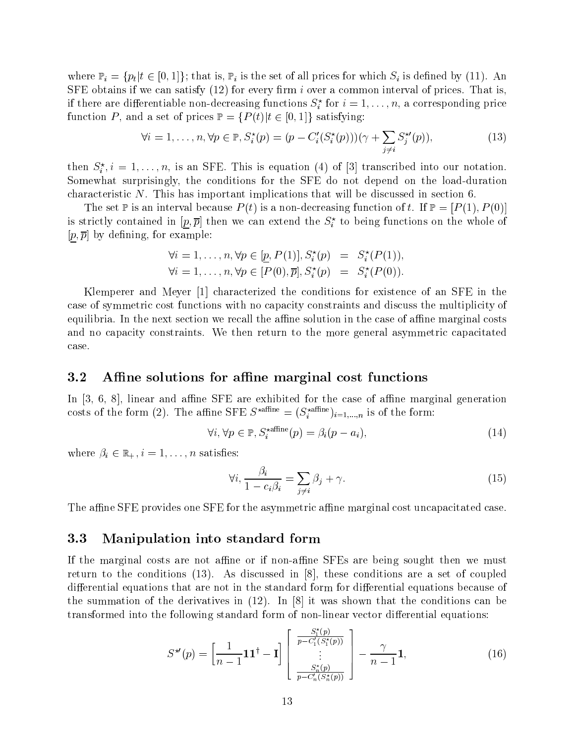where $\mathbb{P}_i = \{p_t | t \in [0,1]\}$; that is, $\mathbb{P}_i$ is the set of all prices for which $S_i$ is defined by (11). An SFE obtains if we can satisfy (12) for every firm $i$ over a common interval of prices. That is, if there are differentiable non-decreasing functions $S_i^\star$ for $i = 1, \ldots, n$, a corresponding price function $P$, and a set of prices $\mathbb{P} = \{P(t) | t \in [0,1]\}$ satisfying:

$$\forall i = 1, \ldots, n, \forall p \in \mathbb{P}, S_i^\star(p) = (p - C_i'(S_i^\star(p)))(\gamma + \sum_{j \neq i} S_j^{\star\prime}(p)), \tag{13}$$

then $S_i^\star, i = 1, \ldots, n$, is an SFE. This is equation (4) of [3] transcribed into our notation. Somewhat surprisingly, the conditions for the SFE do not depend on the load-duration characteristic $N$. This has important implications that will be discussed in section 6.

The set $\mathbb{P}$ is an interval because $P(t)$ is a non-decreasing function of $t$. If $\mathbb{P} = [P(1), P(0)]$ is strictly contained in $[\underline{p}, \overline{p}]$ then we can extend the $S_i^\star$ to being functions on the whole of $[\underline{p}, \overline{p}]$ by defining, for example:

$$\begin{aligned}
\forall i = 1, \ldots, n, \forall p \in [\underline{p}, P(1)], S_i^\star(p) &= S_i^\star(P(1)), \\
\forall i = 1, \ldots, n, \forall p \in [P(0), \overline{p}], S_i^\star(p) &= S_i^\star(P(0)).
\end{aligned}$$

Klemperer and Meyer [1] characterized the conditions for existence of an SFE in the case of symmetric cost functions with no capacity constraints and discuss the multiplicity of equilibria. In the next section we recall the affine solution in the case of affine marginal costs and no capacity constraints. We then return to the more general asymmetric capacitated case.

## 3.2 Affine solutions for affine marginal cost functions

In [3, 6, 8], linear and affine SFE are exhibited for the case of affine marginal generation costs of the form (2). The affine SFE $S^{\star\text{affine}} = (S_i^{\star\text{affine}})_{i=1,\ldots,n}$ is of the form:

$$\forall i, \forall p \in \mathbb{P}, S_i^{\star\text{affine}}(p) = \beta_i(p - a_i), \tag{14}$$

where $\beta_i \in \mathbb{R}_+, i = 1, \ldots, n$ satisfies:

$$\forall i, \frac{\beta_i}{1 - c_i\beta_i} = \sum_{j \neq i} \beta_j + \gamma. \tag{15}$$

The affine SFE provides one SFE for the asymmetric affine marginal cost uncapacitated case.

## 3.3 Manipulation into standard form

If the marginal costs are not affine or if non-affine SFEs are being sought then we must return to the conditions (13). As discussed in [8], these conditions are a set of coupled differential equations that are not in the standard form for differential equations because of the summation of the derivatives in (12). In [8] it was shown that the conditions can be transformed into the following standard form of non-linear vector differential equations:

$$S^{\star\prime}(p) = \left[\frac{1}{n-1}\mathbf{1}\mathbf{1}^\dagger - \mathbf{I}\right] \begin{bmatrix} \frac{S_1^\star(p)}{p - C_1'(S_1^\star(p))} \\ \vdots \\ \frac{S_n^\star(p)}{p - C_n'(S_n^\star(p))} \end{bmatrix} - \frac{\gamma}{n-1}\mathbf{1}, \tag{16}$$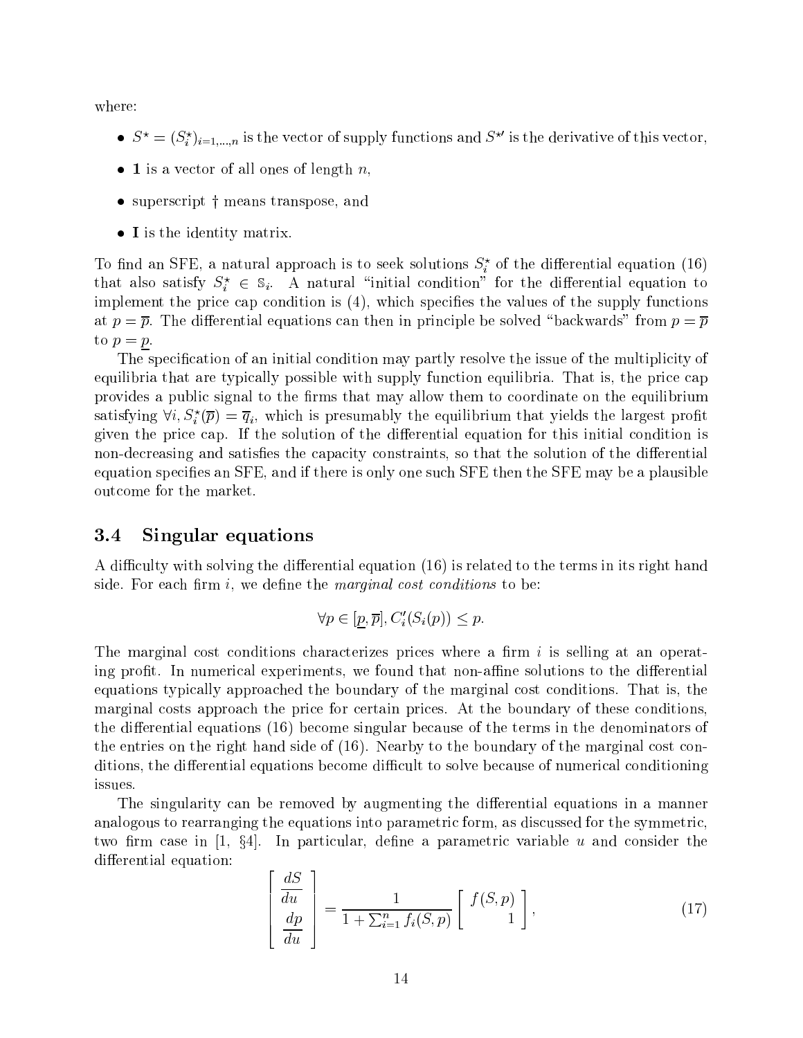where:

- $S^{\star} = (S_i^{\star})_{i=1,\ldots,n}$ is the vector of supply functions and $S^{\star\prime}$ is the derivative of this vector,
- $\mathbf{1}$ is a vector of all ones of length $n$,
- superscript $\dagger$ means transpose, and
- $\mathbf{I}$ is the identity matrix.

To find an SFE, a natural approach is to seek solutions $S_i^{\star}$ of the differential equation (16) that also satisfy $S_i^{\star} \in \mathbb{S}_i$. A natural "initial condition" for the differential equation to implement the price cap condition is (4), which specifies the values of the supply functions at $p = \overline{p}$. The differential equations can then in principle be solved "backwards" from $p = \overline{p}$ to $p = \underline{p}$.

The specification of an initial condition may partly resolve the issue of the multiplicity of equilibria that are typically possible with supply function equilibria. That is, the price cap provides a public signal to the firms that may allow them to coordinate on the equilibrium satisfying $\forall i, S_i^{\star}(\overline{p}) = \overline{q}_i$, which is presumably the equilibrium that yields the largest profit given the price cap. If the solution of the differential equation for this initial condition is non-decreasing and satisfies the capacity constraints, so that the solution of the differential equation specifies an SFE, and if there is only one such SFE then the SFE may be a plausible outcome for the market.

### 3.4 Singular equations

A difficulty with solving the differential equation (16) is related to the terms in its right hand side. For each firm $i$, we define the *marginal cost conditions* to be:

$$\forall p \in [\underline{p}, \overline{p}], C_i'(S_i(p)) \leq p.$$

The marginal cost conditions characterizes prices where a firm $i$ is selling at an operating profit. In numerical experiments, we found that non-affine solutions to the differential equations typically approached the boundary of the marginal cost conditions. That is, the marginal costs approach the price for certain prices. At the boundary of these conditions, the differential equations (16) become singular because of the terms in the denominators of the entries on the right hand side of (16). Nearby to the boundary of the marginal cost conditions, the differential equations become difficult to solve because of numerical conditioning issues.

The singularity can be removed by augmenting the differential equations in a manner analogous to rearranging the equations into parametric form, as discussed for the symmetric, two firm case in [1, §4]. In particular, define a parametric variable $u$ and consider the differential equation:

$$\begin{bmatrix} \dfrac{dS}{du} \\ \dfrac{dp}{du} \end{bmatrix} = \frac{1}{1 + \sum_{i=1}^{n} f_i(S, p)} \begin{bmatrix} f(S, p) \\ 1 \end{bmatrix}, \tag{17}$$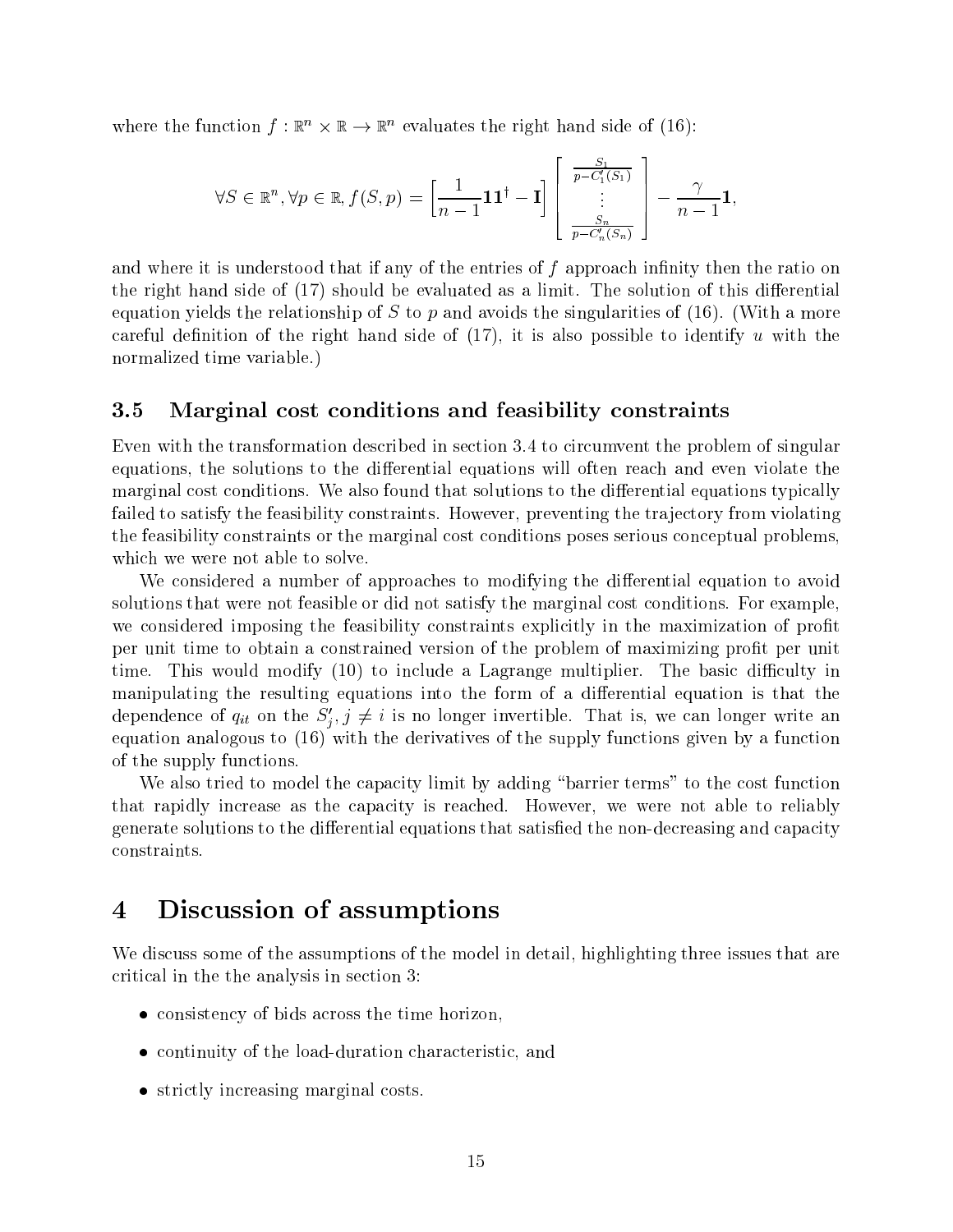where the function $f : \mathbb{R}^n \times \mathbb{R} \to \mathbb{R}^n$ evaluates the right hand side of (16):

$$\forall S \in \mathbb{R}^n, \forall p \in \mathbb{R}, f(S, p) = \left[\frac{1}{n-1}\mathbf{1}\mathbf{1}^\dagger - \mathbf{I}\right] \begin{bmatrix} \frac{S_1}{p - C_1'(S_1)} \\ \vdots \\ \frac{S_n}{p - C_n'(S_n)} \end{bmatrix} - \frac{\gamma}{n-1}\mathbf{1},$$

and where it is understood that if any of the entries of $f$ approach infinity then the ratio on the right hand side of (17) should be evaluated as a limit. The solution of this differential equation yields the relationship of $S$ to $p$ and avoids the singularities of (16). (With a more careful definition of the right hand side of (17), it is also possible to identify $u$ with the normalized time variable.)

### 3.5 Marginal cost conditions and feasibility constraints

Even with the transformation described in section 3.4 to circumvent the problem of singular equations, the solutions to the differential equations will often reach and even violate the marginal cost conditions. We also found that solutions to the differential equations typically failed to satisfy the feasibility constraints. However, preventing the trajectory from violating the feasibility constraints or the marginal cost conditions poses serious conceptual problems, which we were not able to solve.

We considered a number of approaches to modifying the differential equation to avoid solutions that were not feasible or did not satisfy the marginal cost conditions. For example, we considered imposing the feasibility constraints explicitly in the maximization of profit per unit time to obtain a constrained version of the problem of maximizing profit per unit time. This would modify (10) to include a Lagrange multiplier. The basic difficulty in manipulating the resulting equations into the form of a differential equation is that the dependence of $q_{it}$ on the $S_j', j \neq i$ is no longer invertible. That is, we can longer write an equation analogous to (16) with the derivatives of the supply functions given by a function of the supply functions.

We also tried to model the capacity limit by adding "barrier terms" to the cost function that rapidly increase as the capacity is reached. However, we were not able to reliably generate solutions to the differential equations that satisfied the non-decreasing and capacity constraints.

## 4 Discussion of assumptions

We discuss some of the assumptions of the model in detail, highlighting three issues that are critical in the the analysis in section 3:

- consistency of bids across the time horizon,
- continuity of the load-duration characteristic, and
- strictly increasing marginal costs.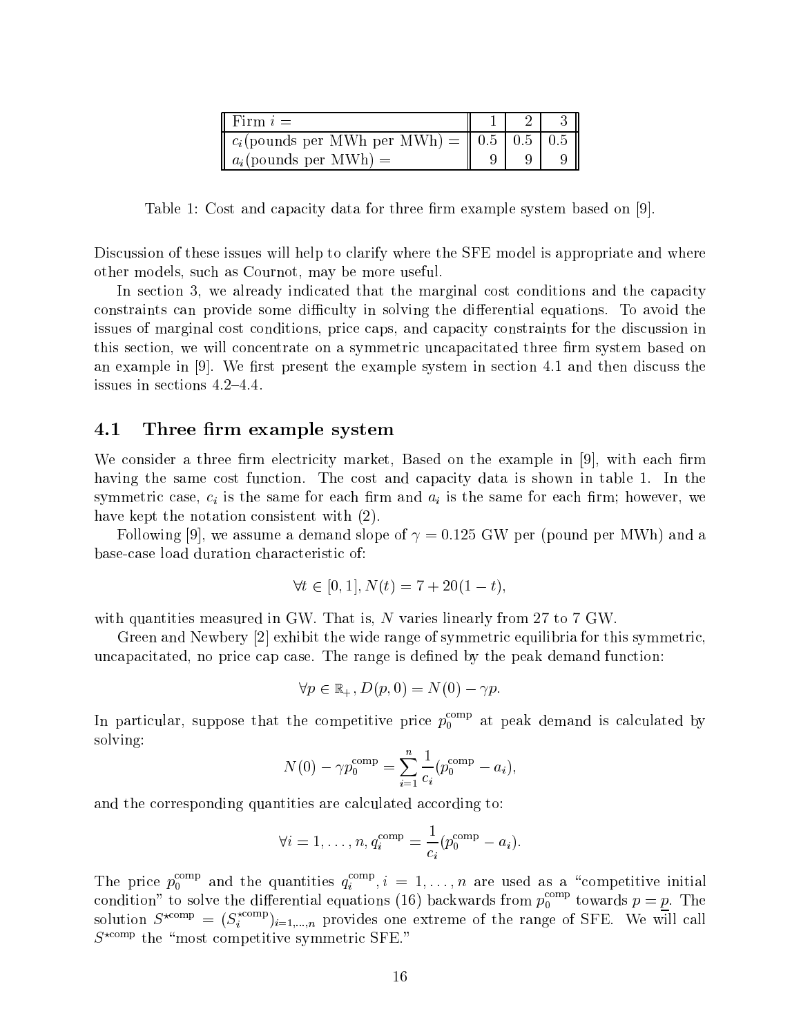| Firm $i$ = | 1 | 2 | 3 |
|---|---|---|---|
| $c_i$(pounds per MWh per MWh) = | 0.5 | 0.5 | 0.5 |
| $a_i$(pounds per MWh) = | 9 | 9 | 9 |

Table 1: Cost and capacity data for three firm example system based on [9].

Discussion of these issues will help to clarify where the SFE model is appropriate and where other models, such as Cournot, may be more useful.

In section 3, we already indicated that the marginal cost conditions and the capacity constraints can provide some difficulty in solving the differential equations. To avoid the issues of marginal cost conditions, price caps, and capacity constraints for the discussion in this section, we will concentrate on a symmetric uncapacitated three firm system based on an example in [9]. We first present the example system in section 4.1 and then discuss the issues in sections 4.2–4.4.

## 4.1 Three firm example system

We consider a three firm electricity market, Based on the example in [9], with each firm having the same cost function. The cost and capacity data is shown in table 1. In the symmetric case, $c_i$ is the same for each firm and $a_i$ is the same for each firm; however, we have kept the notation consistent with (2).

Following [9], we assume a demand slope of $\gamma = 0.125$ GW per (pound per MWh) and a base-case load duration characteristic of:

$$\forall t \in [0, 1], N(t) = 7 + 20(1 - t),$$

with quantities measured in GW. That is, $N$ varies linearly from 27 to 7 GW.

Green and Newbery [2] exhibit the wide range of symmetric equilibria for this symmetric, uncapacitated, no price cap case. The range is defined by the peak demand function:

$$\forall p \in \mathbb{R}_+, D(p, 0) = N(0) - \gamma p.$$

In particular, suppose that the competitive price $p_0^{\text{comp}}$ at peak demand is calculated by solving:

$$N(0) - \gamma p_0^{\text{comp}} = \sum_{i=1}^{n} \frac{1}{c_i}(p_0^{\text{comp}} - a_i),$$

and the corresponding quantities are calculated according to:

$$\forall i = 1, \ldots, n, q_i^{\text{comp}} = \frac{1}{c_i}(p_0^{\text{comp}} - a_i).$$

The price $p_0^{\text{comp}}$ and the quantities $q_i^{\text{comp}}, i = 1, \ldots, n$ are used as a "competitive initial condition" to solve the differential equations (16) backwards from $p_0^{\text{comp}}$ towards $p = \underline{p}$. The solution $S^{\star\text{comp}} = (S_i^{\star\text{comp}})_{i=1,\ldots,n}$ provides one extreme of the range of SFE. We will call $S^{\star\text{comp}}$ the "most competitive symmetric SFE."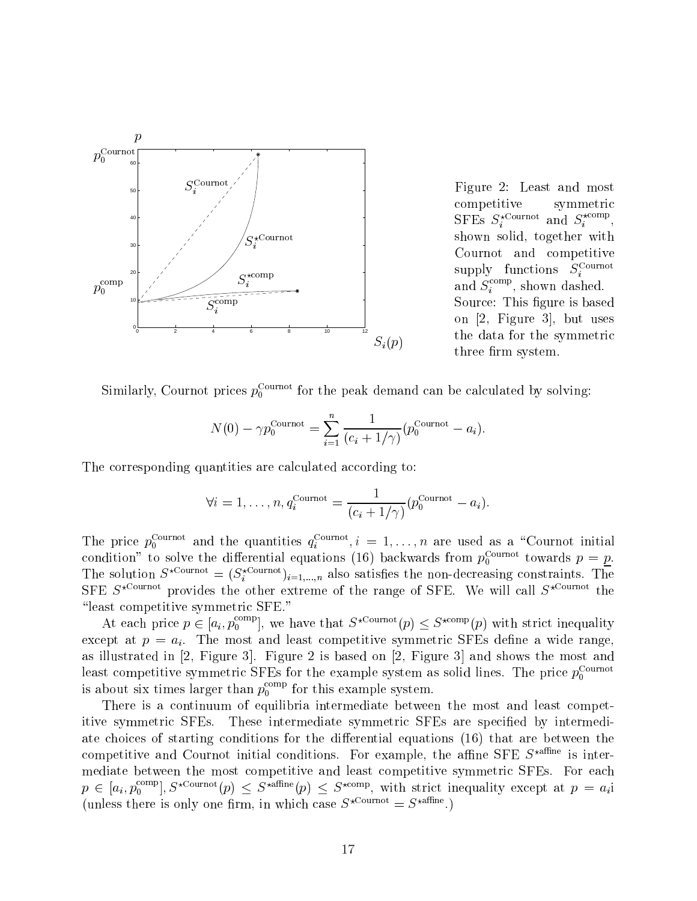Figure 2: Least and most competitive symmetric SFEs $S_i^{\star\text{Cournot}}$ and $S_i^{\star\text{comp}}$, shown solid, together with Cournot and competitive supply functions $S_i^{\text{Cournot}}$ and $S_i^{\text{comp}}$, shown dashed. Source: This figure is based on [2, Figure 3], but uses the data for the symmetric three firm system.

Similarly, Cournot prices $p_0^{\text{Cournot}}$ for the peak demand can be calculated by solving:

$$N(0) - \gamma p_0^{\text{Cournot}} = \sum_{i=1}^{n} \frac{1}{(c_i + 1/\gamma)}(p_0^{\text{Cournot}} - a_i).$$

The corresponding quantities are calculated according to:

$$\forall i = 1, \ldots, n, q_i^{\text{Cournot}} = \frac{1}{(c_i + 1/\gamma)}(p_0^{\text{Cournot}} - a_i).$$

The price $p_0^{\text{Cournot}}$ and the quantities $q_i^{\text{Cournot}}, i = 1, \ldots, n$ are used as a "Cournot initial condition" to solve the differential equations (16) backwards from $p_0^{\text{Cournot}}$ towards $p = \underline{p}$. The solution $S^{\star\text{Cournot}} = (S_i^{\star\text{Cournot}})_{i=1,\ldots,n}$ also satisfies the non-decreasing constraints. The SFE $S^{\star\text{Cournot}}$ provides the other extreme of the range of SFE. We will call $S^{\star\text{Cournot}}$ the "least competitive symmetric SFE."

At each price $p \in [a_i, p_0^{\text{comp}}]$, we have that $S^{\star\text{Cournot}}(p) \leq S^{\star\text{comp}}(p)$ with strict inequality except at $p = a_i$. The most and least competitive symmetric SFEs define a wide range, as illustrated in [2, Figure 3]. Figure 2 is based on [2, Figure 3] and shows the most and least competitive symmetric SFEs for the example system as solid lines. The price $p_0^{\text{Cournot}}$ is about six times larger than $p_0^{\text{comp}}$ for this example system.

There is a continuum of equilibria intermediate between the most and least competitive symmetric SFEs. These intermediate symmetric SFEs are specified by intermediate choices of starting conditions for the differential equations (16) that are between the competitive and Cournot initial conditions. For example, the affine SFE $S^{\star\text{affine}}$ is intermediate between the most competitive and least competitive symmetric SFEs. For each $p \in [a_i, p_0^{\text{comp}}]$, $S^{\star\text{Cournot}}(p) \leq S^{\star\text{affine}}(p) \leq S^{\star\text{comp}}$, with strict inequality except at $p = a_i$i (unless there is only one firm, in which case $S^{\star\text{Cournot}} = S^{\star\text{affine}}$.)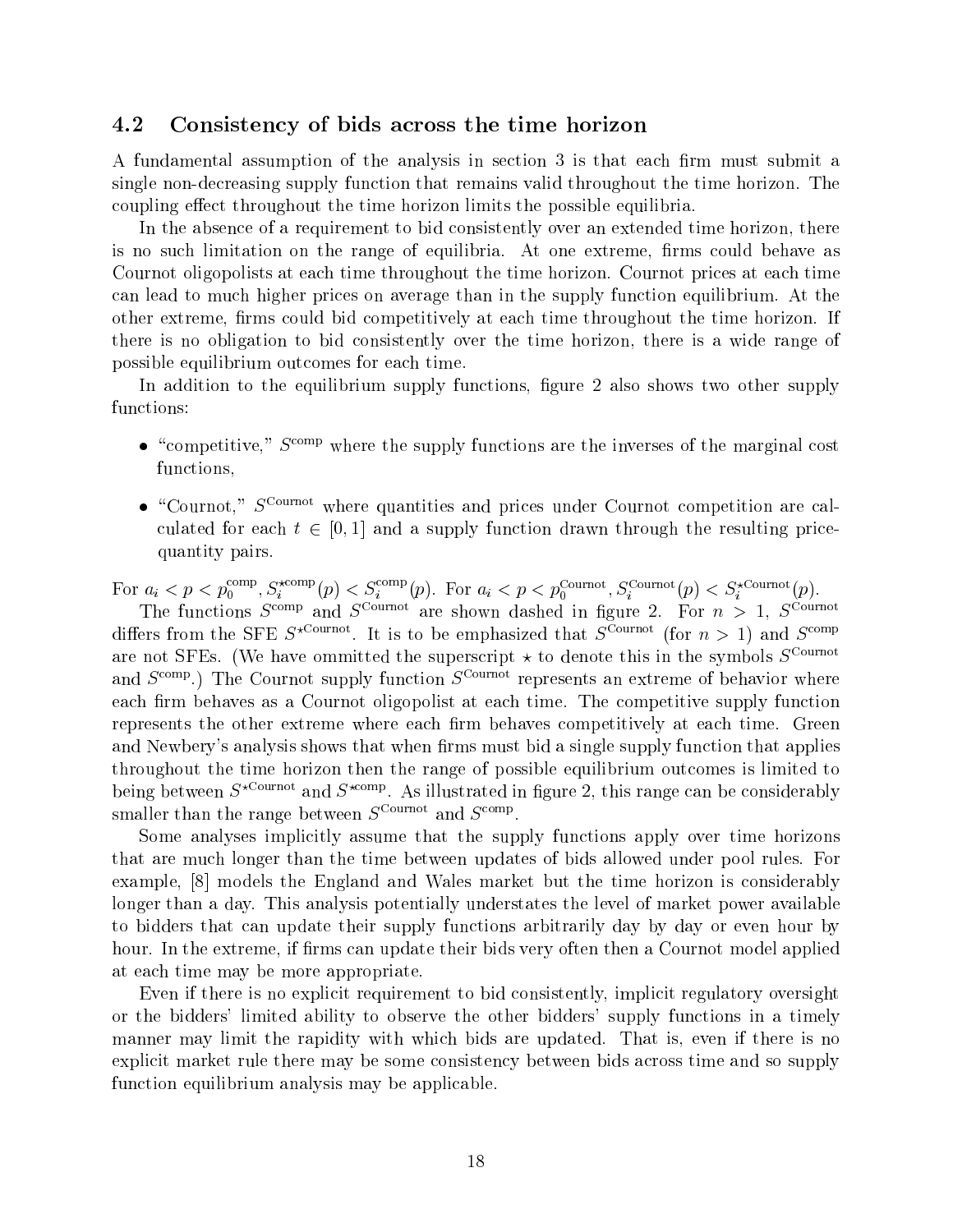### 4.2 Consistency of bids across the time horizon

A fundamental assumption of the analysis in section 3 is that each firm must submit a single non-decreasing supply function that remains valid throughout the time horizon. The coupling effect throughout the time horizon limits the possible equilibria.

In the absence of a requirement to bid consistently over an extended time horizon, there is no such limitation on the range of equilibria. At one extreme, firms could behave as Cournot oligopolists at each time throughout the time horizon. Cournot prices at each time can lead to much higher prices on average than in the supply function equilibrium. At the other extreme, firms could bid competitively at each time throughout the time horizon. If there is no obligation to bid consistently over the time horizon, there is a wide range of possible equilibrium outcomes for each time.

In addition to the equilibrium supply functions, figure 2 also shows two other supply functions:

- "competitive," $S^{\text{comp}}$ where the supply functions are the inverses of the marginal cost functions,
- "Cournot," $S^{\text{Cournot}}$ where quantities and prices under Cournot competition are calculated for each $t \in [0, 1]$ and a supply function drawn through the resulting price-quantity pairs.

For $a_i < p < p_0^{\text{comp}}$, $S_i^{\star\text{comp}}(p) < S_i^{\text{comp}}(p)$. For $a_i < p < p_0^{\text{Cournot}}$, $S_i^{\text{Cournot}}(p) < S_i^{\star\text{Cournot}}(p)$.

The functions $S^{\text{comp}}$ and $S^{\text{Cournot}}$ are shown dashed in figure 2. For $n > 1$, $S^{\text{Cournot}}$ differs from the SFE $S^{\star\text{Cournot}}$. It is to be emphasized that $S^{\text{Cournot}}$ (for $n > 1$) and $S^{\text{comp}}$ are not SFEs. (We have ommitted the superscript $\star$ to denote this in the symbols $S^{\text{Cournot}}$ and $S^{\text{comp}}$.) The Cournot supply function $S^{\text{Cournot}}$ represents an extreme of behavior where each firm behaves as a Cournot oligopolist at each time. The competitive supply function represents the other extreme where each firm behaves competitively at each time. Green and Newbery's analysis shows that when firms must bid a single supply function that applies throughout the time horizon then the range of possible equilibrium outcomes is limited to being between $S^{\star\text{Cournot}}$ and $S^{\star\text{comp}}$. As illustrated in figure 2, this range can be considerably smaller than the range between $S^{\text{Cournot}}$ and $S^{\text{comp}}$.

Some analyses implicitly assume that the supply functions apply over time horizons that are much longer than the time between updates of bids allowed under pool rules. For example, [8] models the England and Wales market but the time horizon is considerably longer than a day. This analysis potentially understates the level of market power available to bidders that can update their supply functions arbitrarily day by day or even hour by hour. In the extreme, if firms can update their bids very often then a Cournot model applied at each time may be more appropriate.

Even if there is no explicit requirement to bid consistently, implicit regulatory oversight or the bidders' limited ability to observe the other bidders' supply functions in a timely manner may limit the rapidity with which bids are updated. That is, even if there is no explicit market rule there may be some consistency between bids across time and so supply function equilibrium analysis may be applicable.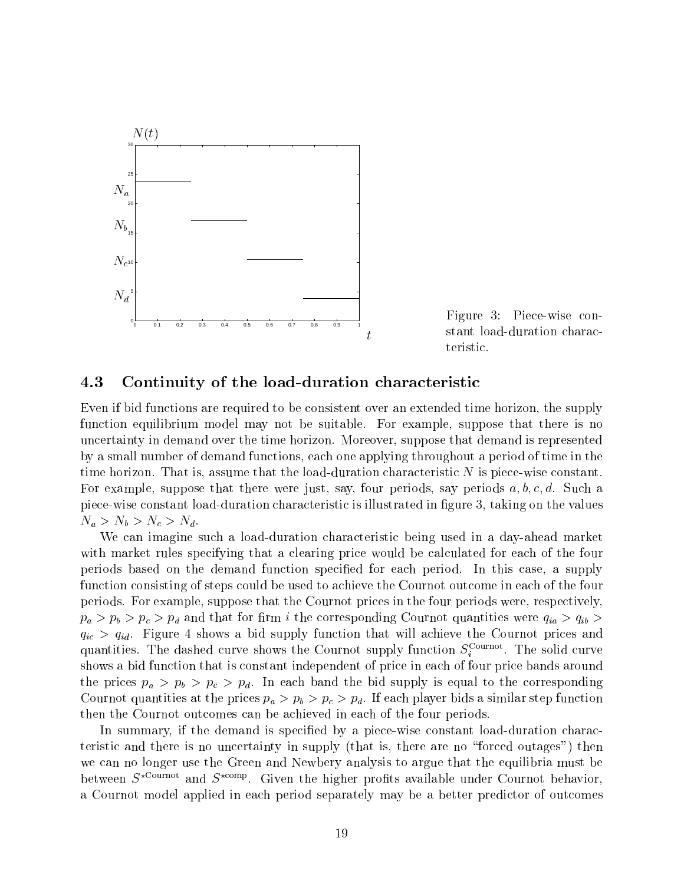Figure 3: Piece-wise constant load-duration characteristic.

## 4.3 Continuity of the load-duration characteristic

Even if bid functions are required to be consistent over an extended time horizon, the supply function equilibrium model may not be suitable. For example, suppose that there is no uncertainty in demand over the time horizon. Moreover, suppose that demand is represented by a small number of demand functions, each one applying throughout a period of time in the time horizon. That is, assume that the load-duration characteristic $N$ is piece-wise constant. For example, suppose that there were just, say, four periods, say periods $a, b, c, d$. Such a piece-wise constant load-duration characteristic is illustrated in figure 3, taking on the values $N_a > N_b > N_c > N_d$.

We can imagine such a load-duration characteristic being used in a day-ahead market with market rules specifying that a clearing price would be calculated for each of the four periods based on the demand function specified for each period. In this case, a supply function consisting of steps could be used to achieve the Cournot outcome in each of the four periods. For example, suppose that the Cournot prices in the four periods were, respectively, $p_a > p_b > p_c > p_d$ and that for firm $i$ the corresponding Cournot quantities were $q_{ia} > q_{ib} > q_{ic} > q_{id}$. Figure 4 shows a bid supply function that will achieve the Cournot prices and quantities. The dashed curve shows the Cournot supply function $S_i^{\text{Cournot}}$. The solid curve shows a bid function that is constant independent of price in each of four price bands around the prices $p_a > p_b > p_c > p_d$. In each band the bid supply is equal to the corresponding Cournot quantities at the prices $p_a > p_b > p_c > p_d$. If each player bids a similar step function then the Cournot outcomes can be achieved in each of the four periods.

In summary, if the demand is specified by a piece-wise constant load-duration characteristic and there is no uncertainty in supply (that is, there are no "forced outages") then we can no longer use the Green and Newbery analysis to argue that the equilibria must be between $S^{\star\text{Cournot}}$ and $S^{\star\text{comp}}$. Given the higher profits available under Cournot behavior, a Cournot model applied in each period separately may be a better predictor of outcomes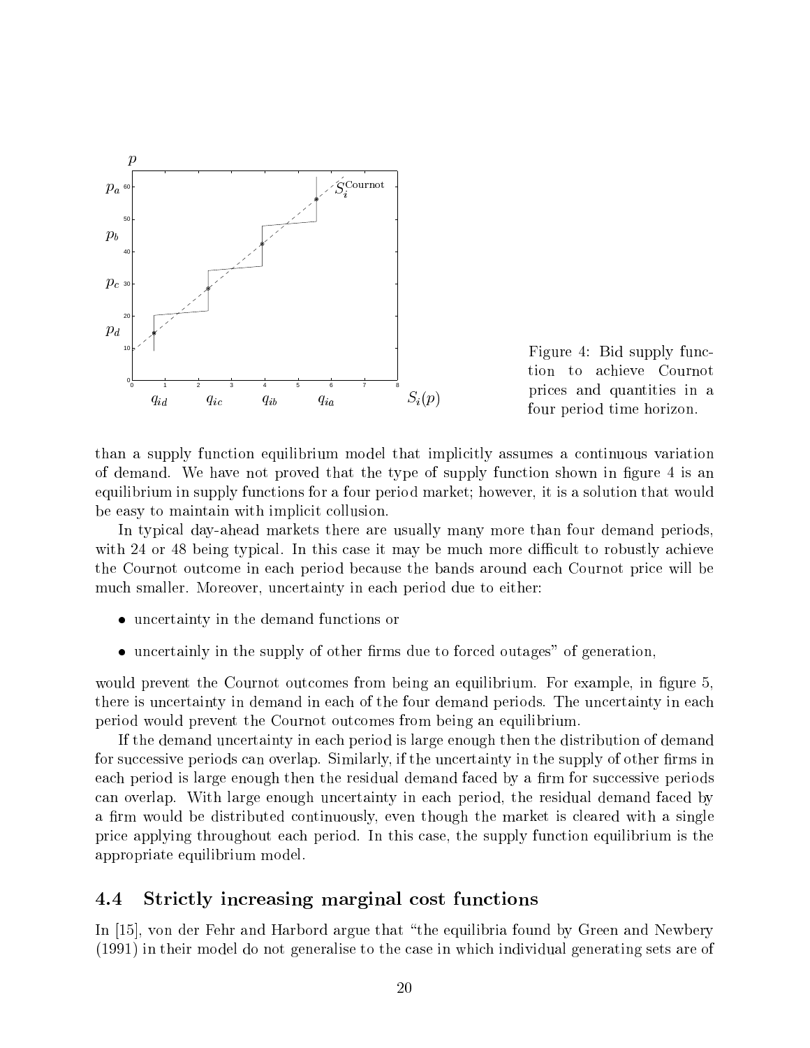Figure 4: Bid supply function to achieve Cournot prices and quantities in a four period time horizon.

than a supply function equilibrium model that implicitly assumes a continuous variation of demand. We have not proved that the type of supply function shown in figure 4 is an equilibrium in supply functions for a four period market; however, it is a solution that would be easy to maintain with implicit collusion.

In typical day-ahead markets there are usually many more than four demand periods, with 24 or 48 being typical. In this case it may be much more difficult to robustly achieve the Cournot outcome in each period because the bands around each Cournot price will be much smaller. Moreover, uncertainty in each period due to either:

- uncertainty in the demand functions or
- uncertainly in the supply of other firms due to forced outages" of generation,

would prevent the Cournot outcomes from being an equilibrium. For example, in figure 5, there is uncertainty in demand in each of the four demand periods. The uncertainty in each period would prevent the Cournot outcomes from being an equilibrium.

If the demand uncertainty in each period is large enough then the distribution of demand for successive periods can overlap. Similarly, if the uncertainty in the supply of other firms in each period is large enough then the residual demand faced by a firm for successive periods can overlap. With large enough uncertainty in each period, the residual demand faced by a firm would be distributed continuously, even though the market is cleared with a single price applying throughout each period. In this case, the supply function equilibrium is the appropriate equilibrium model.

### 4.4 Strictly increasing marginal cost functions

In [15], von der Fehr and Harbord argue that "the equilibria found by Green and Newbery (1991) in their model do not generalise to the case in which individual generating sets are of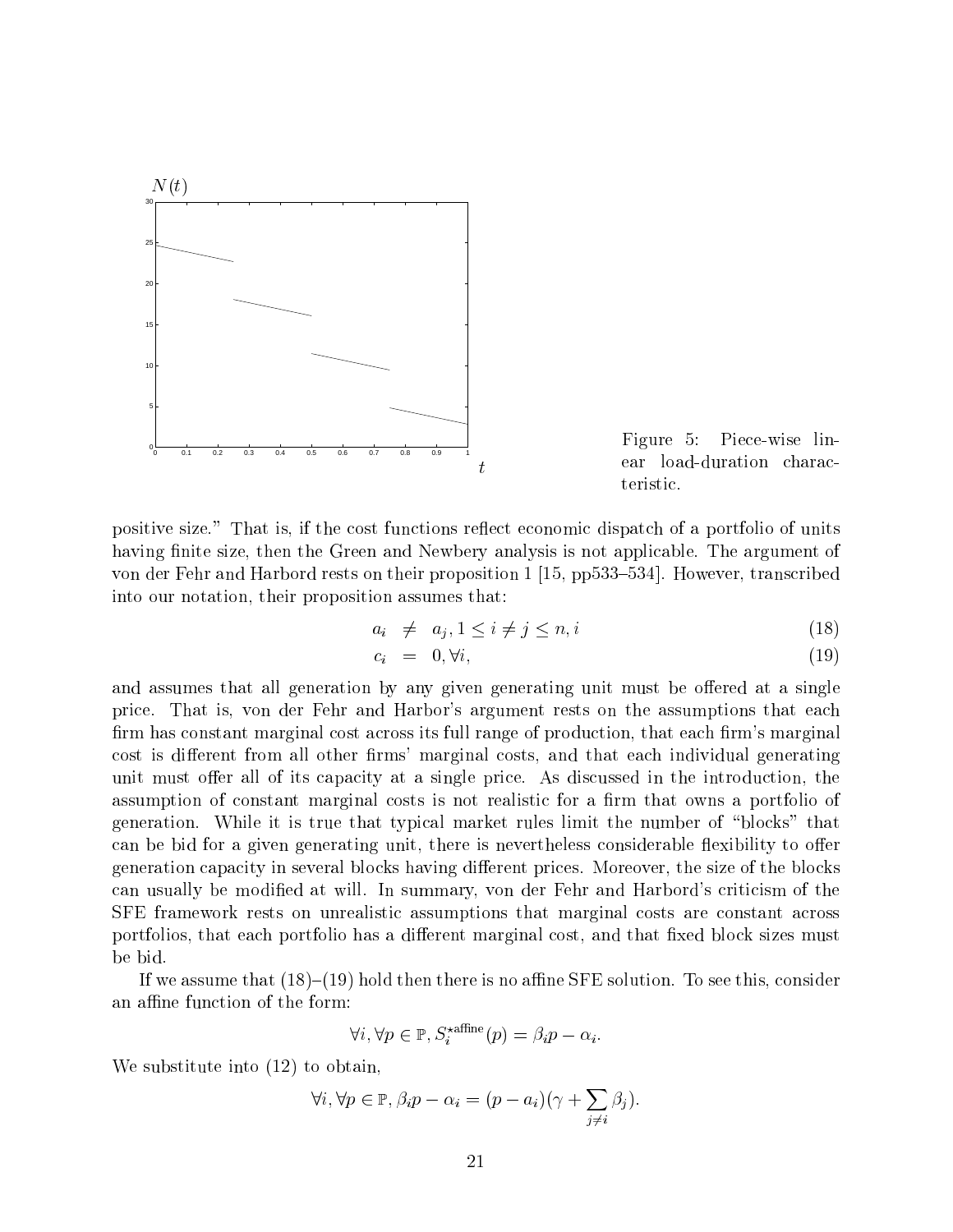Figure 5: Piece-wise linear load-duration characteristic.

positive size." That is, if the cost functions reflect economic dispatch of a portfolio of units having finite size, then the Green and Newbery analysis is not applicable. The argument of von der Fehr and Harbord rests on their proposition 1 [15, pp533–534]. However, transcribed into our notation, their proposition assumes that:

$$a_i \neq a_j, 1 \leq i \neq j \leq n, i \tag{18}$$

$$c_i = 0, \forall i, \tag{19}$$

and assumes that all generation by any given generating unit must be offered at a single price. That is, von der Fehr and Harbor's argument rests on the assumptions that each firm has constant marginal cost across its full range of production, that each firm's marginal cost is different from all other firms' marginal costs, and that each individual generating unit must offer all of its capacity at a single price. As discussed in the introduction, the assumption of constant marginal costs is not realistic for a firm that owns a portfolio of generation. While it is true that typical market rules limit the number of "blocks" that can be bid for a given generating unit, there is nevertheless considerable flexibility to offer generation capacity in several blocks having different prices. Moreover, the size of the blocks can usually be modified at will. In summary, von der Fehr and Harbord's criticism of the SFE framework rests on unrealistic assumptions that marginal costs are constant across portfolios, that each portfolio has a different marginal cost, and that fixed block sizes must be bid.

If we assume that (18)–(19) hold then there is no affine SFE solution. To see this, consider an affine function of the form:

$$\forall i, \forall p \in \mathbb{P}, S_i^{\star \text{affine}}(p) = \beta_i p - \alpha_i.$$

We substitute into (12) to obtain,

$$\forall i, \forall p \in \mathbb{P}, \beta_i p - \alpha_i = (p - a_i)(\gamma + \sum_{j \neq i} \beta_j).$$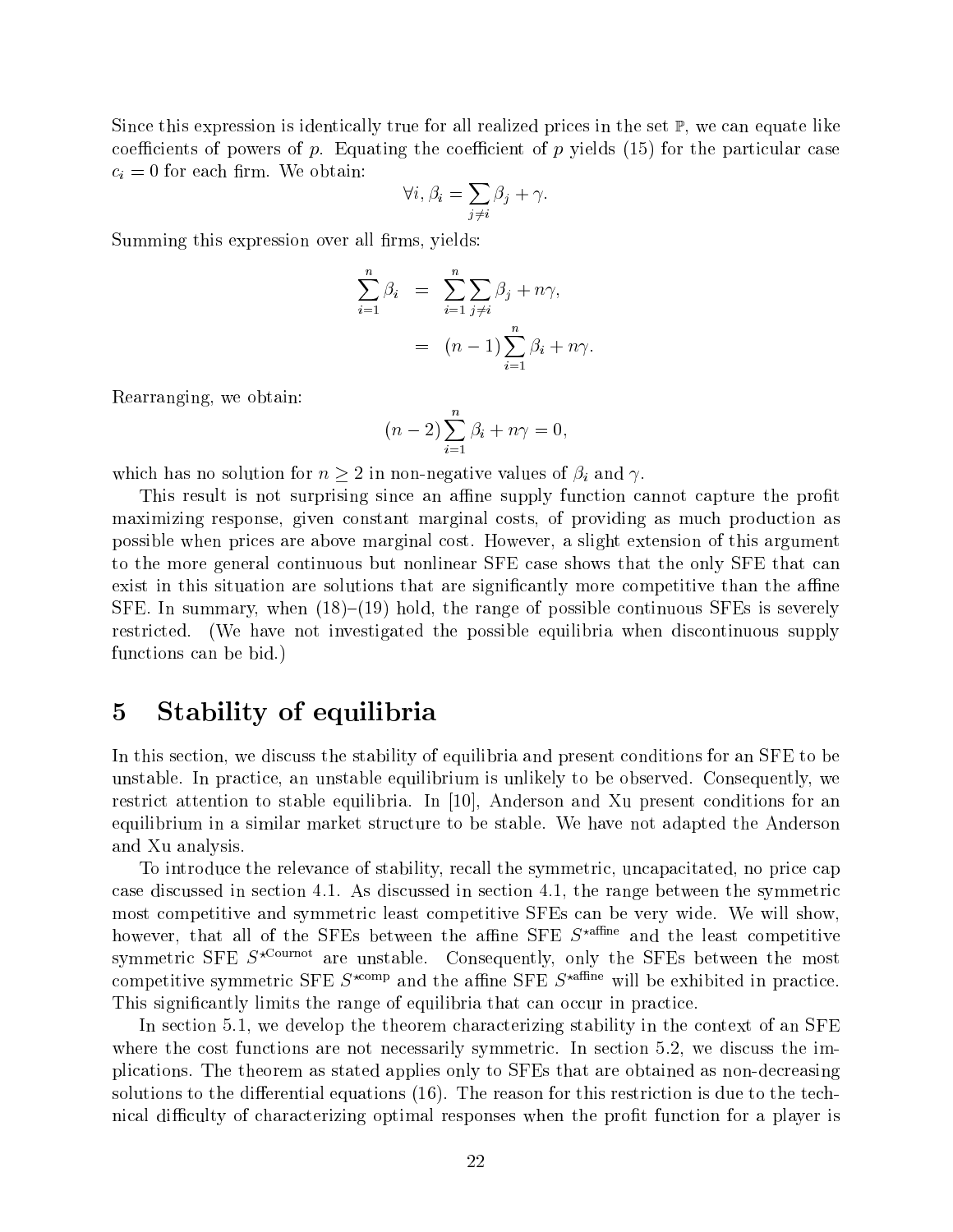Since this expression is identically true for all realized prices in the set $\mathbb{P}$, we can equate like coefficients of powers of $p$. Equating the coefficient of $p$ yields (15) for the particular case $c_i = 0$ for each firm. We obtain:

$$\forall i, \beta_i = \sum_{j \neq i} \beta_j + \gamma.$$

Summing this expression over all firms, yields:

$$\begin{aligned}\sum_{i=1}^{n} \beta_i &= \sum_{i=1}^{n} \sum_{j \neq i} \beta_j + n\gamma, \\ &= (n-1) \sum_{i=1}^{n} \beta_i + n\gamma.\end{aligned}$$

Rearranging, we obtain:

$$(n-2) \sum_{i=1}^{n} \beta_i + n\gamma = 0,$$

which has no solution for $n \geq 2$ in non-negative values of $\beta_i$ and $\gamma$.

This result is not surprising since an affine supply function cannot capture the profit maximizing response, given constant marginal costs, of providing as much production as possible when prices are above marginal cost. However, a slight extension of this argument to the more general continuous but nonlinear SFE case shows that the only SFE that can exist in this situation are solutions that are significantly more competitive than the affine SFE. In summary, when (18)–(19) hold, the range of possible continuous SFEs is severely restricted. (We have not investigated the possible equilibria when discontinuous supply functions can be bid.)

# 5 Stability of equilibria

In this section, we discuss the stability of equilibria and present conditions for an SFE to be unstable. In practice, an unstable equilibrium is unlikely to be observed. Consequently, we restrict attention to stable equilibria. In [10], Anderson and Xu present conditions for an equilibrium in a similar market structure to be stable. We have not adapted the Anderson and Xu analysis.

To introduce the relevance of stability, recall the symmetric, uncapacitated, no price cap case discussed in section 4.1. As discussed in section 4.1, the range between the symmetric most competitive and symmetric least competitive SFEs can be very wide. We will show, however, that all of the SFEs between the affine SFE $S^{\star\text{affine}}$ and the least competitive symmetric SFE $S^{\star\text{Cournot}}$ are unstable. Consequently, only the SFEs between the most competitive symmetric SFE $S^{\star\text{comp}}$ and the affine SFE $S^{\star\text{affine}}$ will be exhibited in practice. This significantly limits the range of equilibria that can occur in practice.

In section 5.1, we develop the theorem characterizing stability in the context of an SFE where the cost functions are not necessarily symmetric. In section 5.2, we discuss the implications. The theorem as stated applies only to SFEs that are obtained as non-decreasing solutions to the differential equations (16). The reason for this restriction is due to the technical difficulty of characterizing optimal responses when the profit function for a player is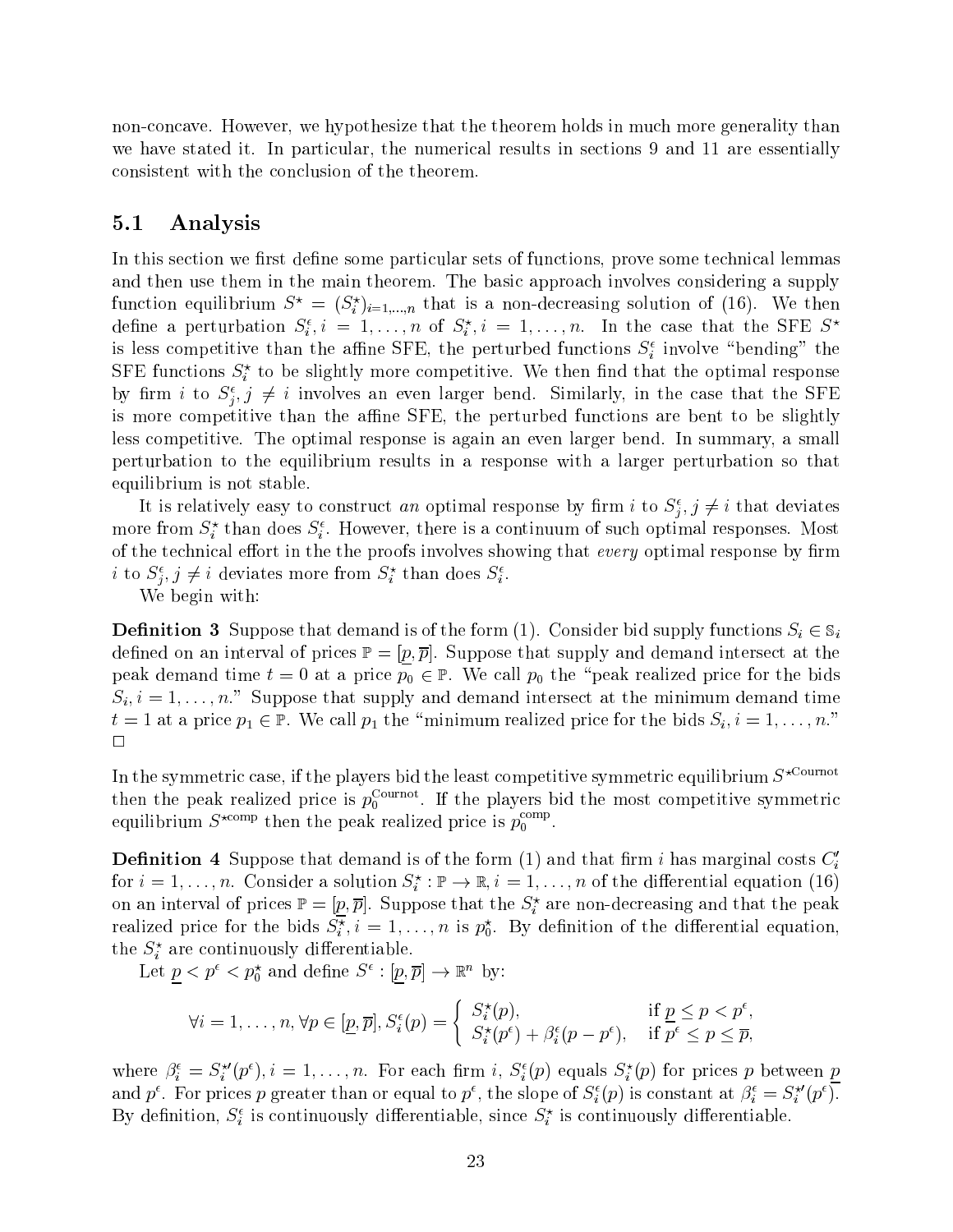non-concave. However, we hypothesize that the theorem holds in much more generality than we have stated it. In particular, the numerical results in sections 9 and 11 are essentially consistent with the conclusion of the theorem.

## 5.1 Analysis

In this section we first define some particular sets of functions, prove some technical lemmas and then use them in the main theorem. The basic approach involves considering a supply function equilibrium $S^\star = (S_i^\star)_{i=1,\dots,n}$ that is a non-decreasing solution of (16). We then define a perturbation $S_i^\epsilon, i = 1, \dots, n$ of $S_i^\star, i = 1, \dots, n$. In the case that the SFE $S^\star$ is less competitive than the affine SFE, the perturbed functions $S_i^\epsilon$ involve "bending" the SFE functions $S_i^\star$ to be slightly more competitive. We then find that the optimal response by firm $i$ to $S_j^\epsilon, j \neq i$ involves an even larger bend. Similarly, in the case that the SFE is more competitive than the affine SFE, the perturbed functions are bent to be slightly less competitive. The optimal response is again an even larger bend. In summary, a small perturbation to the equilibrium results in a response with a larger perturbation so that equilibrium is not stable.

It is relatively easy to construct *an* optimal response by firm $i$ to $S_j^\epsilon, j \neq i$ that deviates more from $S_i^\star$ than does $S_i^\epsilon$. However, there is a continuum of such optimal responses. Most of the technical effort in the the proofs involves showing that *every* optimal response by firm $i$ to $S_j^\epsilon, j \neq i$ deviates more from $S_i^\star$ than does $S_i^\epsilon$.

We begin with:

**Definition 3** Suppose that demand is of the form (1). Consider bid supply functions $S_i \in \mathbb{S}_i$ defined on an interval of prices $\mathbb{P} = [\underline{p}, \overline{p}]$. Suppose that supply and demand intersect at the peak demand time $t = 0$ at a price $p_0 \in \mathbb{P}$. We call $p_0$ the "peak realized price for the bids $S_i, i = 1, \dots, n$." Suppose that supply and demand intersect at the minimum demand time $t = 1$ at a price $p_1 \in \mathbb{P}$. We call $p_1$ the "minimum realized price for the bids $S_i, i = 1, \dots, n$." $\Box$

In the symmetric case, if the players bid the least competitive symmetric equilibrium $S^{\star\text{Cournot}}$ then the peak realized price is $p_0^{\text{Cournot}}$. If the players bid the most competitive symmetric equilibrium $S^{\star\text{comp}}$ then the peak realized price is $p_0^{\text{comp}}$.

**Definition 4** Suppose that demand is of the form (1) and that firm $i$ has marginal costs $C_i'$ for $i = 1, \dots, n$. Consider a solution $S_i^\star : \mathbb{P} \to \mathbb{R}, i = 1, \dots, n$ of the differential equation (16) on an interval of prices $\mathbb{P} = [\underline{p}, \overline{p}]$. Suppose that the $S_i^\star$ are non-decreasing and that the peak realized price for the bids $S_i^\star, i = 1, \dots, n$ is $p_0^\star$. By definition of the differential equation, the $S_i^\star$ are continuously differentiable.

Let $\underline{p} < p^\epsilon < p_0^\star$ and define $S^\epsilon : [\underline{p}, \overline{p}] \to \mathbb{R}^n$ by:

$$\forall i = 1, \dots, n, \forall p \in [\underline{p}, \overline{p}], S_i^\epsilon(p) = \begin{cases} S_i^\star(p), & \text{if } \underline{p} \leq p < p^\epsilon, \\ S_i^\star(p^\epsilon) + \beta_i^\epsilon (p - p^\epsilon), & \text{if } p^\epsilon \leq p \leq \overline{p}, \end{cases}$$

where $\beta_i^\epsilon = S_i^{\star\prime}(p^\epsilon), i = 1, \dots, n$. For each firm $i$, $S_i^\epsilon(p)$ equals $S_i^\star(p)$ for prices $p$ between $\underline{p}$ and $p^\epsilon$. For prices $p$ greater than or equal to $p^\epsilon$, the slope of $S_i^\epsilon(p)$ is constant at $\beta_i^\epsilon = S_i^{\star\prime}(p^\epsilon)$. By definition, $S_i^\epsilon$ is continuously differentiable, since $S_i^\star$ is continuously differentiable.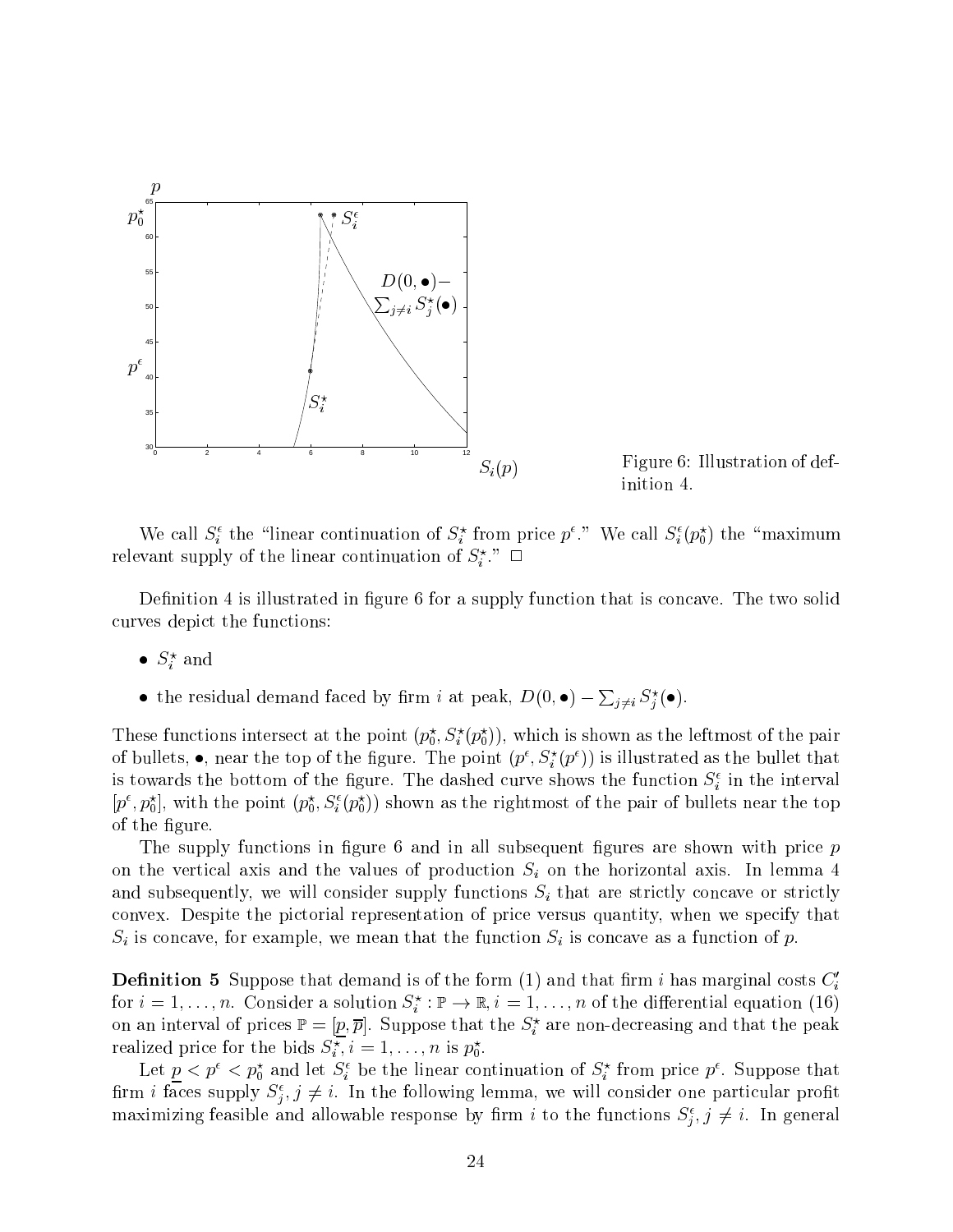Figure 6: Illustration of definition 4.

We call $S_i^\epsilon$ the "linear continuation of $S_i^\star$ from price $p^\epsilon$." We call $S_i^\epsilon(p_0^\star)$ the "maximum relevant supply of the linear continuation of $S_i^\star$." $\square$

Definition 4 is illustrated in figure 6 for a supply function that is concave. The two solid curves depict the functions:

- $S_i^\star$ and
- the residual demand faced by firm $i$ at peak, $D(0, \bullet) - \sum_{j \neq i} S_j^\star(\bullet)$.

These functions intersect at the point $(p_0^\star, S_i^\star(p_0^\star))$, which is shown as the leftmost of the pair of bullets, $\bullet$, near the top of the figure. The point $(p^\epsilon, S_i^\star(p^\epsilon))$ is illustrated as the bullet that is towards the bottom of the figure. The dashed curve shows the function $S_i^\epsilon$ in the interval $[p^\epsilon, p_0^\star]$, with the point $(p_0^\star, S_i^\epsilon(p_0^\star))$ shown as the rightmost of the pair of bullets near the top of the figure.

The supply functions in figure 6 and in all subsequent figures are shown with price $p$ on the vertical axis and the values of production $S_i$ on the horizontal axis. In lemma 4 and subsequently, we will consider supply functions $S_i$ that are strictly concave or strictly convex. Despite the pictorial representation of price versus quantity, when we specify that $S_i$ is concave, for example, we mean that the function $S_i$ is concave as a function of $p$.

**Definition 5** Suppose that demand is of the form (1) and that firm $i$ has marginal costs $C_i'$ for $i = 1, \ldots, n$. Consider a solution $S_i^\star : \mathbb{P} \to \mathbb{R}, i = 1, \ldots, n$ of the differential equation (16) on an interval of prices $\mathbb{P} = [\underline{p}, \overline{p}]$. Suppose that the $S_i^\star$ are non-decreasing and that the peak realized price for the bids $S_i^\star, i = 1, \ldots, n$ is $p_0^\star$.

Let $\underline{p} < p^\epsilon < p_0^\star$ and let $S_i^\epsilon$ be the linear continuation of $S_i^\star$ from price $p^\epsilon$. Suppose that firm $i$ faces supply $S_j^\epsilon, j \neq i$. In the following lemma, we will consider one particular profit maximizing feasible and allowable response by firm $i$ to the functions $S_j^\epsilon, j \neq i$. In general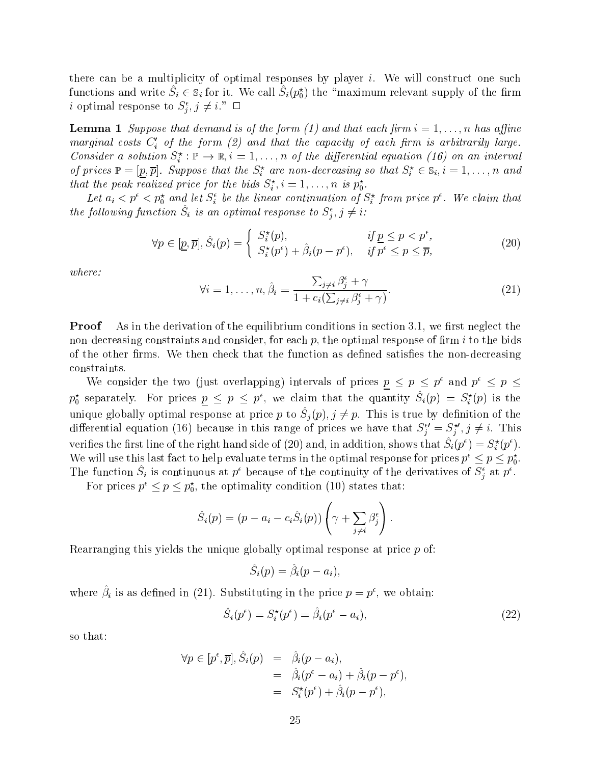there can be a multiplicity of optimal responses by player $i$. We will construct one such functions and write $\hat{S}_i \in \mathbb{S}_i$ for it. We call $\hat{S}_i(p_0^\star)$ the "maximum relevant supply of the firm $i$ optimal response to $S_j^\epsilon, j \neq i$." $\square$

**Lemma 1** *Suppose that demand is of the form (1) and that each firm $i = 1, \ldots, n$ has affine marginal costs $C_i'$ of the form (2) and that the capacity of each firm is arbitrarily large. Consider a solution $S_i^\star : \mathbb{P} \to \mathbb{R}, i = 1, \ldots, n$ of the differential equation (16) on an interval of prices $\mathbb{P} = [\underline{p}, \overline{p}]$. Suppose that the $S_i^\star$ are non-decreasing so that $S_i^\star \in \mathbb{S}_i, i = 1, \ldots, n$ and that the peak realized price for the bids $S_i^\star, i = 1, \ldots, n$ is $p_0^\star$.*

*Let $a_i < p^\epsilon < p_0^\star$ and let $S_i^\epsilon$ be the linear continuation of $S_i^\star$ from price $p^\epsilon$. We claim that the following function $\hat{S}_i$ is an optimal response to $S_j^\epsilon, j \neq i$:*

$$\forall p \in [\underline{p}, \overline{p}], \hat{S}_i(p) = \begin{cases} S_i^\star(p), & \text{if } \underline{p} \leq p < p^\epsilon, \\ S_i^\star(p^\epsilon) + \hat{\beta}_i(p - p^\epsilon), & \text{if } p^\epsilon \leq p \leq \overline{p}, \end{cases} \tag{20}$$

*where:*

$$\forall i = 1, \ldots, n, \hat{\beta}_i = \frac{\sum_{j \neq i} \beta_j^\epsilon + \gamma}{1 + c_i(\sum_{j \neq i} \beta_j^\epsilon + \gamma)}. \tag{21}$$

**Proof** As in the derivation of the equilibrium conditions in section 3.1, we first neglect the non-decreasing constraints and consider, for each $p$, the optimal response of firm $i$ to the bids of the other firms. We then check that the function as defined satisfies the non-decreasing constraints.

We consider the two (just overlapping) intervals of prices $\underline{p} \leq p \leq p^\epsilon$ and $p^\epsilon \leq p \leq p_0^\star$ separately. For prices $\underline{p} \leq p \leq p^\epsilon$, we claim that the quantity $\hat{S}_i(p) = S_i^\star(p)$ is the unique globally optimal response at price $p$ to $\hat{S}_j(p), j \neq p$. This is true by definition of the differential equation (16) because in this range of prices we have that $S_j^{\epsilon\prime} = S_j^{\star\prime}, j \neq i$. This verifies the first line of the right hand side of (20) and, in addition, shows that $\hat{S}_i(p^\epsilon) = S_i^\star(p^\epsilon)$. We will use this last fact to help evaluate terms in the optimal response for prices $p^\epsilon \leq p \leq p_0^\star$. The function $\hat{S}_i$ is continuous at $p^\epsilon$ because of the continuity of the derivatives of $S_j^\epsilon$ at $p^\epsilon$.

For prices $p^\epsilon \leq p \leq p_0^\star$, the optimality condition (10) states that:

$$\hat{S}_i(p) = (p - a_i - c_i \hat{S}_i(p)) \left( \gamma + \sum_{j \neq i} \beta_j^\epsilon \right).$$

Rearranging this yields the unique globally optimal response at price $p$ of:

$$\hat{S}_i(p) = \hat{\beta}_i(p - a_i),$$

where $\hat{\beta}_i$ is as defined in (21). Substituting in the price $p = p^\epsilon$, we obtain:

$$\hat{S}_i(p^\epsilon) = S_i^\star(p^\epsilon) = \hat{\beta}_i(p^\epsilon - a_i), \tag{22}$$

so that:

$$\begin{aligned} \forall p \in [p^\epsilon, \overline{p}], \hat{S}_i(p) &= \hat{\beta}_i(p - a_i), \\ &= \hat{\beta}_i(p^\epsilon - a_i) + \hat{\beta}_i(p - p^\epsilon), \\ &= S_i^\star(p^\epsilon) + \hat{\beta}_i(p - p^\epsilon), \end{aligned}$$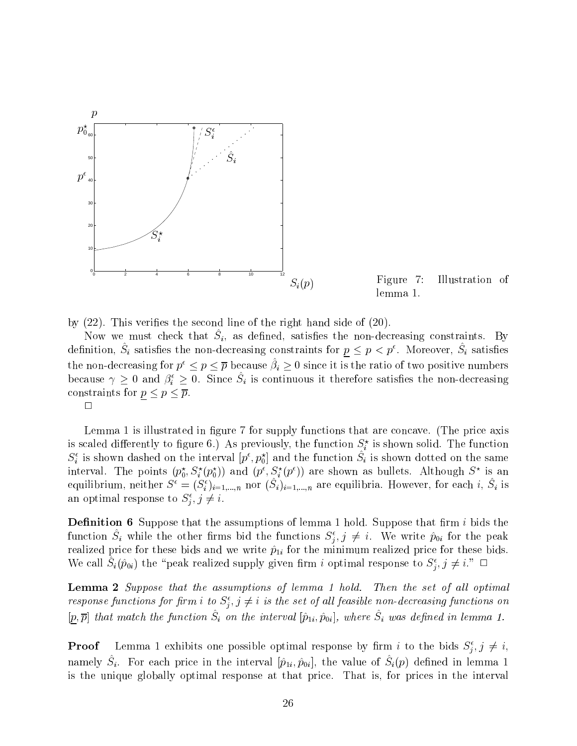Figure 7: Illustration of lemma 1.

by (22). This verifies the second line of the right hand side of (20).

Now we must check that $\hat{S}_i$, as defined, satisfies the non-decreasing constraints. By definition, $\hat{S}_i$ satisfies the non-decreasing constraints for $\underline{p} \leq p < p^\epsilon$. Moreover, $\hat{S}_i$ satisfies the non-decreasing for $p^\epsilon \leq p \leq \overline{p}$ because $\hat{\beta}_i \geq 0$ since it is the ratio of two positive numbers because $\gamma \geq 0$ and $\beta_i^\epsilon \geq 0$. Since $\hat{S}_i$ is continuous it therefore satisfies the non-decreasing constraints for $\underline{p} \leq p \leq \overline{p}$.

□

Lemma 1 is illustrated in figure 7 for supply functions that are concave. (The price axis is scaled differently to figure 6.) As previously, the function $S_i^\star$ is shown solid. The function $S_i^\epsilon$ is shown dashed on the interval $[p^\epsilon, p_0^\star]$ and the function $\hat{S}_i$ is shown dotted on the same interval. The points $(p_0^\star, S_i^\star(p_0^\star))$ and $(p^\epsilon, S_i^\star(p^\epsilon))$ are shown as bullets. Although $S^\star$ is an equilibrium, neither $S^\epsilon = (S_i^\epsilon)_{i=1,\ldots,n}$ nor $(\hat{S}_i)_{i=1,\ldots,n}$ are equilibria. However, for each $i$, $\hat{S}_i$ is an optimal response to $S_j^\epsilon, j \neq i$.

**Definition 6** Suppose that the assumptions of lemma 1 hold. Suppose that firm $i$ bids the function $\hat{S}_i$ while the other firms bid the functions $S_j^\epsilon, j \neq i$. We write $\hat{p}_{0i}$ for the peak realized price for these bids and we write $\hat{p}_{1i}$ for the minimum realized price for these bids. We call $\hat{S}_i(\hat{p}_{0i})$ the "peak realized supply given firm $i$ optimal response to $S_j^\epsilon, j \neq i$." □

**Lemma 2** *Suppose that the assumptions of lemma 1 hold. Then the set of all optimal response functions for firm $i$ to $S_j^\epsilon, j \neq i$ is the set of all feasible non-decreasing functions on $[\underline{p}, \overline{p}]$ that match the function $\hat{S}_i$ on the interval $[\hat{p}_{1i}, \hat{p}_{0i}]$, where $\hat{S}_i$ was defined in lemma 1.*

**Proof** Lemma 1 exhibits one possible optimal response by firm $i$ to the bids $S_j^\epsilon, j \neq i$, namely $\hat{S}_i$. For each price in the interval $[\hat{p}_{1i}, \hat{p}_{0i}]$, the value of $\hat{S}_i(p)$ defined in lemma 1 is the unique globally optimal response at that price. That is, for prices in the interval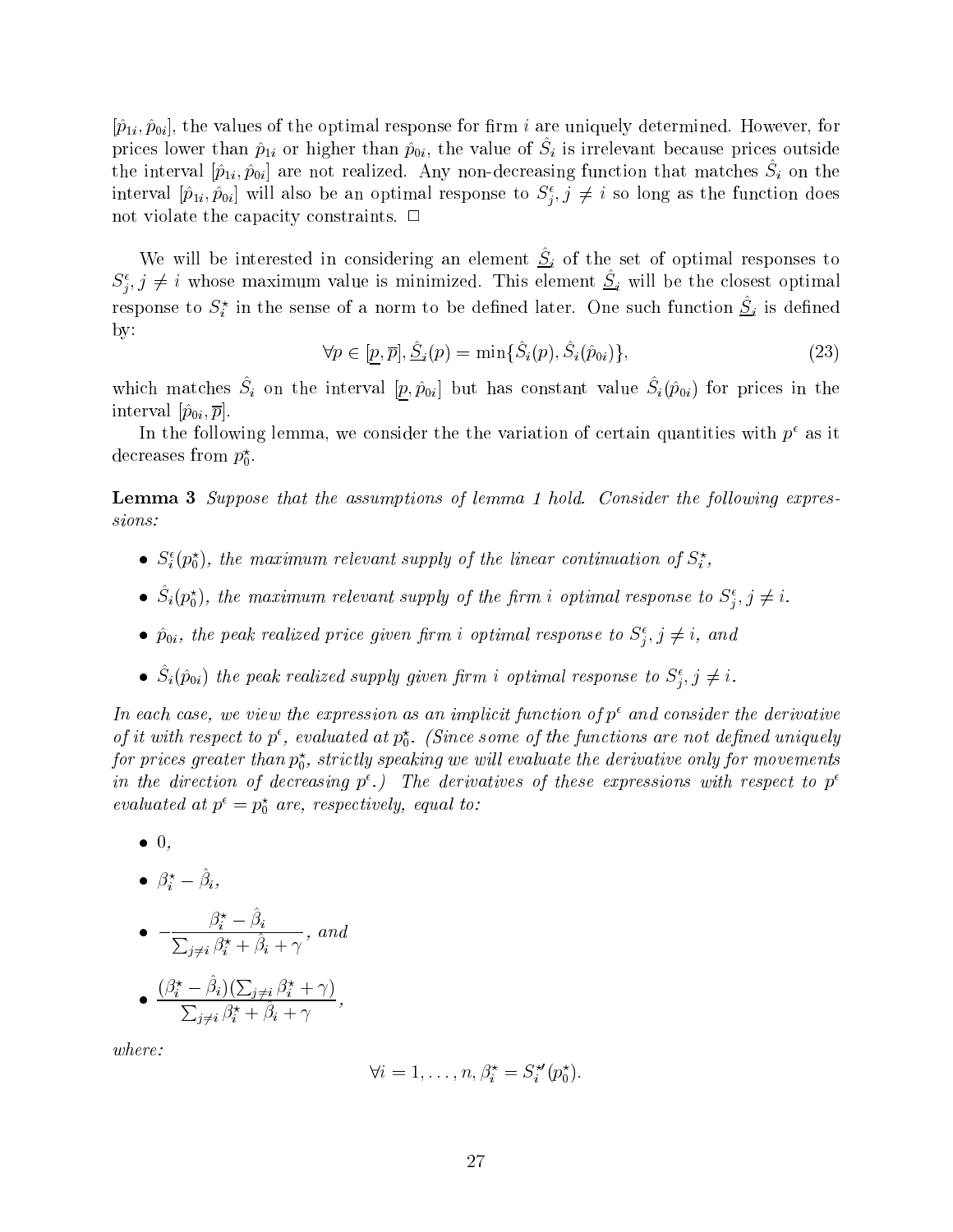$[\hat{p}_{1i}, \hat{p}_{0i}]$, the values of the optimal response for firm $i$ are uniquely determined. However, for prices lower than $\hat{p}_{1i}$ or higher than $\hat{p}_{0i}$, the value of $\hat{S}_i$ is irrelevant because prices outside the interval $[\hat{p}_{1i}, \hat{p}_{0i}]$ are not realized. Any non-decreasing function that matches $\hat{S}_i$ on the interval $[\hat{p}_{1i}, \hat{p}_{0i}]$ will also be an optimal response to $S^{\epsilon}_j, j \neq i$ so long as the function does not violate the capacity constraints. $\square$

We will be interested in considering an element $\underline{\hat{S}}_i$ of the set of optimal responses to $S^{\epsilon}_j, j \neq i$ whose maximum value is minimized. This element $\underline{\hat{S}}_i$ will be the closest optimal response to $S^{\star}_i$ in the sense of a norm to be defined later. One such function $\underline{\hat{S}}_i$ is defined by:

$$\forall p \in [\underline{p}, \overline{p}], \underline{\hat{S}}_i(p) = \min\{\hat{S}_i(p), \hat{S}_i(\hat{p}_{0i})\}, \tag{23}$$

which matches $\hat{S}_i$ on the interval $[\underline{p}, \hat{p}_{0i}]$ but has constant value $\hat{S}_i(\hat{p}_{0i})$ for prices in the interval $[\hat{p}_{0i}, \overline{p}]$.

In the following lemma, we consider the the variation of certain quantities with $p^{\epsilon}$ as it decreases from $p^{\star}_0$.

**Lemma 3** *Suppose that the assumptions of lemma 1 hold. Consider the following expressions:*

- $S^{\epsilon}_i(p^{\star}_0)$*, the maximum relevant supply of the linear continuation of* $S^{\star}_i$*,*
- $\hat{S}_i(p^{\star}_0)$*, the maximum relevant supply of the firm* $i$ *optimal response to* $S^{\epsilon}_j, j \neq i$*.*
- $\hat{p}_{0i}$*, the peak realized price given firm* $i$ *optimal response to* $S^{\epsilon}_j, j \neq i$*, and*
- $\hat{S}_i(\hat{p}_{0i})$ *the peak realized supply given firm* $i$ *optimal response to* $S^{\epsilon}_j, j \neq i$*.*

*In each case, we view the expression as an implicit function of* $p^{\epsilon}$ *and consider the derivative of it with respect to* $p^{\epsilon}$*, evaluated at* $p^{\star}_0$*. (Since some of the functions are not defined uniquely for prices greater than* $p^{\star}_0$*, strictly speaking we will evaluate the derivative only for movements in the direction of decreasing* $p^{\epsilon}$*.) The derivatives of these expressions with respect to* $p^{\epsilon}$ *evaluated at* $p^{\epsilon} = p^{\star}_0$ *are, respectively, equal to:*

- $0$,
- $\beta^{\star}_i - \hat{\beta}_i$,
- $-\dfrac{\beta^{\star}_i - \hat{\beta}_i}{\sum_{j \neq i} \beta^{\star}_i + \hat{\beta}_i + \gamma}$*, and*
- $\dfrac{(\beta^{\star}_i - \hat{\beta}_i)(\sum_{j \neq i} \beta^{\star}_i + \gamma)}{\sum_{j \neq i} \beta^{\star}_i + \hat{\beta}_i + \gamma}$,

*where:*

$$\forall i = 1, \ldots, n, \beta^{\star}_i = S^{\star\prime}_i(p^{\star}_0).$$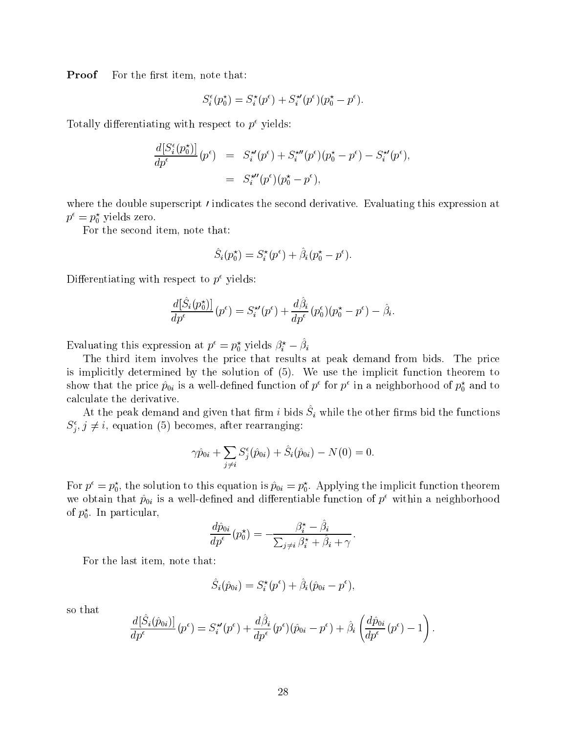**Proof** For the first item, note that:

$$S_i^{\epsilon}(p_0^{\star}) = S_i^{\star}(p^{\epsilon}) + S_i^{\star\prime}(p^{\epsilon})(p_0^{\star} - p^{\epsilon}).$$

Totally differentiating with respect to $p^{\epsilon}$ yields:

$$\begin{aligned}
\frac{d[S_i^{\epsilon}(p_0^{\star})]}{dp^{\epsilon}}(p^{\epsilon}) &= S_i^{\star\prime}(p^{\epsilon}) + S_i^{\star\prime\prime}(p^{\epsilon})(p_0^{\star} - p^{\epsilon}) - S_i^{\star\prime}(p^{\epsilon}), \\
&= S_i^{\star\prime\prime}(p^{\epsilon})(p_0^{\star} - p^{\epsilon}),
\end{aligned}$$

where the double superscript $\prime$ indicates the second derivative. Evaluating this expression at $p^{\epsilon} = p_0^{\star}$ yields zero.

For the second item, note that:

$$\hat{S}_i(p_0^{\star}) = S_i^{\star}(p^{\epsilon}) + \hat{\beta}_i(p_0^{\star} - p^{\epsilon}).$$

Differentiating with respect to $p^{\epsilon}$ yields:

$$\frac{d[\hat{S}_i(p_0^{\star})]}{dp^{\epsilon}}(p^{\epsilon}) = S_i^{\star\prime}(p^{\epsilon}) + \frac{d\hat{\beta}_i}{dp^{\epsilon}}(p_0^{\epsilon})(p_0^{\star} - p^{\epsilon}) - \hat{\beta}_i.$$

Evaluating this expression at $p^{\epsilon} = p_0^{\star}$ yields $\beta_i^{\star} - \hat{\beta}_i$

The third item involves the price that results at peak demand from bids. The price is implicitly determined by the solution of (5). We use the implicit function theorem to show that the price $\hat{p}_{0i}$ is a well-defined function of $p^{\epsilon}$ for $p^{\epsilon}$ in a neighborhood of $p_0^{\star}$ and to calculate the derivative.

At the peak demand and given that firm $i$ bids $\hat{S}_i$ while the other firms bid the functions $S_j^{\epsilon}, j \neq i$, equation (5) becomes, after rearranging:

$$\gamma \hat{p}_{0i} + \sum_{j \neq i} S_j^{\epsilon}(\hat{p}_{0i}) + \hat{S}_i(\hat{p}_{0i}) - N(0) = 0.$$

For $p^{\epsilon} = p_0^{\star}$, the solution to this equation is $\hat{p}_{0i} = p_0^{\star}$. Applying the implicit function theorem we obtain that $\hat{p}_{0i}$ is a well-defined and differentiable function of $p^{\epsilon}$ within a neighborhood of $p_0^{\star}$. In particular,

$$\frac{d\hat{p}_{0i}}{dp^{\epsilon}}(p_0^{\star}) = -\frac{\beta_i^{\star} - \hat{\beta}_i}{\sum_{j \neq i} \beta_i^{\star} + \hat{\beta}_i + \gamma}.$$

For the last item, note that:

$$\hat{S}_i(\hat{p}_{0i}) = S_i^{\star}(p^{\epsilon}) + \hat{\beta}_i(\hat{p}_{0i} - p^{\epsilon}),$$

so that

$$\frac{d[\hat{S}_i(\hat{p}_{0i})]}{dp^{\epsilon}}(p^{\epsilon}) = S_i^{\star\prime}(p^{\epsilon}) + \frac{d\hat{\beta}_i}{dp^{\epsilon}}(p^{\epsilon})(\hat{p}_{0i} - p^{\epsilon}) + \hat{\beta}_i\left(\frac{d\hat{p}_{0i}}{dp^{\epsilon}}(p^{\epsilon}) - 1\right).$$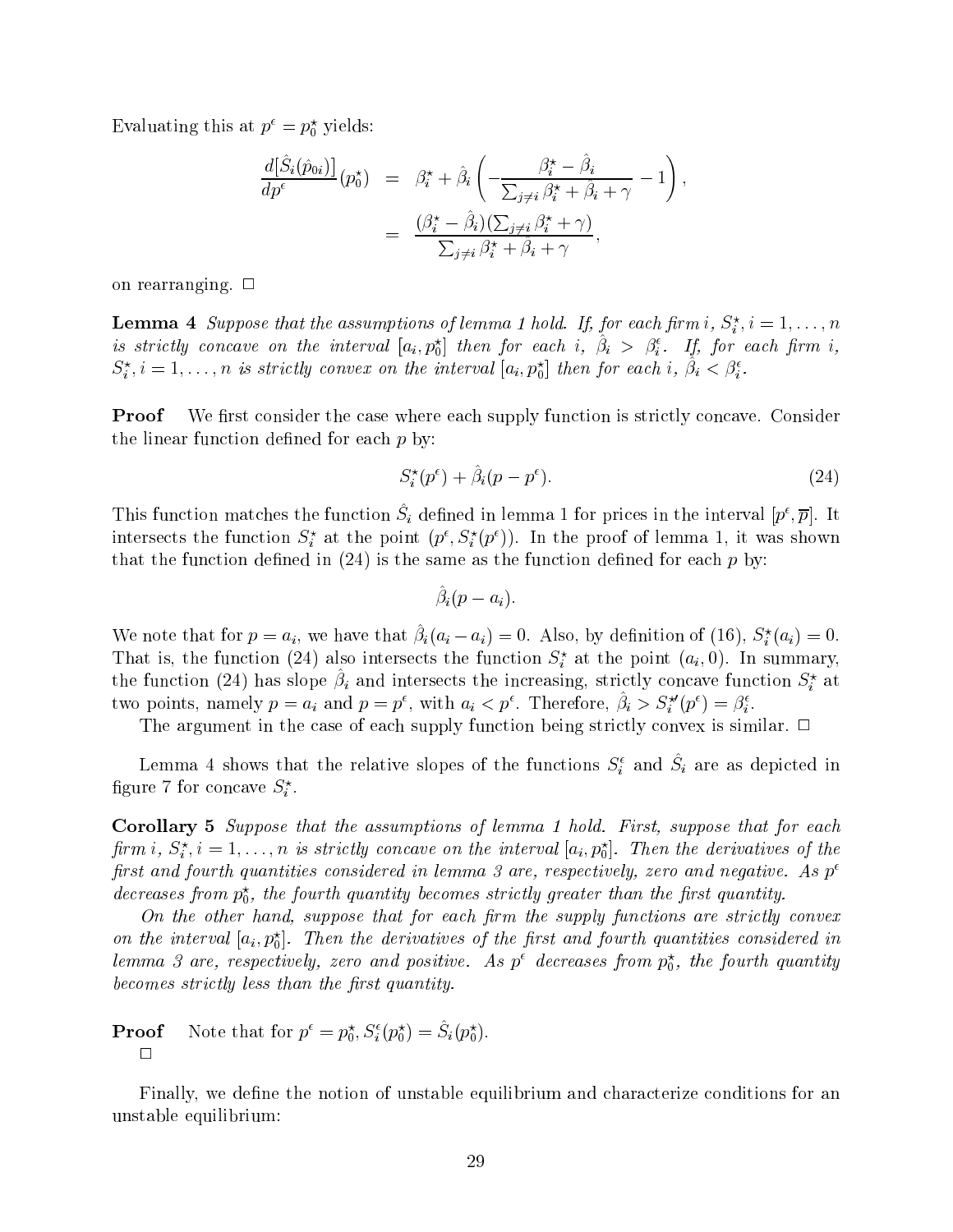Evaluating this at $p^\epsilon = p_0^\star$ yields:

$$
\begin{aligned}
\frac{d[\hat{S}_i(\hat{p}_{0i})]}{dp^\epsilon}(p_0^\star) &= \beta_i^\star + \hat{\beta}_i\left(-\frac{\beta_i^\star - \hat{\beta}_i}{\sum_{j\neq i}\beta_i^\star + \hat{\beta}_i + \gamma} - 1\right), \\
&= \frac{(\beta_i^\star - \hat{\beta}_i)(\sum_{j\neq i}\beta_i^\star + \gamma)}{\sum_{j\neq i}\beta_i^\star + \hat{\beta}_i + \gamma},
\end{aligned}
$$

on rearranging. □

**Lemma 4** *Suppose that the assumptions of lemma 1 hold. If, for each firm $i$, $S_i^\star, i = 1, \ldots, n$ is strictly concave on the interval $[a_i, p_0^\star]$ then for each $i$, $\hat{\beta}_i > \beta_i^\epsilon$. If, for each firm $i$, $S_i^\star, i = 1, \ldots, n$ is strictly convex on the interval $[a_i, p_0^\star]$ then for each $i$, $\hat{\beta}_i < \beta_i^\epsilon$.*

**Proof** We first consider the case where each supply function is strictly concave. Consider the linear function defined for each $p$ by:

$$
S_i^\star(p^\epsilon) + \hat{\beta}_i(p - p^\epsilon). \tag{24}
$$

This function matches the function $\hat{S}_i$ defined in lemma 1 for prices in the interval $[p^\epsilon, \overline{p}]$. It intersects the function $S_i^\star$ at the point $(p^\epsilon, S_i^\star(p^\epsilon))$. In the proof of lemma 1, it was shown that the function defined in (24) is the same as the function defined for each $p$ by:

$$
\hat{\beta}_i(p - a_i).
$$

We note that for $p = a_i$, we have that $\hat{\beta}_i(a_i - a_i) = 0$. Also, by definition of (16), $S_i^\star(a_i) = 0$. That is, the function (24) also intersects the function $S_i^\star$ at the point $(a_i, 0)$. In summary, the function (24) has slope $\hat{\beta}_i$ and intersects the increasing, strictly concave function $S_i^\star$ at two points, namely $p = a_i$ and $p = p^\epsilon$, with $a_i < p^\epsilon$. Therefore, $\hat{\beta}_i > S_i^{\star\prime}(p^\epsilon) = \beta_i^\epsilon$.

The argument in the case of each supply function being strictly convex is similar. □

Lemma 4 shows that the relative slopes of the functions $S_i^\epsilon$ and $\hat{S}_i$ are as depicted in figure 7 for concave $S_i^\star$.

**Corollary 5** *Suppose that the assumptions of lemma 1 hold. First, suppose that for each firm $i$, $S_i^\star, i = 1, \ldots, n$ is strictly concave on the interval $[a_i, p_0^\star]$. Then the derivatives of the first and fourth quantities considered in lemma 3 are, respectively, zero and negative. As $p^\epsilon$ decreases from $p_0^\star$, the fourth quantity becomes strictly greater than the first quantity.*

*On the other hand, suppose that for each firm the supply functions are strictly convex on the interval $[a_i, p_0^\star]$. Then the derivatives of the first and fourth quantities considered in lemma 3 are, respectively, zero and positive. As $p^\epsilon$ decreases from $p_0^\star$, the fourth quantity becomes strictly less than the first quantity.*

**Proof** Note that for $p^\epsilon = p_0^\star, S_i^\epsilon(p_0^\star) = \hat{S}_i(p_0^\star)$.
□

Finally, we define the notion of unstable equilibrium and characterize conditions for an unstable equilibrium: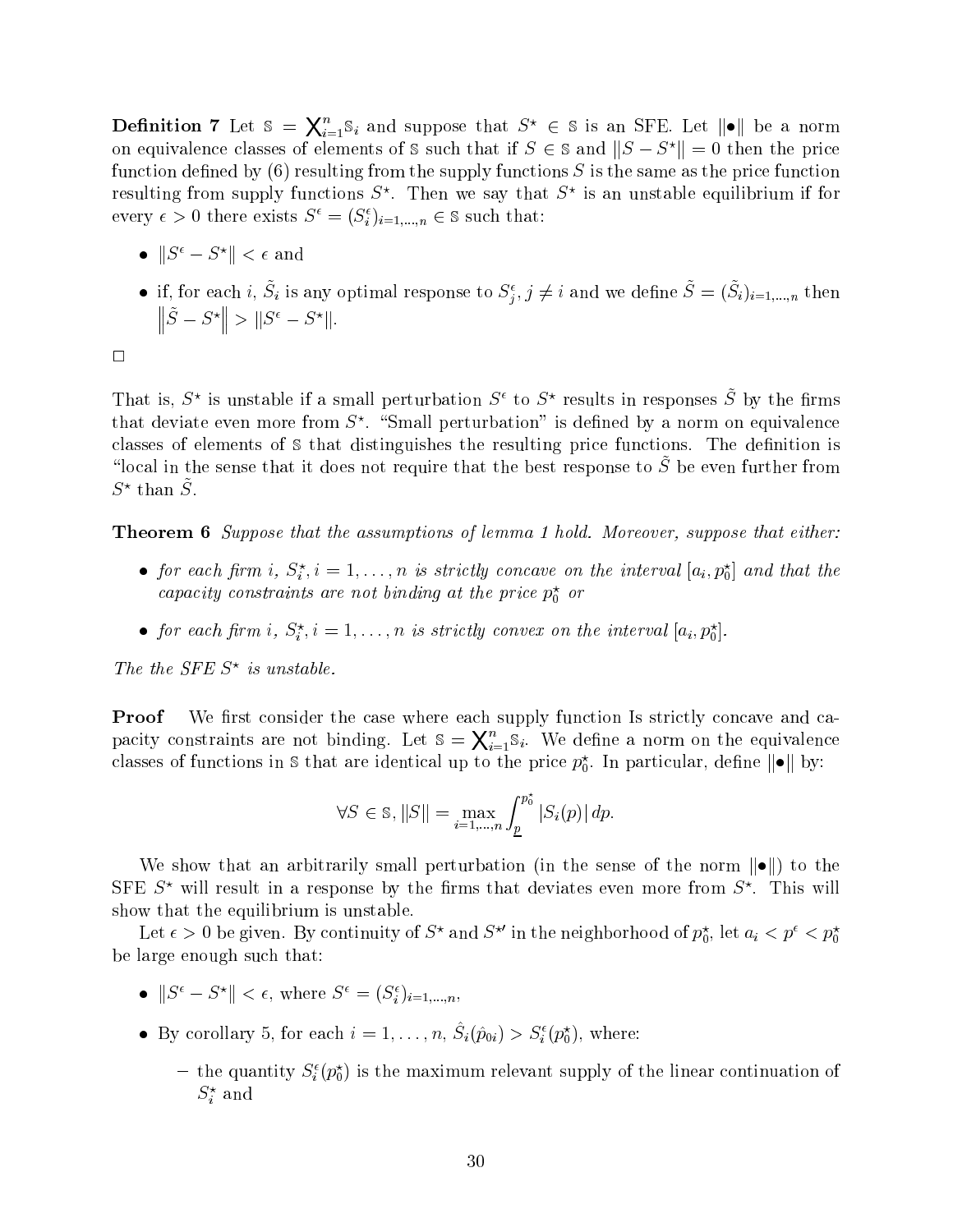**Definition 7** Let $\mathbb{S} = \bigtimes_{i=1}^{n} \mathbb{S}_i$ and suppose that $S^\star \in \mathbb{S}$ is an SFE. Let $\|\bullet\|$ be a norm on equivalence classes of elements of $\mathbb{S}$ such that if $S \in \mathbb{S}$ and $\|S - S^\star\| = 0$ then the price function defined by (6) resulting from the supply functions $S$ is the same as the price function resulting from supply functions $S^\star$. Then we say that $S^\star$ is an unstable equilibrium if for every $\epsilon > 0$ there exists $S^\epsilon = (S_i^\epsilon)_{i=1,\ldots,n} \in \mathbb{S}$ such that:

- $\|S^\epsilon - S^\star\| < \epsilon$ and
- if, for each $i$, $\tilde{S}_i$ is any optimal response to $S_j^\epsilon, j \neq i$ and we define $\tilde{S} = (\tilde{S}_i)_{i=1,\ldots,n}$ then $\left\|\tilde{S} - S^\star\right\| > \|S^\epsilon - S^\star\|$.

□

That is, $S^\star$ is unstable if a small perturbation $S^\epsilon$ to $S^\star$ results in responses $\tilde{S}$ by the firms that deviate even more from $S^\star$. "Small perturbation" is defined by a norm on equivalence classes of elements of $\mathbb{S}$ that distinguishes the resulting price functions. The definition is "local in the sense that it does not require that the best response to $\tilde{S}$ be even further from $S^\star$ than $\tilde{S}$.

**Theorem 6** *Suppose that the assumptions of lemma 1 hold. Moreover, suppose that either:*

- *for each firm $i$, $S_i^\star, i = 1, \ldots, n$ is strictly concave on the interval $[a_i, p_0^\star]$ and that the capacity constraints are not binding at the price $p_0^\star$ or*
- *for each firm $i$, $S_i^\star, i = 1, \ldots, n$ is strictly convex on the interval $[a_i, p_0^\star]$.*

*The the SFE $S^\star$ is unstable.*

**Proof** We first consider the case where each supply function Is strictly concave and capacity constraints are not binding. Let $\mathbb{S} = \bigtimes_{i=1}^{n} \mathbb{S}_i$. We define a norm on the equivalence classes of functions in $\mathbb{S}$ that are identical up to the price $p_0^\star$. In particular, define $\|\bullet\|$ by:

$$\forall S \in \mathbb{S}, \|S\| = \max_{i=1,\ldots,n} \int_{\underline{p}}^{p_0^\star} |S_i(p)|\, dp.$$

We show that an arbitrarily small perturbation (in the sense of the norm $\|\bullet\|$) to the SFE $S^\star$ will result in a response by the firms that deviates even more from $S^\star$. This will show that the equilibrium is unstable.

Let $\epsilon > 0$ be given. By continuity of $S^\star$ and $S^{\star\prime}$ in the neighborhood of $p_0^\star$, let $a_i < p^\epsilon < p_0^\star$ be large enough such that:

- $\|S^\epsilon - S^\star\| < \epsilon$, where $S^\epsilon = (S_i^\epsilon)_{i=1,\ldots,n}$,
- By corollary 5, for each $i = 1, \ldots, n$, $\hat{S}_i(\hat{p}_{0i}) > S_i^\epsilon(p_0^\star)$, where:
  - the quantity $S_i^\epsilon(p_0^\star)$ is the maximum relevant supply of the linear continuation of $S_i^\star$ and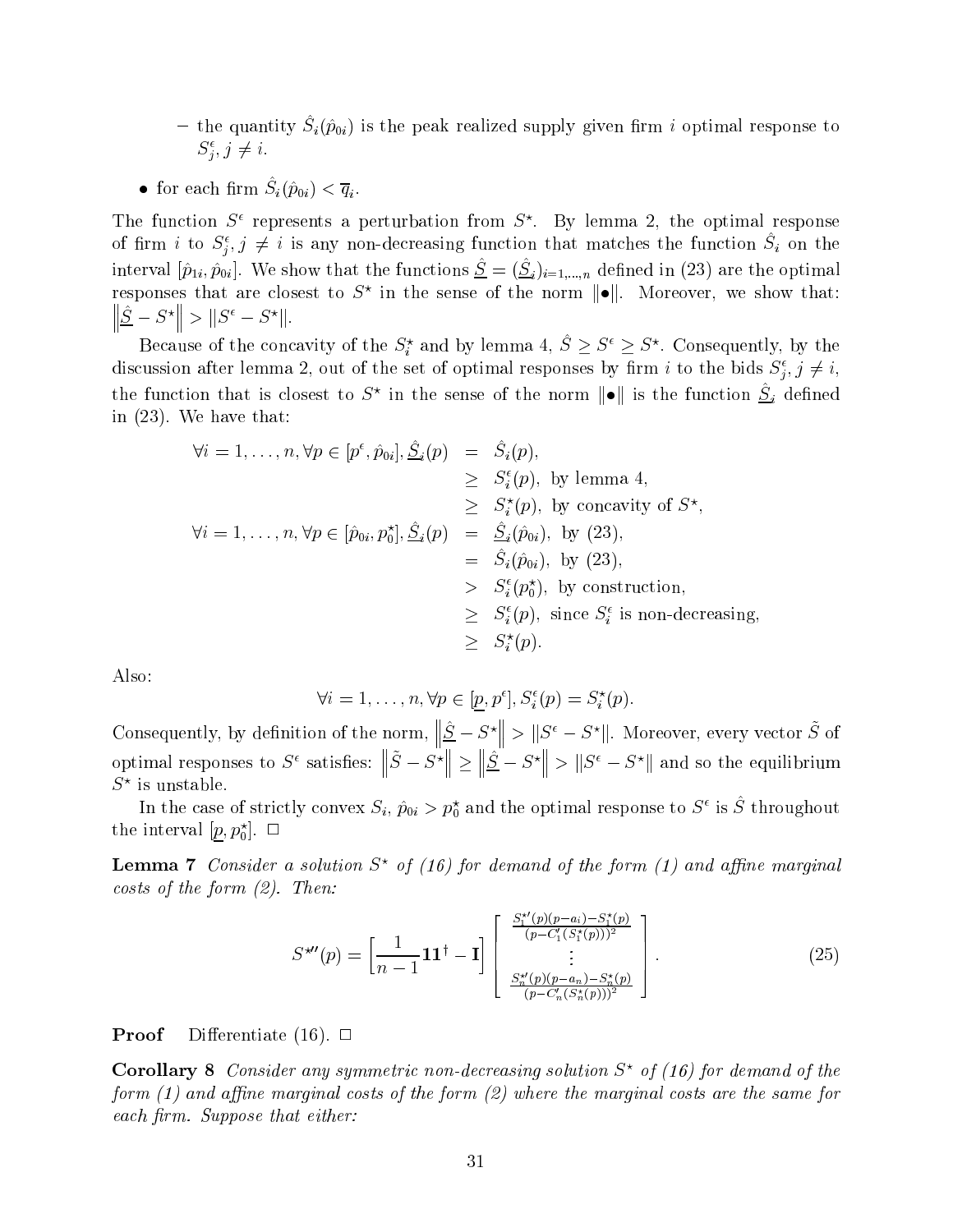- the quantity $\hat{S}_i(\hat{p}_{0i})$ is the peak realized supply given firm $i$ optimal response to $S^\epsilon_j, j \neq i$.

- for each firm $\hat{S}_i(\hat{p}_{0i}) < \overline{q}_i$.

The function $S^\epsilon$ represents a perturbation from $S^\star$. By lemma 2, the optimal response of firm $i$ to $S^\epsilon_j, j \neq i$ is any non-decreasing function that matches the function $\hat{S}_i$ on the interval $[\hat{p}_{1i}, \hat{p}_{0i}]$. We show that the functions $\underline{\hat{S}} = (\underline{\hat{S}}_i)_{i=1,\ldots,n}$ defined in (23) are the optimal responses that are closest to $S^\star$ in the sense of the norm $\|\bullet\|$. Moreover, we show that: $\left\|\underline{\hat{S}} - S^\star\right\| > \|S^\epsilon - S^\star\|$.

Because of the concavity of the $S^\star_i$ and by lemma 4, $\hat{S} \geq S^\epsilon \geq S^\star$. Consequently, by the discussion after lemma 2, out of the set of optimal responses by firm $i$ to the bids $S^\epsilon_j, j \neq i$, the function that is closest to $S^\star$ in the sense of the norm $\|\bullet\|$ is the function $\underline{\hat{S}}_i$ defined in (23). We have that:

$$
\begin{aligned}
\forall i = 1, \ldots, n, \forall p \in [p^\epsilon, \hat{p}_{0i}], \underline{\hat{S}}_i(p) &= \hat{S}_i(p), \\
&\geq S^\epsilon_i(p), \text{ by lemma 4}, \\
&\geq S^\star_i(p), \text{ by concavity of } S^\star, \\
\forall i = 1, \ldots, n, \forall p \in [\hat{p}_{0i}, p^\star_0], \underline{\hat{S}}_i(p) &= \underline{\hat{S}}_i(\hat{p}_{0i}), \text{ by (23)}, \\
&= \hat{S}_i(\hat{p}_{0i}), \text{ by (23)}, \\
&> S^\epsilon_i(p^\star_0), \text{ by construction}, \\
&\geq S^\epsilon_i(p), \text{ since } S^\epsilon_i \text{ is non-decreasing}, \\
&\geq S^\star_i(p).
\end{aligned}
$$

Also:

$$
\forall i = 1, \ldots, n, \forall p \in [\underline{p}, p^\epsilon], S^\epsilon_i(p) = S^\star_i(p).
$$

Consequently, by definition of the norm, $\left\|\underline{\hat{S}} - S^\star\right\| > \|S^\epsilon - S^\star\|$. Moreover, every vector $\tilde{S}$ of optimal responses to $S^\epsilon$ satisfies: $\left\|\tilde{S} - S^\star\right\| \geq \left\|\underline{\hat{S}} - S^\star\right\| > \|S^\epsilon - S^\star\|$ and so the equilibrium $S^\star$ is unstable.

In the case of strictly convex $S_i$, $\hat{p}_{0i} > p^\star_0$ and the optimal response to $S^\epsilon$ is $\hat{S}$ throughout the interval $[\underline{p}, p^\star_0]$. $\Box$

**Lemma 7** *Consider a solution $S^\star$ of (16) for demand of the form (1) and affine marginal costs of the form (2). Then:*

$$
S^{\star\prime\prime}(p) = \left[\frac{1}{n-1}\mathbf{1}\mathbf{1}^\dagger - \mathbf{I}\right] \begin{bmatrix} \frac{S^{\star\prime}_1(p)(p-a_1) - S^\star_1(p)}{(p - C'_1(S^\star_1(p)))^2} \\ \vdots \\ \frac{S^{\star\prime}_n(p)(p-a_n) - S^\star_n(p)}{(p - C'_n(S^\star_n(p)))^2} \end{bmatrix}. \tag{25}
$$

**Proof** Differentiate (16). $\Box$

**Corollary 8** *Consider any symmetric non-decreasing solution $S^\star$ of (16) for demand of the form (1) and affine marginal costs of the form (2) where the marginal costs are the same for each firm. Suppose that either:*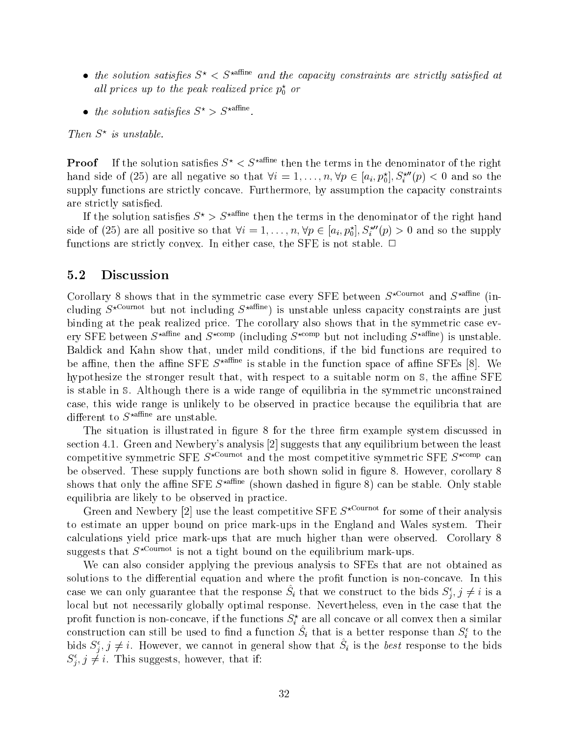- *the solution satisfies $S^\star < S^{\star\text{affine}}$ and the capacity constraints are strictly satisfied at all prices up to the peak realized price $p_0^\star$ or*
- *the solution satisfies $S^\star > S^{\star\text{affine}}$.*

*Then $S^\star$ is unstable.*

**Proof** If the solution satisfies $S^\star < S^{\star\text{affine}}$ then the terms in the denominator of the right hand side of (25) are all negative so that $\forall i = 1, \ldots, n, \forall p \in [a_i, p_0^\star], S_i^{\star\prime\prime}(p) < 0$ and so the supply functions are strictly concave. Furthermore, by assumption the capacity constraints are strictly satisfied.

If the solution satisfies $S^\star > S^{\star\text{affine}}$ then the terms in the denominator of the right hand side of (25) are all positive so that $\forall i = 1, \ldots, n, \forall p \in [a_i, p_0^\star], S_i^{\star\prime\prime}(p) > 0$ and so the supply functions are strictly convex. In either case, the SFE is not stable. $\Box$

## 5.2 Discussion

Corollary 8 shows that in the symmetric case every SFE between $S^{\star\text{Cournot}}$ and $S^{\star\text{affine}}$ (including $S^{\star\text{Cournot}}$ but not including $S^{\star\text{affine}}$) is unstable unless capacity constraints are just binding at the peak realized price. The corollary also shows that in the symmetric case every SFE between $S^{\star\text{affine}}$ and $S^{\star\text{comp}}$ (including $S^{\star\text{comp}}$ but not including $S^{\star\text{affine}}$) is unstable. Baldick and Kahn show that, under mild conditions, if the bid functions are required to be affine, then the affine SFE $S^{\star\text{affine}}$ is stable in the function space of affine SFEs [8]. We hypothesize the stronger result that, with respect to a suitable norm on $\mathbb{S}$, the affine SFE is stable in $\mathbb{S}$. Although there is a wide range of equilibria in the symmetric unconstrained case, this wide range is unlikely to be observed in practice because the equilibria that are different to $S^{\star\text{affine}}$ are unstable.

The situation is illustrated in figure 8 for the three firm example system discussed in section 4.1. Green and Newbery's analysis [2] suggests that any equilibrium between the least competitive symmetric SFE $S^{\star\text{Cournot}}$ and the most competitive symmetric SFE $S^{\star\text{comp}}$ can be observed. These supply functions are both shown solid in figure 8. However, corollary 8 shows that only the affine SFE $S^{\star\text{affine}}$ (shown dashed in figure 8) can be stable. Only stable equilibria are likely to be observed in practice.

Green and Newbery [2] use the least competitive SFE $S^{\star\text{Cournot}}$ for some of their analysis to estimate an upper bound on price mark-ups in the England and Wales system. Their calculations yield price mark-ups that are much higher than were observed. Corollary 8 suggests that $S^{\star\text{Cournot}}$ is not a tight bound on the equilibrium mark-ups.

We can also consider applying the previous analysis to SFEs that are not obtained as solutions to the differential equation and where the profit function is non-concave. In this case we can only guarantee that the response $\hat{S}_i$ that we construct to the bids $S_j^\epsilon, j \neq i$ is a local but not necessarily globally optimal response. Nevertheless, even in the case that the profit function is non-concave, if the functions $S_i^\star$ are all concave or all convex then a similar construction can still be used to find a function $\hat{S}_i$ that is a better response than $S_i^\epsilon$ to the bids $S_j^\epsilon, j \neq i$. However, we cannot in general show that $\hat{S}_i$ is the *best* response to the bids $S_j^\epsilon, j \neq i$. This suggests, however, that if: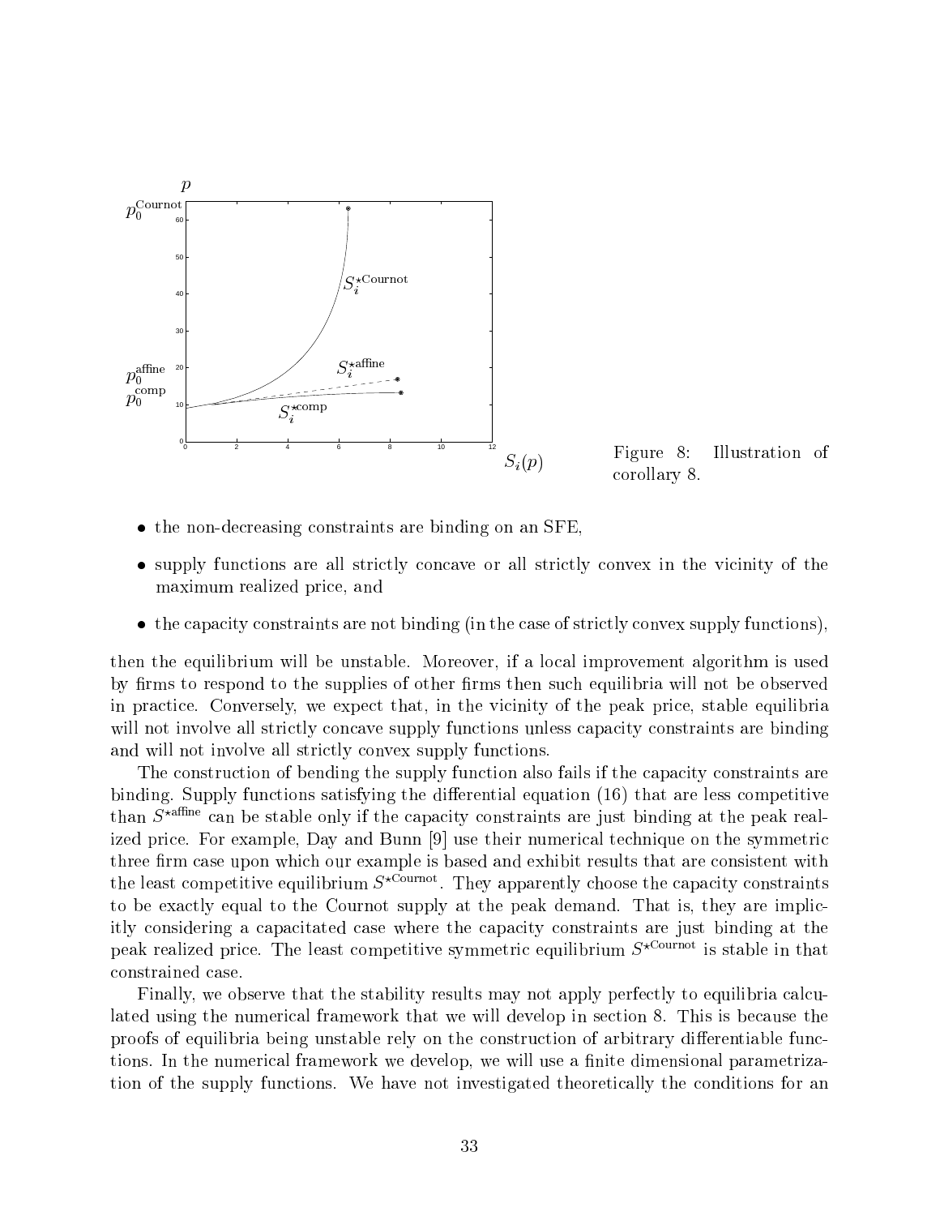Figure 8: Illustration of corollary 8.

- the non-decreasing constraints are binding on an SFE,
- supply functions are all strictly concave or all strictly convex in the vicinity of the maximum realized price, and
- the capacity constraints are not binding (in the case of strictly convex supply functions),

then the equilibrium will be unstable. Moreover, if a local improvement algorithm is used by firms to respond to the supplies of other firms then such equilibria will not be observed in practice. Conversely, we expect that, in the vicinity of the peak price, stable equilibria will not involve all strictly concave supply functions unless capacity constraints are binding and will not involve all strictly convex supply functions.

The construction of bending the supply function also fails if the capacity constraints are binding. Supply functions satisfying the differential equation (16) that are less competitive than $S^{\star\text{affine}}$ can be stable only if the capacity constraints are just binding at the peak realized price. For example, Day and Bunn [9] use their numerical technique on the symmetric three firm case upon which our example is based and exhibit results that are consistent with the least competitive equilibrium $S^{\star\text{Cournot}}$. They apparently choose the capacity constraints to be exactly equal to the Cournot supply at the peak demand. That is, they are implicitly considering a capacitated case where the capacity constraints are just binding at the peak realized price. The least competitive symmetric equilibrium $S^{\star\text{Cournot}}$ is stable in that constrained case.

Finally, we observe that the stability results may not apply perfectly to equilibria calculated using the numerical framework that we will develop in section 8. This is because the proofs of equilibria being unstable rely on the construction of arbitrary differentiable functions. In the numerical framework we develop, we will use a finite dimensional parametrization of the supply functions. We have not investigated theoretically the conditions for an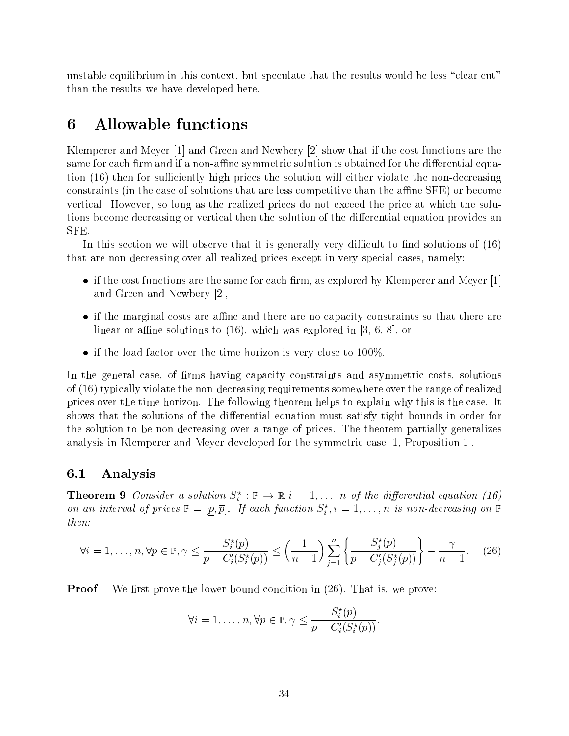unstable equilibrium in this context, but speculate that the results would be less "clear cut" than the results we have developed here.

# 6 Allowable functions

Klemperer and Meyer [1] and Green and Newbery [2] show that if the cost functions are the same for each firm and if a non-affine symmetric solution is obtained for the differential equation (16) then for sufficiently high prices the solution will either violate the non-decreasing constraints (in the case of solutions that are less competitive than the affine SFE) or become vertical. However, so long as the realized prices do not exceed the price at which the solutions become decreasing or vertical then the solution of the differential equation provides an SFE.

In this section we will observe that it is generally very difficult to find solutions of (16) that are non-decreasing over all realized prices except in very special cases, namely:

- if the cost functions are the same for each firm, as explored by Klemperer and Meyer [1] and Green and Newbery [2],
- if the marginal costs are affine and there are no capacity constraints so that there are linear or affine solutions to (16), which was explored in [3, 6, 8], or
- if the load factor over the time horizon is very close to 100%.

In the general case, of firms having capacity constraints and asymmetric costs, solutions of (16) typically violate the non-decreasing requirements somewhere over the range of realized prices over the time horizon. The following theorem helps to explain why this is the case. It shows that the solutions of the differential equation must satisfy tight bounds in order for the solution to be non-decreasing over a range of prices. The theorem partially generalizes analysis in Klemperer and Meyer developed for the symmetric case [1, Proposition 1].

## 6.1 Analysis

**Theorem 9** *Consider a solution $S_i^\star : \mathbb{P} \to \mathbb{R}, i = 1, \ldots, n$ of the differential equation (16) on an interval of prices $\mathbb{P} = [\underline{p}, \overline{p}]$. If each function $S_i^\star, i = 1, \ldots, n$ is non-decreasing on $\mathbb{P}$ then:*

$$\forall i = 1, \ldots, n, \forall p \in \mathbb{P}, \gamma \leq \frac{S_i^\star(p)}{p - C_i'(S_i^\star(p))} \leq \left(\frac{1}{n-1}\right) \sum_{j=1}^{n} \left\{ \frac{S_j^\star(p)}{p - C_j'(S_j^\star(p))} \right\} - \frac{\gamma}{n-1}. \tag{26}$$

**Proof** We first prove the lower bound condition in (26). That is, we prove:

$$\forall i = 1, \ldots, n, \forall p \in \mathbb{P}, \gamma \leq \frac{S_i^\star(p)}{p - C_i'(S_i^\star(p))}.$$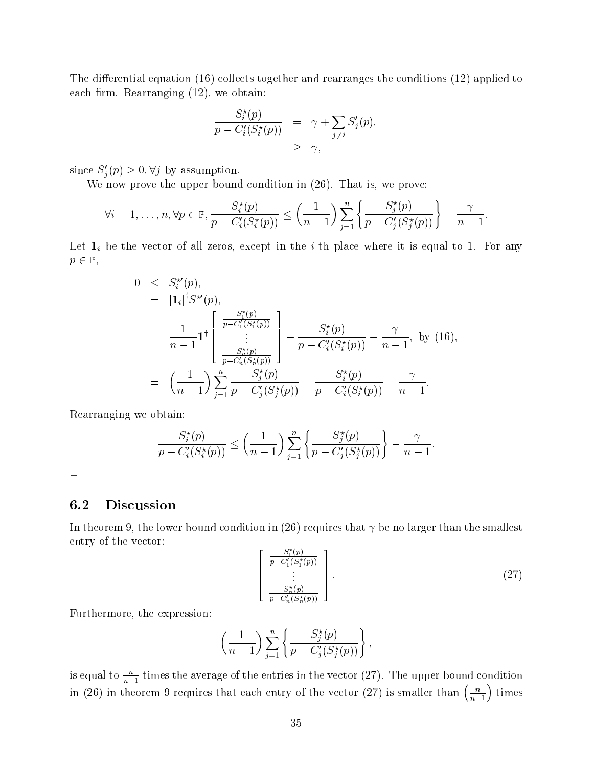The differential equation (16) collects together and rearranges the conditions (12) applied to each firm. Rearranging (12), we obtain:

$$\begin{aligned}
\frac{S_i^\star(p)}{p - C_i'(S_i^\star(p))} &= \gamma + \sum_{j \neq i} S_j'(p), \\
&\geq \gamma,
\end{aligned}$$

since $S_j'(p) \geq 0, \forall j$ by assumption.

We now prove the upper bound condition in (26). That is, we prove:

$$\forall i = 1, \ldots, n, \forall p \in \mathbb{P}, \frac{S_i^\star(p)}{p - C_i'(S_i^\star(p))} \leq \left(\frac{1}{n-1}\right) \sum_{j=1}^{n} \left\{ \frac{S_j^\star(p)}{p - C_j'(S_j^\star(p))} \right\} - \frac{\gamma}{n-1}.$$

Let $\mathbf{1}_i$ be the vector of all zeros, except in the $i$-th place where it is equal to 1. For any $p \in \mathbb{P}$,

$$\begin{aligned}
0 &\leq S_i^{\star\prime}(p), \\
&= [\mathbf{1}_i]^\dagger S^{\star\prime}(p), \\
&= \frac{1}{n-1} \mathbf{1}^\dagger \begin{bmatrix} \frac{S_1^\star(p)}{p - C_1'(S_1^\star(p))} \\ \vdots \\ \frac{S_n^\star(p)}{p - C_n'(S_n^\star(p))} \end{bmatrix} - \frac{S_i^\star(p)}{p - C_i'(S_i^\star(p))} - \frac{\gamma}{n-1}, \text{ by (16)}, \\
&= \left(\frac{1}{n-1}\right) \sum_{j=1}^{n} \frac{S_j^\star(p)}{p - C_j'(S_j^\star(p))} - \frac{S_i^\star(p)}{p - C_i'(S_i^\star(p))} - \frac{\gamma}{n-1}.
\end{aligned}$$

Rearranging we obtain:

$$\frac{S_i^\star(p)}{p - C_i'(S_i^\star(p))} \leq \left(\frac{1}{n-1}\right) \sum_{j=1}^{n} \left\{ \frac{S_j^\star(p)}{p - C_j'(S_j^\star(p))} \right\} - \frac{\gamma}{n-1}.$$

□

## 6.2 Discussion

In theorem 9, the lower bound condition in (26) requires that $\gamma$ be no larger than the smallest entry of the vector:

$$\begin{bmatrix} \frac{S_1^\star(p)}{p - C_1'(S_1^\star(p))} \\ \vdots \\ \frac{S_n^\star(p)}{p - C_n'(S_n^\star(p))} \end{bmatrix}. \tag{27}$$

Furthermore, the expression:

$$\left(\frac{1}{n-1}\right) \sum_{j=1}^{n} \left\{ \frac{S_j^\star(p)}{p - C_j'(S_j^\star(p))} \right\},$$

is equal to $\frac{n}{n-1}$ times the average of the entries in the vector (27). The upper bound condition in (26) in theorem 9 requires that each entry of the vector (27) is smaller than $\left(\frac{n}{n-1}\right)$ times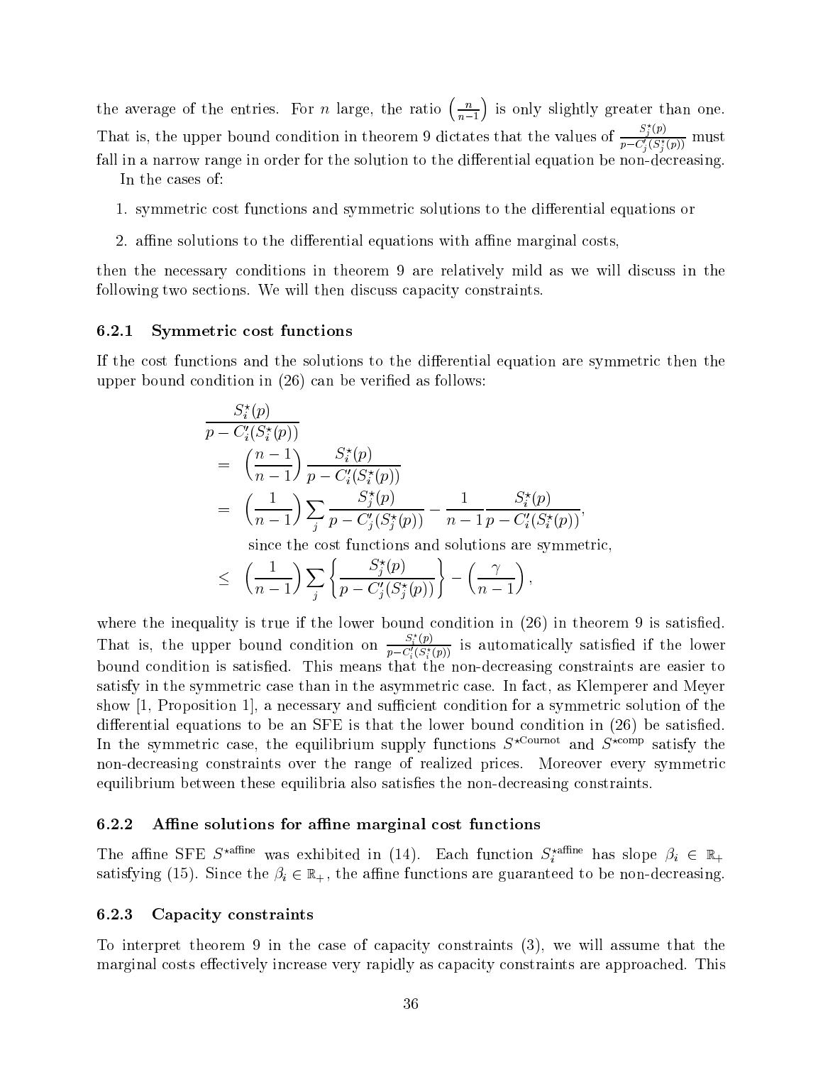the average of the entries. For $n$ large, the ratio $\left(\frac{n}{n-1}\right)$ is only slightly greater than one. That is, the upper bound condition in theorem 9 dictates that the values of $\frac{S_j^\star(p)}{p-C_j'(S_j^\star(p))}$ must fall in a narrow range in order for the solution to the differential equation be non-decreasing.

In the cases of:

1. symmetric cost functions and symmetric solutions to the differential equations or
2. affine solutions to the differential equations with affine marginal costs,

then the necessary conditions in theorem 9 are relatively mild as we will discuss in the following two sections. We will then discuss capacity constraints.

### 6.2.1 Symmetric cost functions

If the cost functions and the solutions to the differential equation are symmetric then the upper bound condition in (26) can be verified as follows:

$$
\begin{aligned}
&\frac{S_i^\star(p)}{p-C_i'(S_i^\star(p))} \\
&\quad = \left(\frac{n-1}{n-1}\right)\frac{S_i^\star(p)}{p-C_i'(S_i^\star(p))} \\
&\quad = \left(\frac{1}{n-1}\right)\sum_j \frac{S_j^\star(p)}{p-C_j'(S_j^\star(p))} - \frac{1}{n-1}\frac{S_i^\star(p)}{p-C_i'(S_i^\star(p))}, \\
&\qquad\quad \text{since the cost functions and solutions are symmetric,} \\
&\quad \leq \left(\frac{1}{n-1}\right)\sum_j \left\{\frac{S_j^\star(p)}{p-C_j'(S_j^\star(p))}\right\} - \left(\frac{\gamma}{n-1}\right),
\end{aligned}
$$

where the inequality is true if the lower bound condition in (26) in theorem 9 is satisfied. That is, the upper bound condition on $\frac{S_i^\star(p)}{p-C_i'(S_i^\star(p))}$ is automatically satisfied if the lower bound condition is satisfied. This means that the non-decreasing constraints are easier to satisfy in the symmetric case than in the asymmetric case. In fact, as Klemperer and Meyer show [1, Proposition 1], a necessary and sufficient condition for a symmetric solution of the differential equations to be an SFE is that the lower bound condition in (26) be satisfied. In the symmetric case, the equilibrium supply functions $S^{\star\text{Cournot}}$ and $S^{\star\text{comp}}$ satisfy the non-decreasing constraints over the range of realized prices. Moreover every symmetric equilibrium between these equilibria also satisfies the non-decreasing constraints.

### 6.2.2 Affine solutions for affine marginal cost functions

The affine SFE $S^{\star\text{affine}}$ was exhibited in (14). Each function $S_i^{\star\text{affine}}$ has slope $\beta_i \in \mathbb{R}_+$ satisfying (15). Since the $\beta_i \in \mathbb{R}_+$, the affine functions are guaranteed to be non-decreasing.

### 6.2.3 Capacity constraints

To interpret theorem 9 in the case of capacity constraints (3), we will assume that the marginal costs effectively increase very rapidly as capacity constraints are approached. This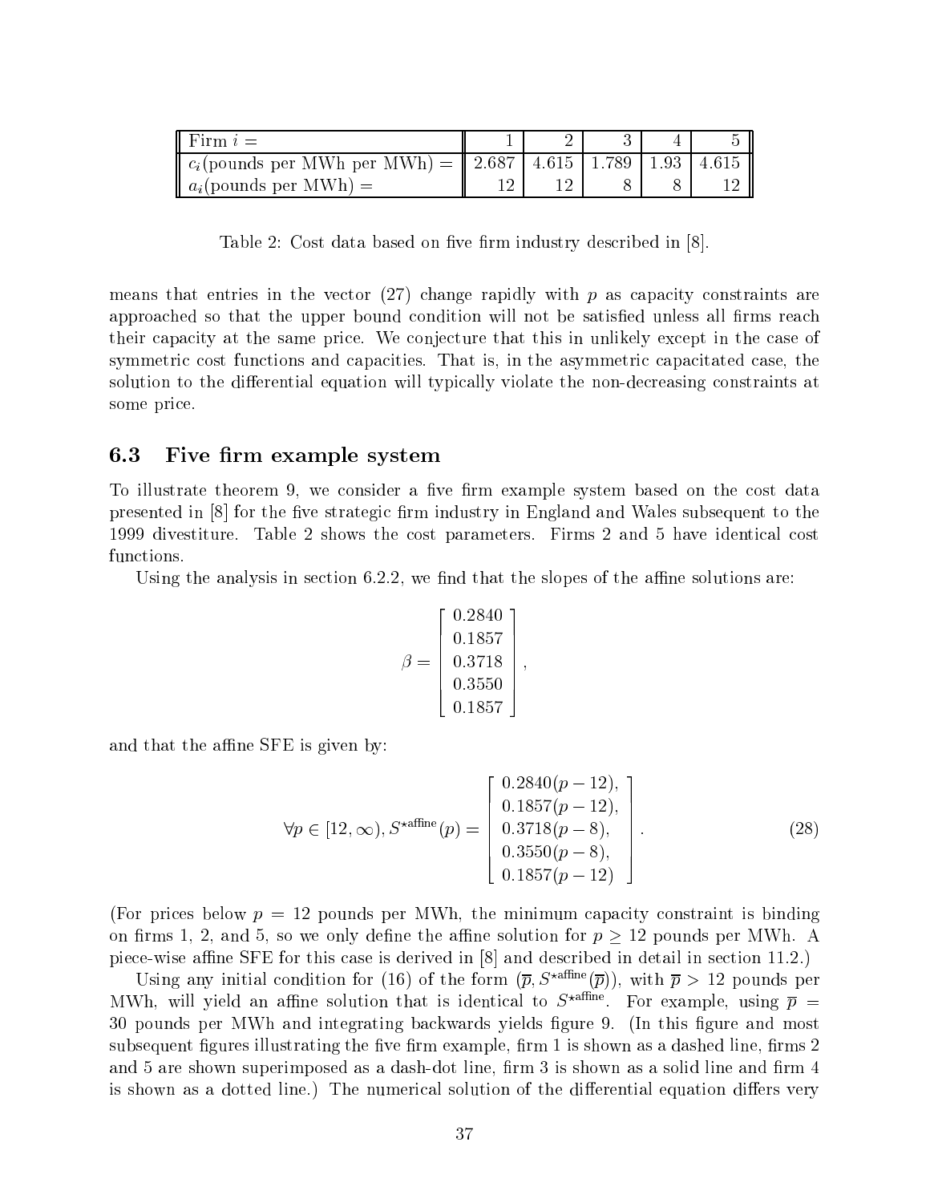| Firm $i$ = | 1 | 2 | 3 | 4 | 5 |
|---|---|---|---|---|---|
| $c_i$(pounds per MWh per MWh) = | 2.687 | 4.615 | 1.789 | 1.93 | 4.615 |
| $a_i$(pounds per MWh) = | 12 | 12 | 8 | 8 | 12 |

Table 2: Cost data based on five firm industry described in [8].

means that entries in the vector (27) change rapidly with $p$ as capacity constraints are approached so that the upper bound condition will not be satisfied unless all firms reach their capacity at the same price. We conjecture that this in unlikely except in the case of symmetric cost functions and capacities. That is, in the asymmetric capacitated case, the solution to the differential equation will typically violate the non-decreasing constraints at some price.

### 6.3 Five firm example system

To illustrate theorem 9, we consider a five firm example system based on the cost data presented in [8] for the five strategic firm industry in England and Wales subsequent to the 1999 divestiture. Table 2 shows the cost parameters. Firms 2 and 5 have identical cost functions.

Using the analysis in section 6.2.2, we find that the slopes of the affine solutions are:

$$\beta = \begin{bmatrix} 0.2840 \\ 0.1857 \\ 0.3718 \\ 0.3550 \\ 0.1857 \end{bmatrix},$$

and that the affine SFE is given by:

$$\forall p \in [12, \infty), S^{\star \text{affine}}(p) = \begin{bmatrix} 0.2840(p-12), \\ 0.1857(p-12), \\ 0.3718(p-8), \\ 0.3550(p-8), \\ 0.1857(p-12) \end{bmatrix}. \tag{28}$$

(For prices below $p = 12$ pounds per MWh, the minimum capacity constraint is binding on firms 1, 2, and 5, so we only define the affine solution for $p \geq 12$ pounds per MWh. A piece-wise affine SFE for this case is derived in [8] and described in detail in section 11.2.)

Using any initial condition for (16) of the form $(\overline{p}, S^{\star \text{affine}}(\overline{p}))$, with $\overline{p} > 12$ pounds per MWh, will yield an affine solution that is identical to $S^{\star \text{affine}}$. For example, using $\overline{p} = 30$ pounds per MWh and integrating backwards yields figure 9. (In this figure and most subsequent figures illustrating the five firm example, firm 1 is shown as a dashed line, firms 2 and 5 are shown superimposed as a dash-dot line, firm 3 is shown as a solid line and firm 4 is shown as a dotted line.) The numerical solution of the differential equation differs very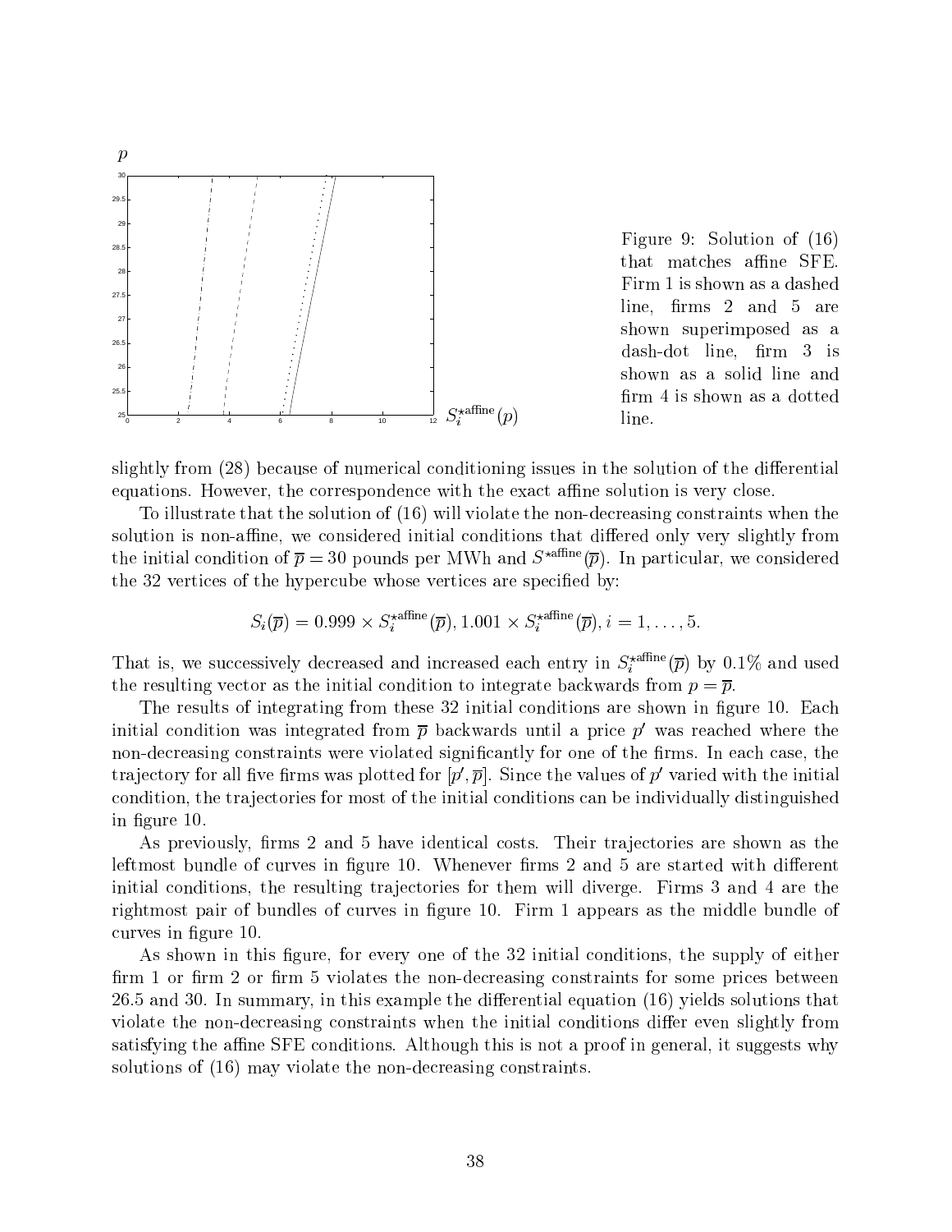Figure 9: Solution of (16) that matches affine SFE. Firm 1 is shown as a dashed line, firms 2 and 5 are shown superimposed as a dash-dot line, firm 3 is shown as a solid line and firm 4 is shown as a dotted line.

slightly from (28) because of numerical conditioning issues in the solution of the differential equations. However, the correspondence with the exact affine solution is very close.

To illustrate that the solution of (16) will violate the non-decreasing constraints when the solution is non-affine, we considered initial conditions that differed only very slightly from the initial condition of $\overline{p} = 30$ pounds per MWh and $S^{\star\text{affine}}(\overline{p})$. In particular, we considered the 32 vertices of the hypercube whose vertices are specified by:

$$S_i(\overline{p}) = 0.999 \times S_i^{\star\text{affine}}(\overline{p}), 1.001 \times S_i^{\star\text{affine}}(\overline{p}), i = 1, \ldots, 5.$$

That is, we successively decreased and increased each entry in $S_i^{\star\text{affine}}(\overline{p})$ by 0.1% and used the resulting vector as the initial condition to integrate backwards from $p = \overline{p}$.

The results of integrating from these 32 initial conditions are shown in figure 10. Each initial condition was integrated from $\overline{p}$ backwards until a price $p'$ was reached where the non-decreasing constraints were violated significantly for one of the firms. In each case, the trajectory for all five firms was plotted for $[p', \overline{p}]$. Since the values of $p'$ varied with the initial condition, the trajectories for most of the initial conditions can be individually distinguished in figure 10.

As previously, firms 2 and 5 have identical costs. Their trajectories are shown as the leftmost bundle of curves in figure 10. Whenever firms 2 and 5 are started with different initial conditions, the resulting trajectories for them will diverge. Firms 3 and 4 are the rightmost pair of bundles of curves in figure 10. Firm 1 appears as the middle bundle of curves in figure 10.

As shown in this figure, for every one of the 32 initial conditions, the supply of either firm 1 or firm 2 or firm 5 violates the non-decreasing constraints for some prices between 26.5 and 30. In summary, in this example the differential equation (16) yields solutions that violate the non-decreasing constraints when the initial conditions differ even slightly from satisfying the affine SFE conditions. Although this is not a proof in general, it suggests why solutions of (16) may violate the non-decreasing constraints.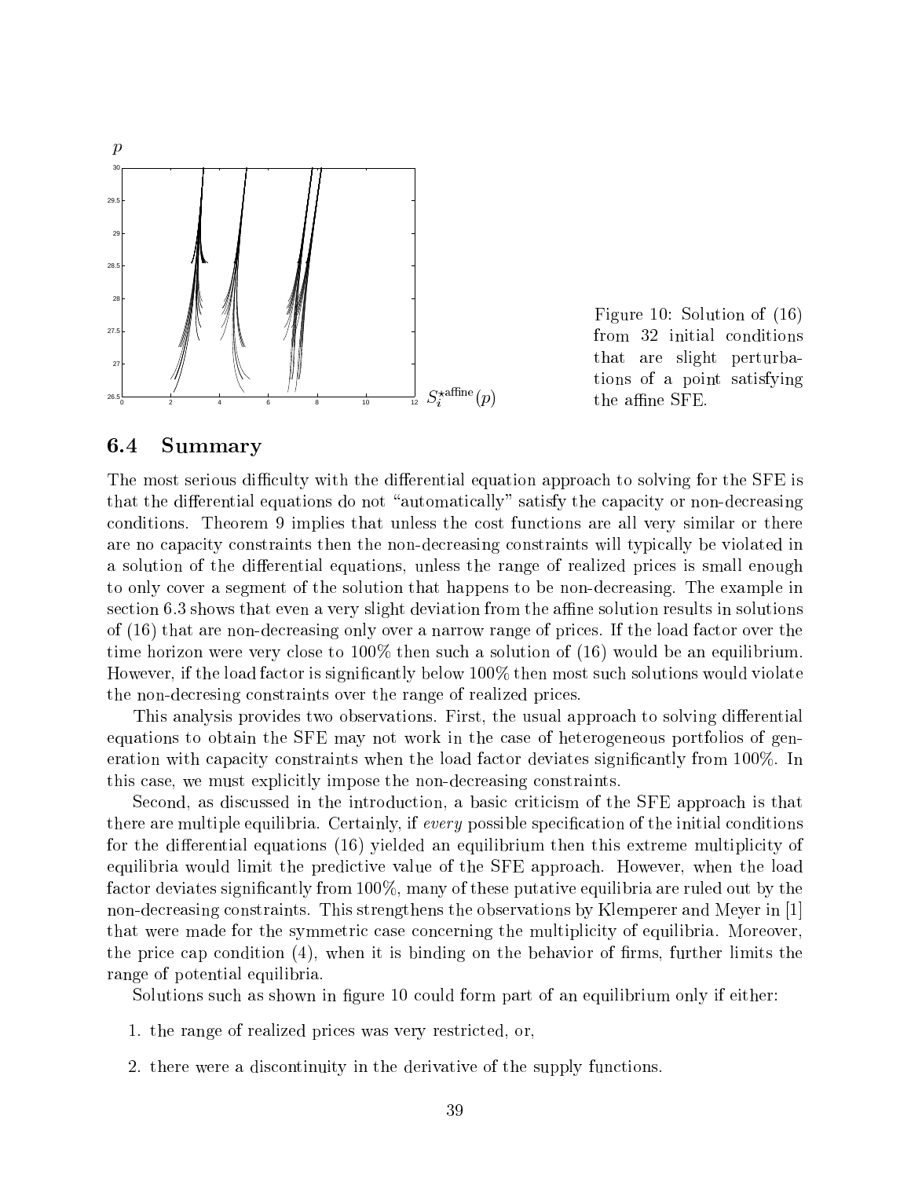Figure 10: Solution of (16) from 32 initial conditions that are slight perturbations of a point satisfying the affine SFE.

### 6.4 Summary

The most serious difficulty with the differential equation approach to solving for the SFE is that the differential equations do not "automatically" satisfy the capacity or non-decreasing conditions. Theorem 9 implies that unless the cost functions are all very similar or there are no capacity constraints then the non-decreasing constraints will typically be violated in a solution of the differential equations, unless the range of realized prices is small enough to only cover a segment of the solution that happens to be non-decreasing. The example in section 6.3 shows that even a very slight deviation from the affine solution results in solutions of (16) that are non-decreasing only over a narrow range of prices. If the load factor over the time horizon were very close to 100% then such a solution of (16) would be an equilibrium. However, if the load factor is significantly below 100% then most such solutions would violate the non-decresing constraints over the range of realized prices.

This analysis provides two observations. First, the usual approach to solving differential equations to obtain the SFE may not work in the case of heterogeneous portfolios of generation with capacity constraints when the load factor deviates significantly from 100%. In this case, we must explicitly impose the non-decreasing constraints.

Second, as discussed in the introduction, a basic criticism of the SFE approach is that there are multiple equilibria. Certainly, if *every* possible specification of the initial conditions for the differential equations (16) yielded an equilibrium then this extreme multiplicity of equilibria would limit the predictive value of the SFE approach. However, when the load factor deviates significantly from 100%, many of these putative equilibria are ruled out by the non-decreasing constraints. This strengthens the observations by Klemperer and Meyer in [1] that were made for the symmetric case concerning the multiplicity of equilibria. Moreover, the price cap condition (4), when it is binding on the behavior of firms, further limits the range of potential equilibria.

Solutions such as shown in figure 10 could form part of an equilibrium only if either:

1. the range of realized prices was very restricted, or,
2. there were a discontinuity in the derivative of the supply functions.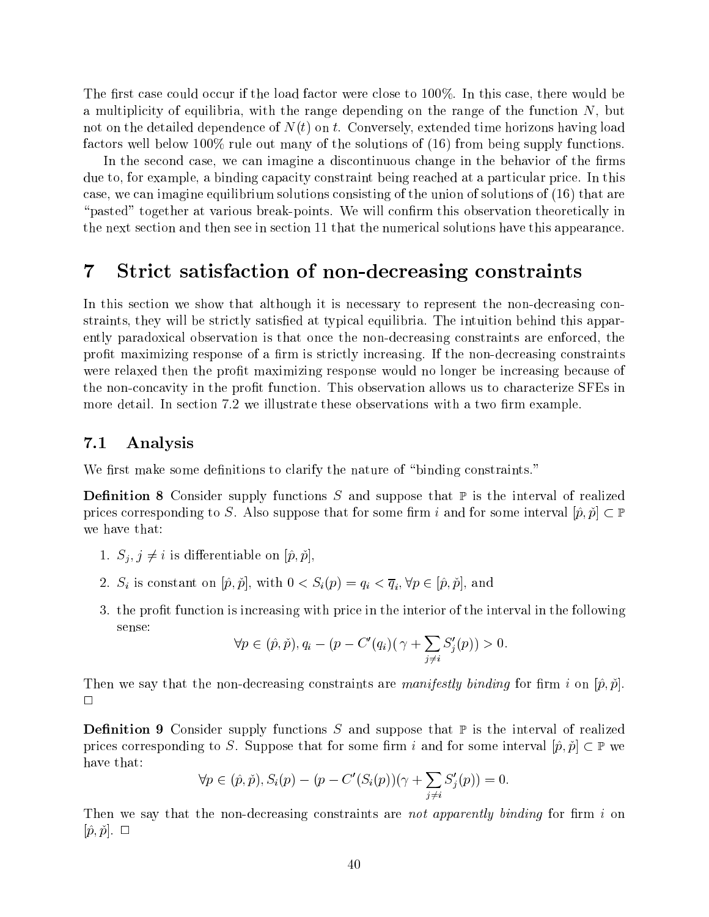The first case could occur if the load factor were close to 100%. In this case, there would be a multiplicity of equilibria, with the range depending on the range of the function $N$, but not on the detailed dependence of $N(t)$ on $t$. Conversely, extended time horizons having load factors well below 100% rule out many of the solutions of (16) from being supply functions.

In the second case, we can imagine a discontinuous change in the behavior of the firms due to, for example, a binding capacity constraint being reached at a particular price. In this case, we can imagine equilibrium solutions consisting of the union of solutions of (16) that are "pasted" together at various break-points. We will confirm this observation theoretically in the next section and then see in section 11 that the numerical solutions have this appearance.

# 7 Strict satisfaction of non-decreasing constraints

In this section we show that although it is necessary to represent the non-decreasing constraints, they will be strictly satisfied at typical equilibria. The intuition behind this apparently paradoxical observation is that once the non-decreasing constraints are enforced, the profit maximizing response of a firm is strictly increasing. If the non-decreasing constraints were relaxed then the profit maximizing response would no longer be increasing because of the non-concavity in the profit function. This observation allows us to characterize SFEs in more detail. In section 7.2 we illustrate these observations with a two firm example.

## 7.1 Analysis

We first make some definitions to clarify the nature of "binding constraints."

**Definition 8** Consider supply functions $S$ and suppose that $\mathbb{P}$ is the interval of realized prices corresponding to $S$. Also suppose that for some firm $i$ and for some interval $[\hat{p}, \check{p}] \subset \mathbb{P}$ we have that:

1. $S_j, j \neq i$ is differentiable on $[\hat{p}, \check{p}]$,
2. $S_i$ is constant on $[\hat{p}, \check{p}]$, with $0 < S_i(p) = q_i < \overline{q}_i, \forall p \in [\hat{p}, \check{p}]$, and
3. the profit function is increasing with price in the interior of the interval in the following sense:
$$\forall p \in (\hat{p}, \check{p}), q_i - (p - C'(q_i)(\gamma + \sum_{j \neq i} S_j'(p)) > 0.$$

Then we say that the non-decreasing constraints are *manifestly binding* for firm $i$ on $[\hat{p}, \check{p}]$. $\Box$

**Definition 9** Consider supply functions $S$ and suppose that $\mathbb{P}$ is the interval of realized prices corresponding to $S$. Suppose that for some firm $i$ and for some interval $[\hat{p}, \check{p}] \subset \mathbb{P}$ we have that:
$$\forall p \in (\hat{p}, \check{p}), S_i(p) - (p - C'(S_i(p))(\gamma + \sum_{j \neq i} S_j'(p)) = 0.$$

Then we say that the non-decreasing constraints are *not apparently binding* for firm $i$ on $[\hat{p}, \check{p}]$. $\Box$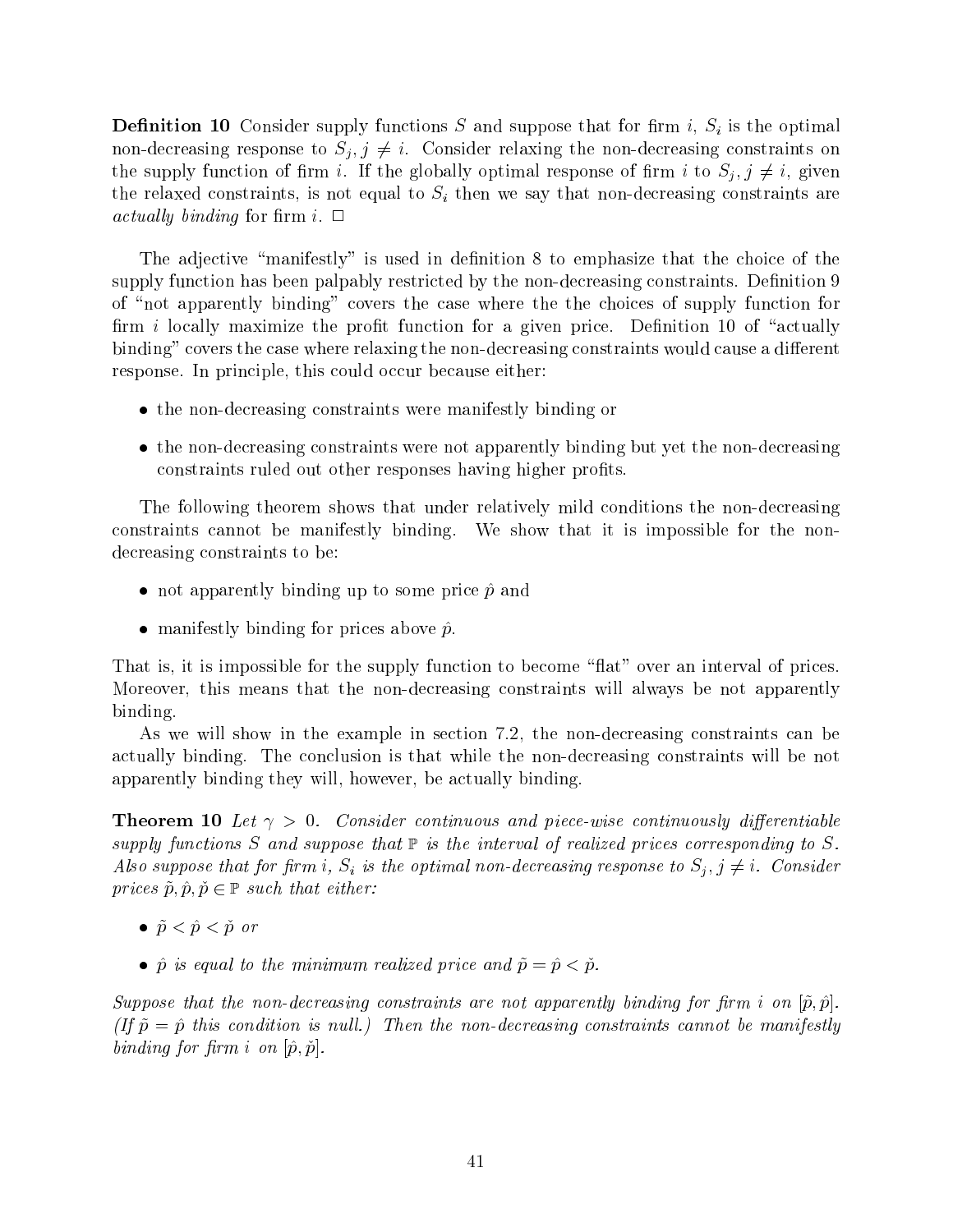**Definition 10** Consider supply functions $S$ and suppose that for firm $i$, $S_i$ is the optimal non-decreasing response to $S_j, j \neq i$. Consider relaxing the non-decreasing constraints on the supply function of firm $i$. If the globally optimal response of firm $i$ to $S_j, j \neq i$, given the relaxed constraints, is not equal to $S_i$ then we say that non-decreasing constraints are *actually binding* for firm $i$. $\square$

The adjective "manifestly" is used in definition 8 to emphasize that the choice of the supply function has been palpably restricted by the non-decreasing constraints. Definition 9 of "not apparently binding" covers the case where the the choices of supply function for firm $i$ locally maximize the profit function for a given price. Definition 10 of "actually binding" covers the case where relaxing the non-decreasing constraints would cause a different response. In principle, this could occur because either:

- the non-decreasing constraints were manifestly binding or
- the non-decreasing constraints were not apparently binding but yet the non-decreasing constraints ruled out other responses having higher profits.

The following theorem shows that under relatively mild conditions the non-decreasing constraints cannot be manifestly binding. We show that it is impossible for the non-decreasing constraints to be:

- not apparently binding up to some price $\hat{p}$ and
- manifestly binding for prices above $\hat{p}$.

That is, it is impossible for the supply function to become "flat" over an interval of prices. Moreover, this means that the non-decreasing constraints will always be not apparently binding.

As we will show in the example in section 7.2, the non-decreasing constraints can be actually binding. The conclusion is that while the non-decreasing constraints will be not apparently binding they will, however, be actually binding.

**Theorem 10** *Let $\gamma > 0$. Consider continuous and piece-wise continuously differentiable supply functions $S$ and suppose that $\mathbb{P}$ is the interval of realized prices corresponding to $S$. Also suppose that for firm $i$, $S_i$ is the optimal non-decreasing response to $S_j, j \neq i$. Consider prices $\tilde{p}, \hat{p}, \check{p} \in \mathbb{P}$ such that either:*

- *$\tilde{p} < \hat{p} < \check{p}$ or*
- *$\hat{p}$ is equal to the minimum realized price and $\tilde{p} = \hat{p} < \check{p}$.*

*Suppose that the non-decreasing constraints are not apparently binding for firm $i$ on $[\tilde{p}, \hat{p}]$. (If $\tilde{p} = \hat{p}$ this condition is null.) Then the non-decreasing constraints cannot be manifestly binding for firm $i$ on $[\hat{p}, \check{p}]$.*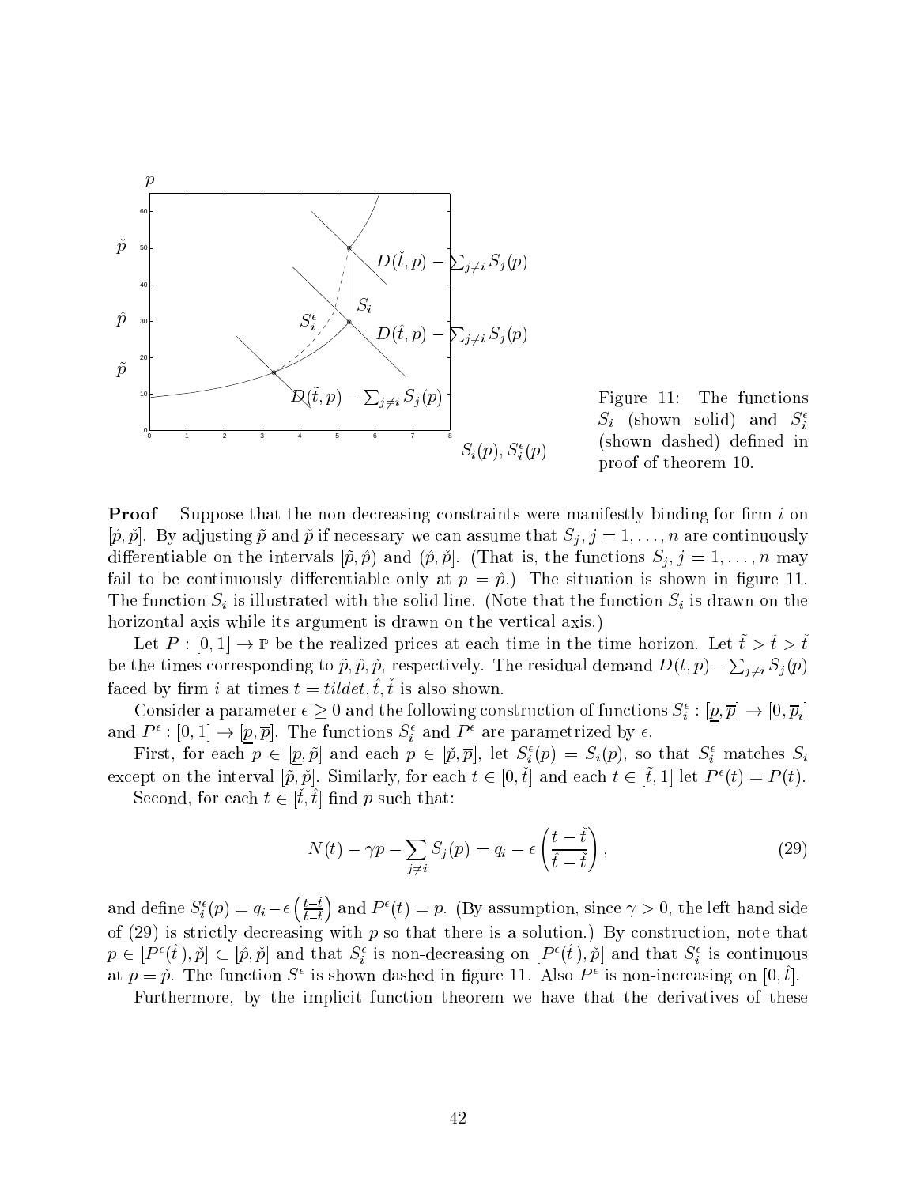Figure 11: The functions $S_i$ (shown solid) and $S_i^\epsilon$ (shown dashed) defined in proof of theorem 10.

**Proof** Suppose that the non-decreasing constraints were manifestly binding for firm $i$ on $[\hat{p}, \check{p}]$. By adjusting $\tilde{p}$ and $\check{p}$ if necessary we can assume that $S_j, j = 1, \ldots, n$ are continuously differentiable on the intervals $[\tilde{p}, \hat{p})$ and $(\hat{p}, \check{p}]$. (That is, the functions $S_j, j = 1, \ldots, n$ may fail to be continuously differentiable only at $p = \hat{p}$.) The situation is shown in figure 11. The function $S_i$ is illustrated with the solid line. (Note that the function $S_i$ is drawn on the horizontal axis while its argument is drawn on the vertical axis.)

Let $P : [0, 1] \to \mathbb{P}$ be the realized prices at each time in the time horizon. Let $\tilde{t} > \hat{t} > \check{t}$ be the times corresponding to $\tilde{p}, \hat{p}, \check{p}$, respectively. The residual demand $D(t, p) - \sum_{j \neq i} S_j(p)$ faced by firm $i$ at times $t = tildet, \hat{t}, \check{t}$ is also shown.

Consider a parameter $\epsilon \geq 0$ and the following construction of functions $S_i^\epsilon : [\underline{p}, \overline{p}] \to [0, \overline{p}_i]$ and $P^\epsilon : [0, 1] \to [\underline{p}, \overline{p}]$. The functions $S_i^\epsilon$ and $P^\epsilon$ are parametrized by $\epsilon$.

First, for each $p \in [\underline{p}, \tilde{p}]$ and each $p \in [\check{p}, \overline{p}]$, let $S_i^\epsilon(p) = S_i(p)$, so that $S_i^\epsilon$ matches $S_i$ except on the interval $[\tilde{p}, \check{p}]$. Similarly, for each $t \in [0, \check{t}]$ and each $t \in [\tilde{t}, 1]$ let $P^\epsilon(t) = P(t)$.

Second, for each $t \in [\check{t}, \hat{t}]$ find $p$ such that:

$$N(t) - \gamma p - \sum_{j \neq i} S_j(p) = q_i - \epsilon \left( \frac{t - \check{t}}{\hat{t} - \check{t}} \right), \tag{29}$$

and define $S_i^\epsilon(p) = q_i - \epsilon \left( \frac{t - \check{t}}{\hat{t} - \check{t}} \right)$ and $P^\epsilon(t) = p$. (By assumption, since $\gamma > 0$, the left hand side of (29) is strictly decreasing with $p$ so that there is a solution.) By construction, note that $p \in [P^\epsilon(\hat{t}), \check{p}] \subset [\hat{p}, \check{p}]$ and that $S_i^\epsilon$ is non-decreasing on $[P^\epsilon(\hat{t}), \check{p}]$ and that $S_i^\epsilon$ is continuous at $p = \check{p}$. The function $S^\epsilon$ is shown dashed in figure 11. Also $P^\epsilon$ is non-increasing on $[0, \hat{t}]$.

Furthermore, by the implicit function theorem we have that the derivatives of these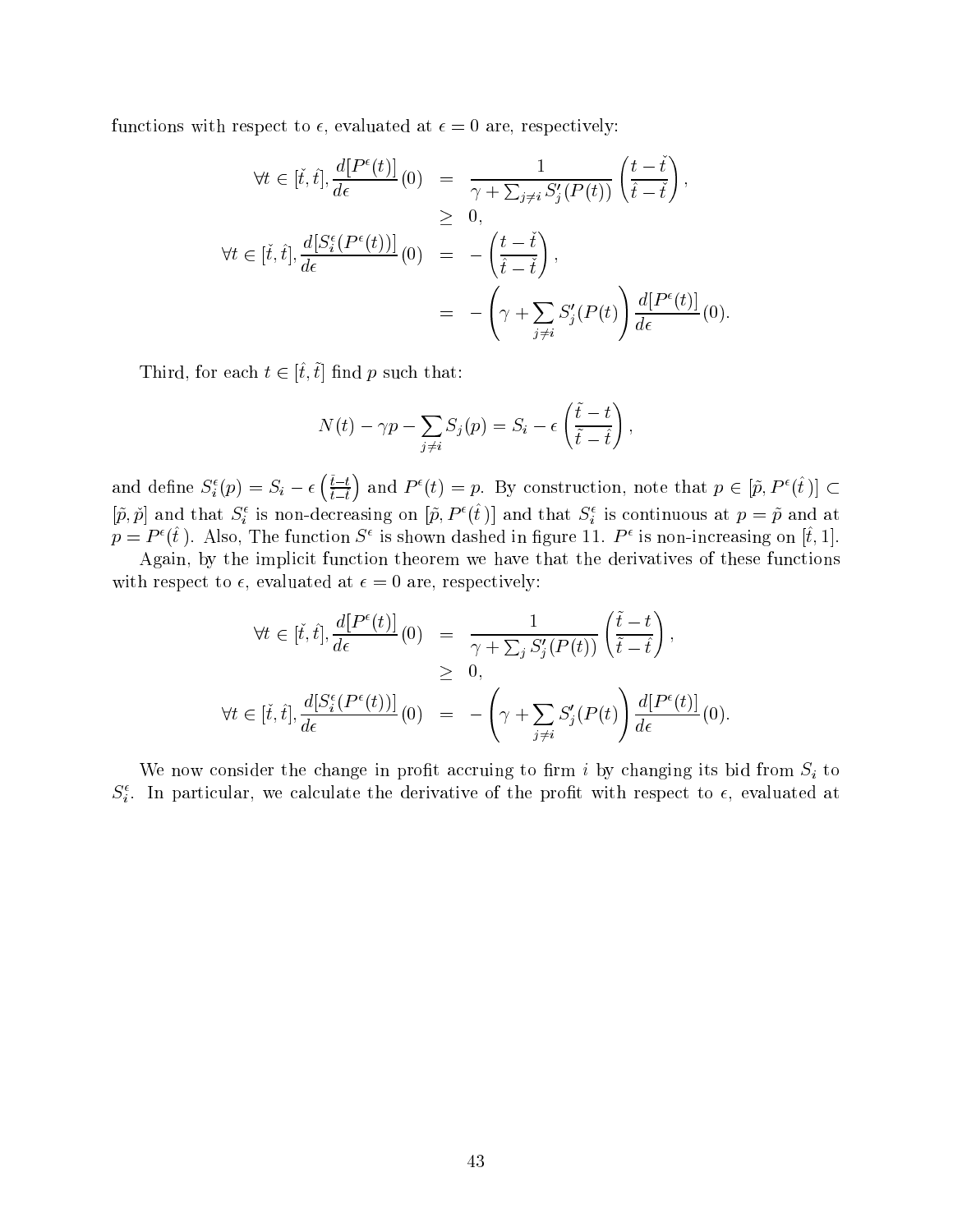functions with respect to $\epsilon$, evaluated at $\epsilon = 0$ are, respectively:

$$
\begin{aligned}
\forall t \in [\check{t}, \hat{t}], \frac{d[P^\epsilon(t)]}{d\epsilon}(0) &= \frac{1}{\gamma + \sum_{j \neq i} S_j'(P(t))} \left( \frac{t - \check{t}}{\hat{t} - \check{t}} \right), \\
&\geq 0, \\
\forall t \in [\check{t}, \hat{t}], \frac{d[S_i^\epsilon(P^\epsilon(t))]}{d\epsilon}(0) &= - \left( \frac{t - \check{t}}{\hat{t} - \check{t}} \right), \\
&= - \left( \gamma + \sum_{j \neq i} S_j'(P(t) \right) \frac{d[P^\epsilon(t)]}{d\epsilon}(0).
\end{aligned}
$$

Third, for each $t \in [\hat{t}, \tilde{t}]$ find $p$ such that:

$$
N(t) - \gamma p - \sum_{j \neq i} S_j(p) = S_i - \epsilon \left( \frac{\tilde{t} - t}{\tilde{t} - \hat{t}} \right),
$$

and define $S_i^\epsilon(p) = S_i - \epsilon \left( \frac{\tilde{t} - t}{\tilde{t} - \hat{t}} \right)$ and $P^\epsilon(t) = p$. By construction, note that $p \in [\tilde{p}, P^\epsilon(\hat{t})] \subset [\tilde{p}, \check{p}]$ and that $S_i^\epsilon$ is non-decreasing on $[\tilde{p}, P^\epsilon(\hat{t})]$ and that $S_i^\epsilon$ is continuous at $p = \tilde{p}$ and at $p = P^\epsilon(\hat{t})$. Also, The function $S^\epsilon$ is shown dashed in figure 11. $P^\epsilon$ is non-increasing on $[\hat{t}, 1]$.

Again, by the implicit function theorem we have that the derivatives of these functions with respect to $\epsilon$, evaluated at $\epsilon = 0$ are, respectively:

$$
\begin{aligned}
\forall t \in [\check{t}, \hat{t}], \frac{d[P^\epsilon(t)]}{d\epsilon}(0) &= \frac{1}{\gamma + \sum_j S_j'(P(t))} \left( \frac{\tilde{t} - t}{\tilde{t} - \hat{t}} \right), \\
&\geq 0, \\
\forall t \in [\check{t}, \hat{t}], \frac{d[S_i^\epsilon(P^\epsilon(t))]}{d\epsilon}(0) &= - \left( \gamma + \sum_{j \neq i} S_j'(P(t) \right) \frac{d[P^\epsilon(t)]}{d\epsilon}(0).
\end{aligned}
$$

We now consider the change in profit accruing to firm $i$ by changing its bid from $S_i$ to $S_i^\epsilon$. In particular, we calculate the derivative of the profit with respect to $\epsilon$, evaluated at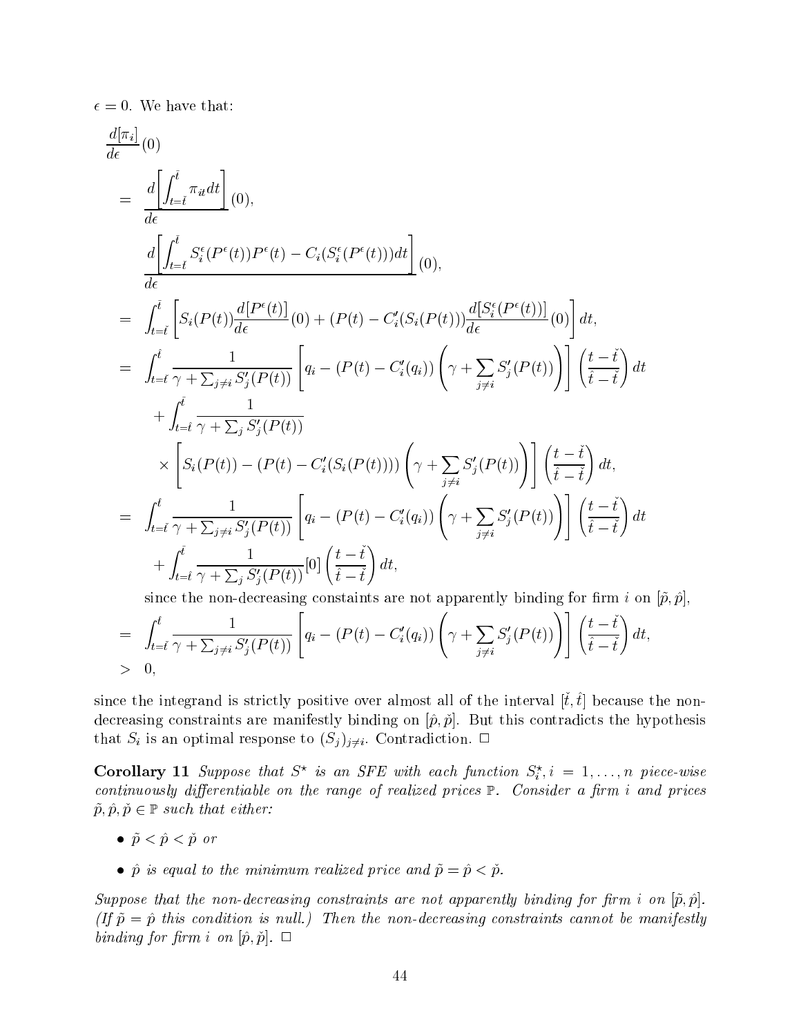$\epsilon = 0$. We have that:

$$
\begin{aligned}
&\frac{d[\pi_i]}{d\epsilon}(0) \\
&= \frac{d\left[\int_{t=\check{t}}^{\bar{t}} \pi_{it} dt\right]}{d\epsilon}(0), \\
&\quad \frac{d\left[\int_{t=\check{t}}^{\bar{t}} S_i^\epsilon(P^\epsilon(t))P^\epsilon(t) - C_i(S_i^\epsilon(P^\epsilon(t)))dt\right]}{d\epsilon}(0), \\
&= \int_{t=\check{t}}^{\bar{t}} \left[ S_i(P(t)) \frac{d[P^\epsilon(t)]}{d\epsilon}(0) + (P(t) - C_i'(S_i(P(t))) \frac{d[S_i^\epsilon(P^\epsilon(t))]}{d\epsilon}(0) \right] dt, \\
&= \int_{t=\check{t}}^{\hat{t}} \frac{1}{\gamma + \sum_{j \neq i} S_j'(P(t))} \left[ q_i - (P(t) - C_i'(q_i)) \left( \gamma + \sum_{j \neq i} S_j'(P(t)) \right) \right] \left( \frac{t - \check{t}}{\hat{t} - \check{t}} \right) dt \\
&\quad + \int_{t=\hat{t}}^{\bar{t}} \frac{1}{\gamma + \sum_j S_j'(P(t))} \\
&\quad \times \left[ S_i(P(t)) - (P(t) - C_i'(S_i(P(t)))) \left( \gamma + \sum_{j \neq i} S_j'(P(t)) \right) \right] \left( \frac{t - \check{t}}{\hat{t} - \check{t}} \right) dt, \\
&= \int_{t=\check{t}}^{\hat{t}} \frac{1}{\gamma + \sum_{j \neq i} S_j'(P(t))} \left[ q_i - (P(t) - C_i'(q_i)) \left( \gamma + \sum_{j \neq i} S_j'(P(t)) \right) \right] \left( \frac{t - \check{t}}{\hat{t} - \check{t}} \right) dt \\
&\quad + \int_{t=\hat{t}}^{\bar{t}} \frac{1}{\gamma + \sum_j S_j'(P(t))} [0] \left( \frac{t - \check{t}}{\hat{t} - \check{t}} \right) dt,
\end{aligned}
$$

since the non-decreasing constraints are not apparently binding for firm $i$ on $[\tilde{p}, \hat{p}]$,

$$
\begin{aligned}
&= \int_{t=\check{t}}^{\hat{t}} \frac{1}{\gamma + \sum_{j \neq i} S_j'(P(t))} \left[ q_i - (P(t) - C_i'(q_i)) \left( \gamma + \sum_{j \neq i} S_j'(P(t)) \right) \right] \left( \frac{t - \check{t}}{\hat{t} - \check{t}} \right) dt, \\
&> 0,
\end{aligned}
$$

since the integrand is strictly positive over almost all of the interval $[\check{t}, \hat{t}]$ because the non-decreasing constraints are manifestly binding on $[\hat{p}, \check{p}]$. But this contradicts the hypothesis that $S_i$ is an optimal response to $(S_j)_{j \neq i}$. Contradiction. □

**Corollary 11** *Suppose that $S^\star$ is an SFE with each function $S_i^\star, i = 1, \ldots, n$ piece-wise continuously differentiable on the range of realized prices $\mathbb{P}$. Consider a firm $i$ and prices $\tilde{p}, \hat{p}, \check{p} \in \mathbb{P}$ such that either:*

- *$\tilde{p} < \hat{p} < \check{p}$ or*
- *$\hat{p}$ is equal to the minimum realized price and $\tilde{p} = \hat{p} < \check{p}$.*

*Suppose that the non-decreasing constraints are not apparently binding for firm $i$ on $[\tilde{p}, \hat{p}]$. (If $\tilde{p} = \hat{p}$ this condition is null.) Then the non-decreasing constraints cannot be manifestly binding for firm $i$ on $[\hat{p}, \check{p}]$.* □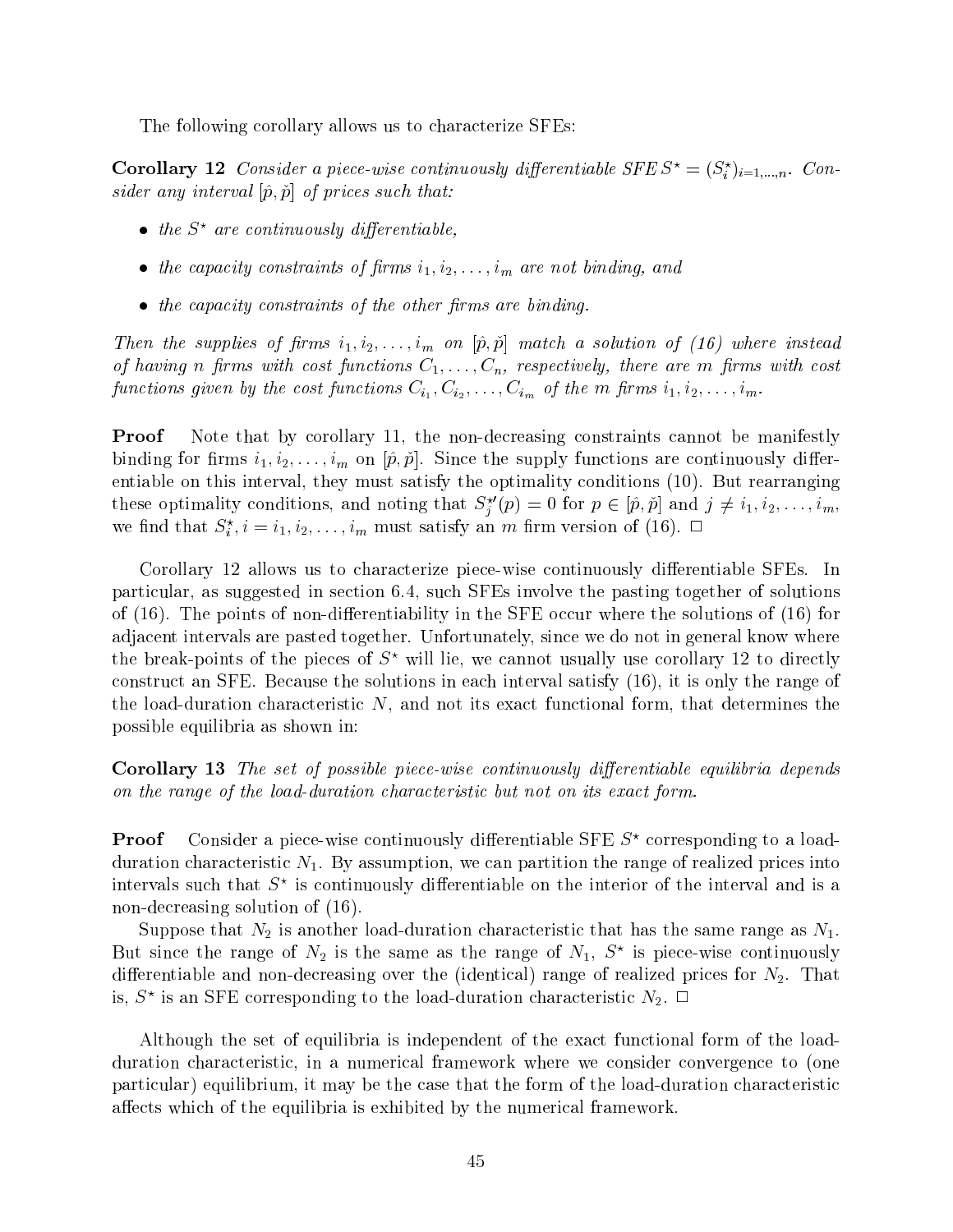The following corollary allows us to characterize SFEs:

**Corollary 12** *Consider a piece-wise continuously differentiable SFE $S^\star = (S_i^\star)_{i=1,\ldots,n}$. Consider any interval $[\hat{p}, \check{p}]$ of prices such that:*

- *the $S^\star$ are continuously differentiable,*
- *the capacity constraints of firms $i_1, i_2, \ldots, i_m$ are not binding, and*
- *the capacity constraints of the other firms are binding.*

*Then the supplies of firms $i_1, i_2, \ldots, i_m$ on $[\hat{p}, \check{p}]$ match a solution of (16) where instead of having $n$ firms with cost functions $C_1, \ldots, C_n$, respectively, there are $m$ firms with cost functions given by the cost functions $C_{i_1}, C_{i_2}, \ldots, C_{i_m}$ of the $m$ firms $i_1, i_2, \ldots, i_m$.*

**Proof** Note that by corollary 11, the non-decreasing constraints cannot be manifestly binding for firms $i_1, i_2, \ldots, i_m$ on $[\hat{p}, \check{p}]$. Since the supply functions are continuously differentiable on this interval, they must satisfy the optimality conditions (10). But rearranging these optimality conditions, and noting that $S_j^{\star\prime}(p) = 0$ for $p \in [\hat{p}, \check{p}]$ and $j \neq i_1, i_2, \ldots, i_m$, we find that $S_i^\star, i = i_1, i_2, \ldots, i_m$ must satisfy an $m$ firm version of (16). $\Box$

Corollary 12 allows us to characterize piece-wise continuously differentiable SFEs. In particular, as suggested in section 6.4, such SFEs involve the pasting together of solutions of (16). The points of non-differentiability in the SFE occur where the solutions of (16) for adjacent intervals are pasted together. Unfortunately, since we do not in general know where the break-points of the pieces of $S^\star$ will lie, we cannot usually use corollary 12 to directly construct an SFE. Because the solutions in each interval satisfy (16), it is only the range of the load-duration characteristic $N$, and not its exact functional form, that determines the possible equilibria as shown in:

**Corollary 13** *The set of possible piece-wise continuously differentiable equilibria depends on the range of the load-duration characteristic but not on its exact form.*

**Proof** Consider a piece-wise continuously differentiable SFE $S^\star$ corresponding to a load-duration characteristic $N_1$. By assumption, we can partition the range of realized prices into intervals such that $S^\star$ is continuously differentiable on the interior of the interval and is a non-decreasing solution of (16).

Suppose that $N_2$ is another load-duration characteristic that has the same range as $N_1$. But since the range of $N_2$ is the same as the range of $N_1$, $S^\star$ is piece-wise continuously differentiable and non-decreasing over the (identical) range of realized prices for $N_2$. That is, $S^\star$ is an SFE corresponding to the load-duration characteristic $N_2$. $\Box$

Although the set of equilibria is independent of the exact functional form of the load-duration characteristic, in a numerical framework where we consider convergence to (one particular) equilibrium, it may be the case that the form of the load-duration characteristic affects which of the equilibria is exhibited by the numerical framework.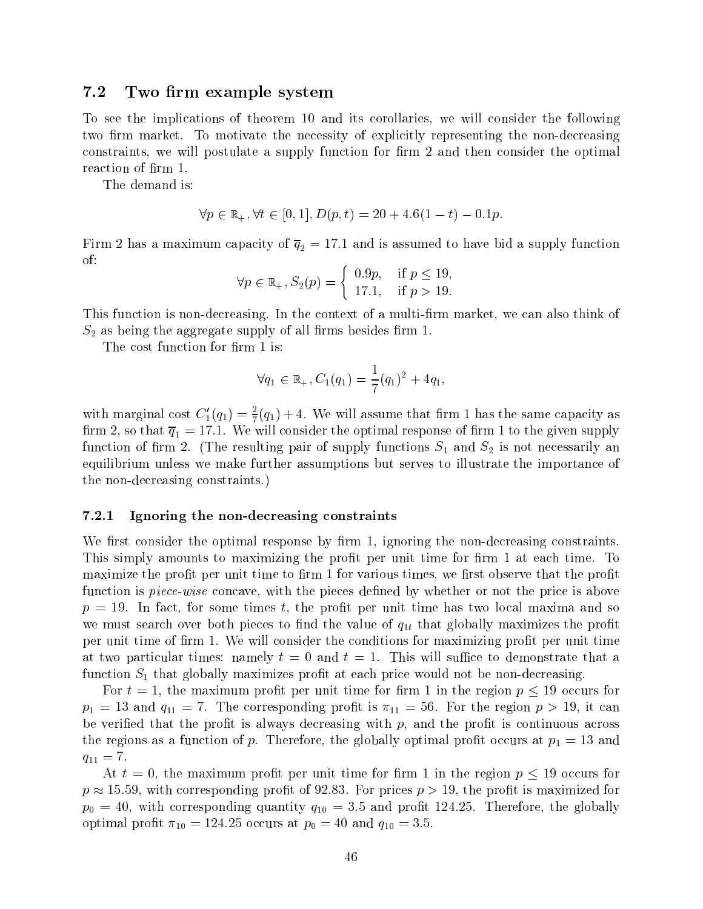### 7.2 Two firm example system

To see the implications of theorem 10 and its corollaries, we will consider the following two firm market. To motivate the necessity of explicitly representing the non-decreasing constraints, we will postulate a supply function for firm 2 and then consider the optimal reaction of firm 1.

The demand is:

$$\forall p \in \mathbb{R}_+, \forall t \in [0,1], D(p,t) = 20 + 4.6(1-t) - 0.1p.$$

Firm 2 has a maximum capacity of $\overline{q}_2 = 17.1$ and is assumed to have bid a supply function of:

$$\forall p \in \mathbb{R}_+, S_2(p) = \begin{cases} 0.9p, & \text{if } p \leq 19, \\ 17.1, & \text{if } p > 19. \end{cases}$$

This function is non-decreasing. In the context of a multi-firm market, we can also think of $S_2$ as being the aggregate supply of all firms besides firm 1.

The cost function for firm 1 is:

$$\forall q_1 \in \mathbb{R}_+, C_1(q_1) = \frac{1}{7}(q_1)^2 + 4q_1,$$

with marginal cost $C_1'(q_1) = \frac{2}{7}(q_1) + 4$. We will assume that firm 1 has the same capacity as firm 2, so that $\overline{q}_1 = 17.1$. We will consider the optimal response of firm 1 to the given supply function of firm 2. (The resulting pair of supply functions $S_1$ and $S_2$ is not necessarily an equilibrium unless we make further assumptions but serves to illustrate the importance of the non-decreasing constraints.)

#### 7.2.1 Ignoring the non-decreasing constraints

We first consider the optimal response by firm 1, ignoring the non-decreasing constraints. This simply amounts to maximizing the profit per unit time for firm 1 at each time. To maximize the profit per unit time to firm 1 for various times, we first observe that the profit function is *piece-wise* concave, with the pieces defined by whether or not the price is above $p = 19$. In fact, for some times $t$, the profit per unit time has two local maxima and so we must search over both pieces to find the value of $q_{1t}$ that globally maximizes the profit per unit time of firm 1. We will consider the conditions for maximizing profit per unit time at two particular times: namely $t = 0$ and $t = 1$. This will suffice to demonstrate that a function $S_1$ that globally maximizes profit at each price would not be non-decreasing.

For $t = 1$, the maximum profit per unit time for firm 1 in the region $p \leq 19$ occurs for $p_1 = 13$ and $q_{11} = 7$. The corresponding profit is $\pi_{11} = 56$. For the region $p > 19$, it can be verified that the profit is always decreasing with $p$, and the profit is continuous across the regions as a function of $p$. Therefore, the globally optimal profit occurs at $p_1 = 13$ and $q_{11} = 7$.

At $t = 0$, the maximum profit per unit time for firm 1 in the region $p \leq 19$ occurs for $p \approx 15.59$, with corresponding profit of 92.83. For prices $p > 19$, the profit is maximized for $p_0 = 40$, with corresponding quantity $q_{10} = 3.5$ and profit 124.25. Therefore, the globally optimal profit $\pi_{10} = 124.25$ occurs at $p_0 = 40$ and $q_{10} = 3.5$.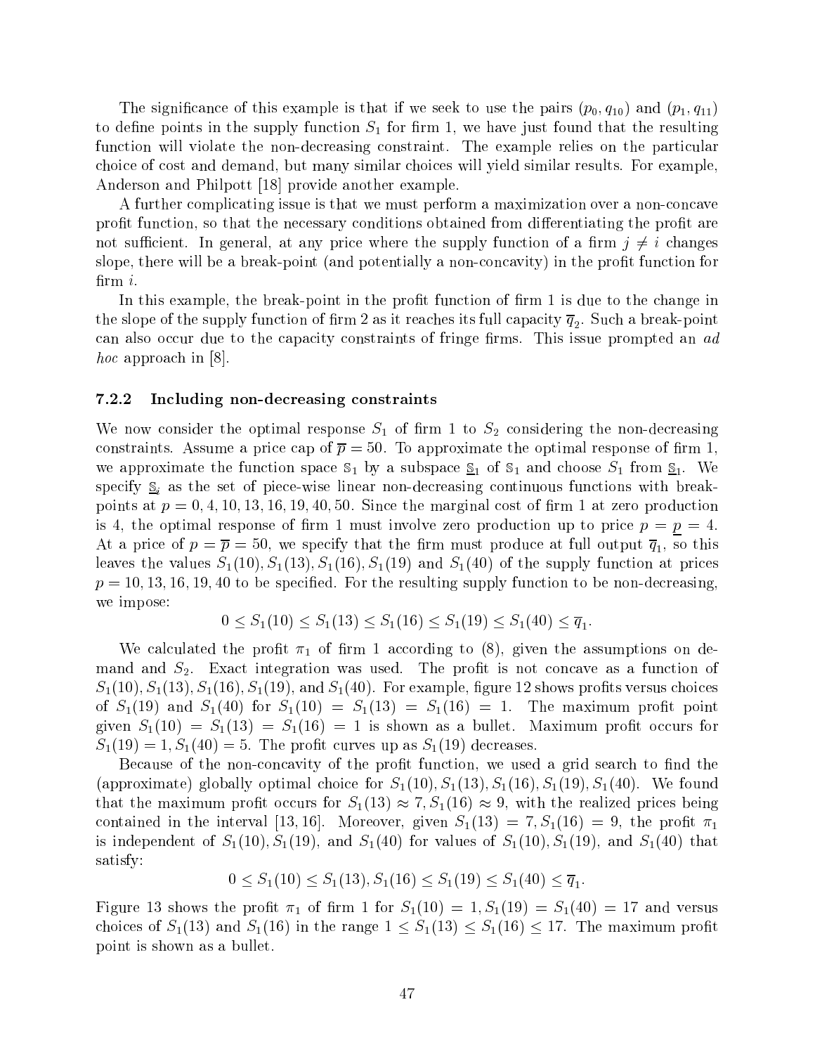The significance of this example is that if we seek to use the pairs $(p_0, q_{10})$ and $(p_1, q_{11})$ to define points in the supply function $S_1$ for firm 1, we have just found that the resulting function will violate the non-decreasing constraint. The example relies on the particular choice of cost and demand, but many similar choices will yield similar results. For example, Anderson and Philpott [18] provide another example.

A further complicating issue is that we must perform a maximization over a non-concave profit function, so that the necessary conditions obtained from differentiating the profit are not sufficient. In general, at any price where the supply function of a firm $j \neq i$ changes slope, there will be a break-point (and potentially a non-concavity) in the profit function for firm $i$.

In this example, the break-point in the profit function of firm 1 is due to the change in the slope of the supply function of firm 2 as it reaches its full capacity $\overline{q}_2$. Such a break-point can also occur due to the capacity constraints of fringe firms. This issue prompted an *ad hoc* approach in [8].

### 7.2.2 Including non-decreasing constraints

We now consider the optimal response $S_1$ of firm 1 to $S_2$ considering the non-decreasing constraints. Assume a price cap of $\overline{p} = 50$. To approximate the optimal response of firm 1, we approximate the function space $\mathbb{S}_1$ by a subspace $\underline{\mathbb{S}}_1$ of $\mathbb{S}_1$ and choose $S_1$ from $\underline{\mathbb{S}}_1$. We specify $\underline{\mathbb{S}}_i$ as the set of piece-wise linear non-decreasing continuous functions with break-points at $p = 0, 4, 10, 13, 16, 19, 40, 50$. Since the marginal cost of firm 1 at zero production is 4, the optimal response of firm 1 must involve zero production up to price $p = \underline{p} = 4$. At a price of $p = \overline{p} = 50$, we specify that the firm must produce at full output $\overline{q}_1$, so this leaves the values $S_1(10), S_1(13), S_1(16), S_1(19)$ and $S_1(40)$ of the supply function at prices $p = 10, 13, 16, 19, 40$ to be specified. For the resulting supply function to be non-decreasing, we impose:

$$0 \leq S_1(10) \leq S_1(13) \leq S_1(16) \leq S_1(19) \leq S_1(40) \leq \overline{q}_1.$$

We calculated the profit $\pi_1$ of firm 1 according to (8), given the assumptions on demand and $S_2$. Exact integration was used. The profit is not concave as a function of $S_1(10), S_1(13), S_1(16), S_1(19)$, and $S_1(40)$. For example, figure 12 shows profits versus choices of $S_1(19)$ and $S_1(40)$ for $S_1(10) = S_1(13) = S_1(16) = 1$. The maximum profit point given $S_1(10) = S_1(13) = S_1(16) = 1$ is shown as a bullet. Maximum profit occurs for $S_1(19) = 1, S_1(40) = 5$. The profit curves up as $S_1(19)$ decreases.

Because of the non-concavity of the profit function, we used a grid search to find the (approximate) globally optimal choice for $S_1(10), S_1(13), S_1(16), S_1(19), S_1(40)$. We found that the maximum profit occurs for $S_1(13) \approx 7, S_1(16) \approx 9$, with the realized prices being contained in the interval $[13, 16]$. Moreover, given $S_1(13) = 7, S_1(16) = 9$, the profit $\pi_1$ is independent of $S_1(10), S_1(19)$, and $S_1(40)$ for values of $S_1(10), S_1(19)$, and $S_1(40)$ that satisfy:

$$0 \leq S_1(10) \leq S_1(13), S_1(16) \leq S_1(19) \leq S_1(40) \leq \overline{q}_1.$$

Figure 13 shows the profit $\pi_1$ of firm 1 for $S_1(10) = 1, S_1(19) = S_1(40) = 17$ and versus choices of $S_1(13)$ and $S_1(16)$ in the range $1 \leq S_1(13) \leq S_1(16) \leq 17$. The maximum profit point is shown as a bullet.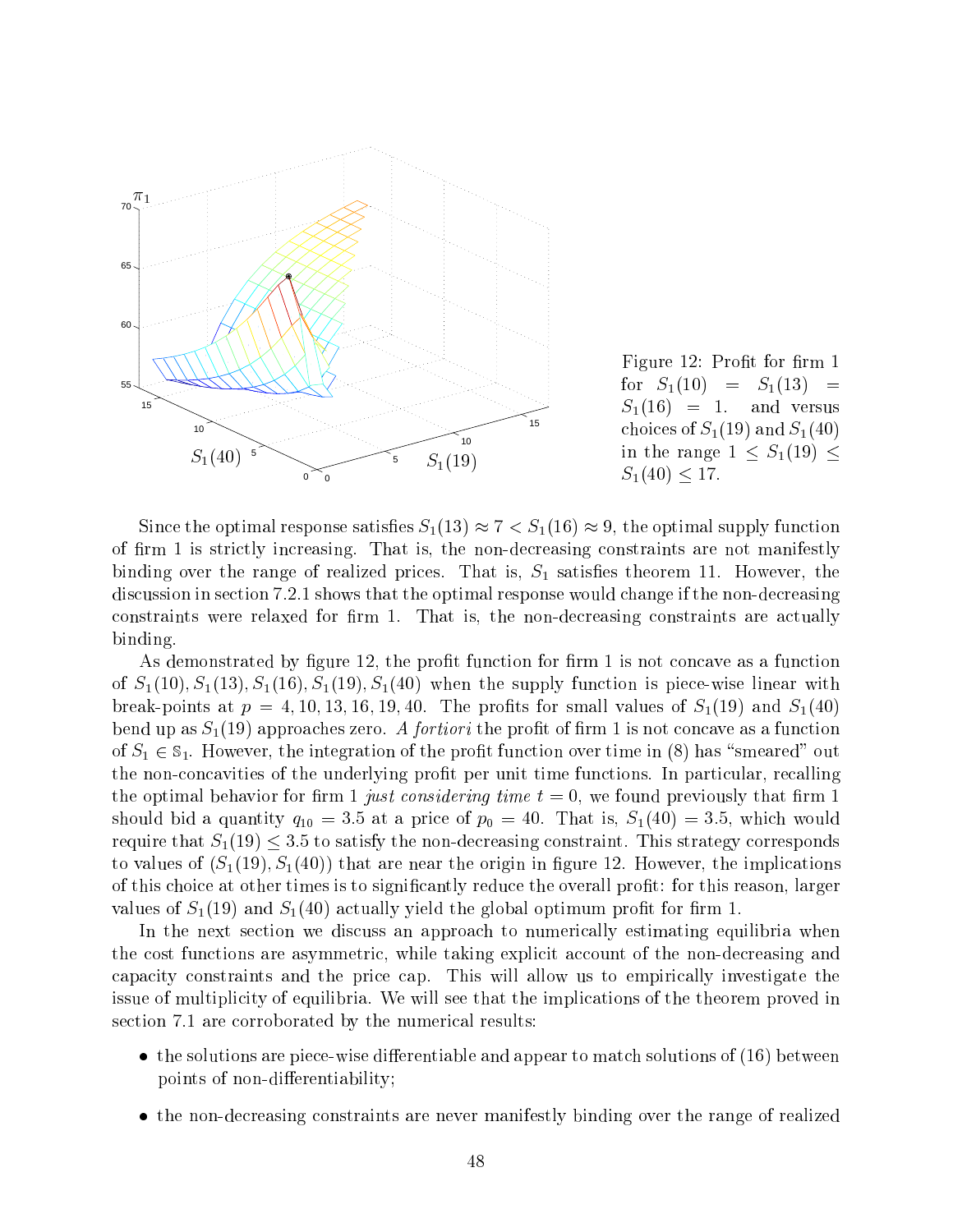Figure 12: Profit for firm 1 for $S_1(10) = S_1(13) = S_1(16) = 1.$ and versus choices of $S_1(19)$ and $S_1(40)$ in the range $1 \leq S_1(19) \leq S_1(40) \leq 17$.

Since the optimal response satisfies $S_1(13) \approx 7 < S_1(16) \approx 9$, the optimal supply function of firm 1 is strictly increasing. That is, the non-decreasing constraints are not manifestly binding over the range of realized prices. That is, $S_1$ satisfies theorem 11. However, the discussion in section 7.2.1 shows that the optimal response would change if the non-decreasing constraints were relaxed for firm 1. That is, the non-decreasing constraints are actually binding.

As demonstrated by figure 12, the profit function for firm 1 is not concave as a function of $S_1(10), S_1(13), S_1(16), S_1(19), S_1(40)$ when the supply function is piece-wise linear with break-points at $p = 4, 10, 13, 16, 19, 40$. The profits for small values of $S_1(19)$ and $S_1(40)$ bend up as $S_1(19)$ approaches zero. *A fortiori* the profit of firm 1 is not concave as a function of $S_1 \in \mathbb{S}_1$. However, the integration of the profit function over time in (8) has "smeared" out the non-concavities of the underlying profit per unit time functions. In particular, recalling the optimal behavior for firm 1 *just considering time* $t = 0$, we found previously that firm 1 should bid a quantity $q_{10} = 3.5$ at a price of $p_0 = 40$. That is, $S_1(40) = 3.5$, which would require that $S_1(19) \leq 3.5$ to satisfy the non-decreasing constraint. This strategy corresponds to values of $(S_1(19), S_1(40))$ that are near the origin in figure 12. However, the implications of this choice at other times is to significantly reduce the overall profit: for this reason, larger values of $S_1(19)$ and $S_1(40)$ actually yield the global optimum profit for firm 1.

In the next section we discuss an approach to numerically estimating equilibria when the cost functions are asymmetric, while taking explicit account of the non-decreasing and capacity constraints and the price cap. This will allow us to empirically investigate the issue of multiplicity of equilibria. We will see that the implications of the theorem proved in section 7.1 are corroborated by the numerical results:

- the solutions are piece-wise differentiable and appear to match solutions of (16) between points of non-differentiability;
- the non-decreasing constraints are never manifestly binding over the range of realized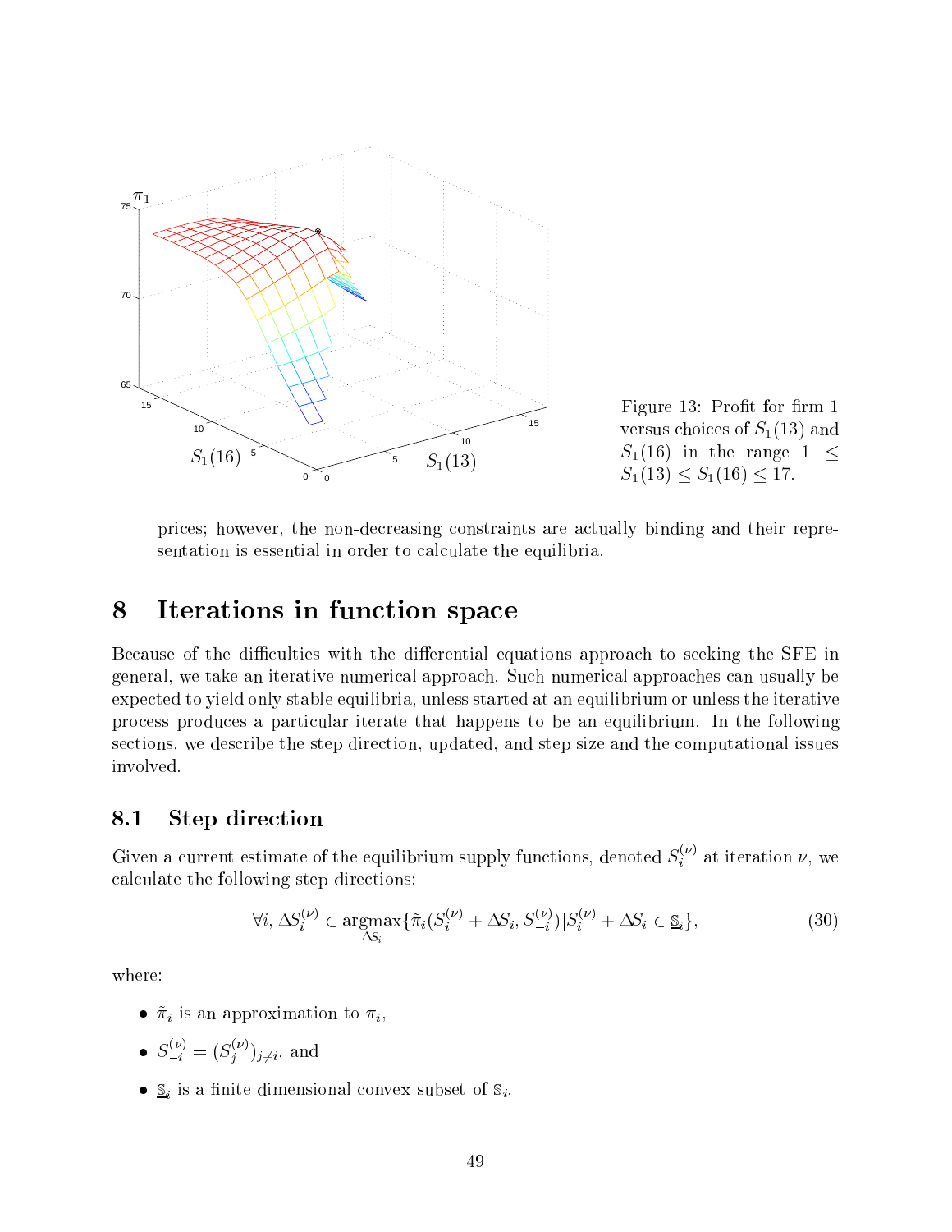Figure 13: Profit for firm 1 versus choices of $S_1(13)$ and $S_1(16)$ in the range $1 \leq S_1(13) \leq S_1(16) \leq 17$.

prices; however, the non-decreasing constraints are actually binding and their representation is essential in order to calculate the equilibria.

# 8 Iterations in function space

Because of the difficulties with the differential equations approach to seeking the SFE in general, we take an iterative numerical approach. Such numerical approaches can usually be expected to yield only stable equilibria, unless started at an equilibrium or unless the iterative process produces a particular iterate that happens to be an equilibrium. In the following sections, we describe the step direction, updated, and step size and the computational issues involved.

## 8.1 Step direction

Given a current estimate of the equilibrium supply functions, denoted $S_i^{(\nu)}$ at iteration $\nu$, we calculate the following step directions:

$$\forall i, \Delta S_i^{(\nu)} \in \underset{\Delta S_i}{\operatorname{argmax}} \{ \tilde{\pi}_i (S_i^{(\nu)} + \Delta S_i, S_{-i}^{(\nu)}) | S_i^{(\nu)} + \Delta S_i \in \underline{\mathbb{S}}_i \}, \tag{30}$$

where:

- $\tilde{\pi}_i$ is an approximation to $\pi_i$,
- $S_{-i}^{(\nu)} = (S_j^{(\nu)})_{j \neq i}$, and
- $\underline{\mathbb{S}}_i$ is a finite dimensional convex subset of $\mathbb{S}_i$.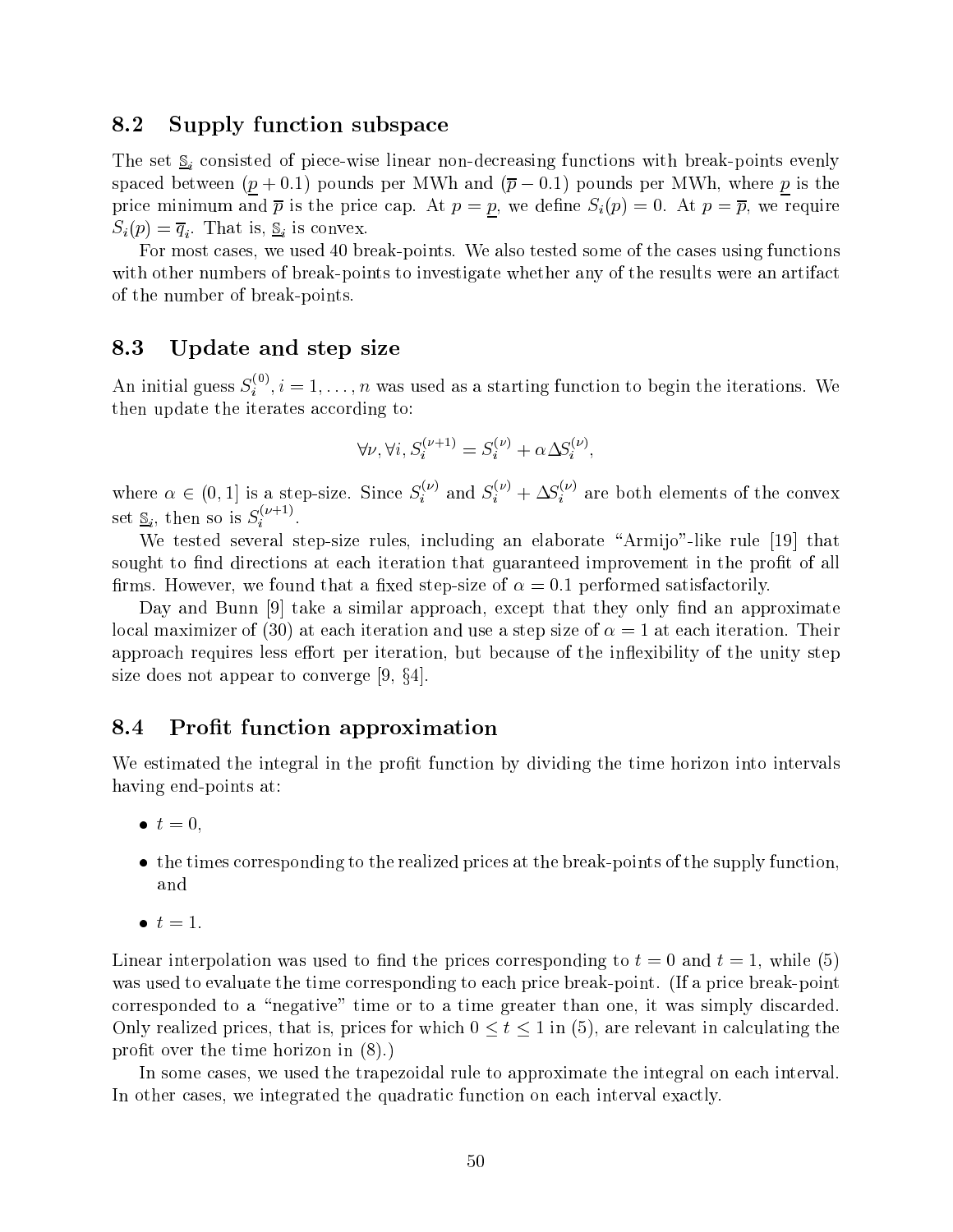## 8.2 Supply function subspace

The set $\underline{\mathbb{S}}_i$ consisted of piece-wise linear non-decreasing functions with break-points evenly spaced between $(\underline{p} + 0.1)$ pounds per MWh and $(\overline{p} - 0.1)$ pounds per MWh, where $\underline{p}$ is the price minimum and $\overline{p}$ is the price cap. At $p = \underline{p}$, we define $S_i(p) = 0$. At $p = \overline{p}$, we require $S_i(p) = \overline{q}_i$. That is, $\underline{\mathbb{S}}_i$ is convex.

For most cases, we used 40 break-points. We also tested some of the cases using functions with other numbers of break-points to investigate whether any of the results were an artifact of the number of break-points.

## 8.3 Update and step size

An initial guess $S_i^{(0)}, i = 1, \ldots, n$ was used as a starting function to begin the iterations. We then update the iterates according to:

$$\forall \nu, \forall i, S_i^{(\nu+1)} = S_i^{(\nu)} + \alpha \Delta S_i^{(\nu)},$$

where $\alpha \in (0, 1]$ is a step-size. Since $S_i^{(\nu)}$ and $S_i^{(\nu)} + \Delta S_i^{(\nu)}$ are both elements of the convex set $\underline{\mathbb{S}}_i$, then so is $S_i^{(\nu+1)}$.

We tested several step-size rules, including an elaborate "Armijo"-like rule [19] that sought to find directions at each iteration that guaranteed improvement in the profit of all firms. However, we found that a fixed step-size of $\alpha = 0.1$ performed satisfactorily.

Day and Bunn [9] take a similar approach, except that they only find an approximate local maximizer of (30) at each iteration and use a step size of $\alpha = 1$ at each iteration. Their approach requires less effort per iteration, but because of the inflexibility of the unity step size does not appear to converge [9, §4].

## 8.4 Profit function approximation

We estimated the integral in the profit function by dividing the time horizon into intervals having end-points at:

- $t = 0$,
- the times corresponding to the realized prices at the break-points of the supply function, and
- $t = 1$.

Linear interpolation was used to find the prices corresponding to $t = 0$ and $t = 1$, while (5) was used to evaluate the time corresponding to each price break-point. (If a price break-point corresponded to a "negative" time or to a time greater than one, it was simply discarded. Only realized prices, that is, prices for which $0 \leq t \leq 1$ in (5), are relevant in calculating the profit over the time horizon in (8).)

In some cases, we used the trapezoidal rule to approximate the integral on each interval. In other cases, we integrated the quadratic function on each interval exactly.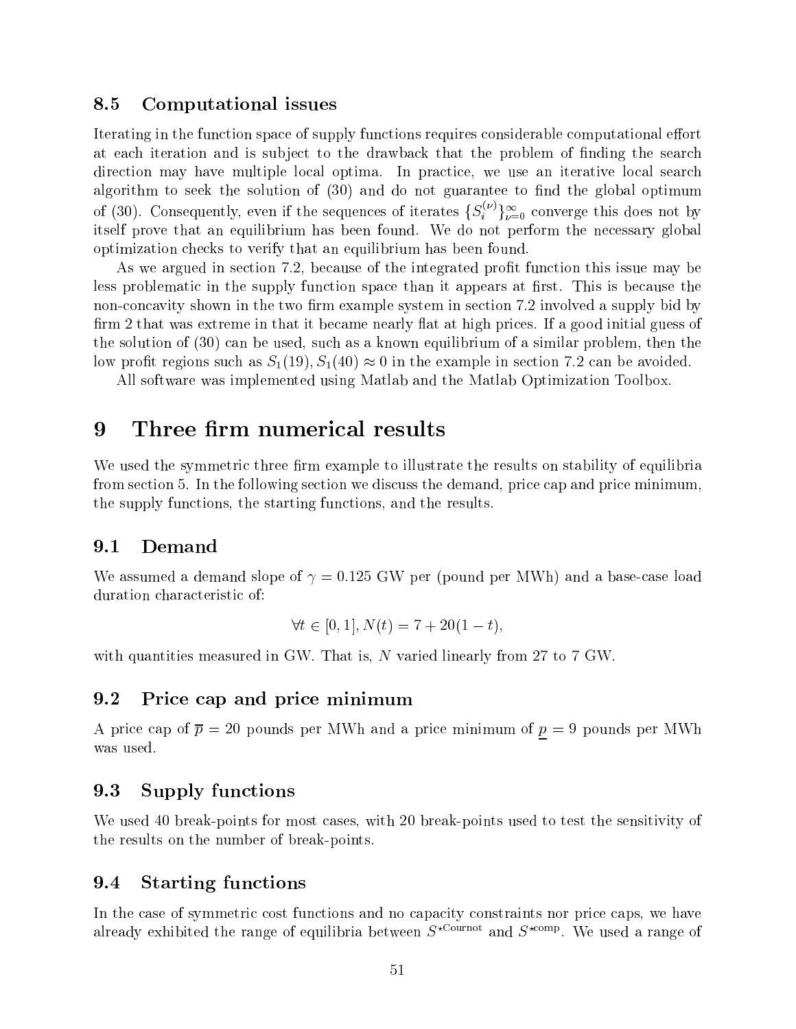### 8.5 Computational issues

Iterating in the function space of supply functions requires considerable computational effort at each iteration and is subject to the drawback that the problem of finding the search direction may have multiple local optima. In practice, we use an iterative local search algorithm to seek the solution of (30) and do not guarantee to find the global optimum of (30). Consequently, even if the sequences of iterates $\{S_i^{(\nu)}\}_{\nu=0}^{\infty}$ converge this does not by itself prove that an equilibrium has been found. We do not perform the necessary global optimization checks to verify that an equilibrium has been found.

As we argued in section 7.2, because of the integrated profit function this issue may be less problematic in the supply function space than it appears at first. This is because the non-concavity shown in the two firm example system in section 7.2 involved a supply bid by firm 2 that was extreme in that it became nearly flat at high prices. If a good initial guess of the solution of (30) can be used, such as a known equilibrium of a similar problem, then the low profit regions such as $S_1(19), S_1(40) \approx 0$ in the example in section 7.2 can be avoided.

All software was implemented using Matlab and the Matlab Optimization Toolbox.

## 9 Three firm numerical results

We used the symmetric three firm example to illustrate the results on stability of equilibria from section 5. In the following section we discuss the demand, price cap and price minimum, the supply functions, the starting functions, and the results.

### 9.1 Demand

We assumed a demand slope of $\gamma = 0.125$ GW per (pound per MWh) and a base-case load duration characteristic of:

$$\forall t \in [0,1], N(t) = 7 + 20(1-t),$$

with quantities measured in GW. That is, $N$ varied linearly from 27 to 7 GW.

### 9.2 Price cap and price minimum

A price cap of $\overline{p} = 20$ pounds per MWh and a price minimum of $\underline{p} = 9$ pounds per MWh was used.

### 9.3 Supply functions

We used 40 break-points for most cases, with 20 break-points used to test the sensitivity of the results on the number of break-points.

### 9.4 Starting functions

In the case of symmetric cost functions and no capacity constraints nor price caps, we have already exhibited the range of equilibria between $S^{\star\text{Cournot}}$ and $S^{\star\text{comp}}$. We used a range of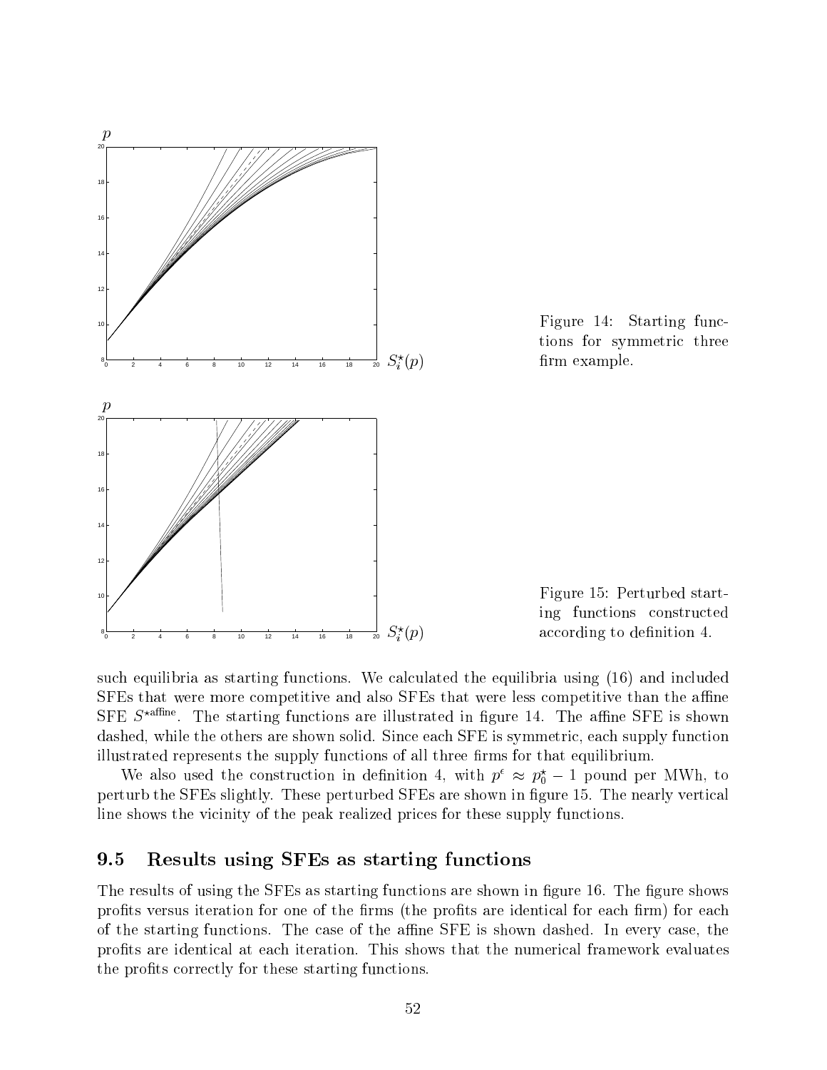Figure 14: Starting functions for symmetric three firm example.

Figure 15: Perturbed starting functions constructed according to definition 4.

such equilibria as starting functions. We calculated the equilibria using (16) and included SFEs that were more competitive and also SFEs that were less competitive than the affine SFE $S^{\star \text{affine}}$. The starting functions are illustrated in figure 14. The affine SFE is shown dashed, while the others are shown solid. Since each SFE is symmetric, each supply function illustrated represents the supply functions of all three firms for that equilibrium.

We also used the construction in definition 4, with $p^{\epsilon} \approx p_0^{\star} - 1$ pound per MWh, to perturb the SFEs slightly. These perturbed SFEs are shown in figure 15. The nearly vertical line shows the vicinity of the peak realized prices for these supply functions.

## 9.5 Results using SFEs as starting functions

The results of using the SFEs as starting functions are shown in figure 16. The figure shows profits versus iteration for one of the firms (the profits are identical for each firm) for each of the starting functions. The case of the affine SFE is shown dashed. In every case, the profits are identical at each iteration. This shows that the numerical framework evaluates the profits correctly for these starting functions.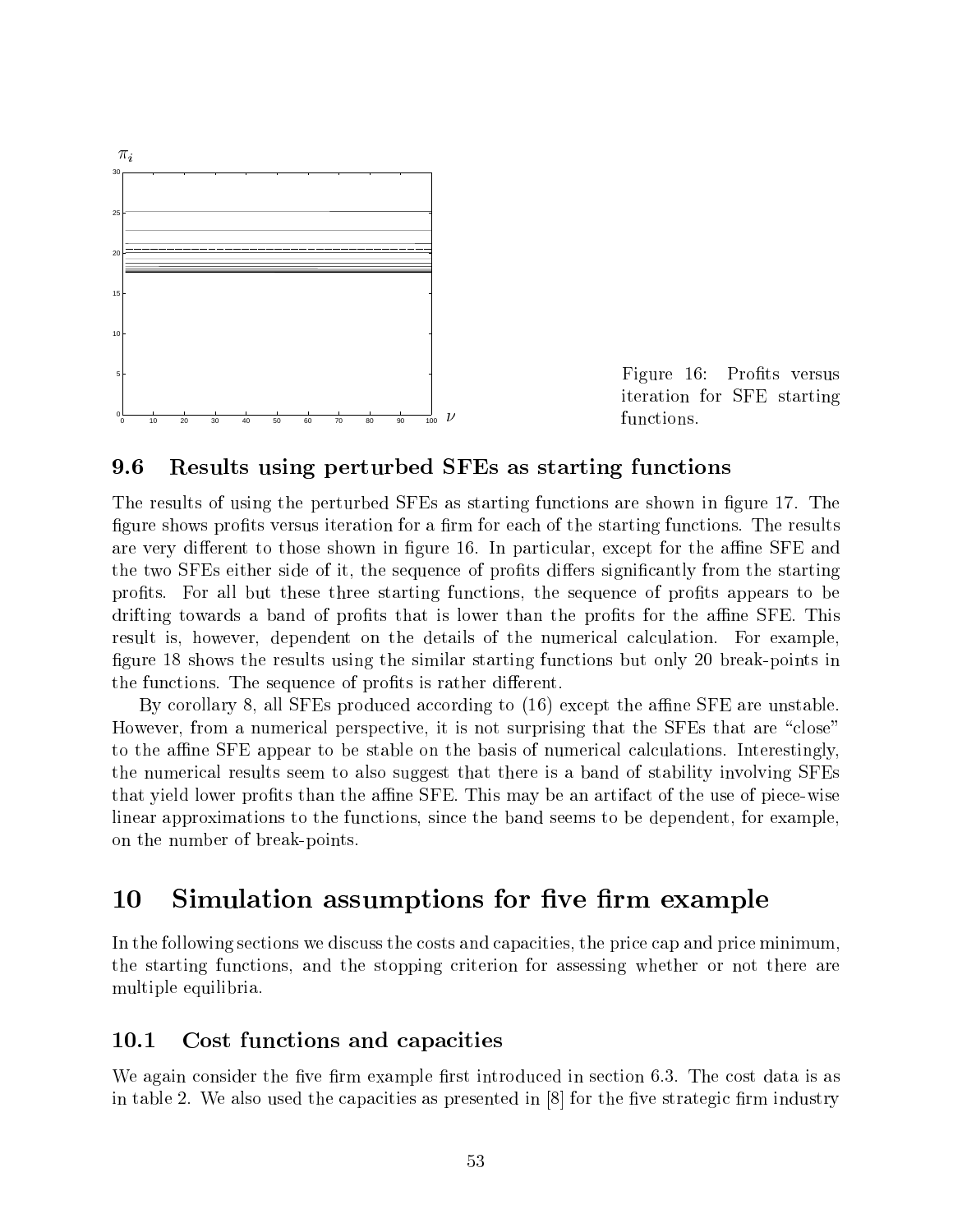Figure 16: Profits versus iteration for SFE starting functions.

### 9.6 Results using perturbed SFEs as starting functions

The results of using the perturbed SFEs as starting functions are shown in figure 17. The figure shows profits versus iteration for a firm for each of the starting functions. The results are very different to those shown in figure 16. In particular, except for the affine SFE and the two SFEs either side of it, the sequence of profits differs significantly from the starting profits. For all but these three starting functions, the sequence of profits appears to be drifting towards a band of profits that is lower than the profits for the affine SFE. This result is, however, dependent on the details of the numerical calculation. For example, figure 18 shows the results using the similar starting functions but only 20 break-points in the functions. The sequence of profits is rather different.

By corollary 8, all SFEs produced according to (16) except the affine SFE are unstable. However, from a numerical perspective, it is not surprising that the SFEs that are "close" to the affine SFE appear to be stable on the basis of numerical calculations. Interestingly, the numerical results seem to also suggest that there is a band of stability involving SFEs that yield lower profits than the affine SFE. This may be an artifact of the use of piece-wise linear approximations to the functions, since the band seems to be dependent, for example, on the number of break-points.

# 10 Simulation assumptions for five firm example

In the following sections we discuss the costs and capacities, the price cap and price minimum, the starting functions, and the stopping criterion for assessing whether or not there are multiple equilibria.

### 10.1 Cost functions and capacities

We again consider the five firm example first introduced in section 6.3. The cost data is as in table 2. We also used the capacities as presented in [8] for the five strategic firm industry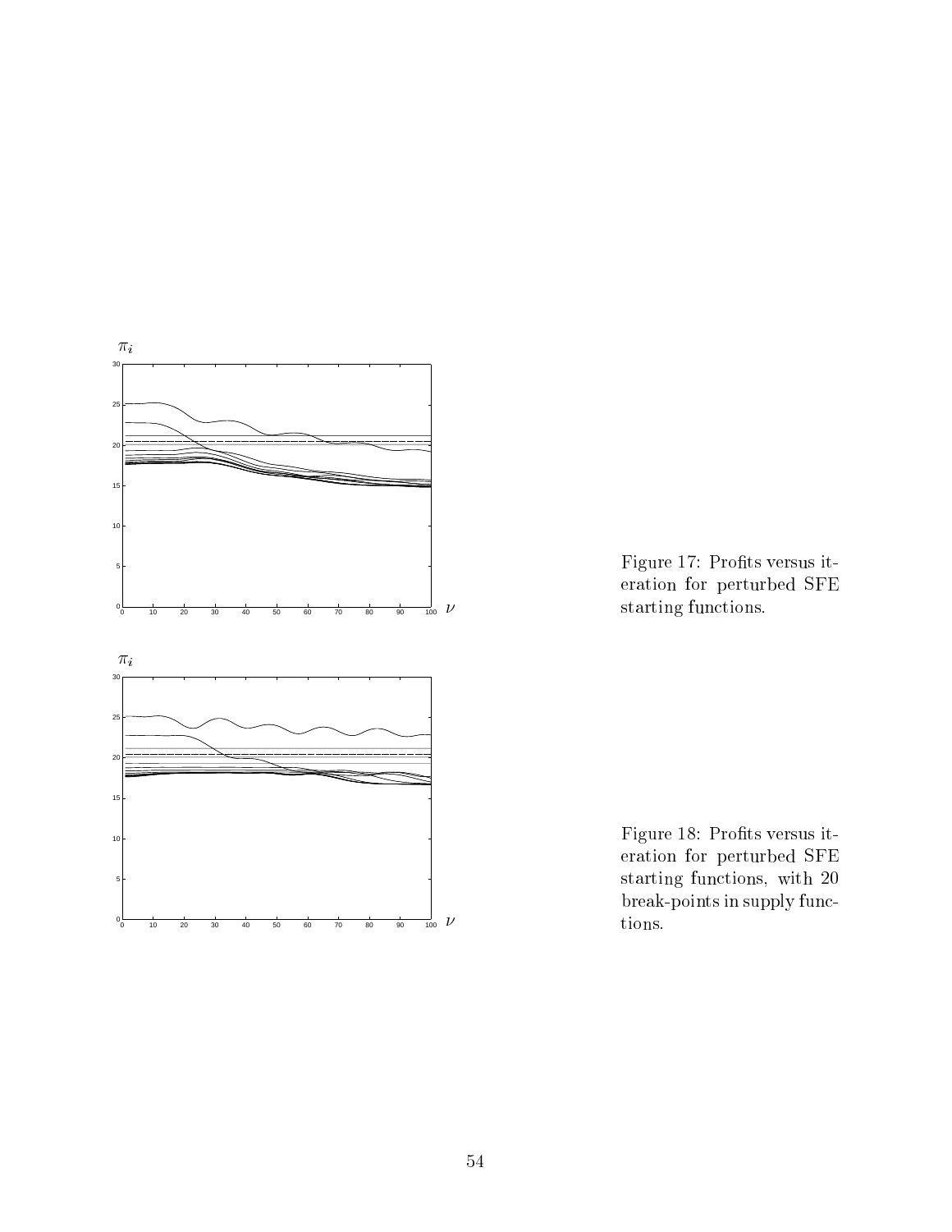Figure 17: Profits versus iteration for perturbed SFE starting functions.

Figure 18: Profits versus iteration for perturbed SFE starting functions, with 20 break-points in supply functions.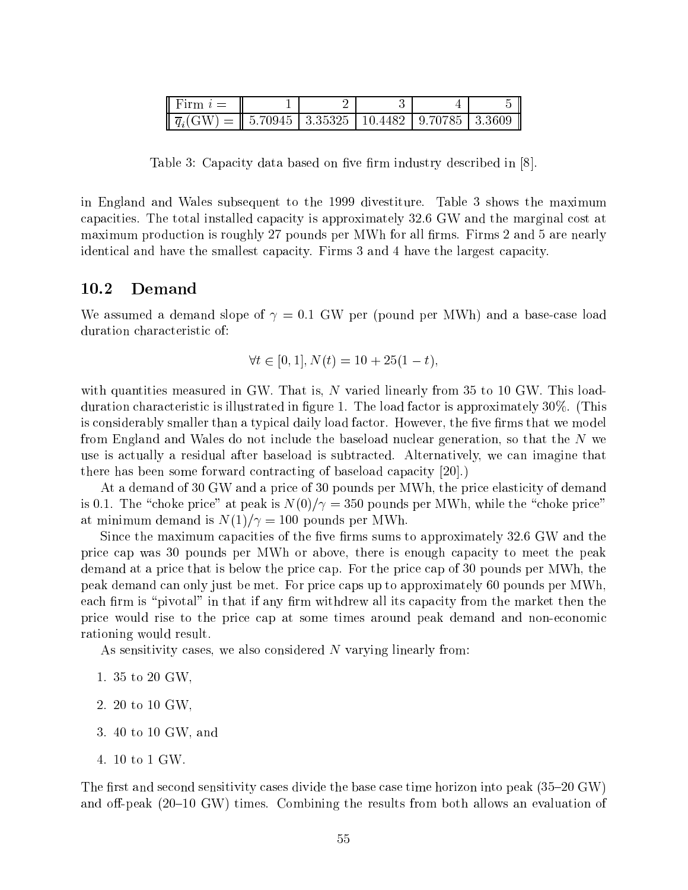| Firm $i =$ | 1 | 2 | 3 | 4 | 5 |
|---|---|---|---|---|---|
| $\overline{q}_i$(GW) = | 5.70945 | 3.35325 | 10.4482 | 9.70785 | 3.3609 |

Table 3: Capacity data based on five firm industry described in [8].

in England and Wales subsequent to the 1999 divestiture. Table 3 shows the maximum capacities. The total installed capacity is approximately 32.6 GW and the marginal cost at maximum production is roughly 27 pounds per MWh for all firms. Firms 2 and 5 are nearly identical and have the smallest capacity. Firms 3 and 4 have the largest capacity.

## 10.2 Demand

We assumed a demand slope of $\gamma = 0.1$ GW per (pound per MWh) and a base-case load duration characteristic of:

$$\forall t \in [0, 1], N(t) = 10 + 25(1 - t),$$

with quantities measured in GW. That is, $N$ varied linearly from 35 to 10 GW. This load-duration characteristic is illustrated in figure 1. The load factor is approximately 30%. (This is considerably smaller than a typical daily load factor. However, the five firms that we model from England and Wales do not include the baseload nuclear generation, so that the $N$ we use is actually a residual after baseload is subtracted. Alternatively, we can imagine that there has been some forward contracting of baseload capacity [20].)

At a demand of 30 GW and a price of 30 pounds per MWh, the price elasticity of demand is 0.1. The "choke price" at peak is $N(0)/\gamma = 350$ pounds per MWh, while the "choke price" at minimum demand is $N(1)/\gamma = 100$ pounds per MWh.

Since the maximum capacities of the five firms sums to approximately 32.6 GW and the price cap was 30 pounds per MWh or above, there is enough capacity to meet the peak demand at a price that is below the price cap. For the price cap of 30 pounds per MWh, the peak demand can only just be met. For price caps up to approximately 60 pounds per MWh, each firm is "pivotal" in that if any firm withdrew all its capacity from the market then the price would rise to the price cap at some times around peak demand and non-economic rationing would result.

As sensitivity cases, we also considered $N$ varying linearly from:

1. 35 to 20 GW,
2. 20 to 10 GW,
3. 40 to 10 GW, and
4. 10 to 1 GW.

The first and second sensitivity cases divide the base case time horizon into peak (35–20 GW) and off-peak (20–10 GW) times. Combining the results from both allows an evaluation of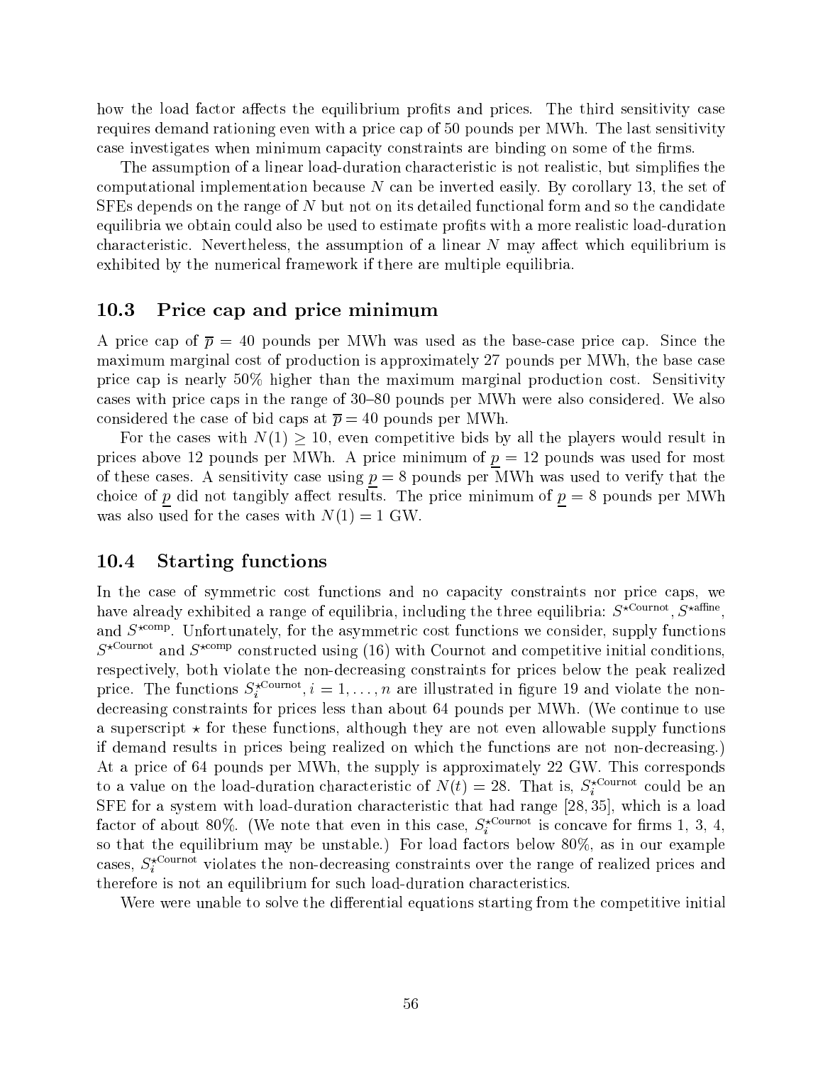how the load factor affects the equilibrium profits and prices. The third sensitivity case requires demand rationing even with a price cap of 50 pounds per MWh. The last sensitivity case investigates when minimum capacity constraints are binding on some of the firms.

The assumption of a linear load-duration characteristic is not realistic, but simplifies the computational implementation because $N$ can be inverted easily. By corollary 13, the set of SFEs depends on the range of $N$ but not on its detailed functional form and so the candidate equilibria we obtain could also be used to estimate profits with a more realistic load-duration characteristic. Nevertheless, the assumption of a linear $N$ may affect which equilibrium is exhibited by the numerical framework if there are multiple equilibria.

## 10.3 Price cap and price minimum

A price cap of $\overline{p} = 40$ pounds per MWh was used as the base-case price cap. Since the maximum marginal cost of production is approximately 27 pounds per MWh, the base case price cap is nearly 50% higher than the maximum marginal production cost. Sensitivity cases with price caps in the range of 30–80 pounds per MWh were also considered. We also considered the case of bid caps at $\overline{p} = 40$ pounds per MWh.

For the cases with $N(1) \geq 10$, even competitive bids by all the players would result in prices above 12 pounds per MWh. A price minimum of $\underline{p} = 12$ pounds was used for most of these cases. A sensitivity case using $\underline{p} = 8$ pounds per MWh was used to verify that the choice of $\underline{p}$ did not tangibly affect results. The price minimum of $\underline{p} = 8$ pounds per MWh was also used for the cases with $N(1) = 1$ GW.

## 10.4 Starting functions

In the case of symmetric cost functions and no capacity constraints nor price caps, we have already exhibited a range of equilibria, including the three equilibria: $S^{\star\text{Cournot}}$, $S^{\star\text{affine}}$, and $S^{\star\text{comp}}$. Unfortunately, for the asymmetric cost functions we consider, supply functions $S^{\star\text{Cournot}}$ and $S^{\star\text{comp}}$ constructed using (16) with Cournot and competitive initial conditions, respectively, both violate the non-decreasing constraints for prices below the peak realized price. The functions $S_i^{\star\text{Cournot}}, i = 1, \ldots, n$ are illustrated in figure 19 and violate the non-decreasing constraints for prices less than about 64 pounds per MWh. (We continue to use a superscript $\star$ for these functions, although they are not even allowable supply functions if demand results in prices being realized on which the functions are not non-decreasing.) At a price of 64 pounds per MWh, the supply is approximately 22 GW. This corresponds to a value on the load-duration characteristic of $N(t) = 28$. That is, $S_i^{\star\text{Cournot}}$ could be an SFE for a system with load-duration characteristic that had range $[28, 35]$, which is a load factor of about 80%. (We note that even in this case, $S_i^{\star\text{Cournot}}$ is concave for firms 1, 3, 4, so that the equilibrium may be unstable.) For load factors below 80%, as in our example cases, $S_i^{\star\text{Cournot}}$ violates the non-decreasing constraints over the range of realized prices and therefore is not an equilibrium for such load-duration characteristics.

Were were unable to solve the differential equations starting from the competitive initial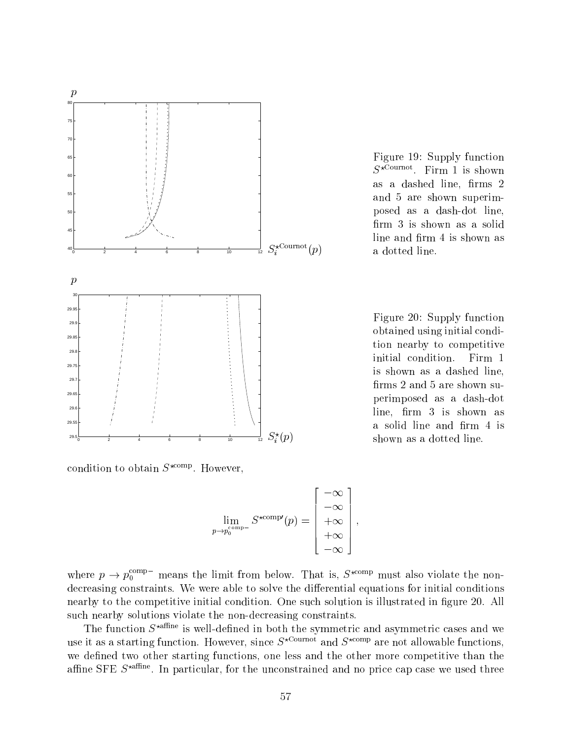Figure 19: Supply function $S^{\star\text{Cournot}}$. Firm 1 is shown as a dashed line, firms 2 and 5 are shown superimposed as a dash-dot line, firm 3 is shown as a solid line and firm 4 is shown as a dotted line.

Figure 20: Supply function obtained using initial condition nearby to competitive initial condition. Firm 1 is shown as a dashed line, firms 2 and 5 are shown superimposed as a dash-dot line, firm 3 is shown as a solid line and firm 4 is shown as a dotted line.

condition to obtain $S^{\star\text{comp}}$. However,

$$\lim_{p \to p_0^{\text{comp}-}} S^{\star\text{comp}\prime}(p) = \begin{bmatrix} -\infty \\ -\infty \\ +\infty \\ +\infty \\ -\infty \end{bmatrix},$$

where $p \to p_0^{\text{comp}-}$ means the limit from below. That is, $S^{\star\text{comp}}$ must also violate the non-decreasing constraints. We were able to solve the differential equations for initial conditions nearby to the competitive initial condition. One such solution is illustrated in figure 20. All such nearby solutions violate the non-decreasing constraints.

The function $S^{\star\text{affine}}$ is well-defined in both the symmetric and asymmetric cases and we use it as a starting function. However, since $S^{\star\text{Cournot}}$ and $S^{\star\text{comp}}$ are not allowable functions, we defined two other starting functions, one less and the other more competitive than the affine SFE $S^{\star\text{affine}}$. In particular, for the unconstrained and no price cap case we used three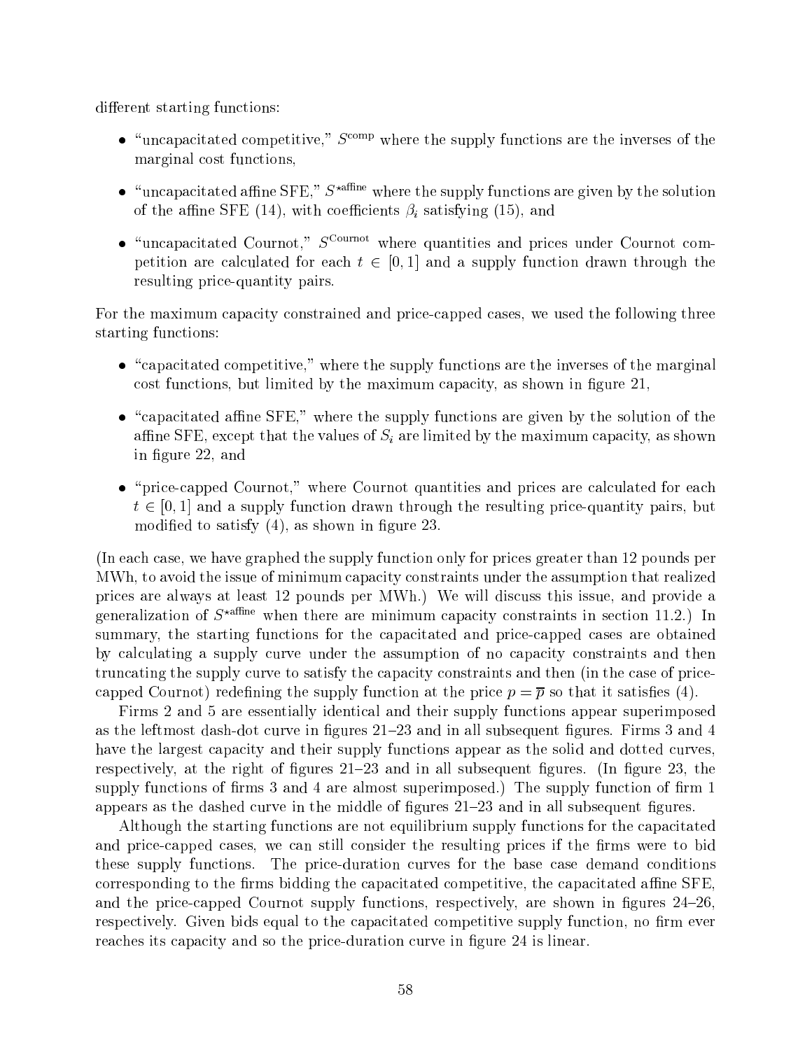different starting functions:

- "uncapacitated competitive," $S^{\text{comp}}$ where the supply functions are the inverses of the marginal cost functions,
- "uncapacitated affine SFE," $S^{\star\text{affine}}$ where the supply functions are given by the solution of the affine SFE (14), with coefficients $\beta_i$ satisfying (15), and
- "uncapacitated Cournot," $S^{\text{Cournot}}$ where quantities and prices under Cournot competition are calculated for each $t \in [0, 1]$ and a supply function drawn through the resulting price-quantity pairs.

For the maximum capacity constrained and price-capped cases, we used the following three starting functions:

- "capacitated competitive," where the supply functions are the inverses of the marginal cost functions, but limited by the maximum capacity, as shown in figure 21,
- "capacitated affine SFE," where the supply functions are given by the solution of the affine SFE, except that the values of $S_i$ are limited by the maximum capacity, as shown in figure 22, and
- "price-capped Cournot," where Cournot quantities and prices are calculated for each $t \in [0, 1]$ and a supply function drawn through the resulting price-quantity pairs, but modified to satisfy (4), as shown in figure 23.

(In each case, we have graphed the supply function only for prices greater than 12 pounds per MWh, to avoid the issue of minimum capacity constraints under the assumption that realized prices are always at least 12 pounds per MWh.) We will discuss this issue, and provide a generalization of $S^{\star\text{affine}}$ when there are minimum capacity constraints in section 11.2.) In summary, the starting functions for the capacitated and price-capped cases are obtained by calculating a supply curve under the assumption of no capacity constraints and then truncating the supply curve to satisfy the capacity constraints and then (in the case of price-capped Cournot) redefining the supply function at the price $p = \overline{p}$ so that it satisfies (4).

Firms 2 and 5 are essentially identical and their supply functions appear superimposed as the leftmost dash-dot curve in figures 21–23 and in all subsequent figures. Firms 3 and 4 have the largest capacity and their supply functions appear as the solid and dotted curves, respectively, at the right of figures 21–23 and in all subsequent figures. (In figure 23, the supply functions of firms 3 and 4 are almost superimposed.) The supply function of firm 1 appears as the dashed curve in the middle of figures 21–23 and in all subsequent figures.

Although the starting functions are not equilibrium supply functions for the capacitated and price-capped cases, we can still consider the resulting prices if the firms were to bid these supply functions. The price-duration curves for the base case demand conditions corresponding to the firms bidding the capacitated competitive, the capacitated affine SFE, and the price-capped Cournot supply functions, respectively, are shown in figures 24–26, respectively. Given bids equal to the capacitated competitive supply function, no firm ever reaches its capacity and so the price-duration curve in figure 24 is linear.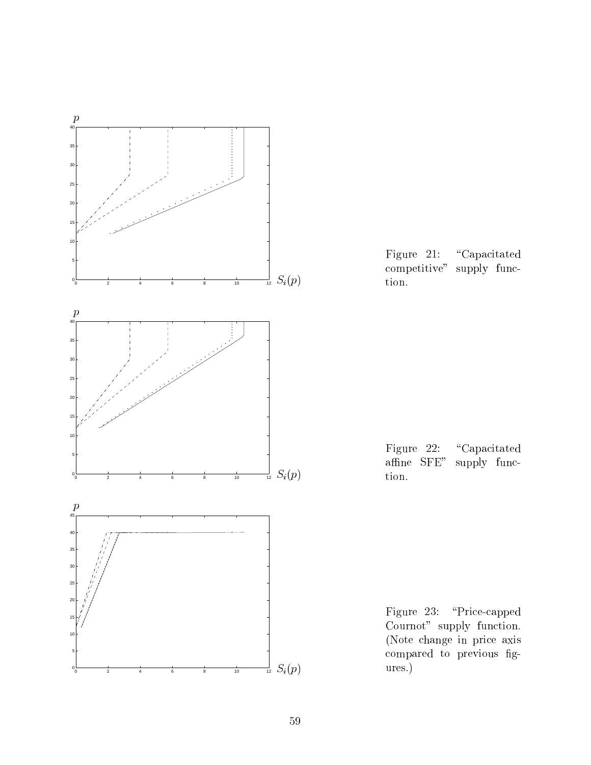Figure 21: "Capacitated competitive" supply function.

Figure 22: "Capacitated affine SFE" supply function.

Figure 23: "Price-capped Cournot" supply function. (Note change in price axis compared to previous figures.)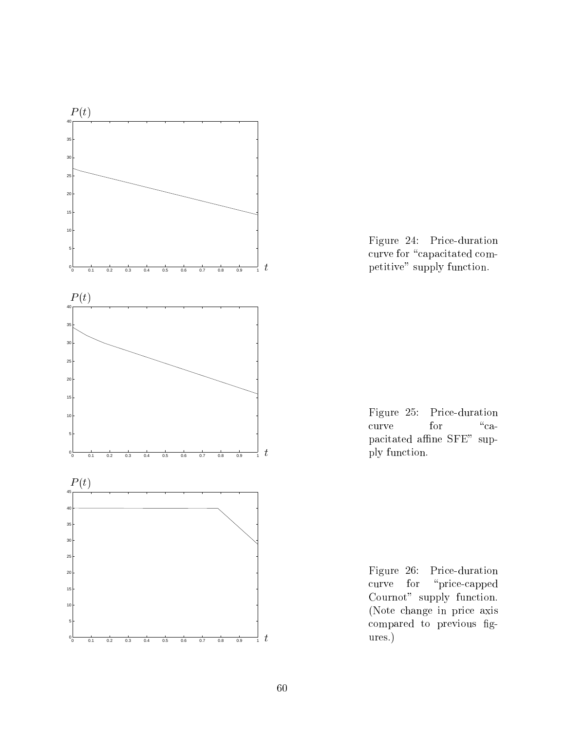Figure 24: Price-duration curve for "capacitated competitive" supply function.

Figure 25: Price-duration curve for "capacitated affine SFE" supply function.

Figure 26: Price-duration curve for "price-capped Cournot" supply function. (Note change in price axis compared to previous figures.)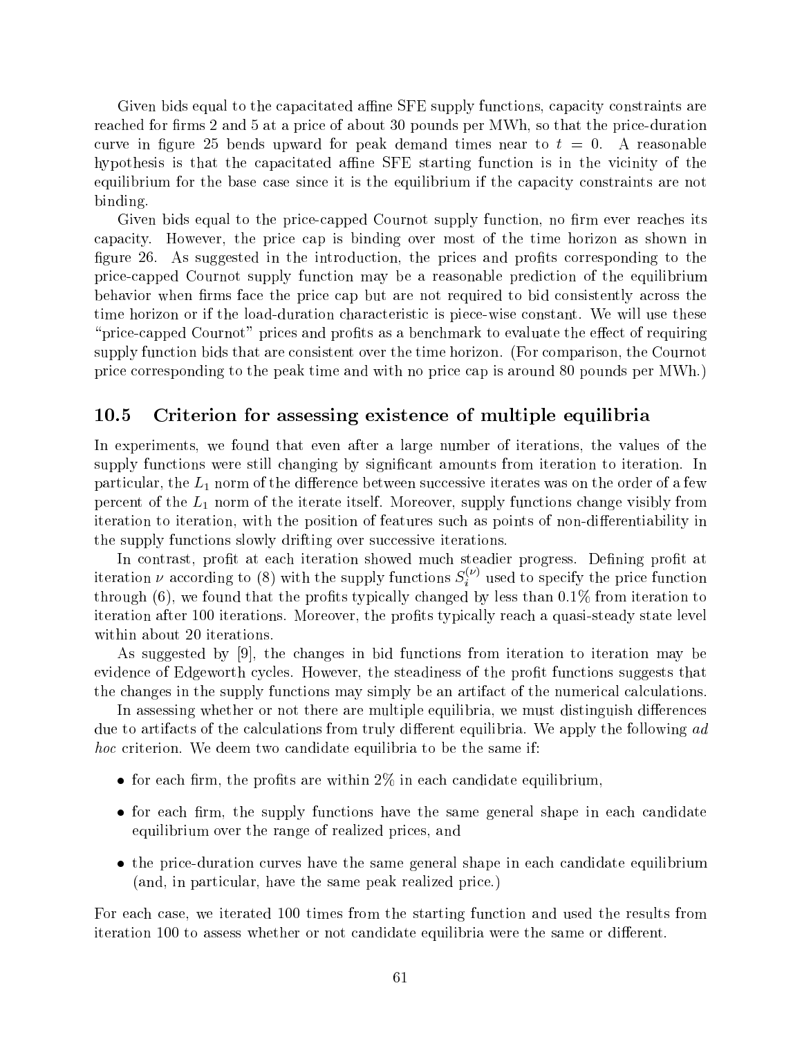Given bids equal to the capacitated affine SFE supply functions, capacity constraints are reached for firms 2 and 5 at a price of about 30 pounds per MWh, so that the price-duration curve in figure 25 bends upward for peak demand times near to $t = 0$. A reasonable hypothesis is that the capacitated affine SFE starting function is in the vicinity of the equilibrium for the base case since it is the equilibrium if the capacity constraints are not binding.

Given bids equal to the price-capped Cournot supply function, no firm ever reaches its capacity. However, the price cap is binding over most of the time horizon as shown in figure 26. As suggested in the introduction, the prices and profits corresponding to the price-capped Cournot supply function may be a reasonable prediction of the equilibrium behavior when firms face the price cap but are not required to bid consistently across the time horizon or if the load-duration characteristic is piece-wise constant. We will use these "price-capped Cournot" prices and profits as a benchmark to evaluate the effect of requiring supply function bids that are consistent over the time horizon. (For comparison, the Cournot price corresponding to the peak time and with no price cap is around 80 pounds per MWh.)

## 10.5 Criterion for assessing existence of multiple equilibria

In experiments, we found that even after a large number of iterations, the values of the supply functions were still changing by significant amounts from iteration to iteration. In particular, the $L_1$ norm of the difference between successive iterates was on the order of a few percent of the $L_1$ norm of the iterate itself. Moreover, supply functions change visibly from iteration to iteration, with the position of features such as points of non-differentiability in the supply functions slowly drifting over successive iterations.

In contrast, profit at each iteration showed much steadier progress. Defining profit at iteration $\nu$ according to (8) with the supply functions $S_i^{(\nu)}$ used to specify the price function through (6), we found that the profits typically changed by less than 0.1% from iteration to iteration after 100 iterations. Moreover, the profits typically reach a quasi-steady state level within about 20 iterations.

As suggested by [9], the changes in bid functions from iteration to iteration may be evidence of Edgeworth cycles. However, the steadiness of the profit functions suggests that the changes in the supply functions may simply be an artifact of the numerical calculations.

In assessing whether or not there are multiple equilibria, we must distinguish differences due to artifacts of the calculations from truly different equilibria. We apply the following *ad hoc* criterion. We deem two candidate equilibria to be the same if:

- for each firm, the profits are within 2% in each candidate equilibrium,
- for each firm, the supply functions have the same general shape in each candidate equilibrium over the range of realized prices, and
- the price-duration curves have the same general shape in each candidate equilibrium (and, in particular, have the same peak realized price.)

For each case, we iterated 100 times from the starting function and used the results from iteration 100 to assess whether or not candidate equilibria were the same or different.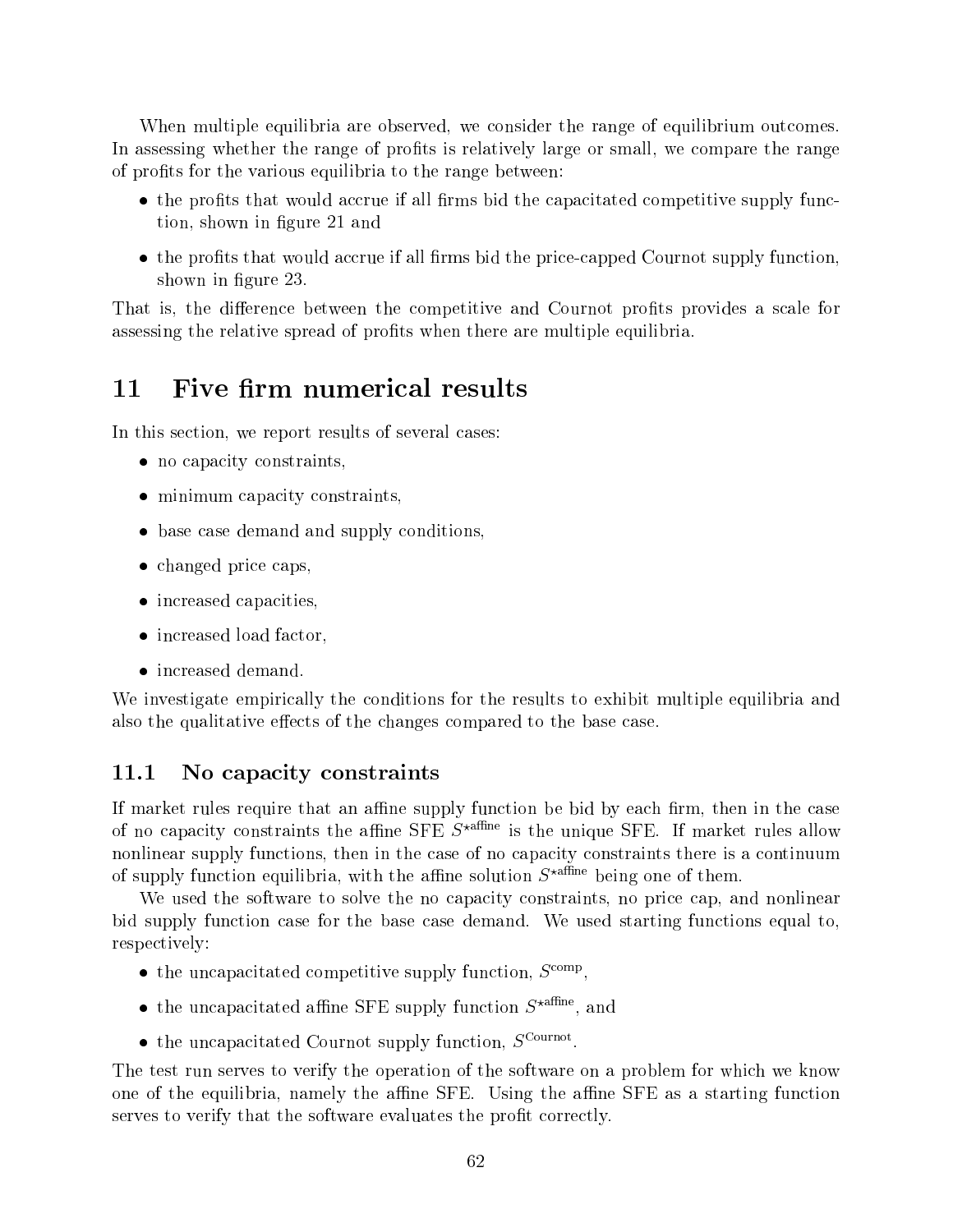When multiple equilibria are observed, we consider the range of equilibrium outcomes. In assessing whether the range of profits is relatively large or small, we compare the range of profits for the various equilibria to the range between:

- the profits that would accrue if all firms bid the capacitated competitive supply function, shown in figure 21 and
- the profits that would accrue if all firms bid the price-capped Cournot supply function, shown in figure 23.

That is, the difference between the competitive and Cournot profits provides a scale for assessing the relative spread of profits when there are multiple equilibria.

# 11 Five firm numerical results

In this section, we report results of several cases:

- no capacity constraints,
- minimum capacity constraints,
- base case demand and supply conditions,
- changed price caps,
- increased capacities,
- increased load factor,
- increased demand.

We investigate empirically the conditions for the results to exhibit multiple equilibria and also the qualitative effects of the changes compared to the base case.

## 11.1 No capacity constraints

If market rules require that an affine supply function be bid by each firm, then in the case of no capacity constraints the affine SFE $S^{\star\text{affine}}$ is the unique SFE. If market rules allow nonlinear supply functions, then in the case of no capacity constraints there is a continuum of supply function equilibria, with the affine solution $S^{\star\text{affine}}$ being one of them.

We used the software to solve the no capacity constraints, no price cap, and nonlinear bid supply function case for the base case demand. We used starting functions equal to, respectively:

- the uncapacitated competitive supply function, $S^{\text{comp}}$,
- the uncapacitated affine SFE supply function $S^{\star\text{affine}}$, and
- the uncapacitated Cournot supply function, $S^{\text{Cournot}}$.

The test run serves to verify the operation of the software on a problem for which we know one of the equilibria, namely the affine SFE. Using the affine SFE as a starting function serves to verify that the software evaluates the profit correctly.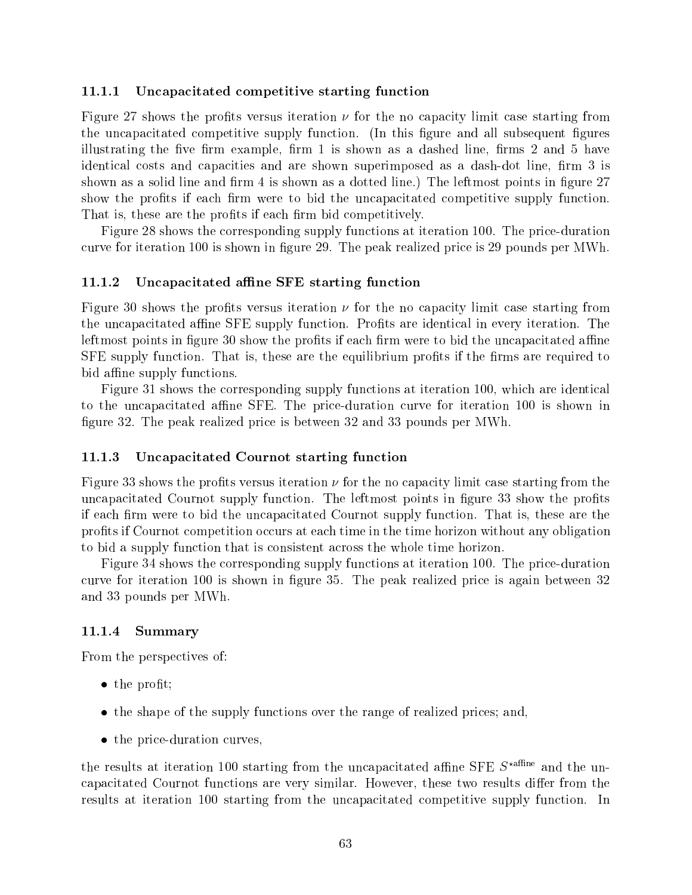### 11.1.1 Uncapacitated competitive starting function

Figure 27 shows the profits versus iteration $\nu$ for the no capacity limit case starting from the uncapacitated competitive supply function. (In this figure and all subsequent figures illustrating the five firm example, firm 1 is shown as a dashed line, firms 2 and 5 have identical costs and capacities and are shown superimposed as a dash-dot line, firm 3 is shown as a solid line and firm 4 is shown as a dotted line.) The leftmost points in figure 27 show the profits if each firm were to bid the uncapacitated competitive supply function. That is, these are the profits if each firm bid competitively.

Figure 28 shows the corresponding supply functions at iteration 100. The price-duration curve for iteration 100 is shown in figure 29. The peak realized price is 29 pounds per MWh.

### 11.1.2 Uncapacitated affine SFE starting function

Figure 30 shows the profits versus iteration $\nu$ for the no capacity limit case starting from the uncapacitated affine SFE supply function. Profits are identical in every iteration. The leftmost points in figure 30 show the profits if each firm were to bid the uncapacitated affine SFE supply function. That is, these are the equilibrium profits if the firms are required to bid affine supply functions.

Figure 31 shows the corresponding supply functions at iteration 100, which are identical to the uncapacitated affine SFE. The price-duration curve for iteration 100 is shown in figure 32. The peak realized price is between 32 and 33 pounds per MWh.

### 11.1.3 Uncapacitated Cournot starting function

Figure 33 shows the profits versus iteration $\nu$ for the no capacity limit case starting from the uncapacitated Cournot supply function. The leftmost points in figure 33 show the profits if each firm were to bid the uncapacitated Cournot supply function. That is, these are the profits if Cournot competition occurs at each time in the time horizon without any obligation to bid a supply function that is consistent across the whole time horizon.

Figure 34 shows the corresponding supply functions at iteration 100. The price-duration curve for iteration 100 is shown in figure 35. The peak realized price is again between 32 and 33 pounds per MWh.

### 11.1.4 Summary

From the perspectives of:

- the profit;
- the shape of the supply functions over the range of realized prices; and,
- the price-duration curves,

the results at iteration 100 starting from the uncapacitated affine SFE $S^{\star\text{affine}}$ and the uncapacitated Cournot functions are very similar. However, these two results differ from the results at iteration 100 starting from the uncapacitated competitive supply function. In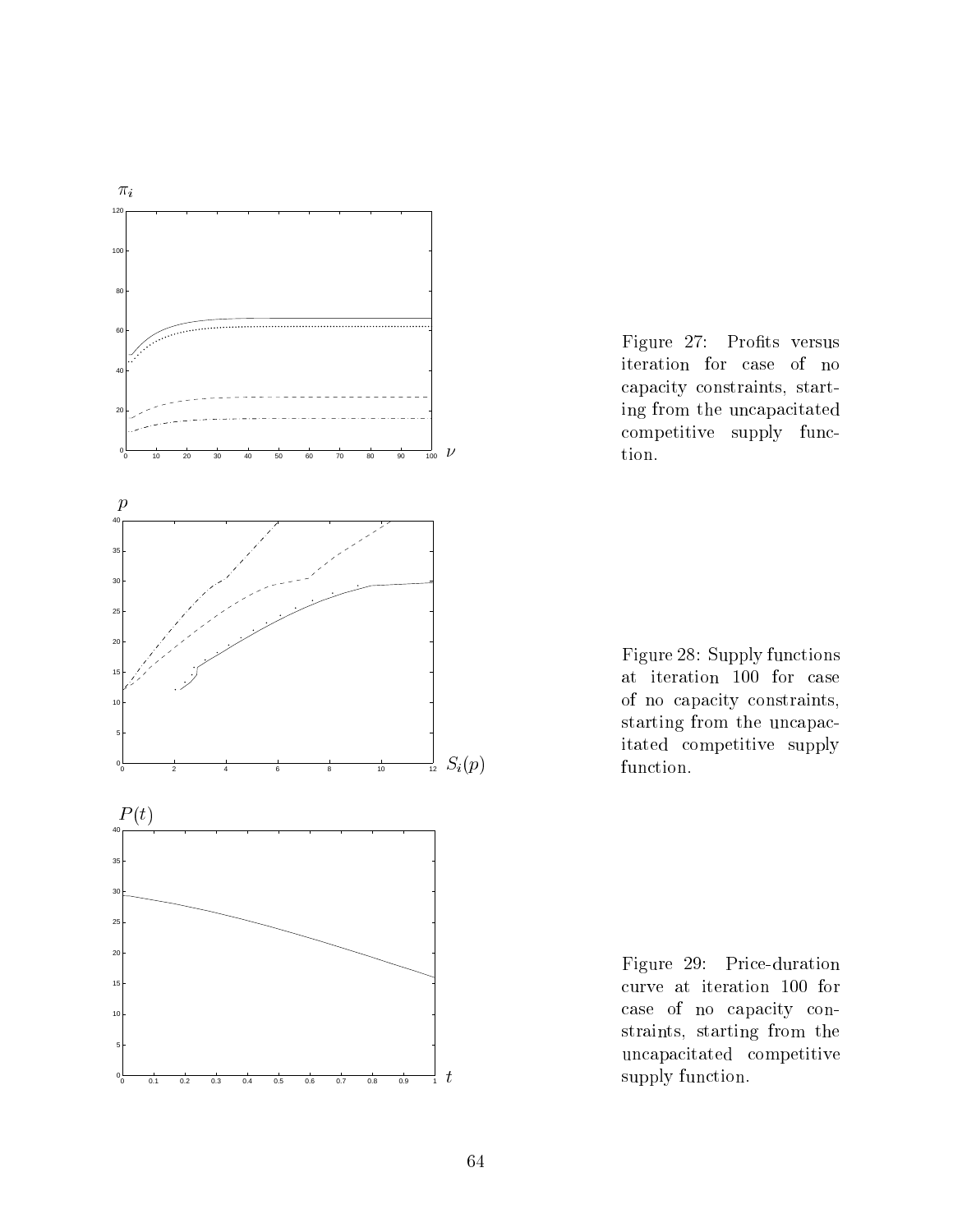Figure 27: Profits versus iteration for case of no capacity constraints, starting from the uncapacitated competitive supply function.

Figure 28: Supply functions at iteration 100 for case of no capacity constraints, starting from the uncapacitated competitive supply function.

Figure 29: Price-duration curve at iteration 100 for case of no capacity constraints, starting from the uncapacitated competitive supply function.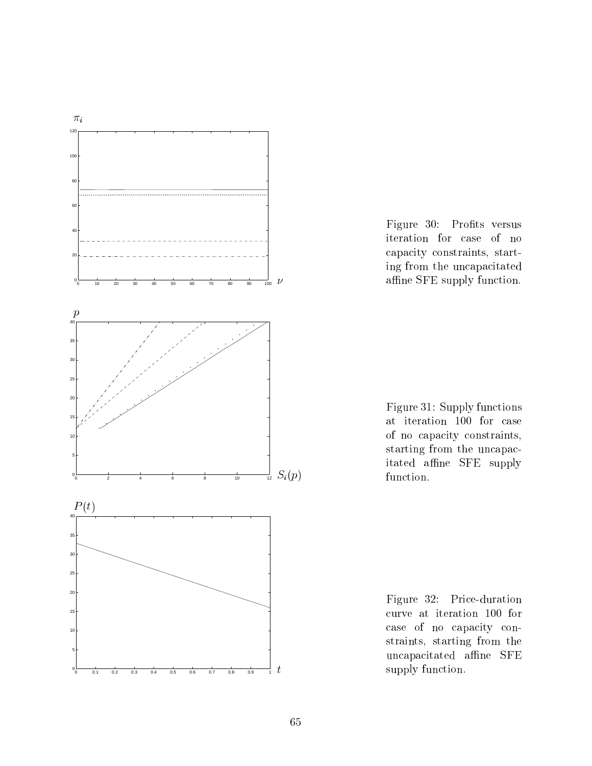Figure 30: Profits versus iteration for case of no capacity constraints, starting from the uncapacitated affine SFE supply function.

Figure 31: Supply functions at iteration 100 for case of no capacity constraints, starting from the uncapacitated affine SFE supply function.

Figure 32: Price-duration curve at iteration 100 for case of no capacity constraints, starting from the uncapacitated affine SFE supply function.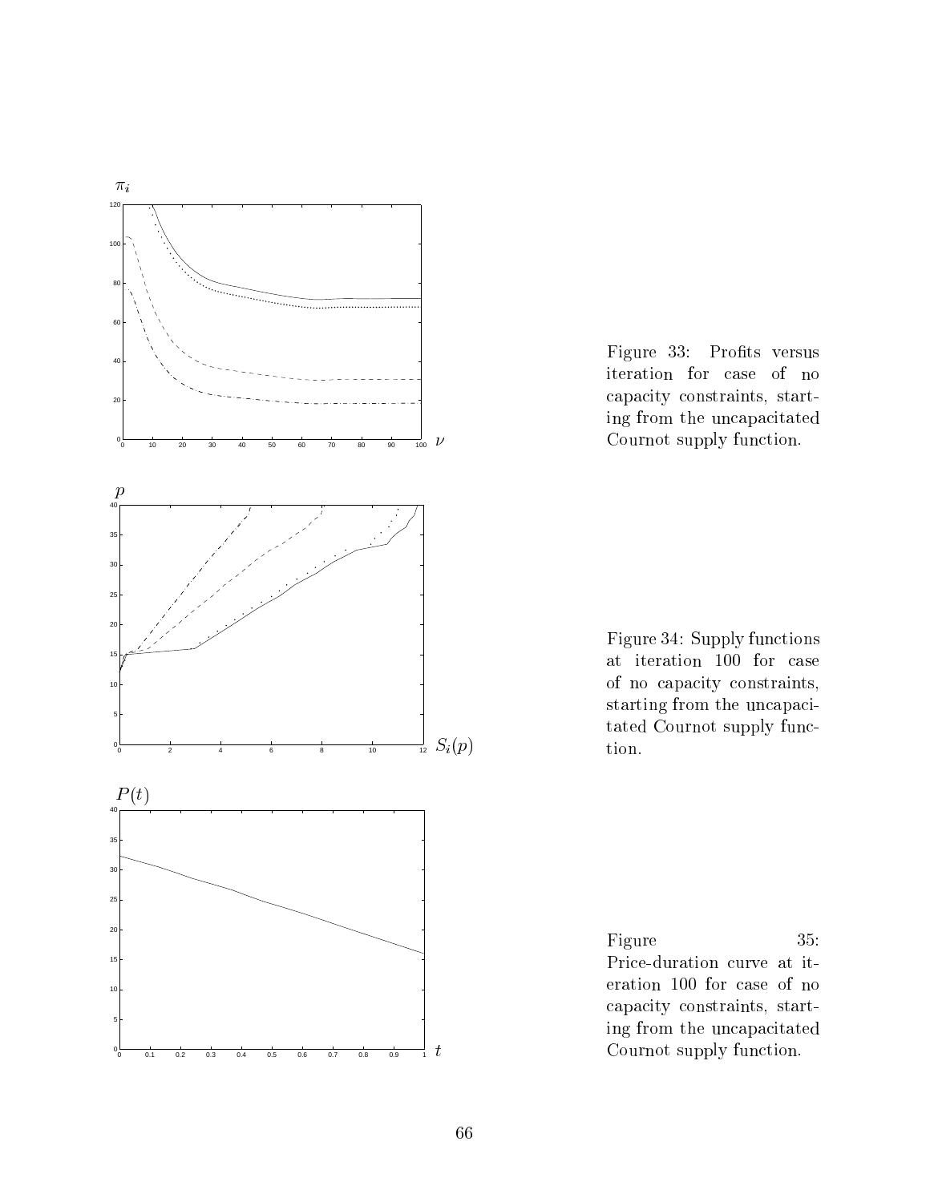Figure 33: Profits versus iteration for case of no capacity constraints, starting from the uncapacitated Cournot supply function.

Figure 34: Supply functions at iteration 100 for case of no capacity constraints, starting from the uncapacitated Cournot supply function.

Figure 35: Price-duration curve at iteration 100 for case of no capacity constraints, starting from the uncapacitated Cournot supply function.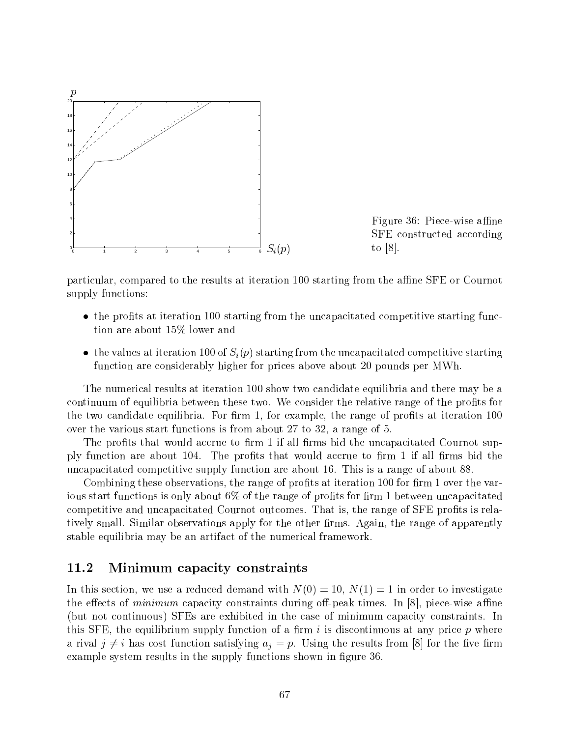Figure 36: Piece-wise affine SFE constructed according to [8].

particular, compared to the results at iteration 100 starting from the affine SFE or Cournot supply functions:

- the profits at iteration 100 starting from the uncapacitated competitive starting function are about 15% lower and
- the values at iteration 100 of $S_i(p)$ starting from the uncapacitated competitive starting function are considerably higher for prices above about 20 pounds per MWh.

The numerical results at iteration 100 show two candidate equilibria and there may be a continuum of equilibria between these two. We consider the relative range of the profits for the two candidate equilibria. For firm 1, for example, the range of profits at iteration 100 over the various start functions is from about 27 to 32, a range of 5.

The profits that would accrue to firm 1 if all firms bid the uncapacitated Cournot supply function are about 104. The profits that would accrue to firm 1 if all firms bid the uncapacitated competitive supply function are about 16. This is a range of about 88.

Combining these observations, the range of profits at iteration 100 for firm 1 over the various start functions is only about 6% of the range of profits for firm 1 between uncapacitated competitive and uncapacitated Cournot outcomes. That is, the range of SFE profits is relatively small. Similar observations apply for the other firms. Again, the range of apparently stable equilibria may be an artifact of the numerical framework.

## 11.2 Minimum capacity constraints

In this section, we use a reduced demand with $N(0) = 10$, $N(1) = 1$ in order to investigate the effects of *minimum* capacity constraints during off-peak times. In [8], piece-wise affine (but not continuous) SFEs are exhibited in the case of minimum capacity constraints. In this SFE, the equilibrium supply function of a firm $i$ is discontinuous at any price $p$ where a rival $j \neq i$ has cost function satisfying $a_j = p$. Using the results from [8] for the five firm example system results in the supply functions shown in figure 36.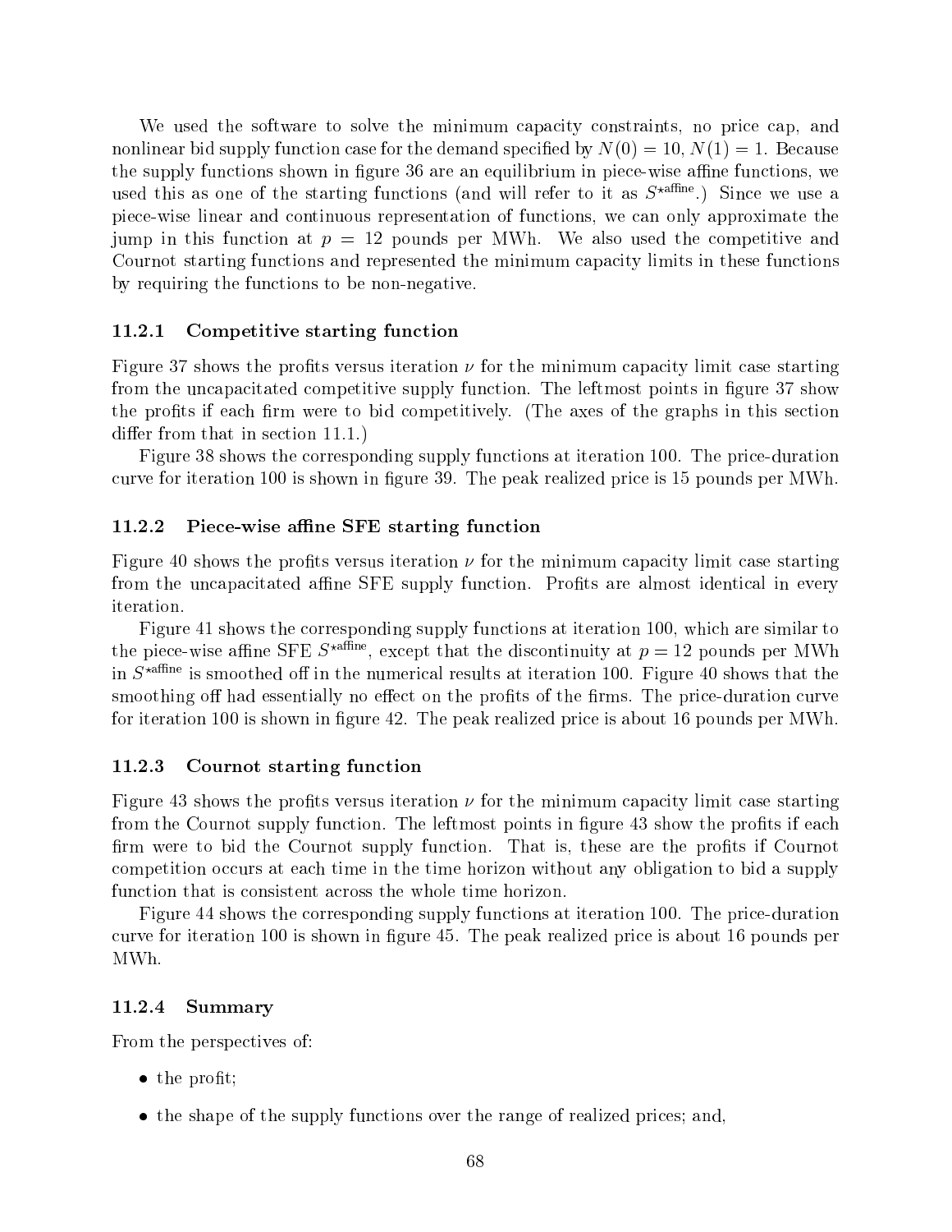We used the software to solve the minimum capacity constraints, no price cap, and nonlinear bid supply function case for the demand specified by $N(0) = 10$, $N(1) = 1$. Because the supply functions shown in figure 36 are an equilibrium in piece-wise affine functions, we used this as one of the starting functions (and will refer to it as $S^{\star\text{affine}}$.) Since we use a piece-wise linear and continuous representation of functions, we can only approximate the jump in this function at $p = 12$ pounds per MWh. We also used the competitive and Cournot starting functions and represented the minimum capacity limits in these functions by requiring the functions to be non-negative.

### 11.2.1 Competitive starting function

Figure 37 shows the profits versus iteration $\nu$ for the minimum capacity limit case starting from the uncapacitated competitive supply function. The leftmost points in figure 37 show the profits if each firm were to bid competitively. (The axes of the graphs in this section differ from that in section 11.1.)

Figure 38 shows the corresponding supply functions at iteration 100. The price-duration curve for iteration 100 is shown in figure 39. The peak realized price is 15 pounds per MWh.

### 11.2.2 Piece-wise affine SFE starting function

Figure 40 shows the profits versus iteration $\nu$ for the minimum capacity limit case starting from the uncapacitated affine SFE supply function. Profits are almost identical in every iteration.

Figure 41 shows the corresponding supply functions at iteration 100, which are similar to the piece-wise affine SFE $S^{\star\text{affine}}$, except that the discontinuity at $p = 12$ pounds per MWh in $S^{\star\text{affine}}$ is smoothed off in the numerical results at iteration 100. Figure 40 shows that the smoothing off had essentially no effect on the profits of the firms. The price-duration curve for iteration 100 is shown in figure 42. The peak realized price is about 16 pounds per MWh.

### 11.2.3 Cournot starting function

Figure 43 shows the profits versus iteration $\nu$ for the minimum capacity limit case starting from the Cournot supply function. The leftmost points in figure 43 show the profits if each firm were to bid the Cournot supply function. That is, these are the profits if Cournot competition occurs at each time in the time horizon without any obligation to bid a supply function that is consistent across the whole time horizon.

Figure 44 shows the corresponding supply functions at iteration 100. The price-duration curve for iteration 100 is shown in figure 45. The peak realized price is about 16 pounds per MWh.

### 11.2.4 Summary

From the perspectives of:

- the profit;
- the shape of the supply functions over the range of realized prices; and,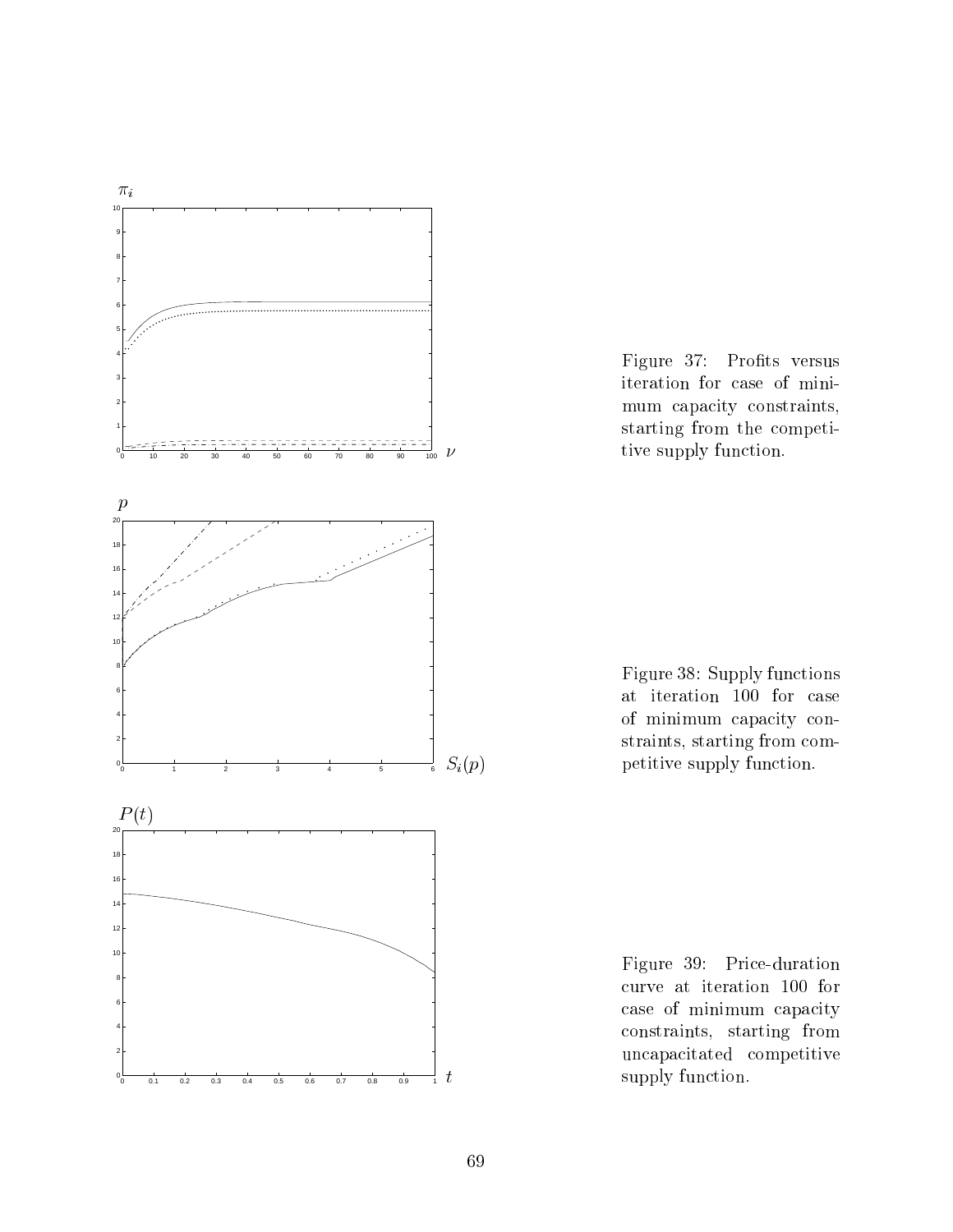Figure 37: Profits versus iteration for case of minimum capacity constraints, starting from the competitive supply function.

Figure 38: Supply functions at iteration 100 for case of minimum capacity constraints, starting from competitive supply function.

Figure 39: Price-duration curve at iteration 100 for case of minimum capacity constraints, starting from uncapacitated competitive supply function.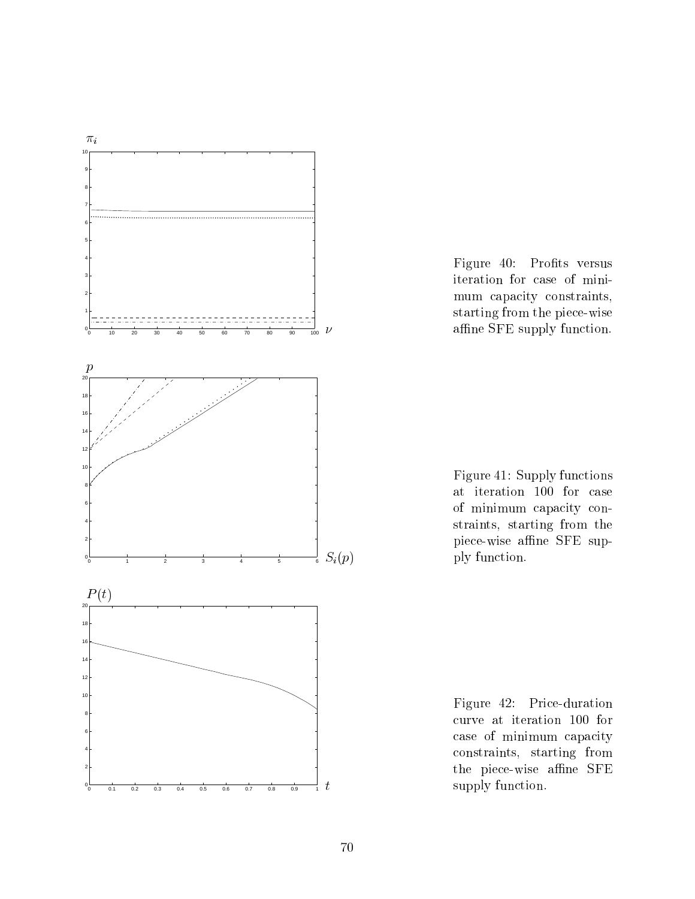Figure 40: Profits versus iteration for case of minimum capacity constraints, starting from the piece-wise affine SFE supply function.

Figure 41: Supply functions at iteration 100 for case of minimum capacity constraints, starting from the piece-wise affine SFE supply function.

Figure 42: Price-duration curve at iteration 100 for case of minimum capacity constraints, starting from the piece-wise affine SFE supply function.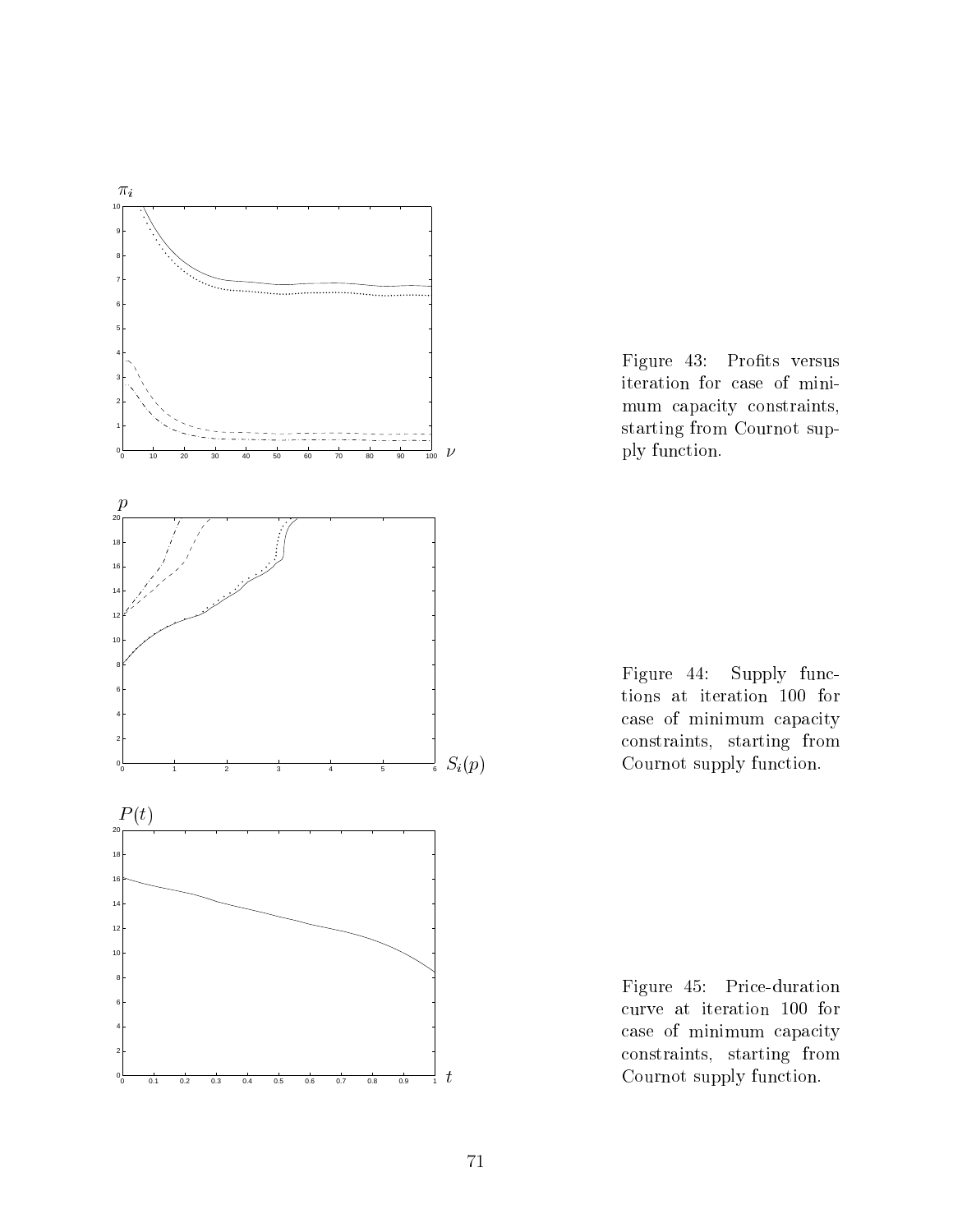Figure 43: Profits versus iteration for case of minimum capacity constraints, starting from Cournot supply function.

Figure 44: Supply functions at iteration 100 for case of minimum capacity constraints, starting from Cournot supply function.

Figure 45: Price-duration curve at iteration 100 for case of minimum capacity constraints, starting from Cournot supply function.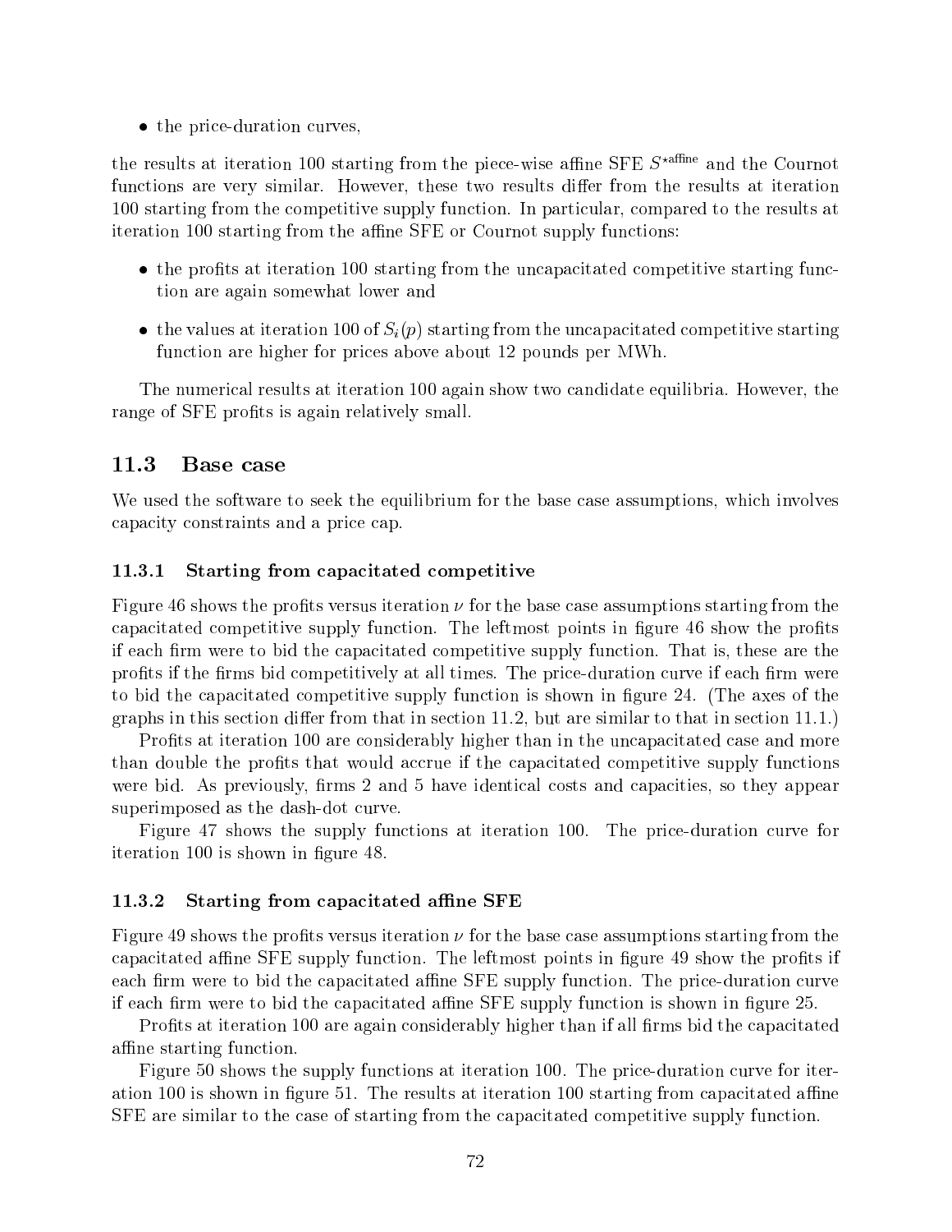- the price-duration curves,

the results at iteration 100 starting from the piece-wise affine SFE $S^{\star\text{affine}}$ and the Cournot functions are very similar. However, these two results differ from the results at iteration 100 starting from the competitive supply function. In particular, compared to the results at iteration 100 starting from the affine SFE or Cournot supply functions:

- the profits at iteration 100 starting from the uncapacitated competitive starting function are again somewhat lower and
- the values at iteration 100 of $S_i(p)$ starting from the uncapacitated competitive starting function are higher for prices above about 12 pounds per MWh.

The numerical results at iteration 100 again show two candidate equilibria. However, the range of SFE profits is again relatively small.

## 11.3 Base case

We used the software to seek the equilibrium for the base case assumptions, which involves capacity constraints and a price cap.

### 11.3.1 Starting from capacitated competitive

Figure 46 shows the profits versus iteration $\nu$ for the base case assumptions starting from the capacitated competitive supply function. The leftmost points in figure 46 show the profits if each firm were to bid the capacitated competitive supply function. That is, these are the profits if the firms bid competitively at all times. The price-duration curve if each firm were to bid the capacitated competitive supply function is shown in figure 24. (The axes of the graphs in this section differ from that in section 11.2, but are similar to that in section 11.1.)

Profits at iteration 100 are considerably higher than in the uncapacitated case and more than double the profits that would accrue if the capacitated competitive supply functions were bid. As previously, firms 2 and 5 have identical costs and capacities, so they appear superimposed as the dash-dot curve.

Figure 47 shows the supply functions at iteration 100. The price-duration curve for iteration 100 is shown in figure 48.

### 11.3.2 Starting from capacitated affine SFE

Figure 49 shows the profits versus iteration $\nu$ for the base case assumptions starting from the capacitated affine SFE supply function. The leftmost points in figure 49 show the profits if each firm were to bid the capacitated affine SFE supply function. The price-duration curve if each firm were to bid the capacitated affine SFE supply function is shown in figure 25.

Profits at iteration 100 are again considerably higher than if all firms bid the capacitated affine starting function.

Figure 50 shows the supply functions at iteration 100. The price-duration curve for iteration 100 is shown in figure 51. The results at iteration 100 starting from capacitated affine SFE are similar to the case of starting from the capacitated competitive supply function.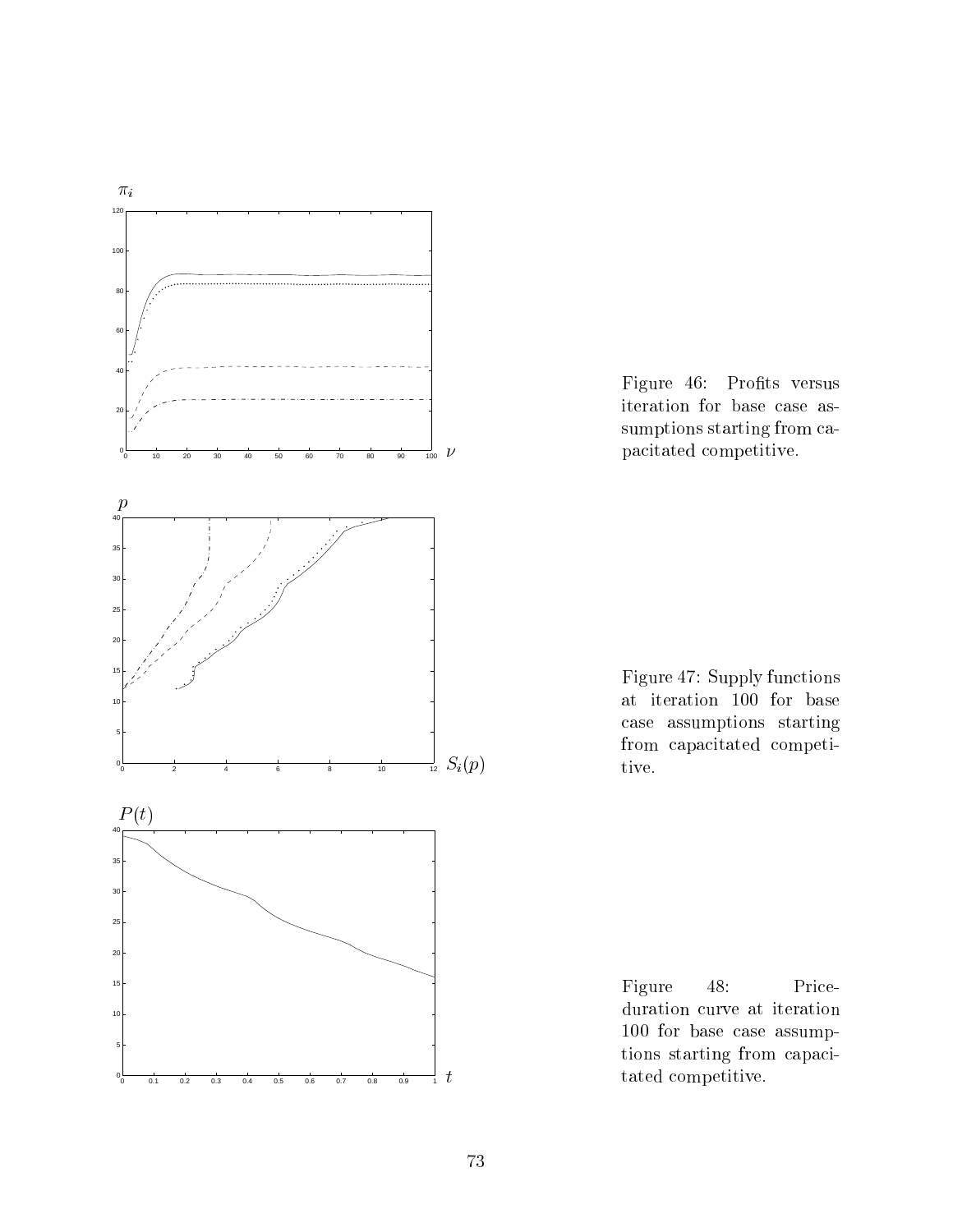Figure 46: Profits versus iteration for base case assumptions starting from capacitated competitive.

Figure 47: Supply functions at iteration 100 for base case assumptions starting from capacitated competitive.

Figure 48: Price-duration curve at iteration 100 for base case assumptions starting from capacitated competitive.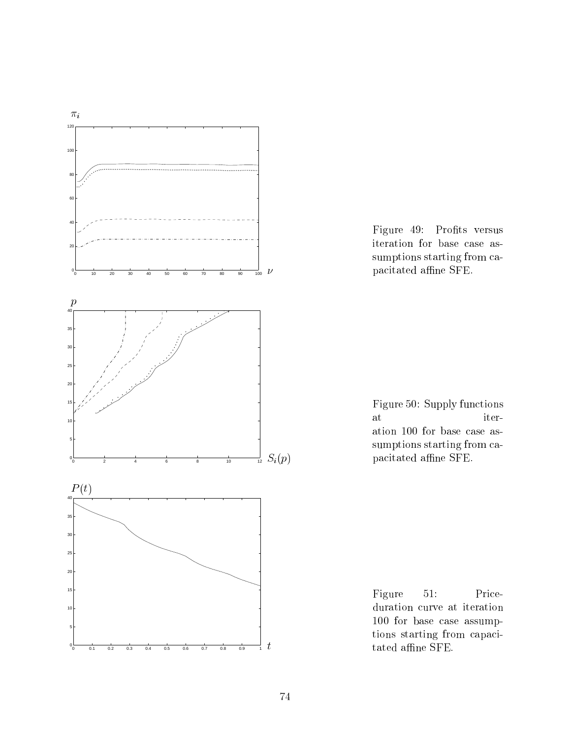Figure 49: Profits versus iteration for base case assumptions starting from capacitated affine SFE.

Figure 50: Supply functions at iteration 100 for base case assumptions starting from capacitated affine SFE.

Figure 51: Price-duration curve at iteration 100 for base case assumptions starting from capacitated affine SFE.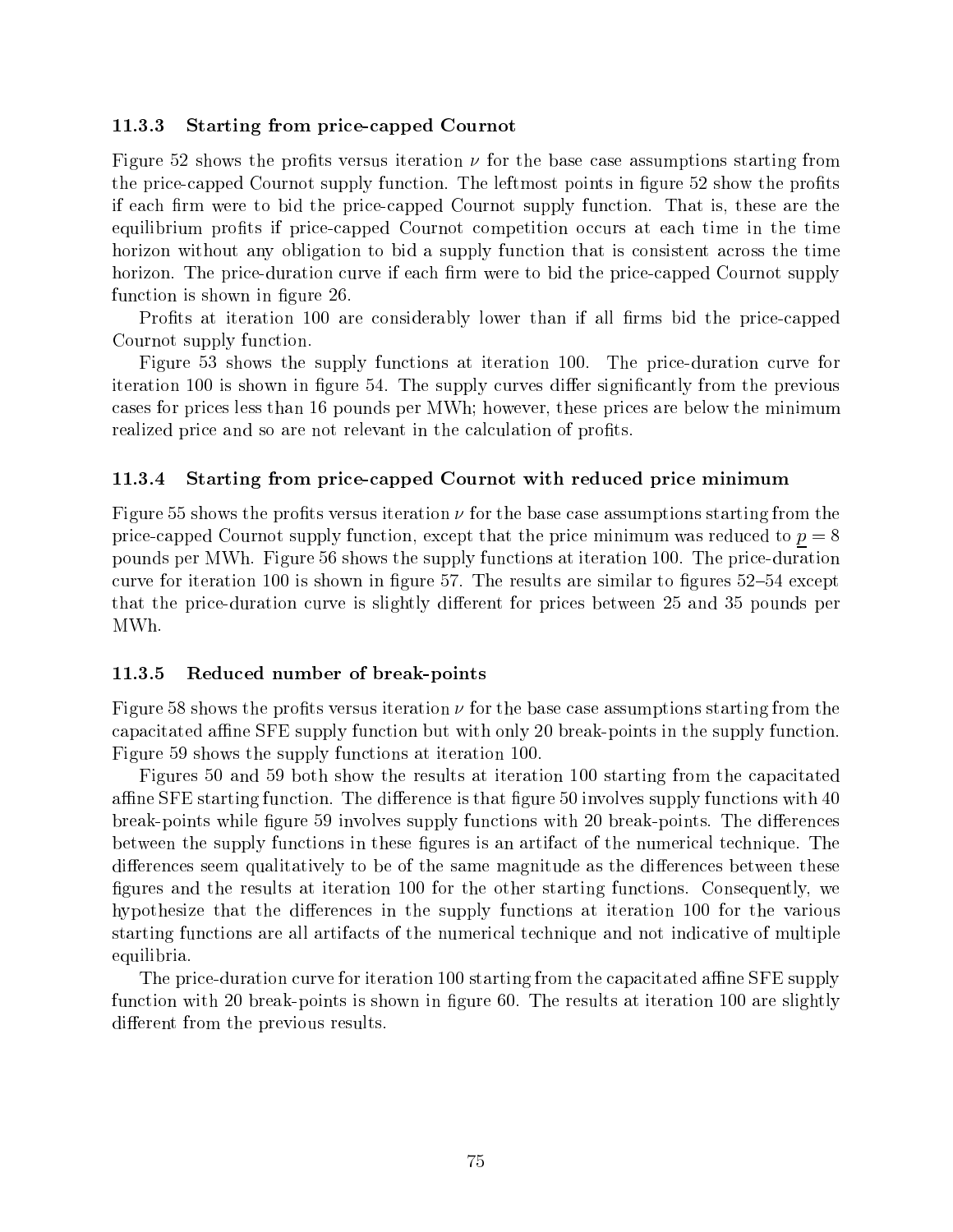### 11.3.3 Starting from price-capped Cournot

Figure 52 shows the profits versus iteration $\nu$ for the base case assumptions starting from the price-capped Cournot supply function. The leftmost points in figure 52 show the profits if each firm were to bid the price-capped Cournot supply function. That is, these are the equilibrium profits if price-capped Cournot competition occurs at each time in the time horizon without any obligation to bid a supply function that is consistent across the time horizon. The price-duration curve if each firm were to bid the price-capped Cournot supply function is shown in figure 26.

Profits at iteration 100 are considerably lower than if all firms bid the price-capped Cournot supply function.

Figure 53 shows the supply functions at iteration 100. The price-duration curve for iteration 100 is shown in figure 54. The supply curves differ significantly from the previous cases for prices less than 16 pounds per MWh; however, these prices are below the minimum realized price and so are not relevant in the calculation of profits.

### 11.3.4 Starting from price-capped Cournot with reduced price minimum

Figure 55 shows the profits versus iteration $\nu$ for the base case assumptions starting from the price-capped Cournot supply function, except that the price minimum was reduced to $\underline{p} = 8$ pounds per MWh. Figure 56 shows the supply functions at iteration 100. The price-duration curve for iteration 100 is shown in figure 57. The results are similar to figures 52–54 except that the price-duration curve is slightly different for prices between 25 and 35 pounds per MWh.

### 11.3.5 Reduced number of break-points

Figure 58 shows the profits versus iteration $\nu$ for the base case assumptions starting from the capacitated affine SFE supply function but with only 20 break-points in the supply function. Figure 59 shows the supply functions at iteration 100.

Figures 50 and 59 both show the results at iteration 100 starting from the capacitated affine SFE starting function. The difference is that figure 50 involves supply functions with 40 break-points while figure 59 involves supply functions with 20 break-points. The differences between the supply functions in these figures is an artifact of the numerical technique. The differences seem qualitatively to be of the same magnitude as the differences between these figures and the results at iteration 100 for the other starting functions. Consequently, we hypothesize that the differences in the supply functions at iteration 100 for the various starting functions are all artifacts of the numerical technique and not indicative of multiple equilibria.

The price-duration curve for iteration 100 starting from the capacitated affine SFE supply function with 20 break-points is shown in figure 60. The results at iteration 100 are slightly different from the previous results.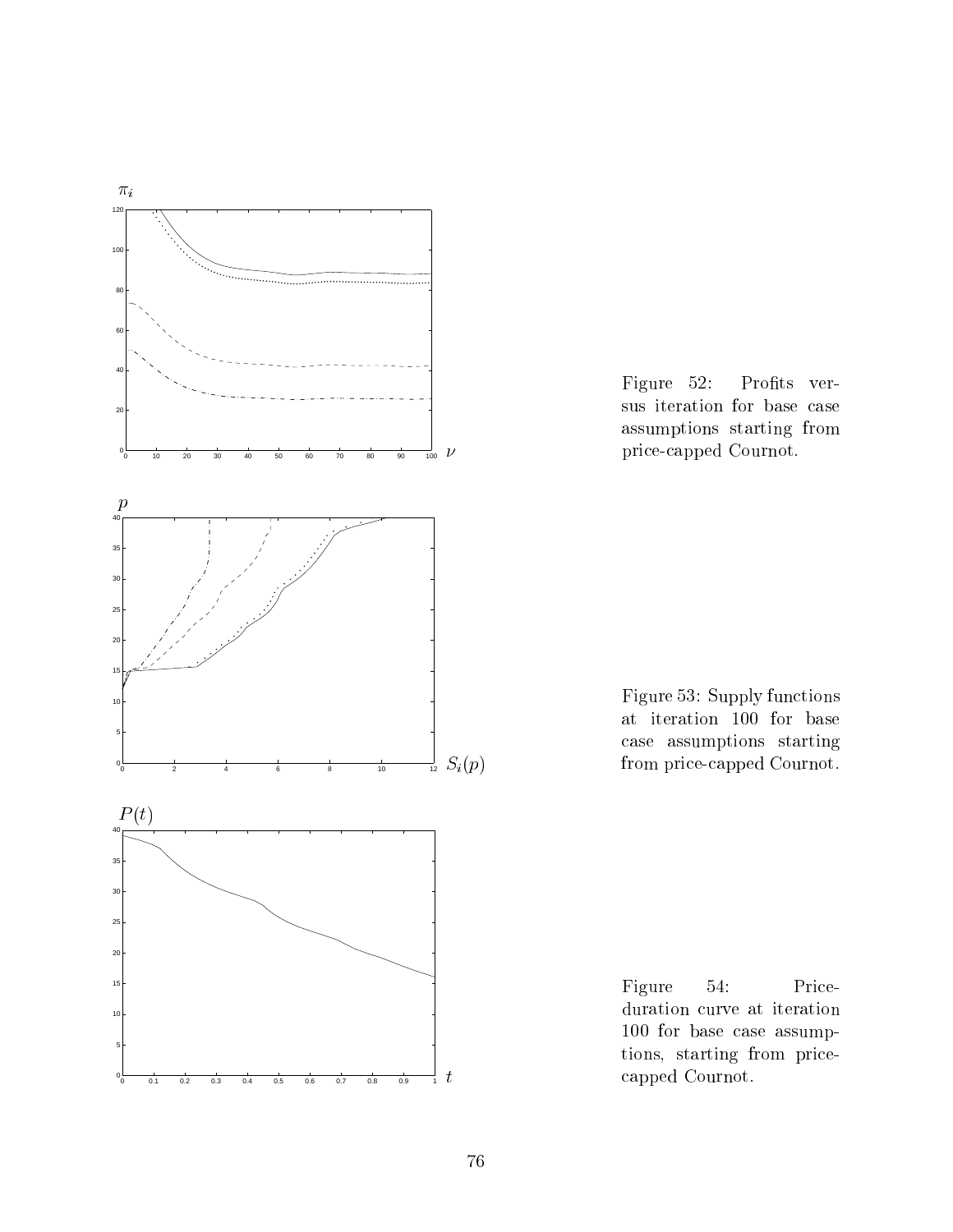Figure 52: Profits versus iteration for base case assumptions starting from price-capped Cournot.

Figure 53: Supply functions at iteration 100 for base case assumptions starting from price-capped Cournot.

Figure 54: Price-duration curve at iteration 100 for base case assumptions, starting from price-capped Cournot.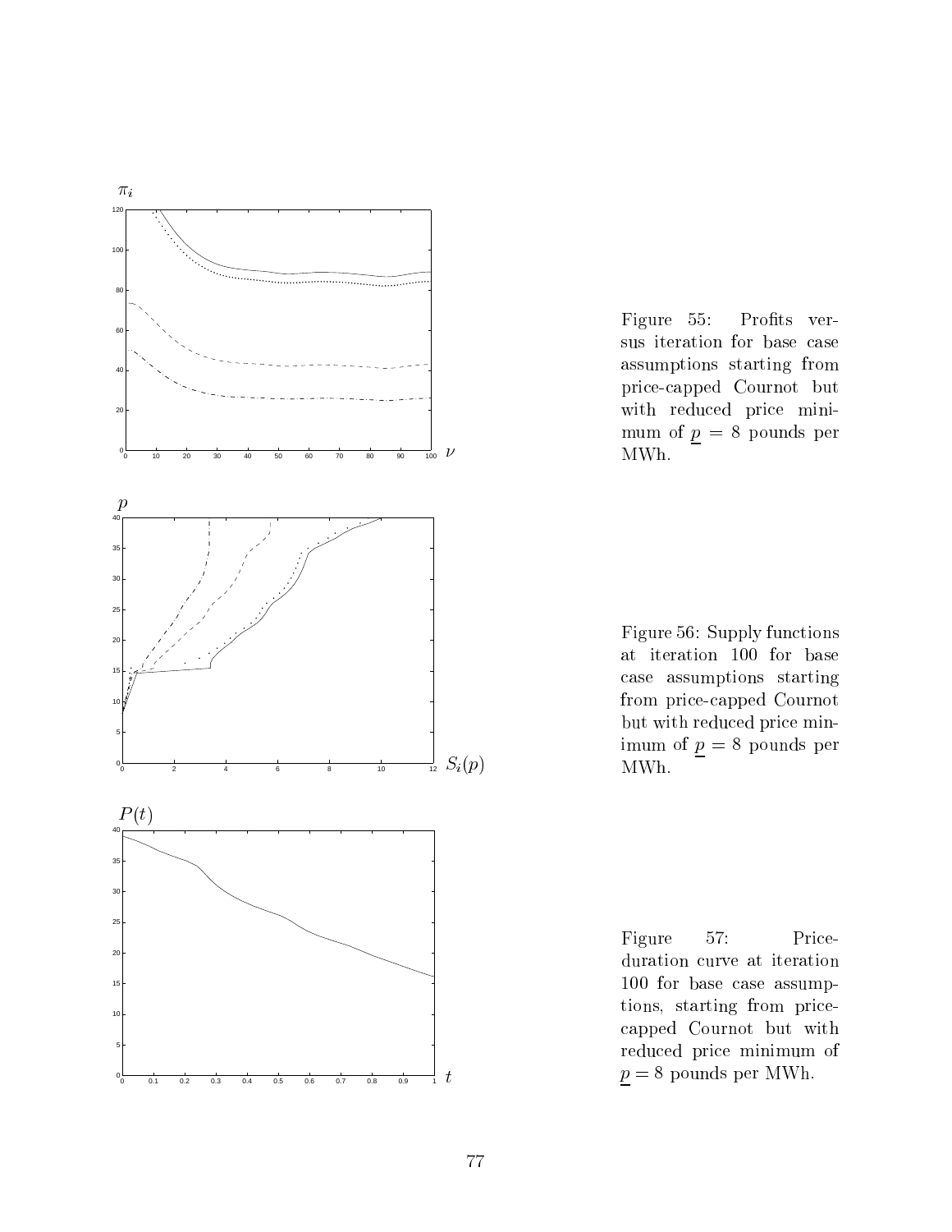Figure 55: Profits versus iteration for base case assumptions starting from price-capped Cournot but with reduced price minimum of $\underline{p} = 8$ pounds per MWh.

Figure 56: Supply functions at iteration 100 for base case assumptions starting from price-capped Cournot but with reduced price minimum of $\underline{p} = 8$ pounds per MWh.

Figure 57: Price-duration curve at iteration 100 for base case assumptions, starting from price-capped Cournot but with reduced price minimum of $\underline{p} = 8$ pounds per MWh.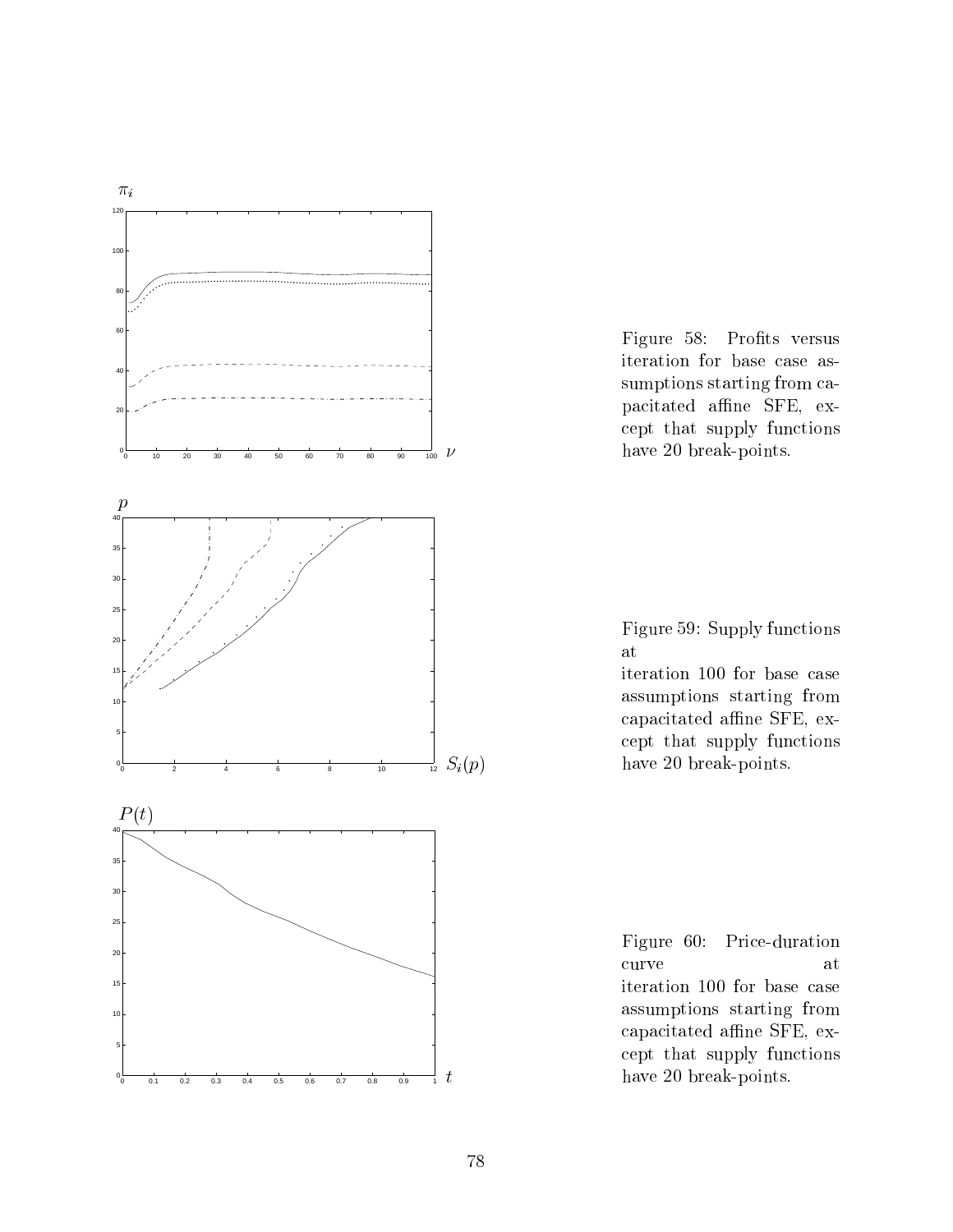Figure 58: Profits versus iteration for base case assumptions starting from capacitated affine SFE, except that supply functions have 20 break-points.

Figure 59: Supply functions at iteration 100 for base case assumptions starting from capacitated affine SFE, except that supply functions have 20 break-points.

Figure 60: Price-duration curve at iteration 100 for base case assumptions starting from capacitated affine SFE, except that supply functions have 20 break-points.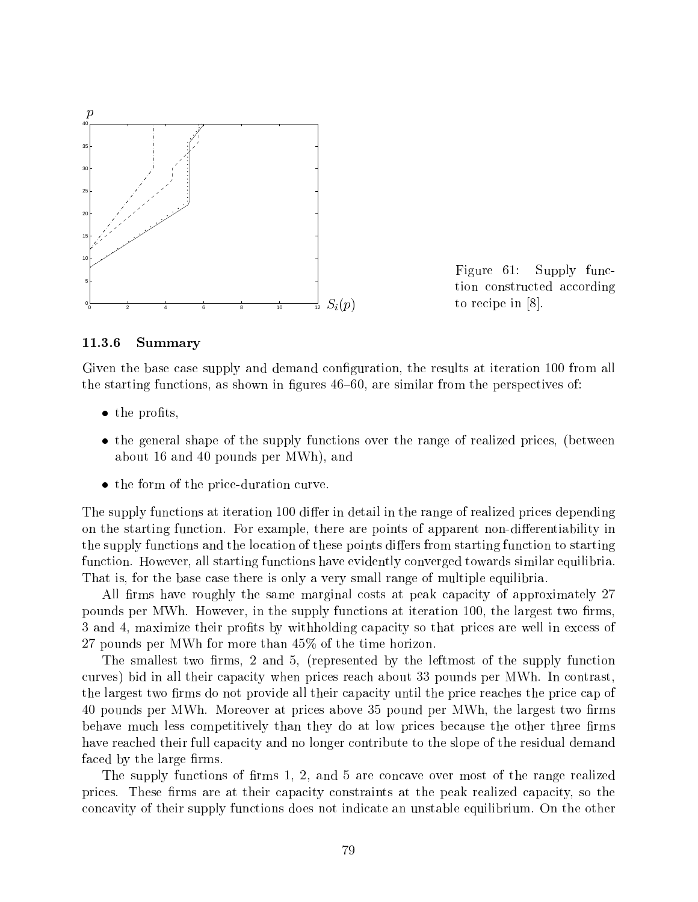Figure 61: Supply function constructed according to recipe in [8].

### 11.3.6 Summary

Given the base case supply and demand configuration, the results at iteration 100 from all the starting functions, as shown in figures 46–60, are similar from the perspectives of:

- the profits,
- the general shape of the supply functions over the range of realized prices, (between about 16 and 40 pounds per MWh), and
- the form of the price-duration curve.

The supply functions at iteration 100 differ in detail in the range of realized prices depending on the starting function. For example, there are points of apparent non-differentiability in the supply functions and the location of these points differs from starting function to starting function. However, all starting functions have evidently converged towards similar equilibria. That is, for the base case there is only a very small range of multiple equilibria.

All firms have roughly the same marginal costs at peak capacity of approximately 27 pounds per MWh. However, in the supply functions at iteration 100, the largest two firms, 3 and 4, maximize their profits by withholding capacity so that prices are well in excess of 27 pounds per MWh for more than 45% of the time horizon.

The smallest two firms, 2 and 5, (represented by the leftmost of the supply function curves) bid in all their capacity when prices reach about 33 pounds per MWh. In contrast, the largest two firms do not provide all their capacity until the price reaches the price cap of 40 pounds per MWh. Moreover at prices above 35 pound per MWh, the largest two firms behave much less competitively than they do at low prices because the other three firms have reached their full capacity and no longer contribute to the slope of the residual demand faced by the large firms.

The supply functions of firms 1, 2, and 5 are concave over most of the range realized prices. These firms are at their capacity constraints at the peak realized capacity, so the concavity of their supply functions does not indicate an unstable equilibrium. On the other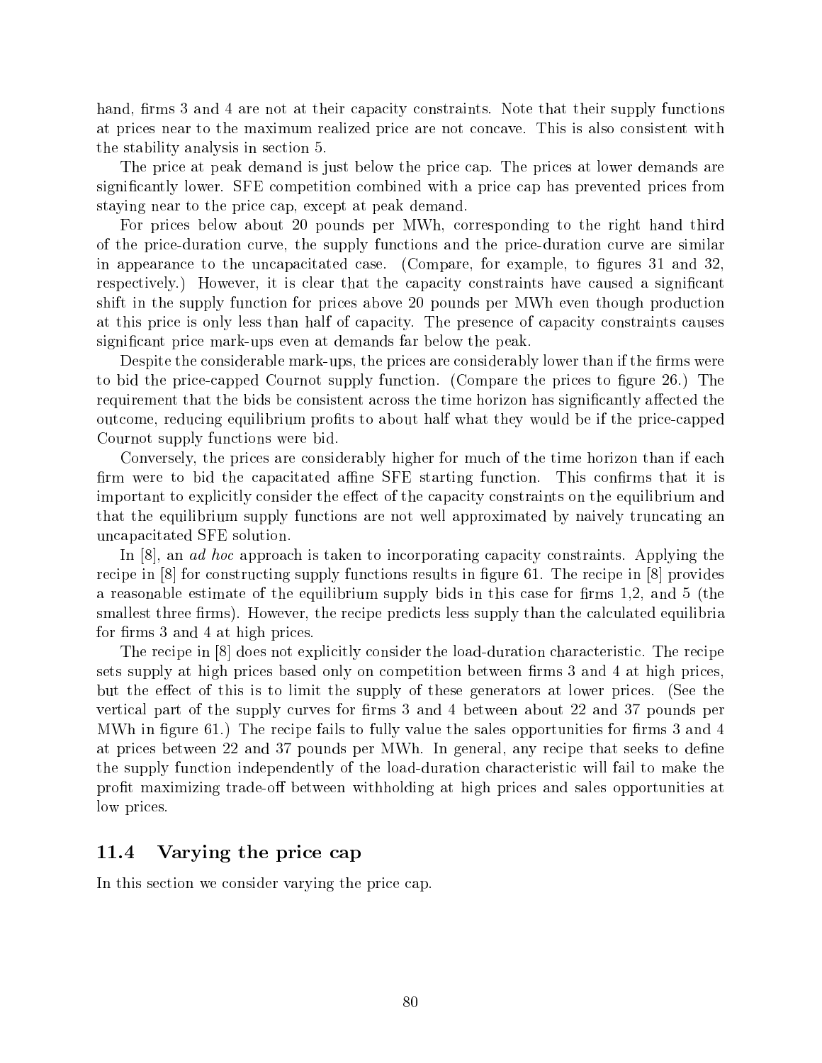hand, firms 3 and 4 are not at their capacity constraints. Note that their supply functions at prices near to the maximum realized price are not concave. This is also consistent with the stability analysis in section 5.

The price at peak demand is just below the price cap. The prices at lower demands are significantly lower. SFE competition combined with a price cap has prevented prices from staying near to the price cap, except at peak demand.

For prices below about 20 pounds per MWh, corresponding to the right hand third of the price-duration curve, the supply functions and the price-duration curve are similar in appearance to the uncapacitated case. (Compare, for example, to figures 31 and 32, respectively.) However, it is clear that the capacity constraints have caused a significant shift in the supply function for prices above 20 pounds per MWh even though production at this price is only less than half of capacity. The presence of capacity constraints causes significant price mark-ups even at demands far below the peak.

Despite the considerable mark-ups, the prices are considerably lower than if the firms were to bid the price-capped Cournot supply function. (Compare the prices to figure 26.) The requirement that the bids be consistent across the time horizon has significantly affected the outcome, reducing equilibrium profits to about half what they would be if the price-capped Cournot supply functions were bid.

Conversely, the prices are considerably higher for much of the time horizon than if each firm were to bid the capacitated affine SFE starting function. This confirms that it is important to explicitly consider the effect of the capacity constraints on the equilibrium and that the equilibrium supply functions are not well approximated by naively truncating an uncapacitated SFE solution.

In [8], an *ad hoc* approach is taken to incorporating capacity constraints. Applying the recipe in [8] for constructing supply functions results in figure 61. The recipe in [8] provides a reasonable estimate of the equilibrium supply bids in this case for firms 1,2, and 5 (the smallest three firms). However, the recipe predicts less supply than the calculated equilibria for firms 3 and 4 at high prices.

The recipe in [8] does not explicitly consider the load-duration characteristic. The recipe sets supply at high prices based only on competition between firms 3 and 4 at high prices, but the effect of this is to limit the supply of these generators at lower prices. (See the vertical part of the supply curves for firms 3 and 4 between about 22 and 37 pounds per MWh in figure 61.) The recipe fails to fully value the sales opportunities for firms 3 and 4 at prices between 22 and 37 pounds per MWh. In general, any recipe that seeks to define the supply function independently of the load-duration characteristic will fail to make the profit maximizing trade-off between withholding at high prices and sales opportunities at low prices.

## 11.4 Varying the price cap

In this section we consider varying the price cap.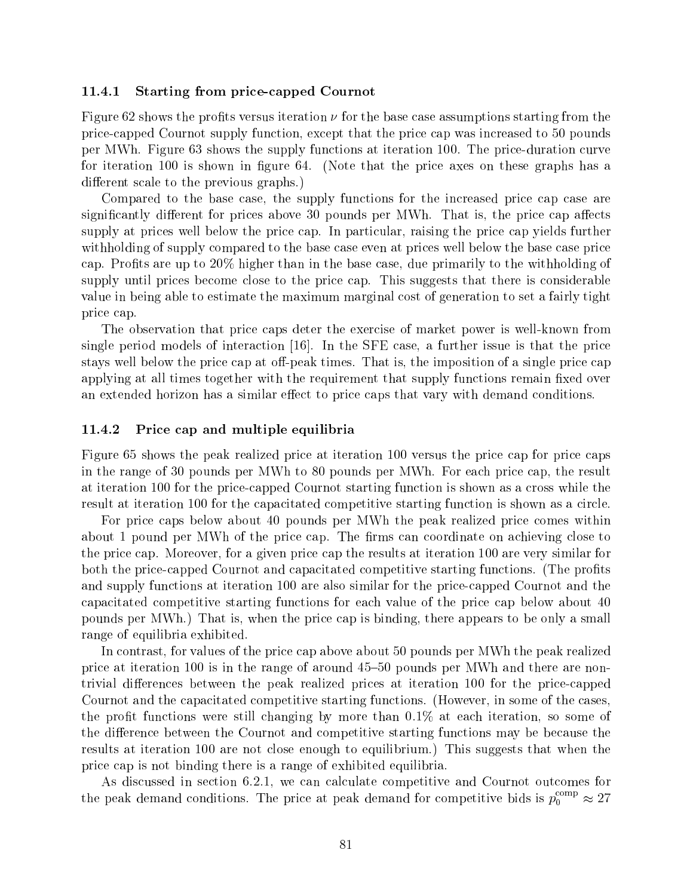### 11.4.1 Starting from price-capped Cournot

Figure 62 shows the profits versus iteration $\nu$ for the base case assumptions starting from the price-capped Cournot supply function, except that the price cap was increased to 50 pounds per MWh. Figure 63 shows the supply functions at iteration 100. The price-duration curve for iteration 100 is shown in figure 64. (Note that the price axes on these graphs has a different scale to the previous graphs.)

Compared to the base case, the supply functions for the increased price cap case are significantly different for prices above 30 pounds per MWh. That is, the price cap affects supply at prices well below the price cap. In particular, raising the price cap yields further withholding of supply compared to the base case even at prices well below the base case price cap. Profits are up to 20% higher than in the base case, due primarily to the withholding of supply until prices become close to the price cap. This suggests that there is considerable value in being able to estimate the maximum marginal cost of generation to set a fairly tight price cap.

The observation that price caps deter the exercise of market power is well-known from single period models of interaction [16]. In the SFE case, a further issue is that the price stays well below the price cap at off-peak times. That is, the imposition of a single price cap applying at all times together with the requirement that supply functions remain fixed over an extended horizon has a similar effect to price caps that vary with demand conditions.

### 11.4.2 Price cap and multiple equilibria

Figure 65 shows the peak realized price at iteration 100 versus the price cap for price caps in the range of 30 pounds per MWh to 80 pounds per MWh. For each price cap, the result at iteration 100 for the price-capped Cournot starting function is shown as a cross while the result at iteration 100 for the capacitated competitive starting function is shown as a circle.

For price caps below about 40 pounds per MWh the peak realized price comes within about 1 pound per MWh of the price cap. The firms can coordinate on achieving close to the price cap. Moreover, for a given price cap the results at iteration 100 are very similar for both the price-capped Cournot and capacitated competitive starting functions. (The profits and supply functions at iteration 100 are also similar for the price-capped Cournot and the capacitated competitive starting functions for each value of the price cap below about 40 pounds per MWh.) That is, when the price cap is binding, there appears to be only a small range of equilibria exhibited.

In contrast, for values of the price cap above about 50 pounds per MWh the peak realized price at iteration 100 is in the range of around 45–50 pounds per MWh and there are non-trivial differences between the peak realized prices at iteration 100 for the price-capped Cournot and the capacitated competitive starting functions. (However, in some of the cases, the profit functions were still changing by more than 0.1% at each iteration, so some of the difference between the Cournot and competitive starting functions may be because the results at iteration 100 are not close enough to equilibrium.) This suggests that when the price cap is not binding there is a range of exhibited equilibria.

As discussed in section 6.2.1, we can calculate competitive and Cournot outcomes for the peak demand conditions. The price at peak demand for competitive bids is $p_0^{\text{comp}} \approx 27$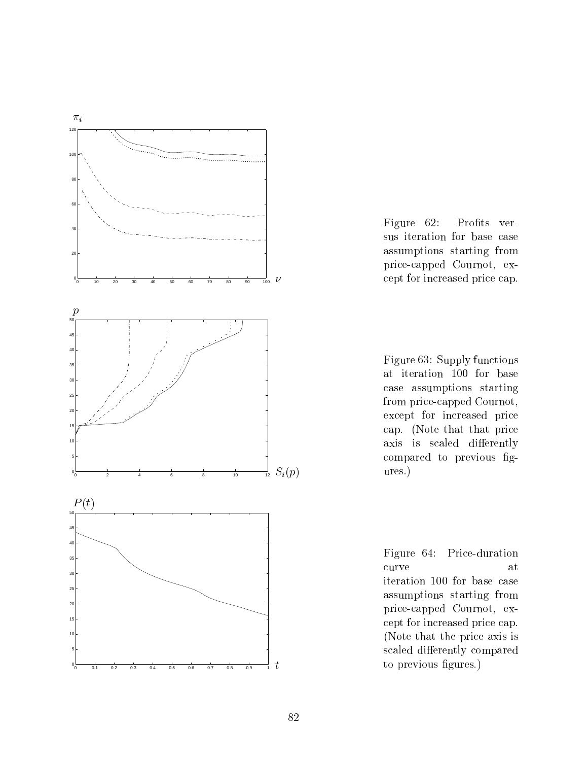Figure 62: Profits versus iteration for base case assumptions starting from price-capped Cournot, except for increased price cap.

Figure 63: Supply functions at iteration 100 for base case assumptions starting from price-capped Cournot, except for increased price cap. (Note that that price axis is scaled differently compared to previous figures.)

Figure 64: Price-duration curve at iteration 100 for base case assumptions starting from price-capped Cournot, except for increased price cap. (Note that the price axis is scaled differently compared to previous figures.)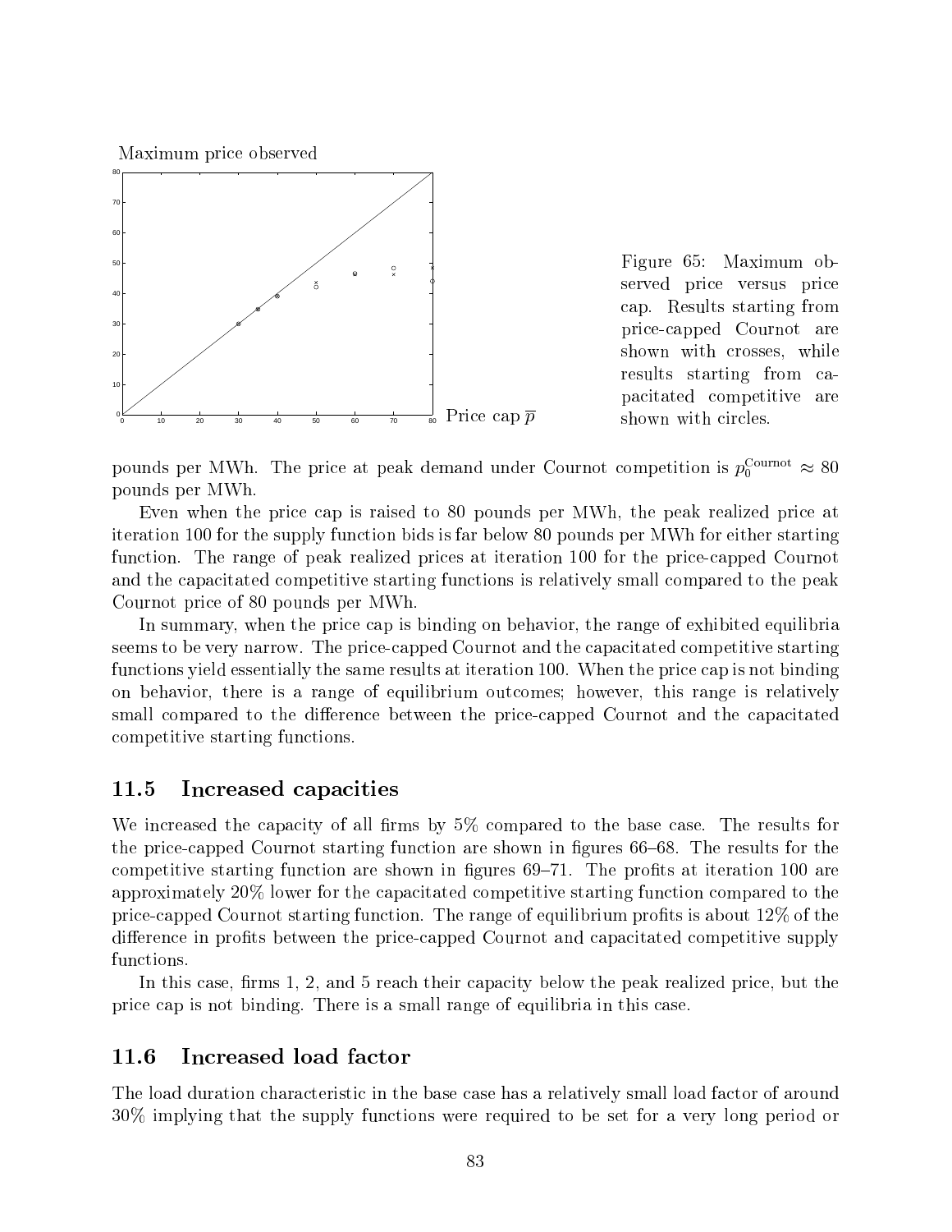Figure 65: Maximum observed price versus price cap. Results starting from price-capped Cournot are shown with crosses, while results starting from capacitated competitive are shown with circles.

pounds per MWh. The price at peak demand under Cournot competition is $p_0^{\text{Cournot}} \approx 80$ pounds per MWh.

Even when the price cap is raised to 80 pounds per MWh, the peak realized price at iteration 100 for the supply function bids is far below 80 pounds per MWh for either starting function. The range of peak realized prices at iteration 100 for the price-capped Cournot and the capacitated competitive starting functions is relatively small compared to the peak Cournot price of 80 pounds per MWh.

In summary, when the price cap is binding on behavior, the range of exhibited equilibria seems to be very narrow. The price-capped Cournot and the capacitated competitive starting functions yield essentially the same results at iteration 100. When the price cap is not binding on behavior, there is a range of equilibrium outcomes; however, this range is relatively small compared to the difference between the price-capped Cournot and the capacitated competitive starting functions.

## 11.5 Increased capacities

We increased the capacity of all firms by 5% compared to the base case. The results for the price-capped Cournot starting function are shown in figures 66–68. The results for the competitive starting function are shown in figures 69–71. The profits at iteration 100 are approximately 20% lower for the capacitated competitive starting function compared to the price-capped Cournot starting function. The range of equilibrium profits is about 12% of the difference in profits between the price-capped Cournot and capacitated competitive supply functions.

In this case, firms 1, 2, and 5 reach their capacity below the peak realized price, but the price cap is not binding. There is a small range of equilibria in this case.

## 11.6 Increased load factor

The load duration characteristic in the base case has a relatively small load factor of around 30% implying that the supply functions were required to be set for a very long period or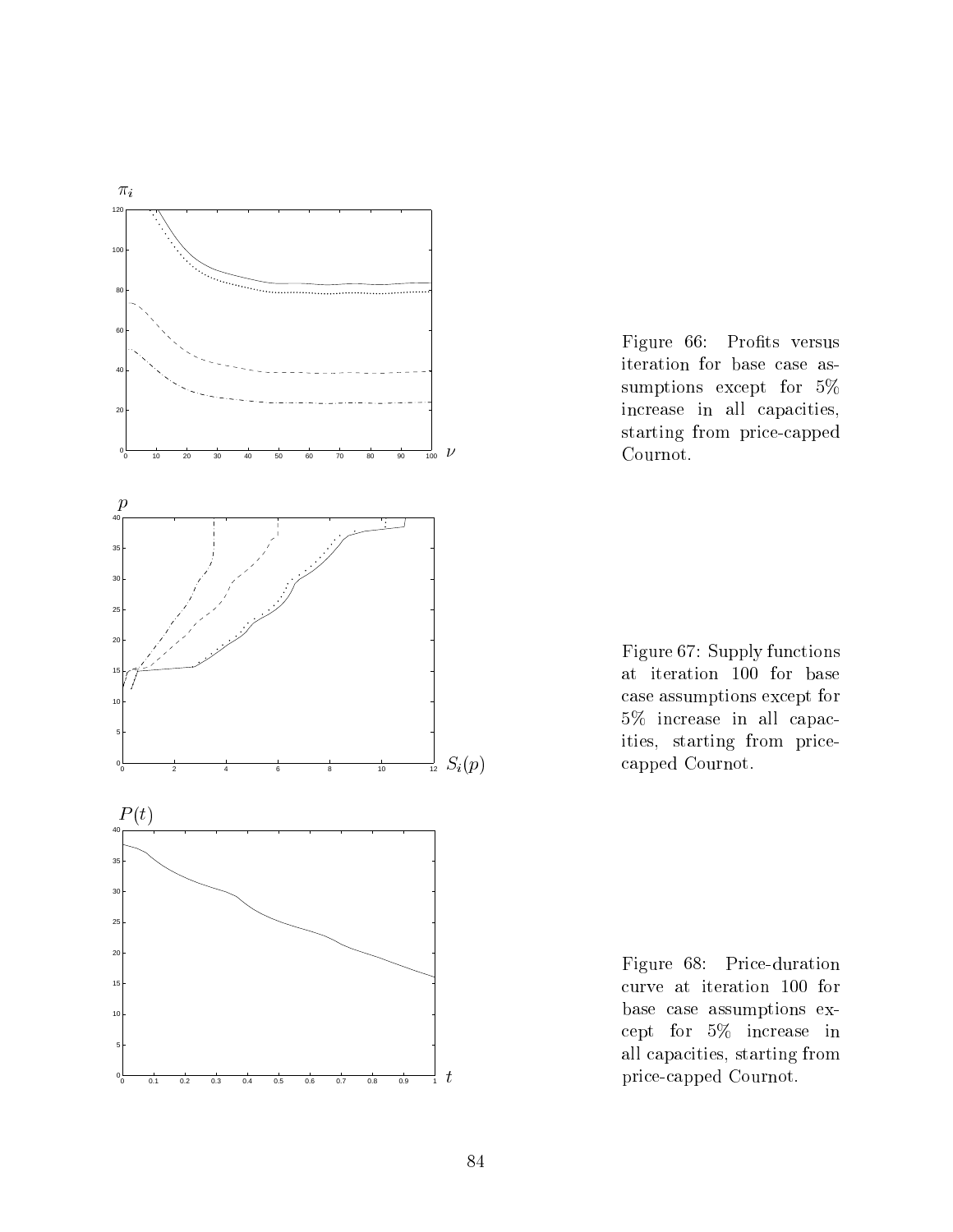Figure 66: Profits versus iteration for base case assumptions except for 5% increase in all capacities, starting from price-capped Cournot.

Figure 67: Supply functions at iteration 100 for base case assumptions except for 5% increase in all capacities, starting from price-capped Cournot.

Figure 68: Price-duration curve at iteration 100 for base case assumptions except for 5% increase in all capacities, starting from price-capped Cournot.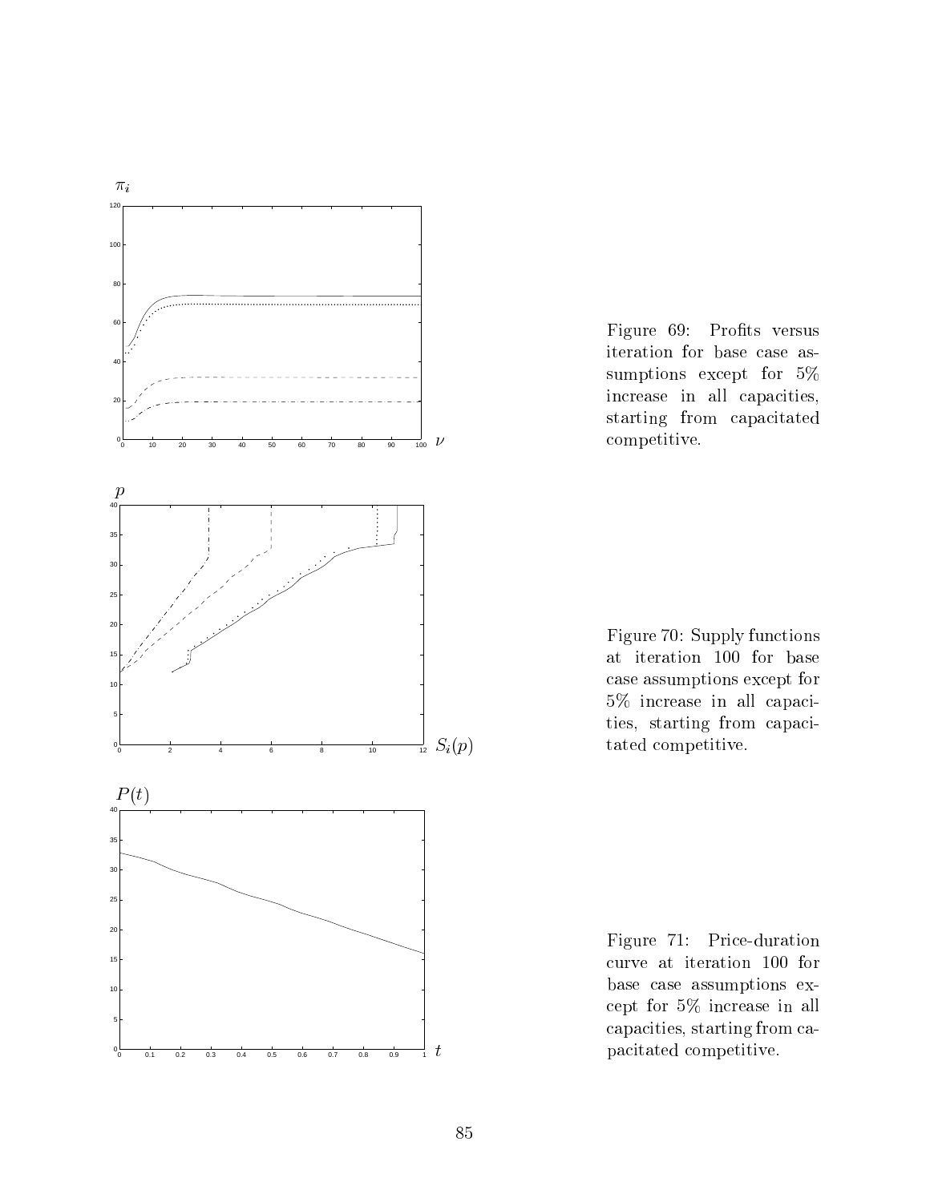Figure 69: Profits versus iteration for base case assumptions except for 5% increase in all capacities, starting from capacitated competitive.

Figure 70: Supply functions at iteration 100 for base case assumptions except for 5% increase in all capacities, starting from capacitated competitive.

Figure 71: Price-duration curve at iteration 100 for base case assumptions except for 5% increase in all capacities, starting from capacitated competitive.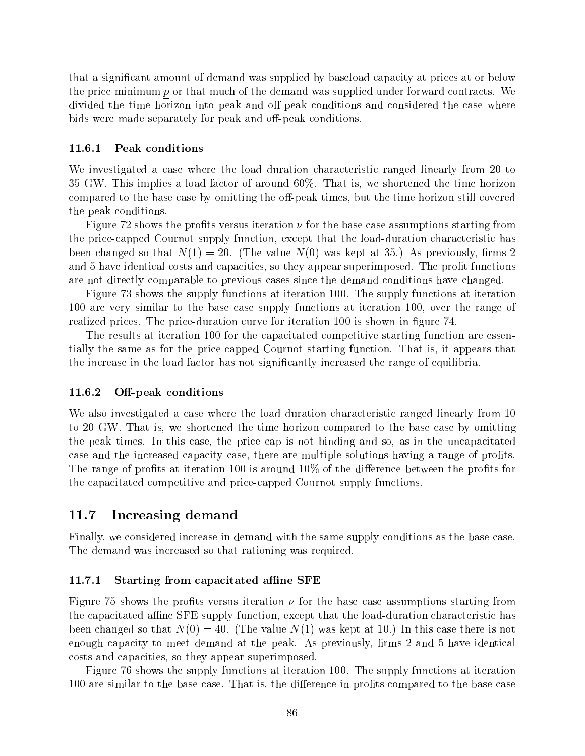that a significant amount of demand was supplied by baseload capacity at prices at or below the price minimum $\underline{p}$ or that much of the demand was supplied under forward contracts. We divided the time horizon into peak and off-peak conditions and considered the case where bids were made separately for peak and off-peak conditions.

### 11.6.1 Peak conditions

We investigated a case where the load duration characteristic ranged linearly from 20 to 35 GW. This implies a load factor of around 60%. That is, we shortened the time horizon compared to the base case by omitting the off-peak times, but the time horizon still covered the peak conditions.

Figure 72 shows the profits versus iteration $\nu$ for the base case assumptions starting from the price-capped Cournot supply function, except that the load-duration characteristic has been changed so that $N(1) = 20$. (The value $N(0)$ was kept at 35.) As previously, firms 2 and 5 have identical costs and capacities, so they appear superimposed. The profit functions are not directly comparable to previous cases since the demand conditions have changed.

Figure 73 shows the supply functions at iteration 100. The supply functions at iteration 100 are very similar to the base case supply functions at iteration 100, over the range of realized prices. The price-duration curve for iteration 100 is shown in figure 74.

The results at iteration 100 for the capacitated competitive starting function are essentially the same as for the price-capped Cournot starting function. That is, it appears that the increase in the load factor has not significantly increased the range of equilibria.

### 11.6.2 Off-peak conditions

We also investigated a case where the load duration characteristic ranged linearly from 10 to 20 GW. That is, we shortened the time horizon compared to the base case by omitting the peak times. In this case, the price cap is not binding and so, as in the uncapacitated case and the increased capacity case, there are multiple solutions having a range of profits. The range of profits at iteration 100 is around 10% of the difference between the profits for the capacitated competitive and price-capped Cournot supply functions.

## 11.7 Increasing demand

Finally, we considered increase in demand with the same supply conditions as the base case. The demand was increased so that rationing was required.

### 11.7.1 Starting from capacitated affine SFE

Figure 75 shows the profits versus iteration $\nu$ for the base case assumptions starting from the capacitated affine SFE supply function, except that the load-duration characteristic has been changed so that $N(0) = 40$. (The value $N(1)$ was kept at 10.) In this case there is not enough capacity to meet demand at the peak. As previously, firms 2 and 5 have identical costs and capacities, so they appear superimposed.

Figure 76 shows the supply functions at iteration 100. The supply functions at iteration 100 are similar to the base case. That is, the difference in profits compared to the base case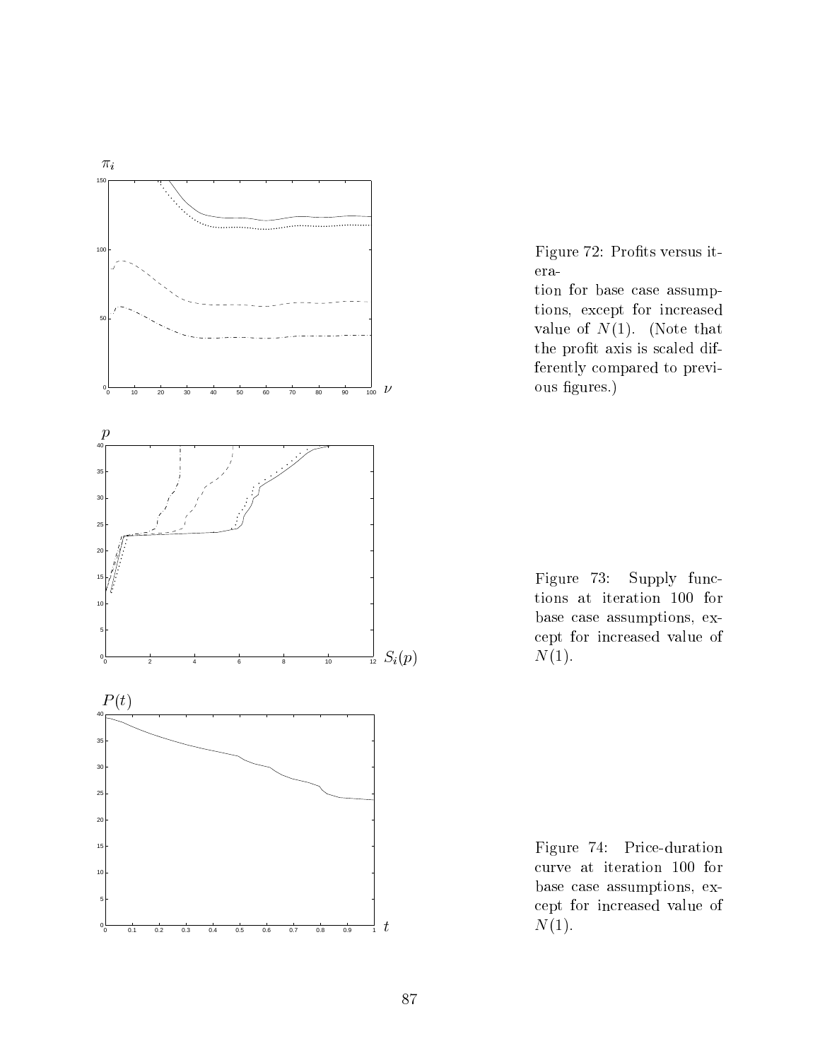Figure 72: Profits versus iteration for base case assumptions, except for increased value of $N(1)$. (Note that the profit axis is scaled differently compared to previous figures.)

Figure 73: Supply functions at iteration 100 for base case assumptions, except for increased value of $N(1)$.

Figure 74: Price-duration curve at iteration 100 for base case assumptions, except for increased value of $N(1)$.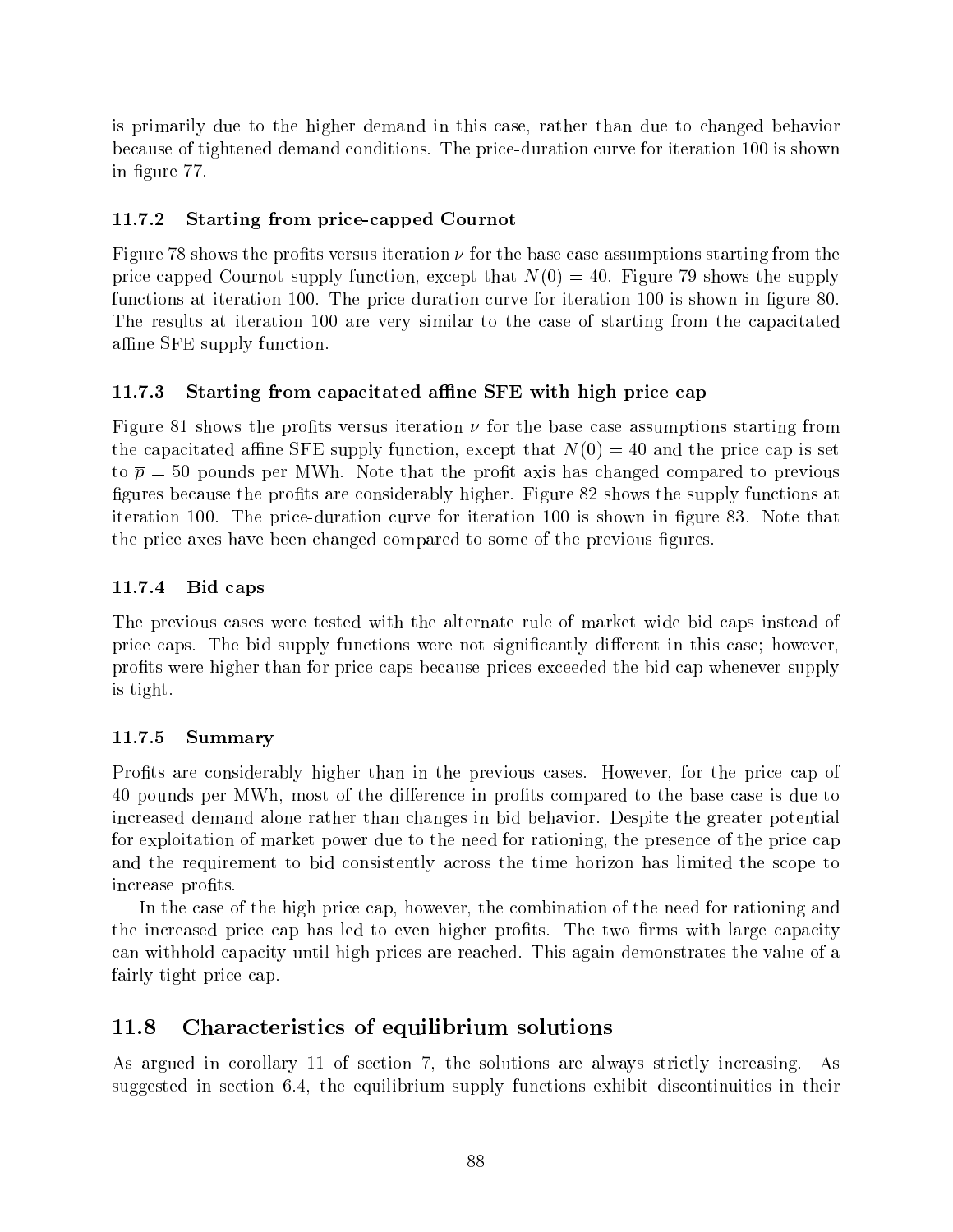is primarily due to the higher demand in this case, rather than due to changed behavior because of tightened demand conditions. The price-duration curve for iteration 100 is shown in figure 77.

### 11.7.2 Starting from price-capped Cournot

Figure 78 shows the profits versus iteration $\nu$ for the base case assumptions starting from the price-capped Cournot supply function, except that $N(0) = 40$. Figure 79 shows the supply functions at iteration 100. The price-duration curve for iteration 100 is shown in figure 80. The results at iteration 100 are very similar to the case of starting from the capacitated affine SFE supply function.

### 11.7.3 Starting from capacitated affine SFE with high price cap

Figure 81 shows the profits versus iteration $\nu$ for the base case assumptions starting from the capacitated affine SFE supply function, except that $N(0) = 40$ and the price cap is set to $\overline{p} = 50$ pounds per MWh. Note that the profit axis has changed compared to previous figures because the profits are considerably higher. Figure 82 shows the supply functions at iteration 100. The price-duration curve for iteration 100 is shown in figure 83. Note that the price axes have been changed compared to some of the previous figures.

### 11.7.4 Bid caps

The previous cases were tested with the alternate rule of market wide bid caps instead of price caps. The bid supply functions were not significantly different in this case; however, profits were higher than for price caps because prices exceeded the bid cap whenever supply is tight.

### 11.7.5 Summary

Profits are considerably higher than in the previous cases. However, for the price cap of 40 pounds per MWh, most of the difference in profits compared to the base case is due to increased demand alone rather than changes in bid behavior. Despite the greater potential for exploitation of market power due to the need for rationing, the presence of the price cap and the requirement to bid consistently across the time horizon has limited the scope to increase profits.

In the case of the high price cap, however, the combination of the need for rationing and the increased price cap has led to even higher profits. The two firms with large capacity can withhold capacity until high prices are reached. This again demonstrates the value of a fairly tight price cap.

## 11.8 Characteristics of equilibrium solutions

As argued in corollary 11 of section 7, the solutions are always strictly increasing. As suggested in section 6.4, the equilibrium supply functions exhibit discontinuities in their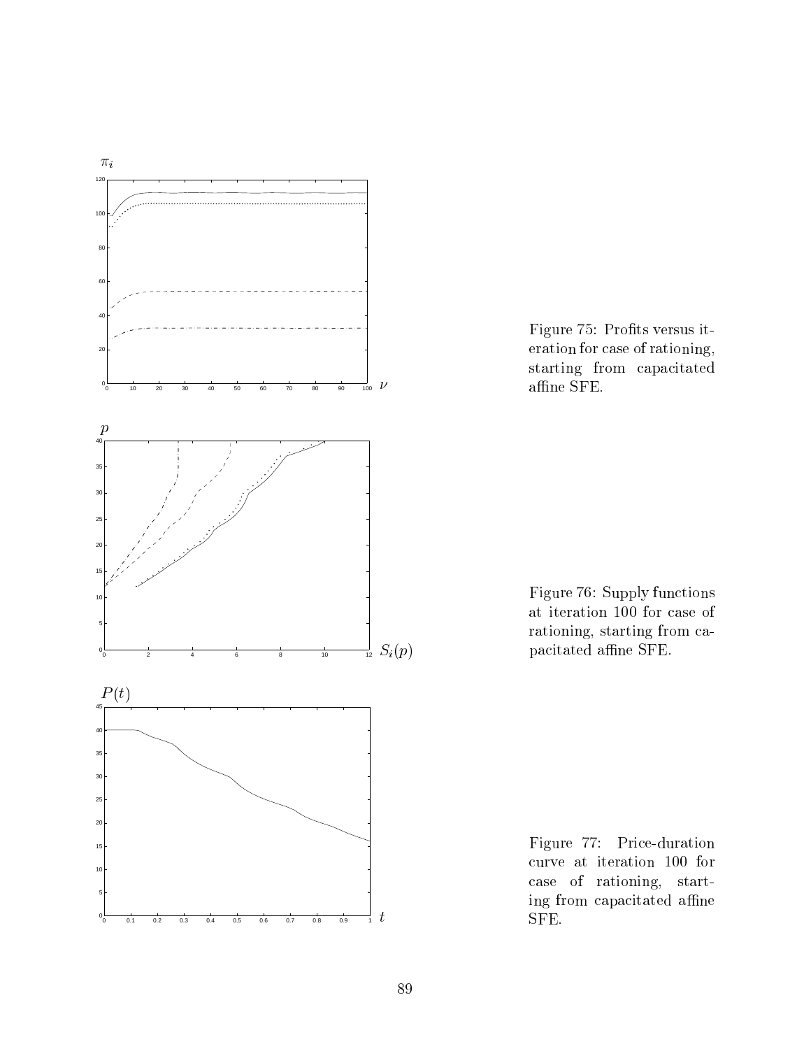Figure 75: Profits versus iteration for case of rationing, starting from capacitated affine SFE.

Figure 76: Supply functions at iteration 100 for case of rationing, starting from capacitated affine SFE.

Figure 77: Price-duration curve at iteration 100 for case of rationing, starting from capacitated affine SFE.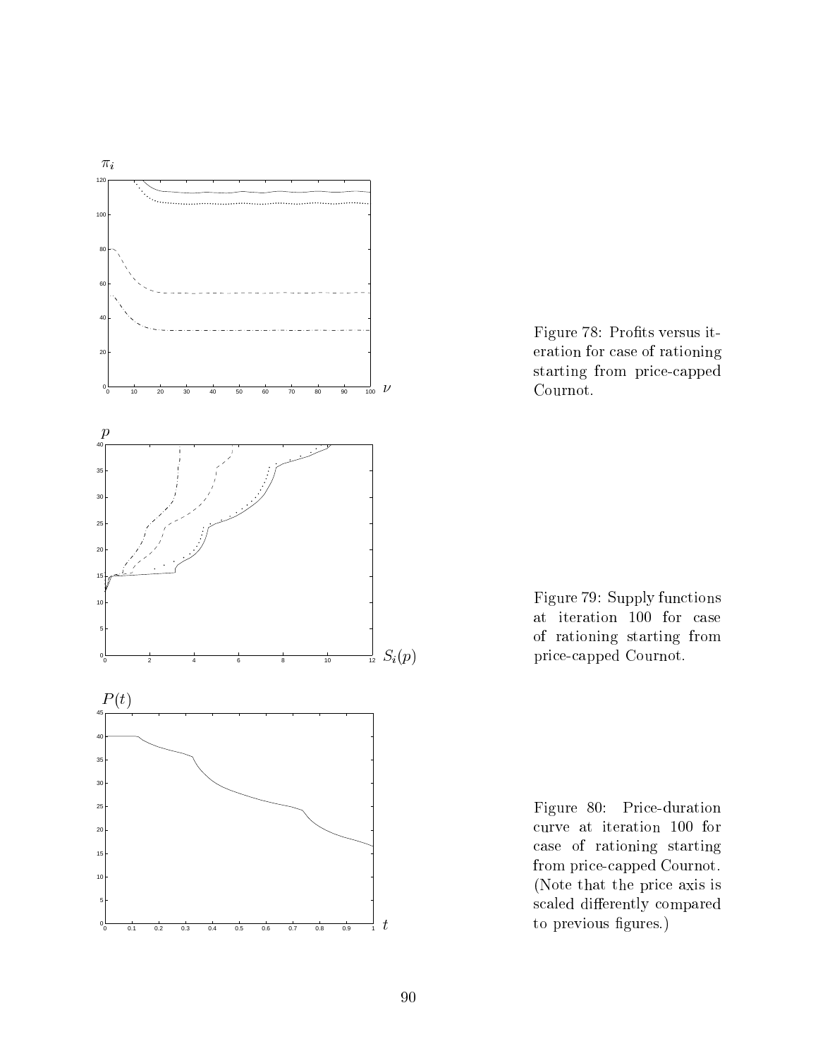Figure 78: Profits versus iteration for case of rationing starting from price-capped Cournot.

Figure 79: Supply functions at iteration 100 for case of rationing starting from price-capped Cournot.

Figure 80: Price-duration curve at iteration 100 for case of rationing starting from price-capped Cournot. (Note that the price axis is scaled differently compared to previous figures.)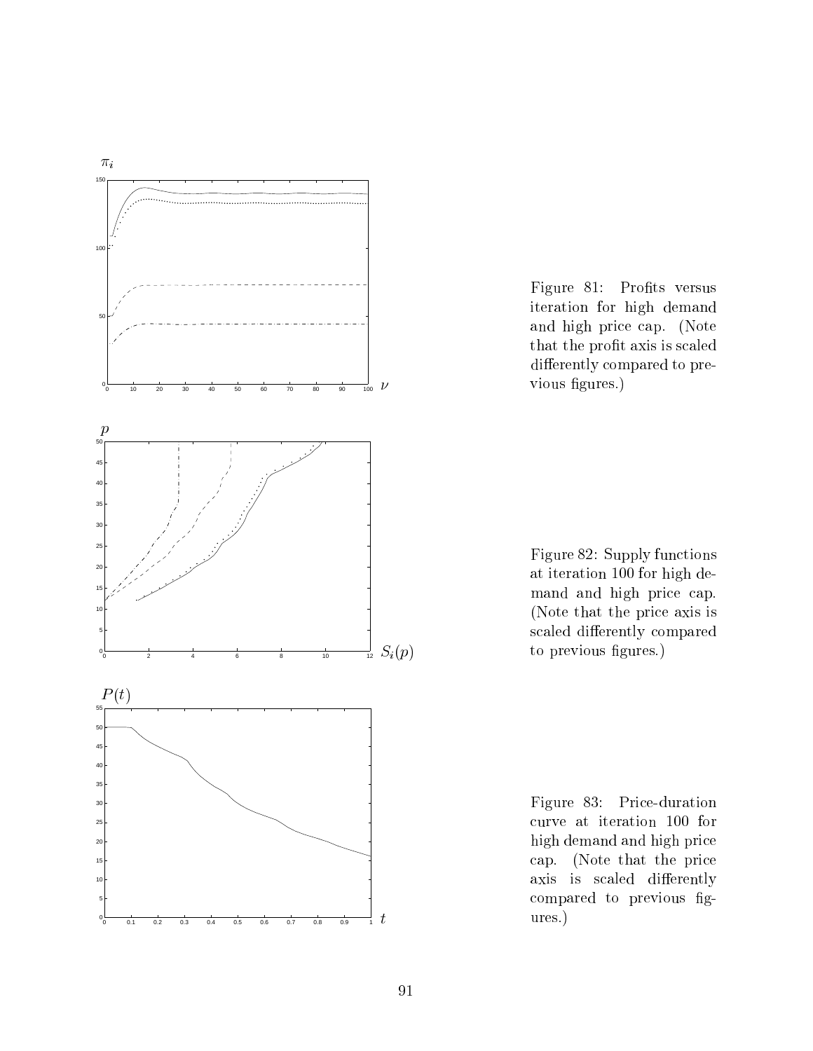Figure 81: Profits versus iteration for high demand and high price cap. (Note that the profit axis is scaled differently compared to previous figures.)

Figure 82: Supply functions at iteration 100 for high demand and high price cap. (Note that the price axis is scaled differently compared to previous figures.)

Figure 83: Price-duration curve at iteration 100 for high demand and high price cap. (Note that the price axis is scaled differently compared to previous figures.)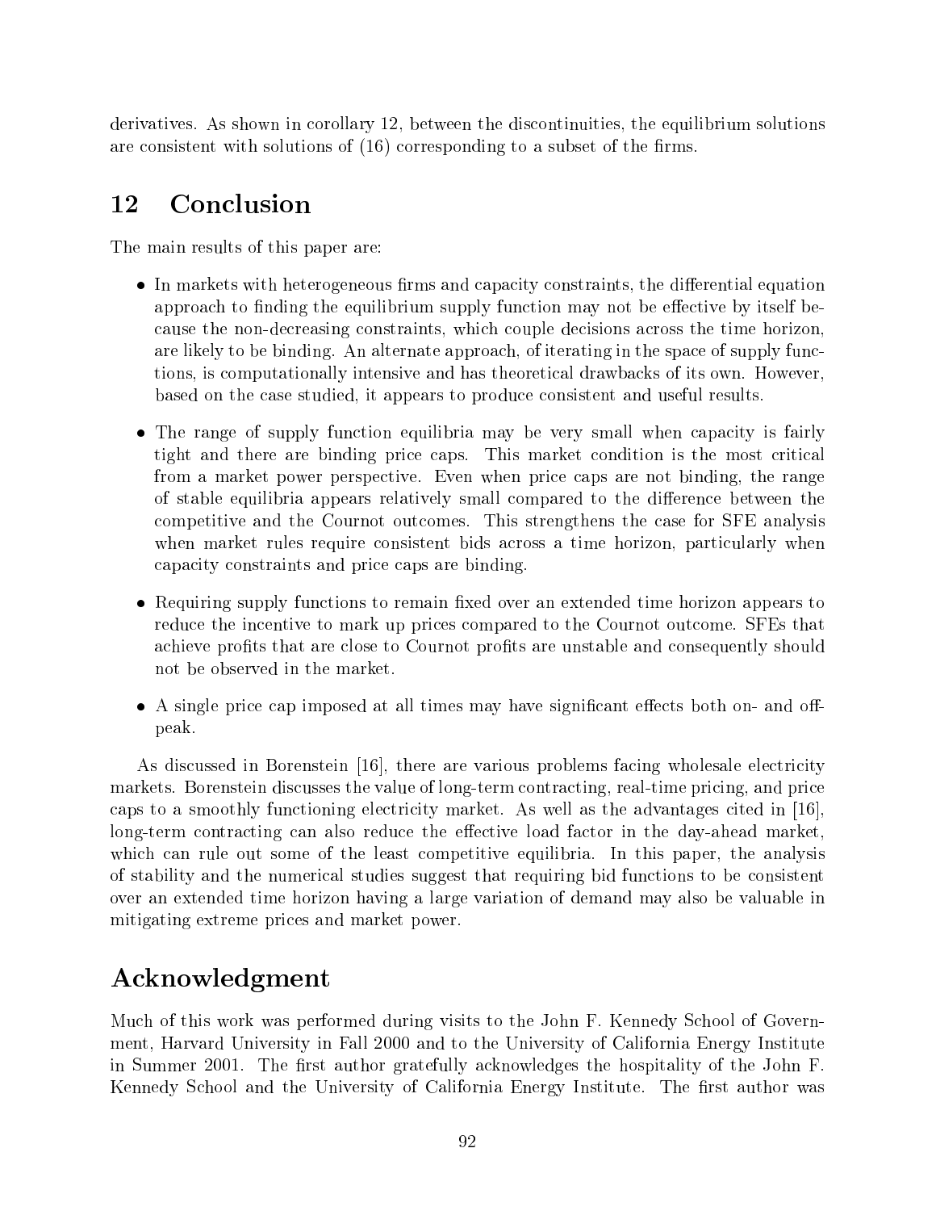derivatives. As shown in corollary 12, between the discontinuities, the equilibrium solutions are consistent with solutions of (16) corresponding to a subset of the firms.

# 12 Conclusion

The main results of this paper are:

- In markets with heterogeneous firms and capacity constraints, the differential equation approach to finding the equilibrium supply function may not be effective by itself because the non-decreasing constraints, which couple decisions across the time horizon, are likely to be binding. An alternate approach, of iterating in the space of supply functions, is computationally intensive and has theoretical drawbacks of its own. However, based on the case studied, it appears to produce consistent and useful results.

- The range of supply function equilibria may be very small when capacity is fairly tight and there are binding price caps. This market condition is the most critical from a market power perspective. Even when price caps are not binding, the range of stable equilibria appears relatively small compared to the difference between the competitive and the Cournot outcomes. This strengthens the case for SFE analysis when market rules require consistent bids across a time horizon, particularly when capacity constraints and price caps are binding.

- Requiring supply functions to remain fixed over an extended time horizon appears to reduce the incentive to mark up prices compared to the Cournot outcome. SFEs that achieve profits that are close to Cournot profits are unstable and consequently should not be observed in the market.

- A single price cap imposed at all times may have significant effects both on- and off-peak.

As discussed in Borenstein [16], there are various problems facing wholesale electricity markets. Borenstein discusses the value of long-term contracting, real-time pricing, and price caps to a smoothly functioning electricity market. As well as the advantages cited in [16], long-term contracting can also reduce the effective load factor in the day-ahead market, which can rule out some of the least competitive equilibria. In this paper, the analysis of stability and the numerical studies suggest that requiring bid functions to be consistent over an extended time horizon having a large variation of demand may also be valuable in mitigating extreme prices and market power.

# Acknowledgment

Much of this work was performed during visits to the John F. Kennedy School of Government, Harvard University in Fall 2000 and to the University of California Energy Institute in Summer 2001. The first author gratefully acknowledges the hospitality of the John F. Kennedy School and the University of California Energy Institute. The first author was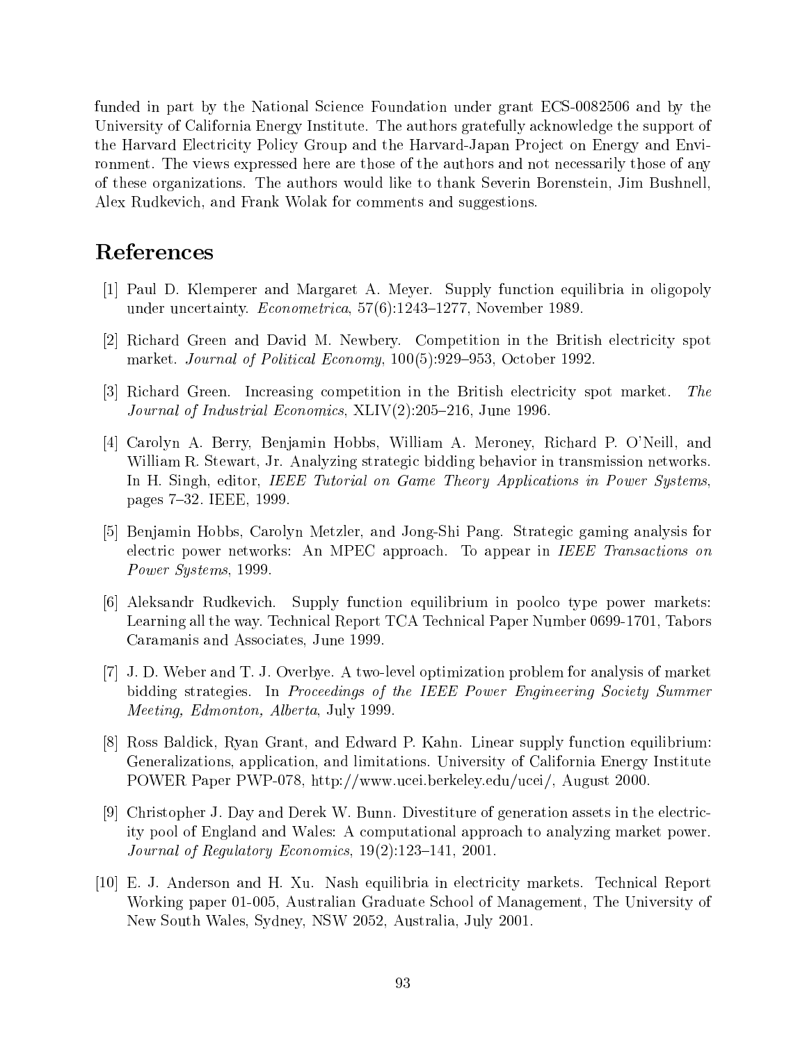funded in part by the National Science Foundation under grant ECS-0082506 and by the University of California Energy Institute. The authors gratefully acknowledge the support of the Harvard Electricity Policy Group and the Harvard-Japan Project on Energy and Environment. The views expressed here are those of the authors and not necessarily those of any of these organizations. The authors would like to thank Severin Borenstein, Jim Bushnell, Alex Rudkevich, and Frank Wolak for comments and suggestions.

# References

[1] Paul D. Klemperer and Margaret A. Meyer. Supply function equilibria in oligopoly under uncertainty. *Econometrica*, 57(6):1243–1277, November 1989.

[2] Richard Green and David M. Newbery. Competition in the British electricity spot market. *Journal of Political Economy*, 100(5):929–953, October 1992.

[3] Richard Green. Increasing competition in the British electricity spot market. *The Journal of Industrial Economics*, XLIV(2):205–216, June 1996.

[4] Carolyn A. Berry, Benjamin Hobbs, William A. Meroney, Richard P. O'Neill, and William R. Stewart, Jr. Analyzing strategic bidding behavior in transmission networks. In H. Singh, editor, *IEEE Tutorial on Game Theory Applications in Power Systems*, pages 7–32. IEEE, 1999.

[5] Benjamin Hobbs, Carolyn Metzler, and Jong-Shi Pang. Strategic gaming analysis for electric power networks: An MPEC approach. To appear in *IEEE Transactions on Power Systems*, 1999.

[6] Aleksandr Rudkevich. Supply function equilibrium in poolco type power markets: Learning all the way. Technical Report TCA Technical Paper Number 0699-1701, Tabors Caramanis and Associates, June 1999.

[7] J. D. Weber and T. J. Overbye. A two-level optimization problem for analysis of market bidding strategies. In *Proceedings of the IEEE Power Engineering Society Summer Meeting, Edmonton, Alberta*, July 1999.

[8] Ross Baldick, Ryan Grant, and Edward P. Kahn. Linear supply function equilibrium: Generalizations, application, and limitations. University of California Energy Institute POWER Paper PWP-078, http://www.ucei.berkeley.edu/ucei/, August 2000.

[9] Christopher J. Day and Derek W. Bunn. Divestiture of generation assets in the electricity pool of England and Wales: A computational approach to analyzing market power. *Journal of Regulatory Economics*, 19(2):123–141, 2001.

[10] E. J. Anderson and H. Xu. Nash equilibria in electricity markets. Technical Report Working paper 01-005, Australian Graduate School of Management, The University of New South Wales, Sydney, NSW 2052, Australia, July 2001.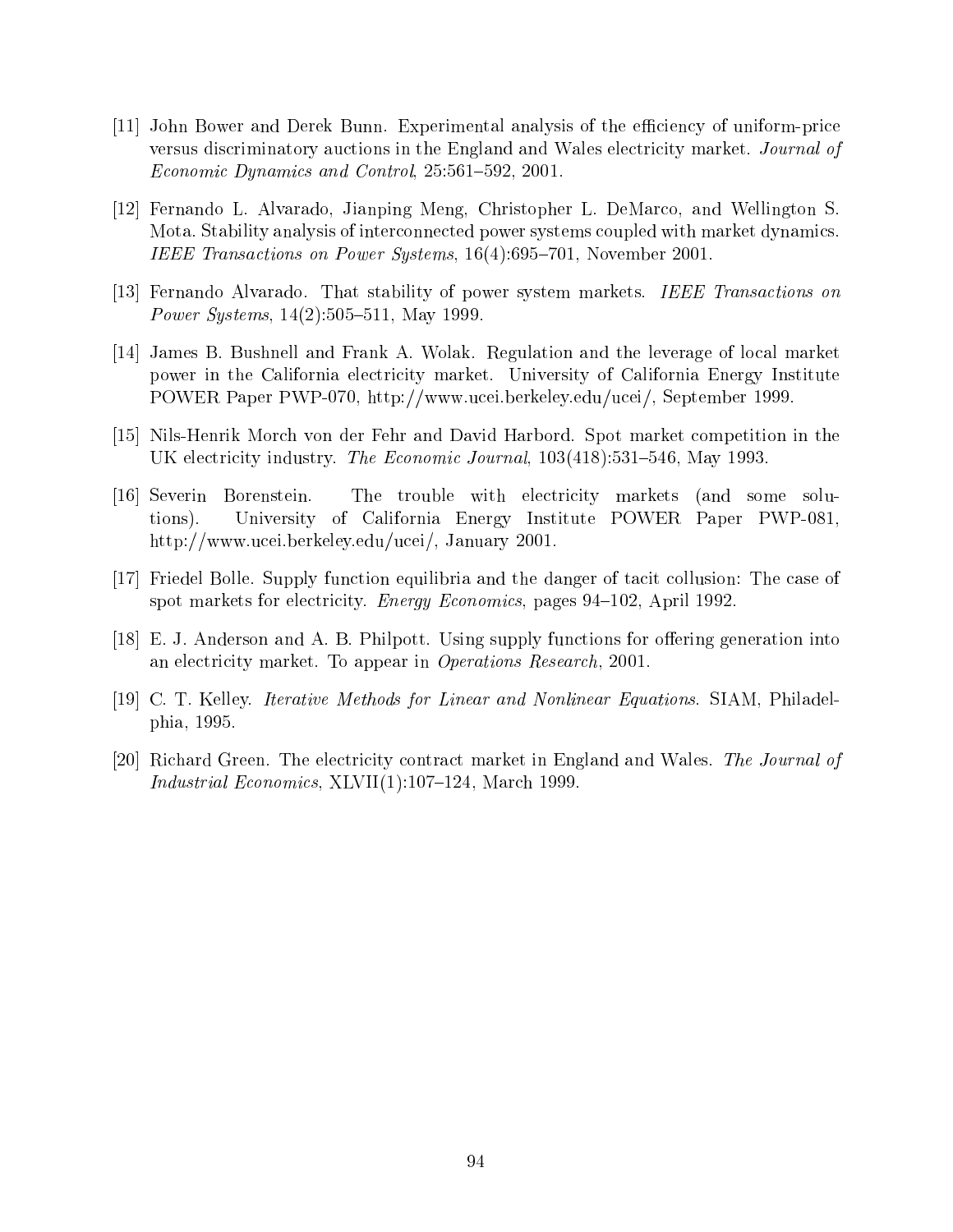[11] John Bower and Derek Bunn. Experimental analysis of the efficiency of uniform-price versus discriminatory auctions in the England and Wales electricity market. *Journal of Economic Dynamics and Control*, 25:561–592, 2001.

[12] Fernando L. Alvarado, Jianping Meng, Christopher L. DeMarco, and Wellington S. Mota. Stability analysis of interconnected power systems coupled with market dynamics. *IEEE Transactions on Power Systems*, 16(4):695–701, November 2001.

[13] Fernando Alvarado. That stability of power system markets. *IEEE Transactions on Power Systems*, 14(2):505–511, May 1999.

[14] James B. Bushnell and Frank A. Wolak. Regulation and the leverage of local market power in the California electricity market. University of California Energy Institute POWER Paper PWP-070, http://www.ucei.berkeley.edu/ucei/, September 1999.

[15] Nils-Henrik Morch von der Fehr and David Harbord. Spot market competition in the UK electricity industry. *The Economic Journal*, 103(418):531–546, May 1993.

[16] Severin Borenstein. The trouble with electricity markets (and some solutions). University of California Energy Institute POWER Paper PWP-081, http://www.ucei.berkeley.edu/ucei/, January 2001.

[17] Friedel Bolle. Supply function equilibria and the danger of tacit collusion: The case of spot markets for electricity. *Energy Economics*, pages 94–102, April 1992.

[18] E. J. Anderson and A. B. Philpott. Using supply functions for offering generation into an electricity market. To appear in *Operations Research*, 2001.

[19] C. T. Kelley. *Iterative Methods for Linear and Nonlinear Equations*. SIAM, Philadelphia, 1995.

[20] Richard Green. The electricity contract market in England and Wales. *The Journal of Industrial Economics*, XLVII(1):107–124, March 1999.